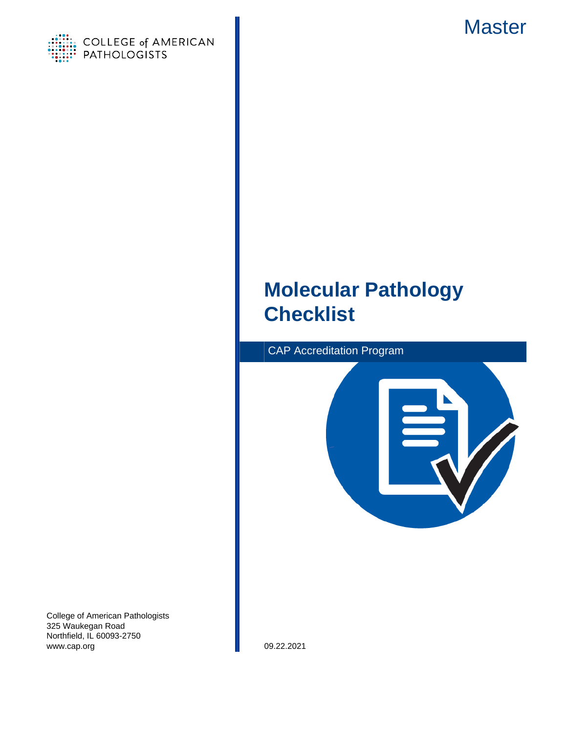COLLEGE of AMERICAN PATHOLOGISTS

Master

# Molecular Pathology Checklist

CAP Accreditation Program

College of American Pathologists
325 Waukegan Road
Northfield, IL 60093-2750
www.cap.org

09.22.2021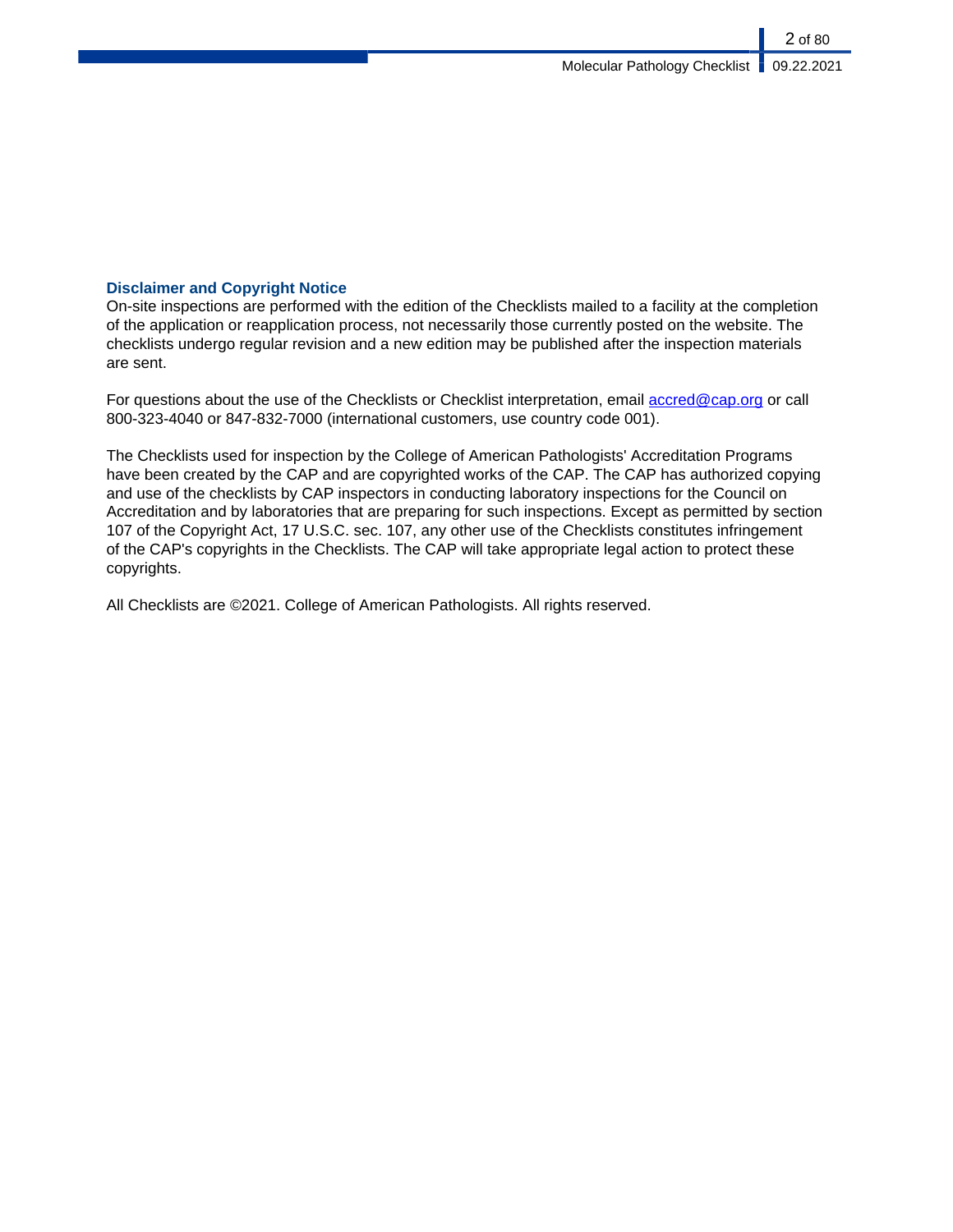## Disclaimer and Copyright Notice

On-site inspections are performed with the edition of the Checklists mailed to a facility at the completion of the application or reapplication process, not necessarily those currently posted on the website. The checklists undergo regular revision and a new edition may be published after the inspection materials are sent.

For questions about the use of the Checklists or Checklist interpretation, email accred@cap.org or call 800-323-4040 or 847-832-7000 (international customers, use country code 001).

The Checklists used for inspection by the College of American Pathologists' Accreditation Programs have been created by the CAP and are copyrighted works of the CAP. The CAP has authorized copying and use of the checklists by CAP inspectors in conducting laboratory inspections for the Council on Accreditation and by laboratories that are preparing for such inspections. Except as permitted by section 107 of the Copyright Act, 17 U.S.C. sec. 107, any other use of the Checklists constitutes infringement of the CAP's copyrights in the Checklists. The CAP will take appropriate legal action to protect these copyrights.

All Checklists are ©2021. College of American Pathologists. All rights reserved.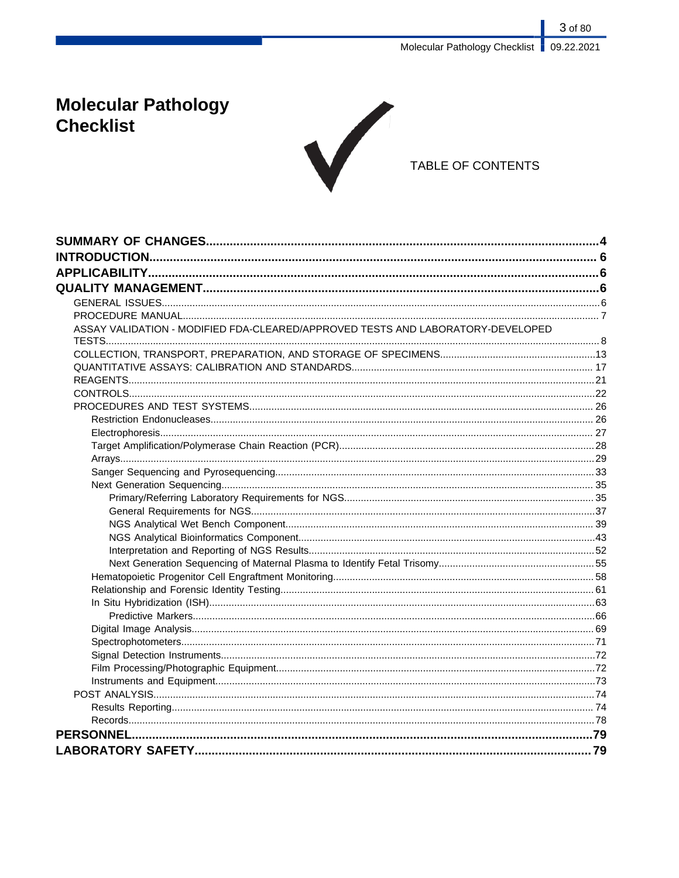# Molecular Pathology Checklist

TABLE OF CONTENTS

**SUMMARY OF CHANGES....................................................................................................4**
**INTRODUCTION.............................................................................................................. 6**
**APPLICABILITY................................................................................................................6**
**QUALITY MANAGEMENT.................................................................................................6**

- GENERAL ISSUES..........................................................................................................6
- PROCEDURE MANUAL................................................................................................... 7
- ASSAY VALIDATION - MODIFIED FDA-CLEARED/APPROVED TESTS AND LABORATORY-DEVELOPED TESTS..............................................................................................................................8
- COLLECTION, TRANSPORT, PREPARATION, AND STORAGE OF SPECIMENS.......................13
- QUANTITATIVE ASSAYS: CALIBRATION AND STANDARDS..................................................... 17
- REAGENTS.....................................................................................................................21
- CONTROLS.....................................................................................................................22
- PROCEDURES AND TEST SYSTEMS.......................................................................... 26
  - Restriction Endonucleases....................................................................................... 26
  - Electrophoresis......................................................................................................... 27
  - Target Amplification/Polymerase Chain Reaction (PCR)..........................................28
  - Arrays.......................................................................................................................29
  - Sanger Sequencing and Pyrosequencing.................................................................33
  - Next Generation Sequencing................................................................................... 35
    - Primary/Referring Laboratory Requirements for NGS......................................... 35
    - General Requirements for NGS..........................................................................37
    - NGS Analytical Wet Bench Component.............................................................. 39
    - NGS Analytical Bioinformatics Component.........................................................43
    - Interpretation and Reporting of NGS Results......................................................52
    - Next Generation Sequencing of Maternal Plasma to Identify Fetal Trisomy........................................................55
  - Hematopoietic Progenitor Cell Engraftment Monitoring............................................ 58
  - Relationship and Forensic Identity Testing............................................................... 61
  - In Situ Hybridization (ISH).........................................................................................63
    - Predictive Markers...............................................................................................66
  - Digital Image Analysis.............................................................................................. 69
  - Spectrophotometers..................................................................................................71
  - Signal Detection Instruments....................................................................................72
  - Film Processing/Photographic Equipment.................................................................72
  - Instruments and Equipment.......................................................................................73
- POST ANALYSIS............................................................................................................74
  - Results Reporting..................................................................................................... 74
  - Records....................................................................................................................78

**PERSONNEL......................................................................................................................79**
**LABORATORY SAFETY..................................................................................................79**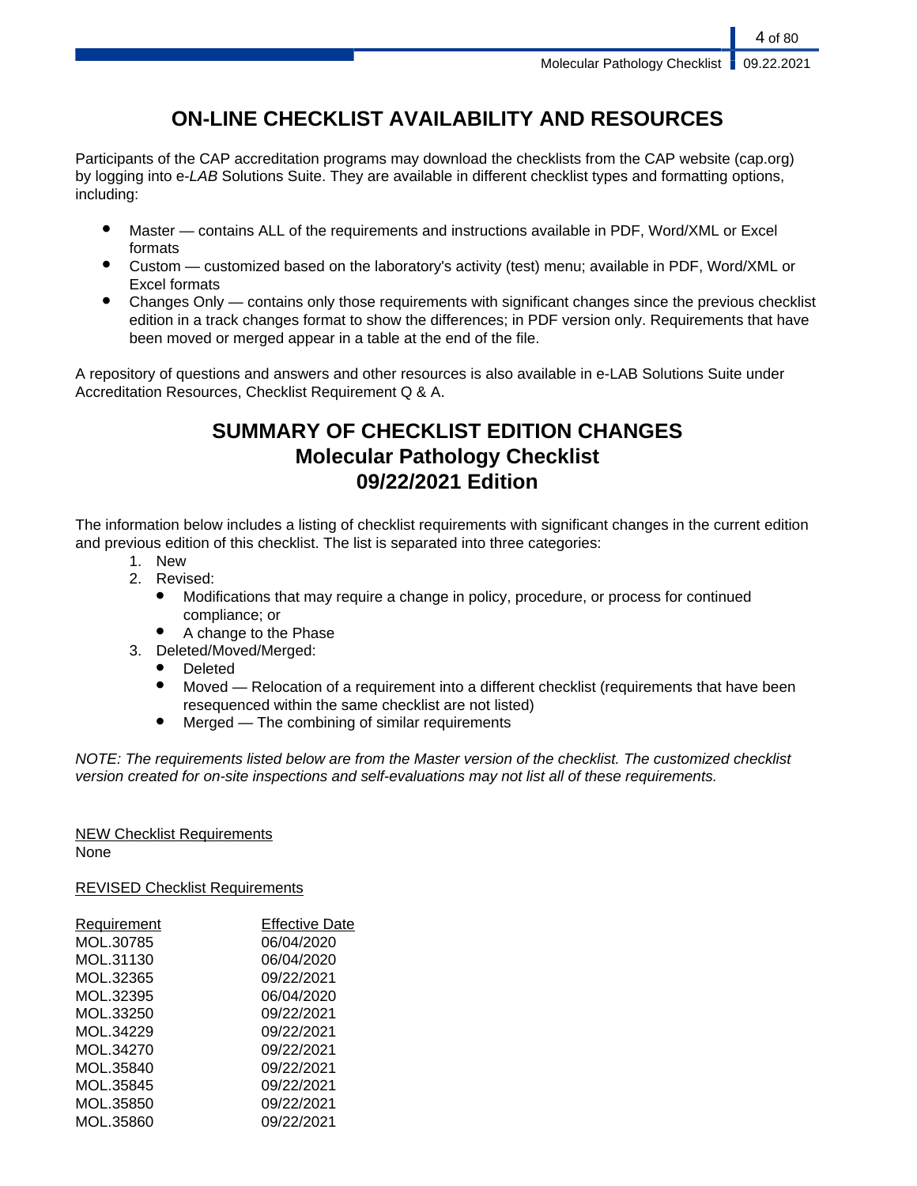# ON-LINE CHECKLIST AVAILABILITY AND RESOURCES

Participants of the CAP accreditation programs may download the checklists from the CAP website (cap.org) by logging into e-*LAB* Solutions Suite. They are available in different checklist types and formatting options, including:

- Master — contains ALL of the requirements and instructions available in PDF, Word/XML or Excel formats
- Custom — customized based on the laboratory's activity (test) menu; available in PDF, Word/XML or Excel formats
- Changes Only — contains only those requirements with significant changes since the previous checklist edition in a track changes format to show the differences; in PDF version only. Requirements that have been moved or merged appear in a table at the end of the file.

A repository of questions and answers and other resources is also available in e-LAB Solutions Suite under Accreditation Resources, Checklist Requirement Q & A.

# SUMMARY OF CHECKLIST EDITION CHANGES
# Molecular Pathology Checklist
# 09/22/2021 Edition

The information below includes a listing of checklist requirements with significant changes in the current edition and previous edition of this checklist. The list is separated into three categories:

1. New
2. Revised:
   - Modifications that may require a change in policy, procedure, or process for continued compliance; or
   - A change to the Phase
3. Deleted/Moved/Merged:
   - Deleted
   - Moved — Relocation of a requirement into a different checklist (requirements that have been resequenced within the same checklist are not listed)
   - Merged — The combining of similar requirements

*NOTE: The requirements listed below are from the Master version of the checklist. The customized checklist version created for on-site inspections and self-evaluations may not list all of these requirements.*

NEW Checklist Requirements
None

REVISED Checklist Requirements

| Requirement | Effective Date |
| --- | --- |
| MOL.30785 | 06/04/2020 |
| MOL.31130 | 06/04/2020 |
| MOL.32365 | 09/22/2021 |
| MOL.32395 | 06/04/2020 |
| MOL.33250 | 09/22/2021 |
| MOL.34229 | 09/22/2021 |
| MOL.34270 | 09/22/2021 |
| MOL.35840 | 09/22/2021 |
| MOL.35845 | 09/22/2021 |
| MOL.35850 | 09/22/2021 |
| MOL.35860 | 09/22/2021 |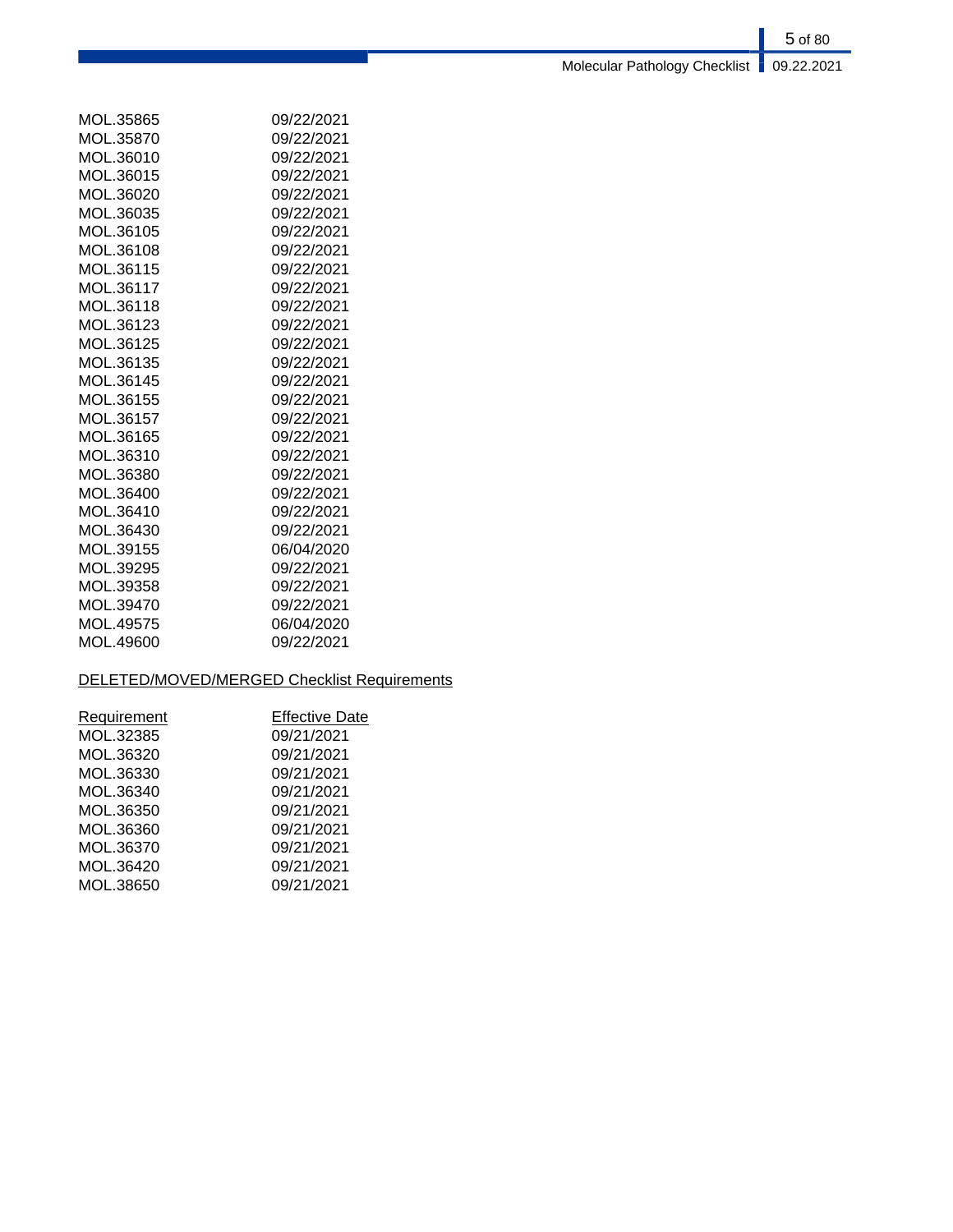| | |
|---|---|
| MOL.35865 | 09/22/2021 |
| MOL.35870 | 09/22/2021 |
| MOL.36010 | 09/22/2021 |
| MOL.36015 | 09/22/2021 |
| MOL.36020 | 09/22/2021 |
| MOL.36035 | 09/22/2021 |
| MOL.36105 | 09/22/2021 |
| MOL.36108 | 09/22/2021 |
| MOL.36115 | 09/22/2021 |
| MOL.36117 | 09/22/2021 |
| MOL.36118 | 09/22/2021 |
| MOL.36123 | 09/22/2021 |
| MOL.36125 | 09/22/2021 |
| MOL.36135 | 09/22/2021 |
| MOL.36145 | 09/22/2021 |
| MOL.36155 | 09/22/2021 |
| MOL.36157 | 09/22/2021 |
| MOL.36165 | 09/22/2021 |
| MOL.36310 | 09/22/2021 |
| MOL.36380 | 09/22/2021 |
| MOL.36400 | 09/22/2021 |
| MOL.36410 | 09/22/2021 |
| MOL.36430 | 09/22/2021 |
| MOL.39155 | 06/04/2020 |
| MOL.39295 | 09/22/2021 |
| MOL.39358 | 09/22/2021 |
| MOL.39470 | 09/22/2021 |
| MOL.49575 | 06/04/2020 |
| MOL.49600 | 09/22/2021 |

DELETED/MOVED/MERGED Checklist Requirements

| Requirement | Effective Date |
|---|---|
| MOL.32385 | 09/21/2021 |
| MOL.36320 | 09/21/2021 |
| MOL.36330 | 09/21/2021 |
| MOL.36340 | 09/21/2021 |
| MOL.36350 | 09/21/2021 |
| MOL.36360 | 09/21/2021 |
| MOL.36370 | 09/21/2021 |
| MOL.36420 | 09/21/2021 |
| MOL.38650 | 09/21/2021 |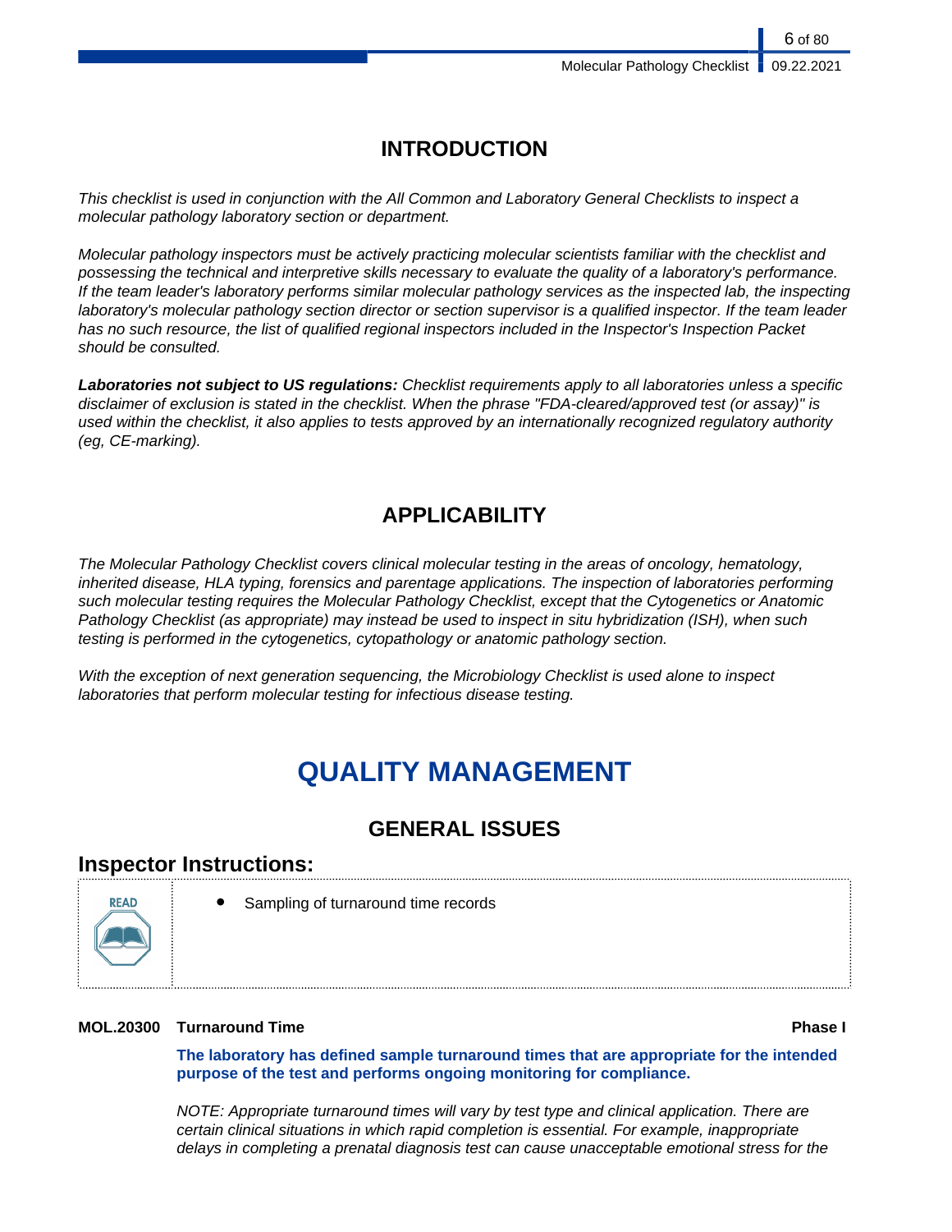# INTRODUCTION

*This checklist is used in conjunction with the All Common and Laboratory General Checklists to inspect a molecular pathology laboratory section or department.*

*Molecular pathology inspectors must be actively practicing molecular scientists familiar with the checklist and possessing the technical and interpretive skills necessary to evaluate the quality of a laboratory's performance. If the team leader's laboratory performs similar molecular pathology services as the inspected lab, the inspecting laboratory's molecular pathology section director or section supervisor is a qualified inspector. If the team leader has no such resource, the list of qualified regional inspectors included in the Inspector's Inspection Packet should be consulted.*

***Laboratories not subject to US regulations:*** *Checklist requirements apply to all laboratories unless a specific disclaimer of exclusion is stated in the checklist. When the phrase "FDA-cleared/approved test (or assay)" is used within the checklist, it also applies to tests approved by an internationally recognized regulatory authority (eg, CE-marking).*

# APPLICABILITY

*The Molecular Pathology Checklist covers clinical molecular testing in the areas of oncology, hematology, inherited disease, HLA typing, forensics and parentage applications. The inspection of laboratories performing such molecular testing requires the Molecular Pathology Checklist, except that the Cytogenetics or Anatomic Pathology Checklist (as appropriate) may instead be used to inspect in situ hybridization (ISH), when such testing is performed in the cytogenetics, cytopathology or anatomic pathology section.*

*With the exception of next generation sequencing, the Microbiology Checklist is used alone to inspect laboratories that perform molecular testing for infectious disease testing.*

# QUALITY MANAGEMENT

## GENERAL ISSUES

### Inspector Instructions:

| READ | |
|---|---|
| | • Sampling of turnaround time records |

**MOL.20300 Turnaround Time** **Phase I**

**The laboratory has defined sample turnaround times that are appropriate for the intended purpose of the test and performs ongoing monitoring for compliance.**

*NOTE: Appropriate turnaround times will vary by test type and clinical application. There are certain clinical situations in which rapid completion is essential. For example, inappropriate delays in completing a prenatal diagnosis test can cause unacceptable emotional stress for the*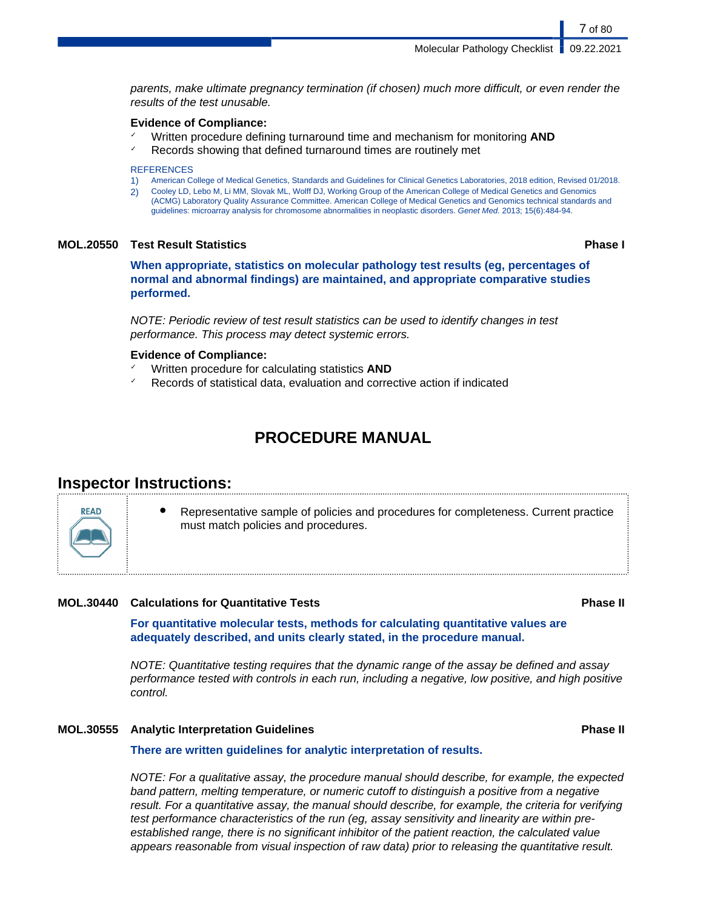*parents, make ultimate pregnancy termination (if chosen) much more difficult, or even render the results of the test unusable.*

**Evidence of Compliance:**

- ✓ Written procedure defining turnaround time and mechanism for monitoring **AND**
- ✓ Records showing that defined turnaround times are routinely met

REFERENCES

1) American College of Medical Genetics, Standards and Guidelines for Clinical Genetics Laboratories, 2018 edition, Revised 01/2018.
2) Cooley LD, Lebo M, Li MM, Slovak ML, Wolff DJ, Working Group of the American College of Medical Genetics and Genomics (ACMG) Laboratory Quality Assurance Committee. American College of Medical Genetics and Genomics technical standards and guidelines: microarray analysis for chromosome abnormalities in neoplastic disorders. *Genet Med.* 2013; 15(6):484-94.

**MOL.20550 Test Result Statistics** **Phase I**

**When appropriate, statistics on molecular pathology test results (eg, percentages of normal and abnormal findings) are maintained, and appropriate comparative studies performed.**

*NOTE: Periodic review of test result statistics can be used to identify changes in test performance. This process may detect systemic errors.*

**Evidence of Compliance:**

- ✓ Written procedure for calculating statistics **AND**
- ✓ Records of statistical data, evaluation and corrective action if indicated

# PROCEDURE MANUAL

## Inspector Instructions:

READ

- Representative sample of policies and procedures for completeness. Current practice must match policies and procedures.

**MOL.30440 Calculations for Quantitative Tests** **Phase II**

**For quantitative molecular tests, methods for calculating quantitative values are adequately described, and units clearly stated, in the procedure manual.**

*NOTE: Quantitative testing requires that the dynamic range of the assay be defined and assay performance tested with controls in each run, including a negative, low positive, and high positive control.*

**MOL.30555 Analytic Interpretation Guidelines** **Phase II**

**There are written guidelines for analytic interpretation of results.**

*NOTE: For a qualitative assay, the procedure manual should describe, for example, the expected band pattern, melting temperature, or numeric cutoff to distinguish a positive from a negative result. For a quantitative assay, the manual should describe, for example, the criteria for verifying test performance characteristics of the run (eg, assay sensitivity and linearity are within pre-established range, there is no significant inhibitor of the patient reaction, the calculated value appears reasonable from visual inspection of raw data) prior to releasing the quantitative result.*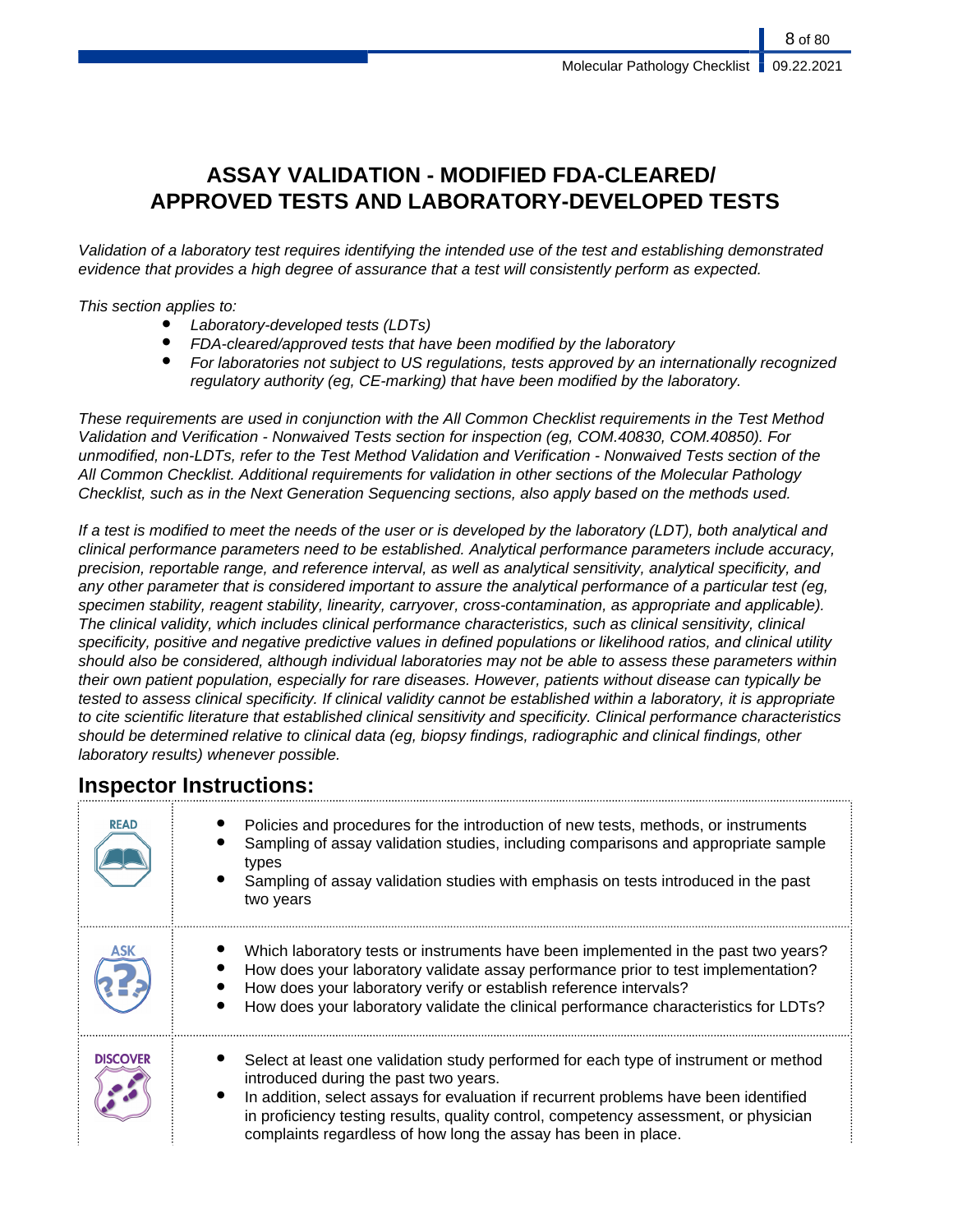# ASSAY VALIDATION - MODIFIED FDA-CLEARED/ APPROVED TESTS AND LABORATORY-DEVELOPED TESTS

*Validation of a laboratory test requires identifying the intended use of the test and establishing demonstrated evidence that provides a high degree of assurance that a test will consistently perform as expected.*

*This section applies to:*

- *Laboratory-developed tests (LDTs)*
- *FDA-cleared/approved tests that have been modified by the laboratory*
- *For laboratories not subject to US regulations, tests approved by an internationally recognized regulatory authority (eg, CE-marking) that have been modified by the laboratory.*

*These requirements are used in conjunction with the All Common Checklist requirements in the Test Method Validation and Verification - Nonwaived Tests section for inspection (eg, COM.40830, COM.40850). For unmodified, non-LDTs, refer to the Test Method Validation and Verification - Nonwaived Tests section of the All Common Checklist. Additional requirements for validation in other sections of the Molecular Pathology Checklist, such as in the Next Generation Sequencing sections, also apply based on the methods used.*

*If a test is modified to meet the needs of the user or is developed by the laboratory (LDT), both analytical and clinical performance parameters need to be established. Analytical performance parameters include accuracy, precision, reportable range, and reference interval, as well as analytical sensitivity, analytical specificity, and any other parameter that is considered important to assure the analytical performance of a particular test (eg, specimen stability, reagent stability, linearity, carryover, cross-contamination, as appropriate and applicable). The clinical validity, which includes clinical performance characteristics, such as clinical sensitivity, clinical specificity, positive and negative predictive values in defined populations or likelihood ratios, and clinical utility should also be considered, although individual laboratories may not be able to assess these parameters within their own patient population, especially for rare diseases. However, patients without disease can typically be tested to assess clinical specificity. If clinical validity cannot be established within a laboratory, it is appropriate to cite scientific literature that established clinical sensitivity and specificity. Clinical performance characteristics should be determined relative to clinical data (eg, biopsy findings, radiographic and clinical findings, other laboratory results) whenever possible.*

## Inspector Instructions:

| | |
|---|---|
| READ | • Policies and procedures for the introduction of new tests, methods, or instruments<br>• Sampling of assay validation studies, including comparisons and appropriate sample types<br>• Sampling of assay validation studies with emphasis on tests introduced in the past two years |
| ASK | • Which laboratory tests or instruments have been implemented in the past two years?<br>• How does your laboratory validate assay performance prior to test implementation?<br>• How does your laboratory verify or establish reference intervals?<br>• How does your laboratory validate the clinical performance characteristics for LDTs? |
| DISCOVER | • Select at least one validation study performed for each type of instrument or method introduced during the past two years.<br>• In addition, select assays for evaluation if recurrent problems have been identified in proficiency testing results, quality control, competency assessment, or physician complaints regardless of how long the assay has been in place. |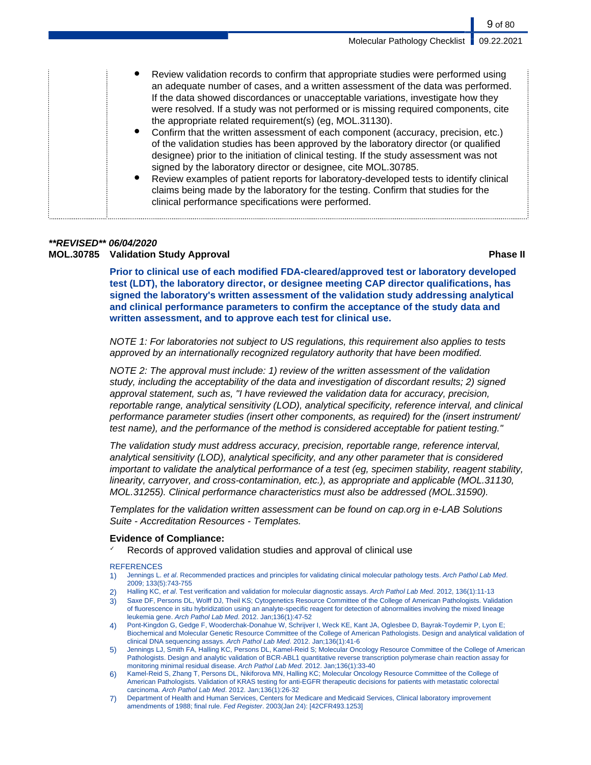- Review validation records to confirm that appropriate studies were performed using an adequate number of cases, and a written assessment of the data was performed. If the data showed discordances or unacceptable variations, investigate how they were resolved. If a study was not performed or is missing required components, cite the appropriate related requirement(s) (eg, MOL.31130).
- Confirm that the written assessment of each component (accuracy, precision, etc.) of the validation studies has been approved by the laboratory director (or qualified designee) prior to the initiation of clinical testing. If the study assessment was not signed by the laboratory director or designee, cite MOL.30785.
- Review examples of patient reports for laboratory-developed tests to identify clinical claims being made by the laboratory for the testing. Confirm that studies for the clinical performance specifications were performed.

***\*\*REVISED\*\* 06/04/2020***

**MOL.30785 Validation Study Approval** **Phase II**

**Prior to clinical use of each modified FDA-cleared/approved test or laboratory developed test (LDT), the laboratory director, or designee meeting CAP director qualifications, has signed the laboratory's written assessment of the validation study addressing analytical and clinical performance parameters to confirm the acceptance of the study data and written assessment, and to approve each test for clinical use.**

*NOTE 1: For laboratories not subject to US regulations, this requirement also applies to tests approved by an internationally recognized regulatory authority that have been modified.*

*NOTE 2: The approval must include: 1) review of the written assessment of the validation study, including the acceptability of the data and investigation of discordant results; 2) signed approval statement, such as, "I have reviewed the validation data for accuracy, precision, reportable range, analytical sensitivity (LOD), analytical specificity, reference interval, and clinical performance parameter studies (insert other components, as required) for the (insert instrument/ test name), and the performance of the method is considered acceptable for patient testing."*

*The validation study must address accuracy, precision, reportable range, reference interval, analytical sensitivity (LOD), analytical specificity, and any other parameter that is considered important to validate the analytical performance of a test (eg, specimen stability, reagent stability, linearity, carryover, and cross-contamination, etc.), as appropriate and applicable (MOL.31130, MOL.31255). Clinical performance characteristics must also be addressed (MOL.31590).*

*Templates for the validation written assessment can be found on cap.org in e-LAB Solutions Suite - Accreditation Resources - Templates.*

**Evidence of Compliance:**

- ✓ Records of approved validation studies and approval of clinical use

REFERENCES

1) Jennings L. *et al*. Recommended practices and principles for validating clinical molecular pathology tests. *Arch Pathol Lab Med*. 2009; 133(5):743-755
2) Halling KC, *et al*. Test verification and validation for molecular diagnostic assays. *Arch Pathol Lab Med*. 2012, 136(1):11-13
3) Saxe DF, Persons DL, Wolff DJ, Theil KS; Cytogenetics Resource Committee of the College of American Pathologists. Validation of fluorescence in situ hybridization using an analyte-specific reagent for detection of abnormalities involving the mixed lineage leukemia gene. *Arch Pathol Lab Med*. 2012. Jan;136(1):47-52
4) Pont-Kingdon G, Gedge F, Wooderchak-Donahue W, Schrijver I, Weck KE, Kant JA, Oglesbee D, Bayrak-Toydemir P, Lyon E; Biochemical and Molecular Genetic Resource Committee of the College of American Pathologists. Design and analytical validation of clinical DNA sequencing assays. *Arch Pathol Lab Med*. 2012. Jan;136(1):41-6
5) Jennings LJ, Smith FA, Halling KC, Persons DL, Kamel-Reid S; Molecular Oncology Resource Committee of the College of American Pathologists. Design and analytic validation of BCR-ABL1 quantitative reverse transcription polymerase chain reaction assay for monitoring minimal residual disease. *Arch Pathol Lab Med*. 2012. Jan;136(1):33-40
6) Kamel-Reid S, Zhang T, Persons DL, Nikiforova MN, Halling KC; Molecular Oncology Resource Committee of the College of American Pathologists. Validation of KRAS testing for anti-EGFR therapeutic decisions for patients with metastatic colorectal carcinoma. *Arch Pathol Lab Med*. 2012. Jan;136(1):26-32
7) Department of Health and Human Services, Centers for Medicare and Medicaid Services, Clinical laboratory improvement amendments of 1988; final rule. *Fed Register*. 2003(Jan 24): [42CFR493.1253]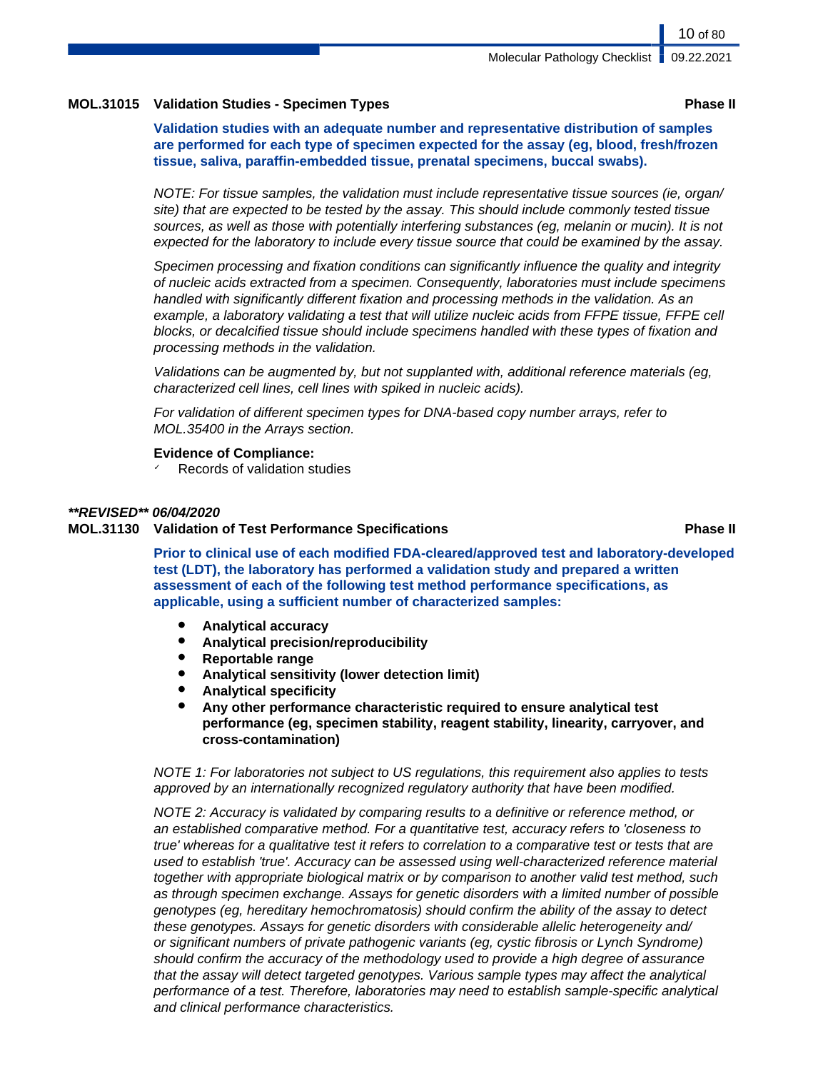**MOL.31015 Validation Studies - Specimen Types** **Phase II**

**Validation studies with an adequate number and representative distribution of samples are performed for each type of specimen expected for the assay (eg, blood, fresh/frozen tissue, saliva, paraffin-embedded tissue, prenatal specimens, buccal swabs).**

*NOTE: For tissue samples, the validation must include representative tissue sources (ie, organ/ site) that are expected to be tested by the assay. This should include commonly tested tissue sources, as well as those with potentially interfering substances (eg, melanin or mucin). It is not expected for the laboratory to include every tissue source that could be examined by the assay.*

*Specimen processing and fixation conditions can significantly influence the quality and integrity of nucleic acids extracted from a specimen. Consequently, laboratories must include specimens handled with significantly different fixation and processing methods in the validation. As an example, a laboratory validating a test that will utilize nucleic acids from FFPE tissue, FFPE cell blocks, or decalcified tissue should include specimens handled with these types of fixation and processing methods in the validation.*

*Validations can be augmented by, but not supplanted with, additional reference materials (eg, characterized cell lines, cell lines with spiked in nucleic acids).*

*For validation of different specimen types for DNA-based copy number arrays, refer to MOL.35400 in the Arrays section.*

**Evidence of Compliance:**
- ✓ Records of validation studies

***\*\*REVISED\*\* 06/04/2020***

**MOL.31130 Validation of Test Performance Specifications** **Phase II**

**Prior to clinical use of each modified FDA-cleared/approved test and laboratory-developed test (LDT), the laboratory has performed a validation study and prepared a written assessment of each of the following test method performance specifications, as applicable, using a sufficient number of characterized samples:**

- **Analytical accuracy**
- **Analytical precision/reproducibility**
- **Reportable range**
- **Analytical sensitivity (lower detection limit)**
- **Analytical specificity**
- **Any other performance characteristic required to ensure analytical test performance (eg, specimen stability, reagent stability, linearity, carryover, and cross-contamination)**

*NOTE 1: For laboratories not subject to US regulations, this requirement also applies to tests approved by an internationally recognized regulatory authority that have been modified.*

*NOTE 2: Accuracy is validated by comparing results to a definitive or reference method, or an established comparative method. For a quantitative test, accuracy refers to 'closeness to true' whereas for a qualitative test it refers to correlation to a comparative test or tests that are used to establish 'true'. Accuracy can be assessed using well-characterized reference material together with appropriate biological matrix or by comparison to another valid test method, such as through specimen exchange. Assays for genetic disorders with a limited number of possible genotypes (eg, hereditary hemochromatosis) should confirm the ability of the assay to detect these genotypes. Assays for genetic disorders with considerable allelic heterogeneity and/ or significant numbers of private pathogenic variants (eg, cystic fibrosis or Lynch Syndrome) should confirm the accuracy of the methodology used to provide a high degree of assurance that the assay will detect targeted genotypes. Various sample types may affect the analytical performance of a test. Therefore, laboratories may need to establish sample-specific analytical and clinical performance characteristics.*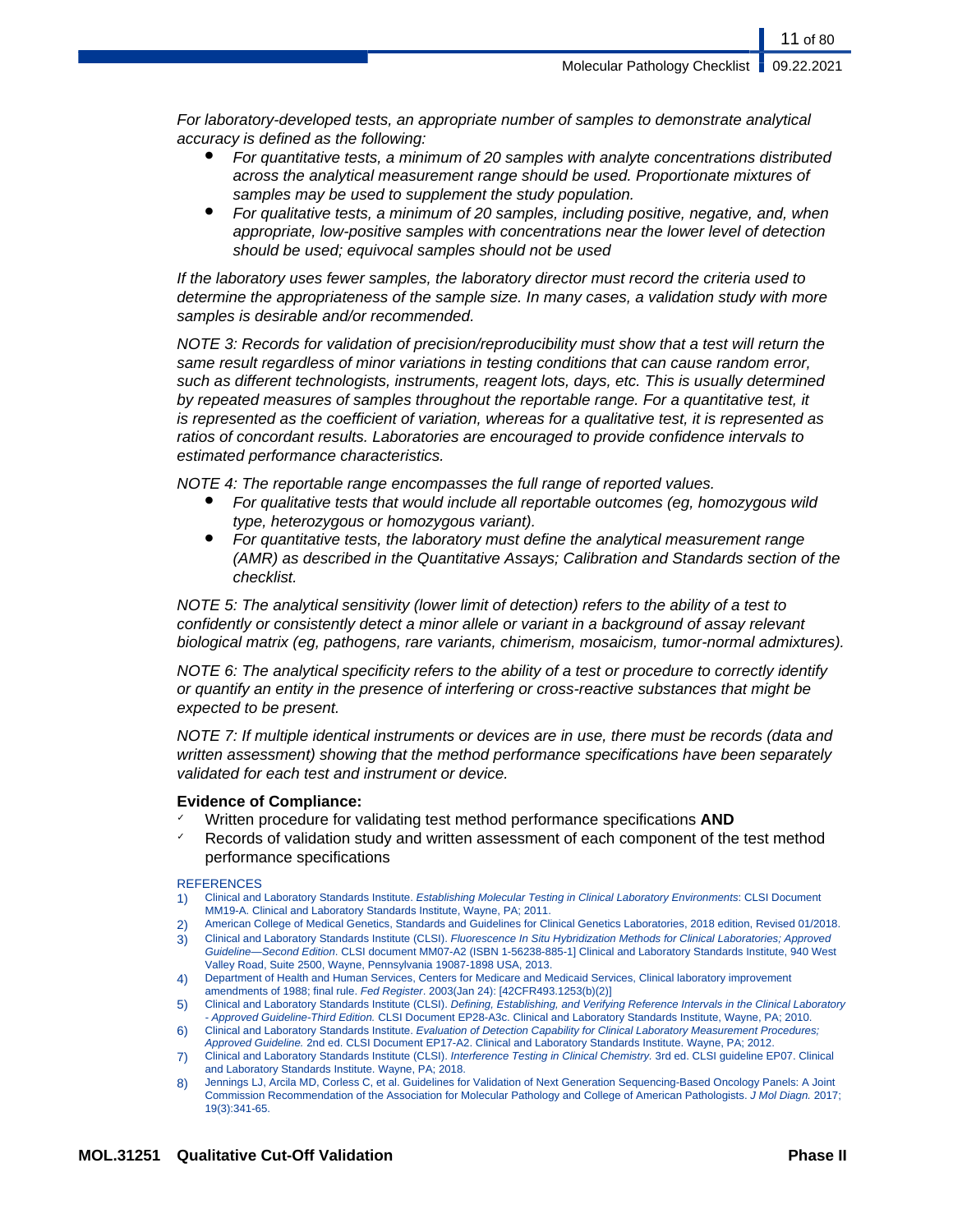*For laboratory-developed tests, an appropriate number of samples to demonstrate analytical accuracy is defined as the following:*

- *For quantitative tests, a minimum of 20 samples with analyte concentrations distributed across the analytical measurement range should be used. Proportionate mixtures of samples may be used to supplement the study population.*
- *For qualitative tests, a minimum of 20 samples, including positive, negative, and, when appropriate, low-positive samples with concentrations near the lower level of detection should be used; equivocal samples should not be used*

*If the laboratory uses fewer samples, the laboratory director must record the criteria used to determine the appropriateness of the sample size. In many cases, a validation study with more samples is desirable and/or recommended.*

*NOTE 3: Records for validation of precision/reproducibility must show that a test will return the same result regardless of minor variations in testing conditions that can cause random error, such as different technologists, instruments, reagent lots, days, etc. This is usually determined by repeated measures of samples throughout the reportable range. For a quantitative test, it is represented as the coefficient of variation, whereas for a qualitative test, it is represented as ratios of concordant results. Laboratories are encouraged to provide confidence intervals to estimated performance characteristics.*

*NOTE 4: The reportable range encompasses the full range of reported values.*

- *For qualitative tests that would include all reportable outcomes (eg, homozygous wild type, heterozygous or homozygous variant).*
- *For quantitative tests, the laboratory must define the analytical measurement range (AMR) as described in the Quantitative Assays; Calibration and Standards section of the checklist.*

*NOTE 5: The analytical sensitivity (lower limit of detection) refers to the ability of a test to confidently or consistently detect a minor allele or variant in a background of assay relevant biological matrix (eg, pathogens, rare variants, chimerism, mosaicism, tumor-normal admixtures).*

*NOTE 6: The analytical specificity refers to the ability of a test or procedure to correctly identify or quantify an entity in the presence of interfering or cross-reactive substances that might be expected to be present.*

*NOTE 7: If multiple identical instruments or devices are in use, there must be records (data and written assessment) showing that the method performance specifications have been separately validated for each test and instrument or device.*

**Evidence of Compliance:**

- ✓ Written procedure for validating test method performance specifications **AND**
- ✓ Records of validation study and written assessment of each component of the test method performance specifications

REFERENCES

1) Clinical and Laboratory Standards Institute. *Establishing Molecular Testing in Clinical Laboratory Environments*: CLSI Document MM19-A. Clinical and Laboratory Standards Institute, Wayne, PA; 2011.
2) American College of Medical Genetics, Standards and Guidelines for Clinical Genetics Laboratories, 2018 edition, Revised 01/2018.
3) Clinical and Laboratory Standards Institute (CLSI). *Fluorescence In Situ Hybridization Methods for Clinical Laboratories; Approved Guideline—Second Edition*. CLSI document MM07-A2 (ISBN 1-56238-885-1] Clinical and Laboratory Standards Institute, 940 West Valley Road, Suite 2500, Wayne, Pennsylvania 19087-1898 USA, 2013.
4) Department of Health and Human Services, Centers for Medicare and Medicaid Services, Clinical laboratory improvement amendments of 1988; final rule. *Fed Register*. 2003(Jan 24): [42CFR493.1253(b)(2)]
5) Clinical and Laboratory Standards Institute (CLSI). *Defining, Establishing, and Verifying Reference Intervals in the Clinical Laboratory - Approved Guideline-Third Edition.* CLSI Document EP28-A3c. Clinical and Laboratory Standards Institute, Wayne, PA; 2010.
6) Clinical and Laboratory Standards Institute. *Evaluation of Detection Capability for Clinical Laboratory Measurement Procedures; Approved Guideline.* 2nd ed. CLSI Document EP17-A2. Clinical and Laboratory Standards Institute. Wayne, PA; 2012.
7) Clinical and Laboratory Standards Institute (CLSI). *Interference Testing in Clinical Chemistry.* 3rd ed. CLSI guideline EP07. Clinical and Laboratory Standards Institute. Wayne, PA; 2018.
8) Jennings LJ, Arcila MD, Corless C, et al. Guidelines for Validation of Next Generation Sequencing-Based Oncology Panels: A Joint Commission Recommendation of the Association for Molecular Pathology and College of American Pathologists. *J Mol Diagn.* 2017; 19(3):341-65.

**MOL.31251 Qualitative Cut-Off Validation** **Phase II**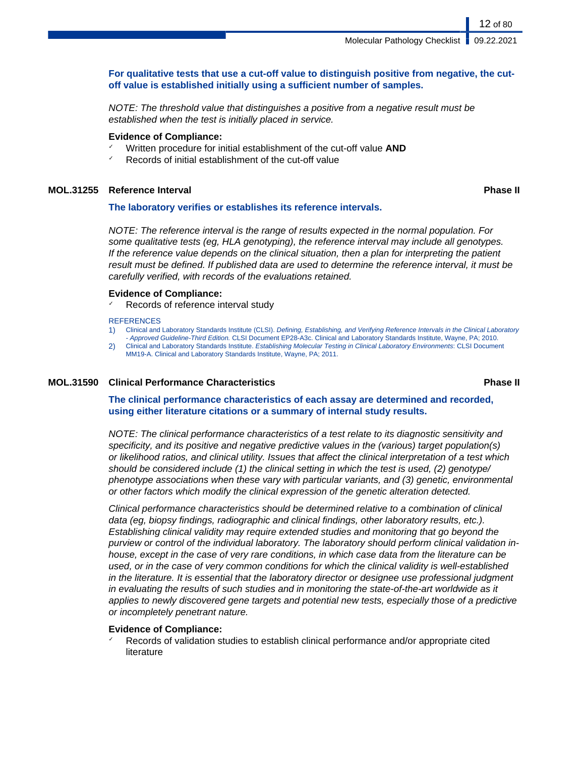**For qualitative tests that use a cut-off value to distinguish positive from negative, the cut-off value is established initially using a sufficient number of samples.**

*NOTE: The threshold value that distinguishes a positive from a negative result must be established when the test is initially placed in service.*

**Evidence of Compliance:**

- ✓ Written procedure for initial establishment of the cut-off value **AND**
- ✓ Records of initial establishment of the cut-off value

### MOL.31255 Reference Interval — Phase II

**The laboratory verifies or establishes its reference intervals.**

*NOTE: The reference interval is the range of results expected in the normal population. For some qualitative tests (eg, HLA genotyping), the reference interval may include all genotypes. If the reference value depends on the clinical situation, then a plan for interpreting the patient result must be defined. If published data are used to determine the reference interval, it must be carefully verified, with records of the evaluations retained.*

**Evidence of Compliance:**

- ✓ Records of reference interval study

REFERENCES

1) Clinical and Laboratory Standards Institute (CLSI). *Defining, Establishing, and Verifying Reference Intervals in the Clinical Laboratory - Approved Guideline-Third Edition.* CLSI Document EP28-A3c. Clinical and Laboratory Standards Institute, Wayne, PA; 2010.
2) Clinical and Laboratory Standards Institute. *Establishing Molecular Testing in Clinical Laboratory Environments*: CLSI Document MM19-A. Clinical and Laboratory Standards Institute, Wayne, PA; 2011.

### MOL.31590 Clinical Performance Characteristics — Phase II

**The clinical performance characteristics of each assay are determined and recorded, using either literature citations or a summary of internal study results.**

*NOTE: The clinical performance characteristics of a test relate to its diagnostic sensitivity and specificity, and its positive and negative predictive values in the (various) target population(s) or likelihood ratios, and clinical utility. Issues that affect the clinical interpretation of a test which should be considered include (1) the clinical setting in which the test is used, (2) genotype/phenotype associations when these vary with particular variants, and (3) genetic, environmental or other factors which modify the clinical expression of the genetic alteration detected.*

*Clinical performance characteristics should be determined relative to a combination of clinical data (eg, biopsy findings, radiographic and clinical findings, other laboratory results, etc.). Establishing clinical validity may require extended studies and monitoring that go beyond the purview or control of the individual laboratory. The laboratory should perform clinical validation in-house, except in the case of very rare conditions, in which case data from the literature can be used, or in the case of very common conditions for which the clinical validity is well-established in the literature. It is essential that the laboratory director or designee use professional judgment in evaluating the results of such studies and in monitoring the state-of-the-art worldwide as it applies to newly discovered gene targets and potential new tests, especially those of a predictive or incompletely penetrant nature.*

**Evidence of Compliance:**

- ✓ Records of validation studies to establish clinical performance and/or appropriate cited literature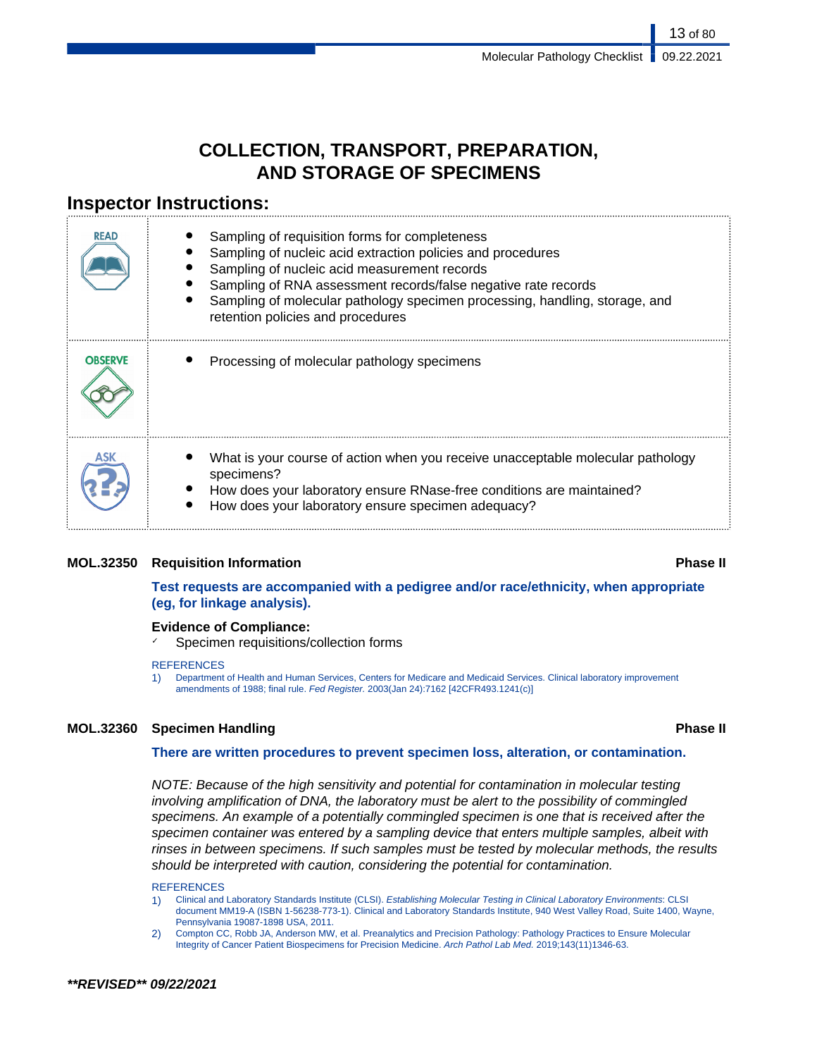# COLLECTION, TRANSPORT, PREPARATION, AND STORAGE OF SPECIMENS

## Inspector Instructions:

| | |
|---|---|
| READ | • Sampling of requisition forms for completeness<br>• Sampling of nucleic acid extraction policies and procedures<br>• Sampling of nucleic acid measurement records<br>• Sampling of RNA assessment records/false negative rate records<br>• Sampling of molecular pathology specimen processing, handling, storage, and retention policies and procedures |
| OBSERVE | • Processing of molecular pathology specimens |
| ASK | • What is your course of action when you receive unacceptable molecular pathology specimens?<br>• How does your laboratory ensure RNase-free conditions are maintained?<br>• How does your laboratory ensure specimen adequacy? |

### MOL.32350 Requisition Information — Phase II

**Test requests are accompanied with a pedigree and/or race/ethnicity, when appropriate (eg, for linkage analysis).**

**Evidence of Compliance:**

- ✓ Specimen requisitions/collection forms

REFERENCES

1) Department of Health and Human Services, Centers for Medicare and Medicaid Services. Clinical laboratory improvement amendments of 1988; final rule. *Fed Register.* 2003(Jan 24):7162 [42CFR493.1241(c)]

### MOL.32360 Specimen Handling — Phase II

**There are written procedures to prevent specimen loss, alteration, or contamination.**

*NOTE: Because of the high sensitivity and potential for contamination in molecular testing involving amplification of DNA, the laboratory must be alert to the possibility of commingled specimens. An example of a potentially commingled specimen is one that is received after the specimen container was entered by a sampling device that enters multiple samples, albeit with rinses in between specimens. If such samples must be tested by molecular methods, the results should be interpreted with caution, considering the potential for contamination.*

REFERENCES

1) Clinical and Laboratory Standards Institute (CLSI). *Establishing Molecular Testing in Clinical Laboratory Environments*: CLSI document MM19-A (ISBN 1-56238-773-1). Clinical and Laboratory Standards Institute, 940 West Valley Road, Suite 1400, Wayne, Pennsylvania 19087-1898 USA, 2011.
2) Compton CC, Robb JA, Anderson MW, et al. Preanalytics and Precision Pathology: Pathology Practices to Ensure Molecular Integrity of Cancer Patient Biospecimens for Precision Medicine. *Arch Pathol Lab Med.* 2019;143(11)1346-63.

***\*\*REVISED\*\* 09/22/2021***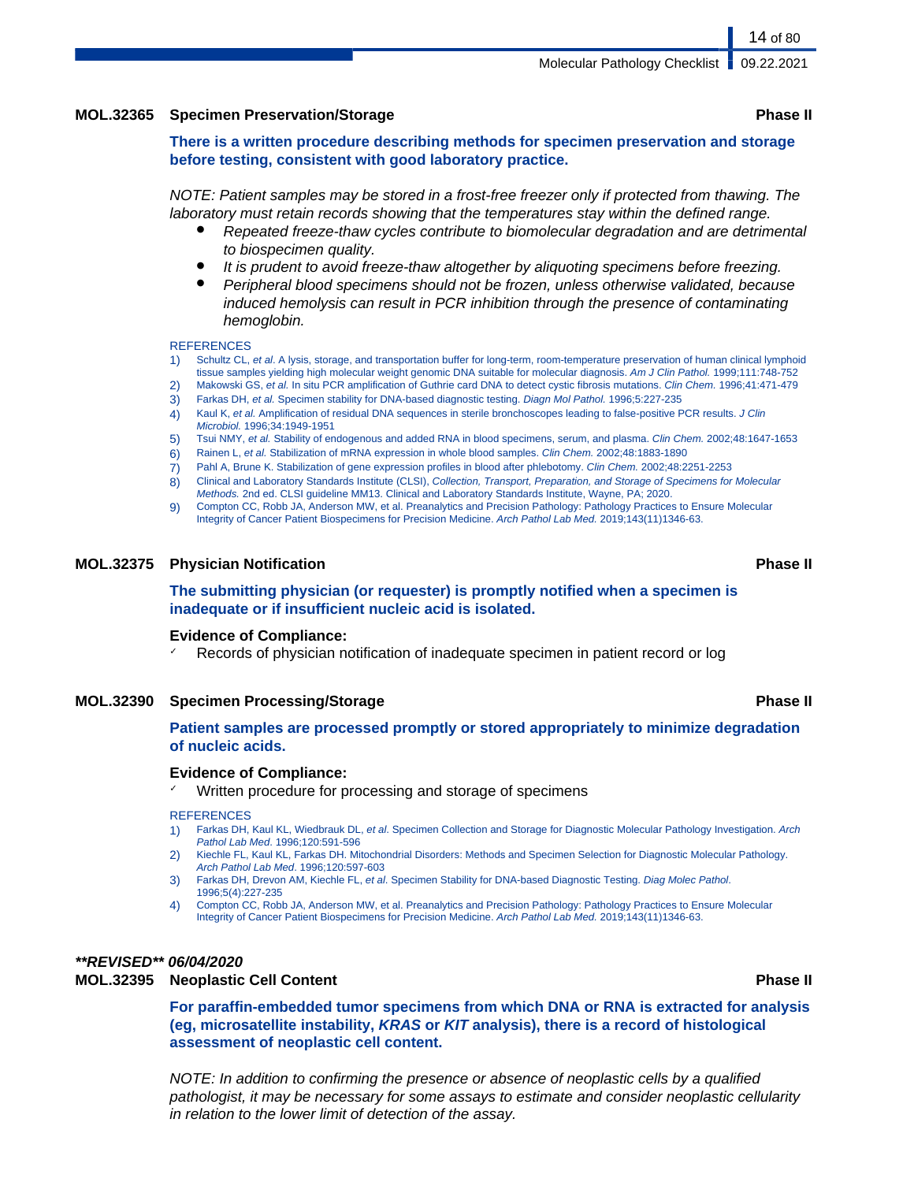## MOL.32365 Specimen Preservation/Storage — Phase II

**There is a written procedure describing methods for specimen preservation and storage before testing, consistent with good laboratory practice.**

*NOTE: Patient samples may be stored in a frost-free freezer only if protected from thawing. The laboratory must retain records showing that the temperatures stay within the defined range.*

- *Repeated freeze-thaw cycles contribute to biomolecular degradation and are detrimental to biospecimen quality.*
- *It is prudent to avoid freeze-thaw altogether by aliquoting specimens before freezing.*
- *Peripheral blood specimens should not be frozen, unless otherwise validated, because induced hemolysis can result in PCR inhibition through the presence of contaminating hemoglobin.*

REFERENCES

1) Schultz CL, *et al*. A lysis, storage, and transportation buffer for long-term, room-temperature preservation of human clinical lymphoid tissue samples yielding high molecular weight genomic DNA suitable for molecular diagnosis. *Am J Clin Pathol.* 1999;111:748-752
2) Makowski GS, *et al.* In situ PCR amplification of Guthrie card DNA to detect cystic fibrosis mutations. *Clin Chem.* 1996;41:471-479
3) Farkas DH, *et al.* Specimen stability for DNA-based diagnostic testing. *Diagn Mol Pathol.* 1996;5:227-235
4) Kaul K, *et al.* Amplification of residual DNA sequences in sterile bronchoscopes leading to false-positive PCR results. *J Clin Microbiol.* 1996;34:1949-1951
5) Tsui NMY, *et al.* Stability of endogenous and added RNA in blood specimens, serum, and plasma. *Clin Chem.* 2002;48:1647-1653
6) Rainen L, *et al.* Stabilization of mRNA expression in whole blood samples. *Clin Chem.* 2002;48:1883-1890
7) Pahl A, Brune K. Stabilization of gene expression profiles in blood after phlebotomy. *Clin Chem.* 2002;48:2251-2253
8) Clinical and Laboratory Standards Institute (CLSI), *Collection, Transport, Preparation, and Storage of Specimens for Molecular Methods.* 2nd ed. CLSI guideline MM13. Clinical and Laboratory Standards Institute, Wayne, PA; 2020.
9) Compton CC, Robb JA, Anderson MW, et al. Preanalytics and Precision Pathology: Pathology Practices to Ensure Molecular Integrity of Cancer Patient Biospecimens for Precision Medicine. *Arch Pathol Lab Med.* 2019;143(11)1346-63.

## MOL.32375 Physician Notification — Phase II

**The submitting physician (or requester) is promptly notified when a specimen is inadequate or if insufficient nucleic acid is isolated.**

**Evidence of Compliance:**

- ✓ Records of physician notification of inadequate specimen in patient record or log

## MOL.32390 Specimen Processing/Storage — Phase II

**Patient samples are processed promptly or stored appropriately to minimize degradation of nucleic acids.**

**Evidence of Compliance:**

- ✓ Written procedure for processing and storage of specimens

REFERENCES

1) Farkas DH, Kaul KL, Wiedbrauk DL, *et al.* Specimen Collection and Storage for Diagnostic Molecular Pathology Investigation. *Arch Pathol Lab Med*. 1996;120:591-596
2) Kiechle FL, Kaul KL, Farkas DH. Mitochondrial Disorders: Methods and Specimen Selection for Diagnostic Molecular Pathology. *Arch Pathol Lab Med*. 1996;120:597-603
3) Farkas DH, Drevon AM, Kiechle FL, *et al.* Specimen Stability for DNA-based Diagnostic Testing. *Diag Molec Pathol*. 1996;5(4):227-235
4) Compton CC, Robb JA, Anderson MW, et al. Preanalytics and Precision Pathology: Pathology Practices to Ensure Molecular Integrity of Cancer Patient Biospecimens for Precision Medicine. *Arch Pathol Lab Med.* 2019;143(11)1346-63.

***\*\*REVISED\*\* 06/04/2020***

## MOL.32395 Neoplastic Cell Content — Phase II

**For paraffin-embedded tumor specimens from which DNA or RNA is extracted for analysis (eg, microsatellite instability, *KRAS* or *KIT* analysis), there is a record of histological assessment of neoplastic cell content.**

*NOTE: In addition to confirming the presence or absence of neoplastic cells by a qualified pathologist, it may be necessary for some assays to estimate and consider neoplastic cellularity in relation to the lower limit of detection of the assay.*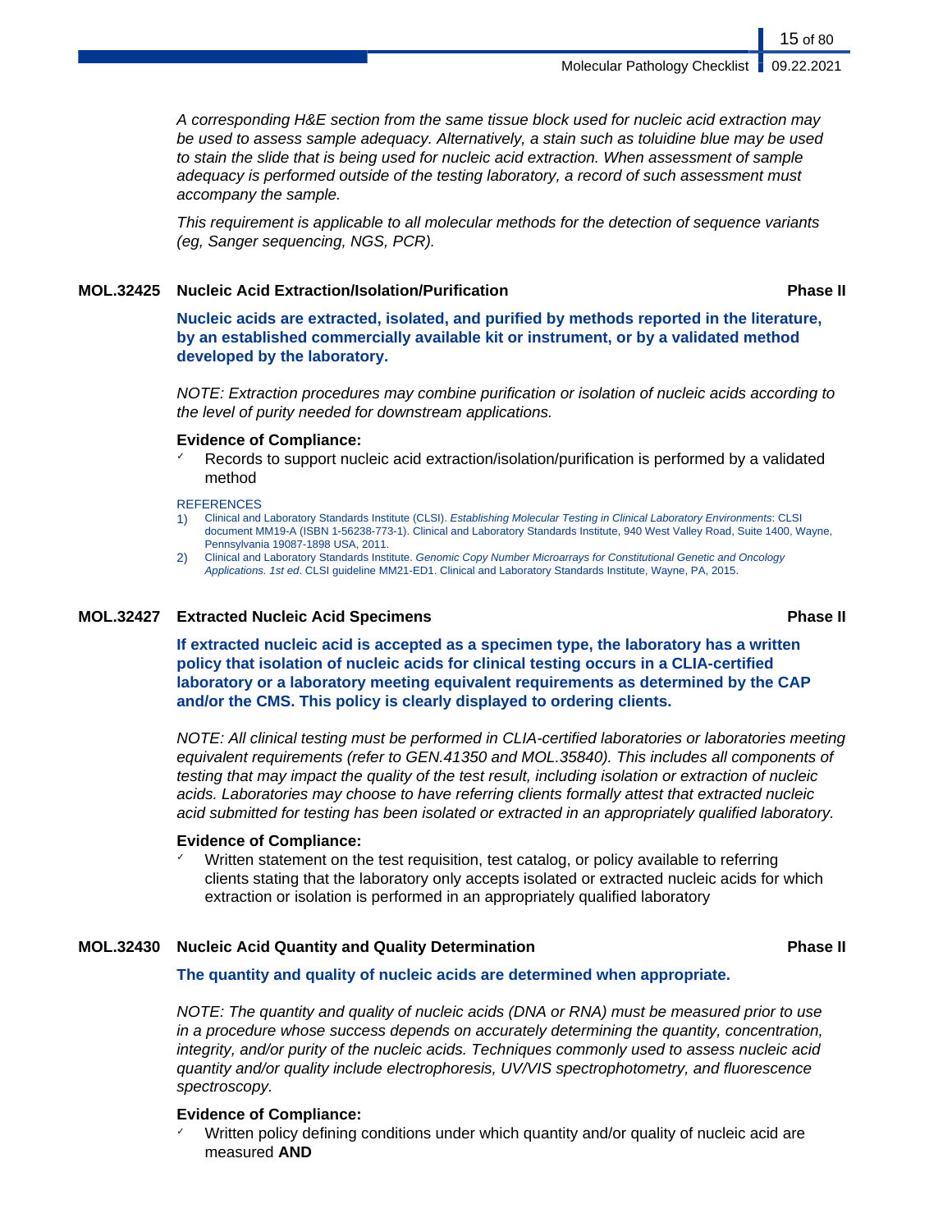*A corresponding H&E section from the same tissue block used for nucleic acid extraction may be used to assess sample adequacy. Alternatively, a stain such as toluidine blue may be used to stain the slide that is being used for nucleic acid extraction. When assessment of sample adequacy is performed outside of the testing laboratory, a record of such assessment must accompany the sample.*

*This requirement is applicable to all molecular methods for the detection of sequence variants (eg, Sanger sequencing, NGS, PCR).*

### MOL.32425 Nucleic Acid Extraction/Isolation/Purification — Phase II

**Nucleic acids are extracted, isolated, and purified by methods reported in the literature, by an established commercially available kit or instrument, or by a validated method developed by the laboratory.**

*NOTE: Extraction procedures may combine purification or isolation of nucleic acids according to the level of purity needed for downstream applications.*

**Evidence of Compliance:**

- Records to support nucleic acid extraction/isolation/purification is performed by a validated method

REFERENCES

1) Clinical and Laboratory Standards Institute (CLSI). *Establishing Molecular Testing in Clinical Laboratory Environments*: CLSI document MM19-A (ISBN 1-56238-773-1). Clinical and Laboratory Standards Institute, 940 West Valley Road, Suite 1400, Wayne, Pennsylvania 19087-1898 USA, 2011.
2) Clinical and Laboratory Standards Institute. *Genomic Copy Number Microarrays for Constitutional Genetic and Oncology Applications. 1st ed*. CLSI guideline MM21-ED1. Clinical and Laboratory Standards Institute, Wayne, PA, 2015.

### MOL.32427 Extracted Nucleic Acid Specimens — Phase II

**If extracted nucleic acid is accepted as a specimen type, the laboratory has a written policy that isolation of nucleic acids for clinical testing occurs in a CLIA-certified laboratory or a laboratory meeting equivalent requirements as determined by the CAP and/or the CMS. This policy is clearly displayed to ordering clients.**

*NOTE: All clinical testing must be performed in CLIA-certified laboratories or laboratories meeting equivalent requirements (refer to GEN.41350 and MOL.35840). This includes all components of testing that may impact the quality of the test result, including isolation or extraction of nucleic acids. Laboratories may choose to have referring clients formally attest that extracted nucleic acid submitted for testing has been isolated or extracted in an appropriately qualified laboratory.*

**Evidence of Compliance:**

- Written statement on the test requisition, test catalog, or policy available to referring clients stating that the laboratory only accepts isolated or extracted nucleic acids for which extraction or isolation is performed in an appropriately qualified laboratory

### MOL.32430 Nucleic Acid Quantity and Quality Determination — Phase II

**The quantity and quality of nucleic acids are determined when appropriate.**

*NOTE: The quantity and quality of nucleic acids (DNA or RNA) must be measured prior to use in a procedure whose success depends on accurately determining the quantity, concentration, integrity, and/or purity of the nucleic acids. Techniques commonly used to assess nucleic acid quantity and/or quality include electrophoresis, UV/VIS spectrophotometry, and fluorescence spectroscopy.*

**Evidence of Compliance:**

- Written policy defining conditions under which quantity and/or quality of nucleic acid are measured **AND**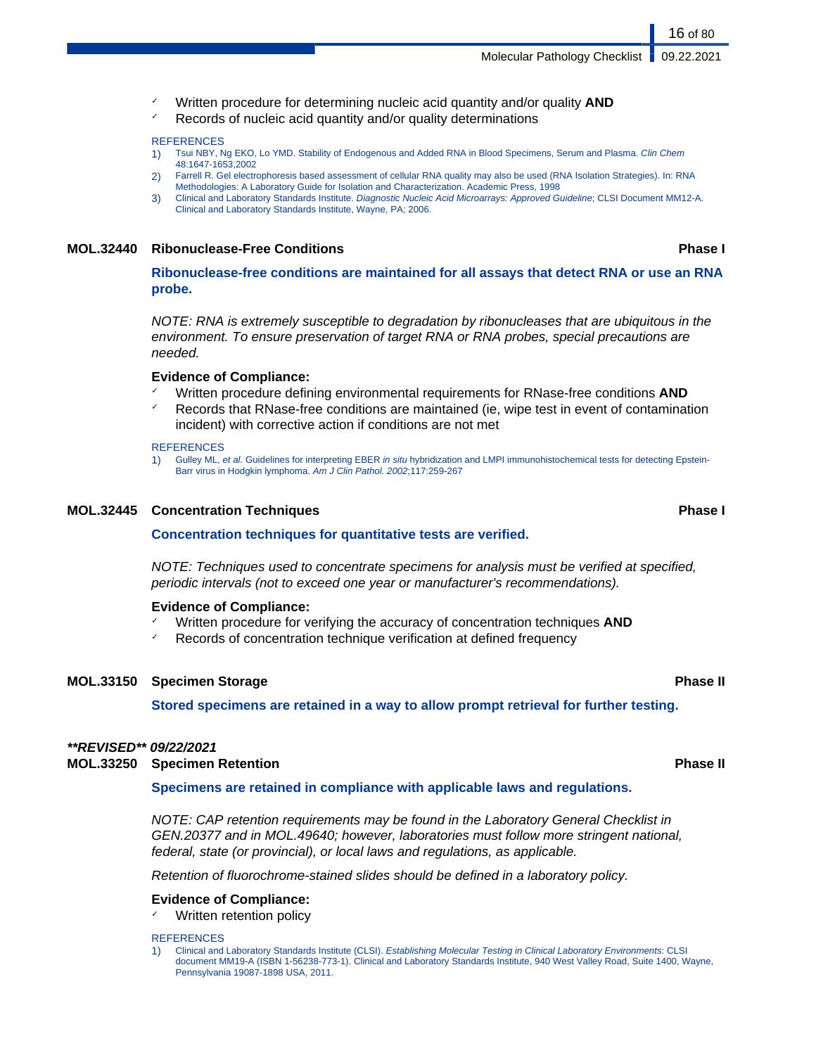- ✓ Written procedure for determining nucleic acid quantity and/or quality **AND**
- ✓ Records of nucleic acid quantity and/or quality determinations

REFERENCES

1) Tsui NBY, Ng EKO, Lo YMD. Stability of Endogenous and Added RNA in Blood Specimens, Serum and Plasma. *Clin Chem* 48:1647-1653,2002
2) Farrell R. Gel electrophoresis based assessment of cellular RNA quality may also be used (RNA Isolation Strategies). In: RNA Methodologies: A Laboratory Guide for Isolation and Characterization. Academic Press, 1998
3) Clinical and Laboratory Standards Institute. *Diagnostic Nucleic Acid Microarrays: Approved Guideline*; CLSI Document MM12-A. Clinical and Laboratory Standards Institute, Wayne, PA; 2006.

### MOL.32440 Ribonuclease-Free Conditions — Phase I

**Ribonuclease-free conditions are maintained for all assays that detect RNA or use an RNA probe.**

*NOTE: RNA is extremely susceptible to degradation by ribonucleases that are ubiquitous in the environment. To ensure preservation of target RNA or RNA probes, special precautions are needed.*

**Evidence of Compliance:**

- ✓ Written procedure defining environmental requirements for RNase-free conditions **AND**
- ✓ Records that RNase-free conditions are maintained (ie, wipe test in event of contamination incident) with corrective action if conditions are not met

REFERENCES

1) Gulley ML, *et al*. Guidelines for interpreting EBER *in situ* hybridization and LMPI immunohistochemical tests for detecting Epstein-Barr virus in Hodgkin lymphoma. *Am J Clin Pathol. 2002*;117:259-267

### MOL.32445 Concentration Techniques — Phase I

**Concentration techniques for quantitative tests are verified.**

*NOTE: Techniques used to concentrate specimens for analysis must be verified at specified, periodic intervals (not to exceed one year or manufacturer's recommendations).*

**Evidence of Compliance:**

- ✓ Written procedure for verifying the accuracy of concentration techniques **AND**
- ✓ Records of concentration technique verification at defined frequency

### MOL.33150 Specimen Storage — Phase II

**Stored specimens are retained in a way to allow prompt retrieval for further testing.**

***\*\*REVISED\*\* 09/22/2021***

### MOL.33250 Specimen Retention — Phase II

**Specimens are retained in compliance with applicable laws and regulations.**

*NOTE: CAP retention requirements may be found in the Laboratory General Checklist in GEN.20377 and in MOL.49640; however, laboratories must follow more stringent national, federal, state (or provincial), or local laws and regulations, as applicable.*

*Retention of fluorochrome-stained slides should be defined in a laboratory policy.*

**Evidence of Compliance:**

- ✓ Written retention policy

REFERENCES

1) Clinical and Laboratory Standards Institute (CLSI). *Establishing Molecular Testing in Clinical Laboratory Environments*: CLSI document MM19-A (ISBN 1-56238-773-1). Clinical and Laboratory Standards Institute, 940 West Valley Road, Suite 1400, Wayne, Pennsylvania 19087-1898 USA, 2011.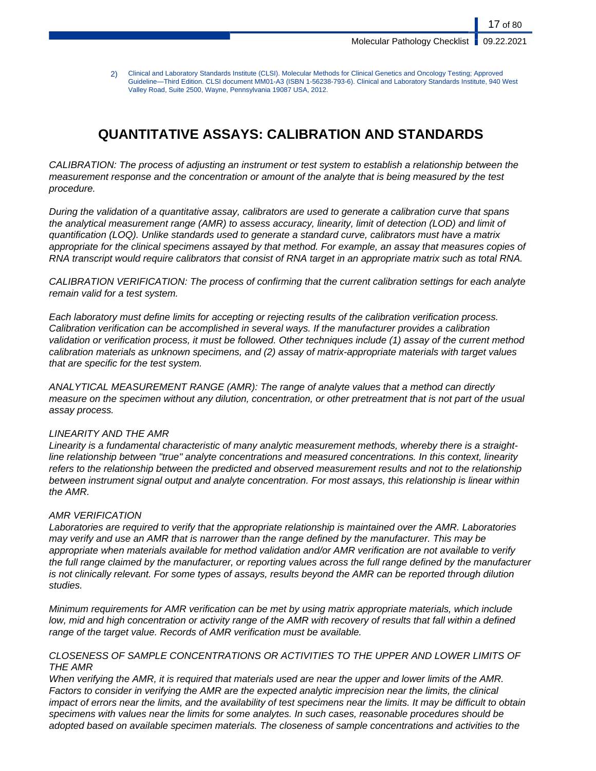2) Clinical and Laboratory Standards Institute (CLSI). Molecular Methods for Clinical Genetics and Oncology Testing; Approved Guideline—Third Edition. CLSI document MM01-A3 (ISBN 1-56238-793-6). Clinical and Laboratory Standards Institute, 940 West Valley Road, Suite 2500, Wayne, Pennsylvania 19087 USA, 2012.

# QUANTITATIVE ASSAYS: CALIBRATION AND STANDARDS

*CALIBRATION: The process of adjusting an instrument or test system to establish a relationship between the measurement response and the concentration or amount of the analyte that is being measured by the test procedure.*

*During the validation of a quantitative assay, calibrators are used to generate a calibration curve that spans the analytical measurement range (AMR) to assess accuracy, linearity, limit of detection (LOD) and limit of quantification (LOQ). Unlike standards used to generate a standard curve, calibrators must have a matrix appropriate for the clinical specimens assayed by that method. For example, an assay that measures copies of RNA transcript would require calibrators that consist of RNA target in an appropriate matrix such as total RNA.*

*CALIBRATION VERIFICATION: The process of confirming that the current calibration settings for each analyte remain valid for a test system.*

*Each laboratory must define limits for accepting or rejecting results of the calibration verification process. Calibration verification can be accomplished in several ways. If the manufacturer provides a calibration validation or verification process, it must be followed. Other techniques include (1) assay of the current method calibration materials as unknown specimens, and (2) assay of matrix-appropriate materials with target values that are specific for the test system.*

*ANALYTICAL MEASUREMENT RANGE (AMR): The range of analyte values that a method can directly measure on the specimen without any dilution, concentration, or other pretreatment that is not part of the usual assay process.*

*LINEARITY AND THE AMR*
*Linearity is a fundamental characteristic of many analytic measurement methods, whereby there is a straight-line relationship between "true" analyte concentrations and measured concentrations. In this context, linearity refers to the relationship between the predicted and observed measurement results and not to the relationship between instrument signal output and analyte concentration. For most assays, this relationship is linear within the AMR.*

*AMR VERIFICATION*
*Laboratories are required to verify that the appropriate relationship is maintained over the AMR. Laboratories may verify and use an AMR that is narrower than the range defined by the manufacturer. This may be appropriate when materials available for method validation and/or AMR verification are not available to verify the full range claimed by the manufacturer, or reporting values across the full range defined by the manufacturer is not clinically relevant. For some types of assays, results beyond the AMR can be reported through dilution studies.*

*Minimum requirements for AMR verification can be met by using matrix appropriate materials, which include low, mid and high concentration or activity range of the AMR with recovery of results that fall within a defined range of the target value. Records of AMR verification must be available.*

*CLOSENESS OF SAMPLE CONCENTRATIONS OR ACTIVITIES TO THE UPPER AND LOWER LIMITS OF THE AMR*
*When verifying the AMR, it is required that materials used are near the upper and lower limits of the AMR. Factors to consider in verifying the AMR are the expected analytic imprecision near the limits, the clinical impact of errors near the limits, and the availability of test specimens near the limits. It may be difficult to obtain specimens with values near the limits for some analytes. In such cases, reasonable procedures should be adopted based on available specimen materials. The closeness of sample concentrations and activities to the*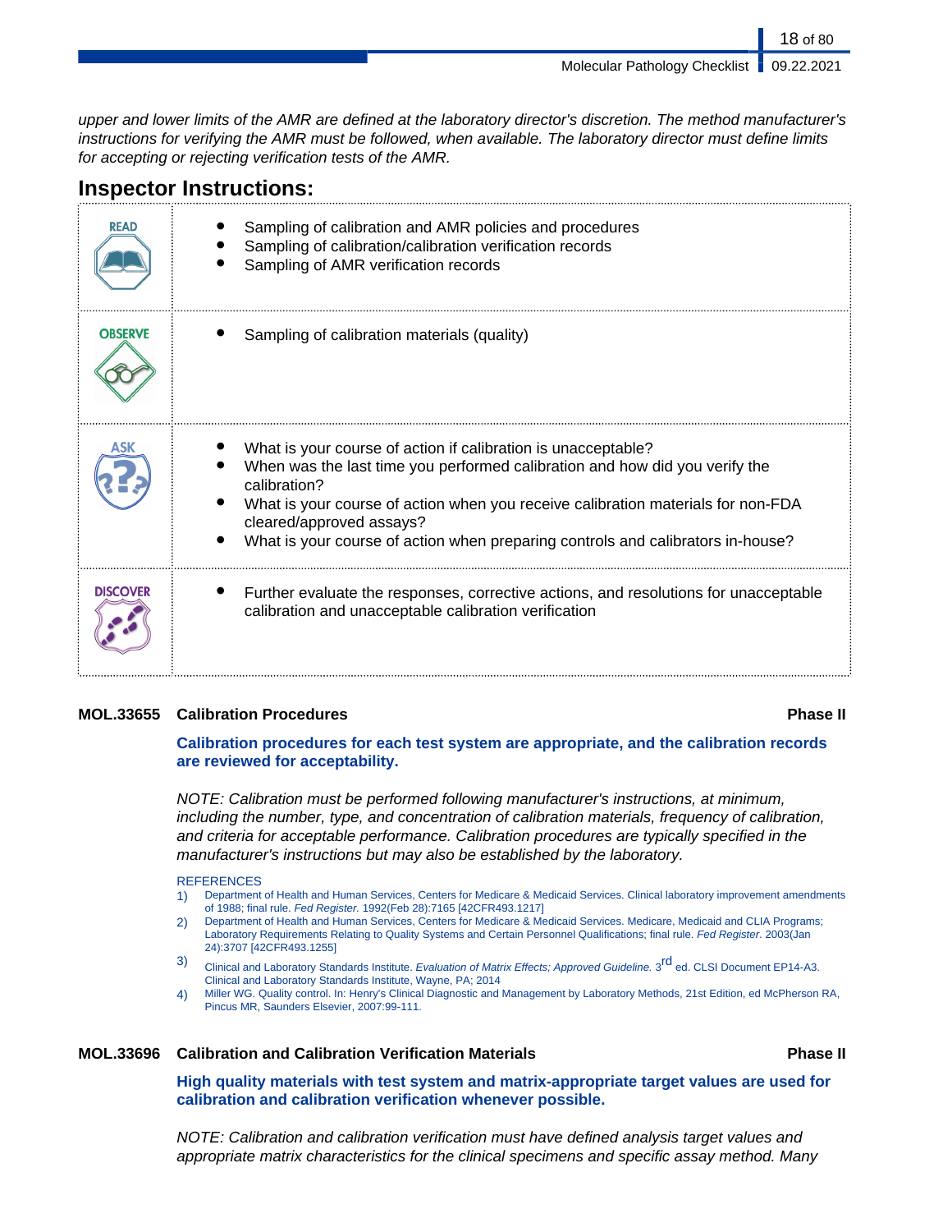*upper and lower limits of the AMR are defined at the laboratory director's discretion. The method manufacturer's instructions for verifying the AMR must be followed, when available. The laboratory director must define limits for accepting or rejecting verification tests of the AMR.*

## Inspector Instructions:

| | |
|---|---|
| READ | • Sampling of calibration and AMR policies and procedures<br>• Sampling of calibration/calibration verification records<br>• Sampling of AMR verification records |
| OBSERVE | • Sampling of calibration materials (quality) |
| ASK | • What is your course of action if calibration is unacceptable?<br>• When was the last time you performed calibration and how did you verify the calibration?<br>• What is your course of action when you receive calibration materials for non-FDA cleared/approved assays?<br>• What is your course of action when preparing controls and calibrators in-house? |
| DISCOVER | • Further evaluate the responses, corrective actions, and resolutions for unacceptable calibration and unacceptable calibration verification |

### MOL.33655 Calibration Procedures — Phase II

**Calibration procedures for each test system are appropriate, and the calibration records are reviewed for acceptability.**

*NOTE: Calibration must be performed following manufacturer's instructions, at minimum, including the number, type, and concentration of calibration materials, frequency of calibration, and criteria for acceptable performance. Calibration procedures are typically specified in the manufacturer's instructions but may also be established by the laboratory.*

REFERENCES

1) Department of Health and Human Services, Centers for Medicare & Medicaid Services. Clinical laboratory improvement amendments of 1988; final rule. *Fed Register.* 1992(Feb 28):7165 [42CFR493.1217]
2) Department of Health and Human Services, Centers for Medicare & Medicaid Services. Medicare, Medicaid and CLIA Programs; Laboratory Requirements Relating to Quality Systems and Certain Personnel Qualifications; final rule. *Fed Register.* 2003(Jan 24):3707 [42CFR493.1255]
3) Clinical and Laboratory Standards Institute. *Evaluation of Matrix Effects; Approved Guideline.* 3rd ed. CLSI Document EP14-A3. Clinical and Laboratory Standards Institute, Wayne, PA; 2014
4) Miller WG. Quality control. In: Henry's Clinical Diagnostic and Management by Laboratory Methods, 21st Edition, ed McPherson RA, Pincus MR, Saunders Elsevier, 2007:99-111.

### MOL.33696 Calibration and Calibration Verification Materials — Phase II

**High quality materials with test system and matrix-appropriate target values are used for calibration and calibration verification whenever possible.**

*NOTE: Calibration and calibration verification must have defined analysis target values and appropriate matrix characteristics for the clinical specimens and specific assay method. Many*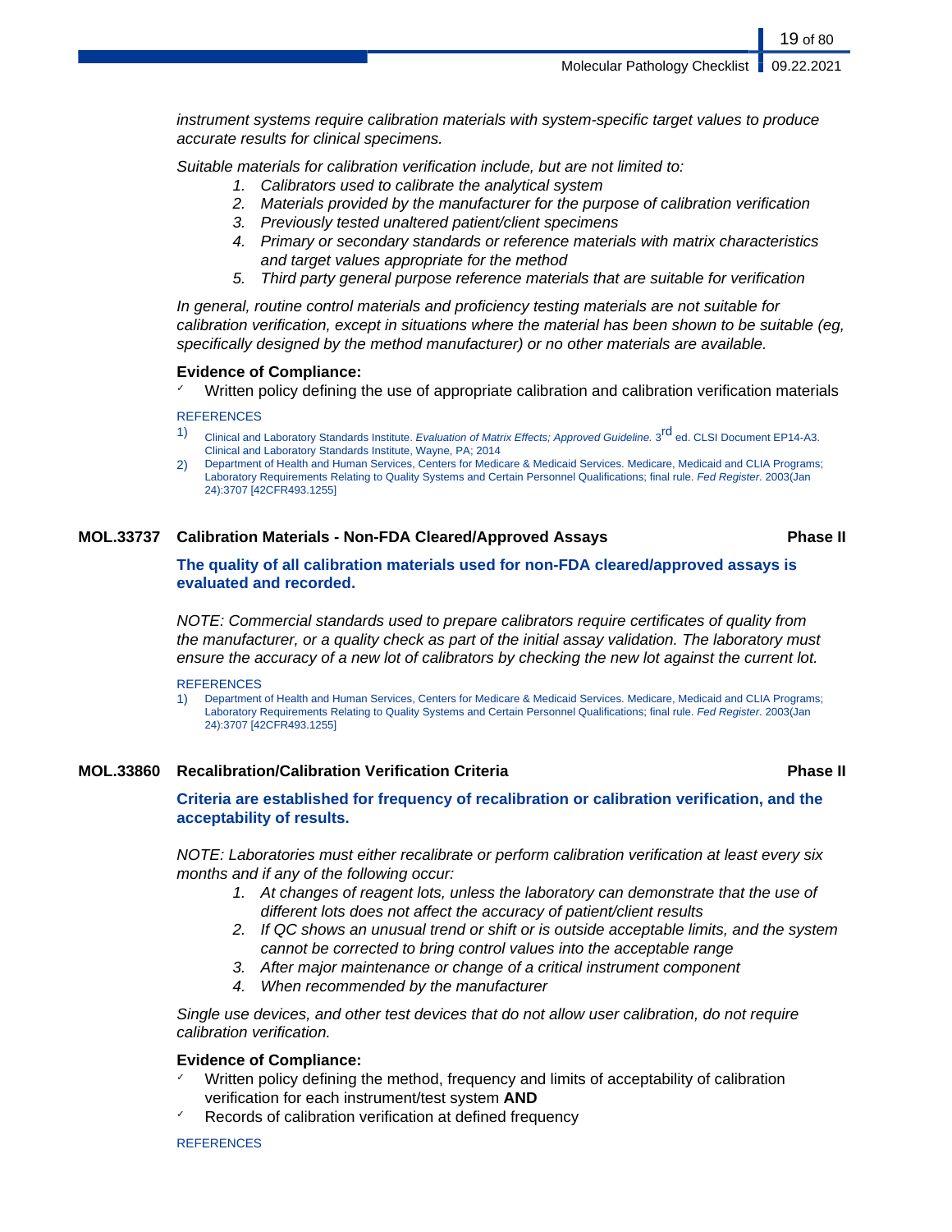*instrument systems require calibration materials with system-specific target values to produce accurate results for clinical specimens.*

*Suitable materials for calibration verification include, but are not limited to:*

1. *Calibrators used to calibrate the analytical system*
2. *Materials provided by the manufacturer for the purpose of calibration verification*
3. *Previously tested unaltered patient/client specimens*
4. *Primary or secondary standards or reference materials with matrix characteristics and target values appropriate for the method*
5. *Third party general purpose reference materials that are suitable for verification*

*In general, routine control materials and proficiency testing materials are not suitable for calibration verification, except in situations where the material has been shown to be suitable (eg, specifically designed by the method manufacturer) or no other materials are available.*

**Evidence of Compliance:**

- ✓ Written policy defining the use of appropriate calibration and calibration verification materials

REFERENCES

1) Clinical and Laboratory Standards Institute. *Evaluation of Matrix Effects; Approved Guideline.* 3rd ed. CLSI Document EP14-A3. Clinical and Laboratory Standards Institute, Wayne, PA; 2014
2) Department of Health and Human Services, Centers for Medicare & Medicaid Services. Medicare, Medicaid and CLIA Programs; Laboratory Requirements Relating to Quality Systems and Certain Personnel Qualifications; final rule. *Fed Register.* 2003(Jan 24):3707 [42CFR493.1255]

### MOL.33737 Calibration Materials - Non-FDA Cleared/Approved Assays — Phase II

**The quality of all calibration materials used for non-FDA cleared/approved assays is evaluated and recorded.**

*NOTE: Commercial standards used to prepare calibrators require certificates of quality from the manufacturer, or a quality check as part of the initial assay validation. The laboratory must ensure the accuracy of a new lot of calibrators by checking the new lot against the current lot.*

REFERENCES

1) Department of Health and Human Services, Centers for Medicare & Medicaid Services. Medicare, Medicaid and CLIA Programs; Laboratory Requirements Relating to Quality Systems and Certain Personnel Qualifications; final rule. *Fed Register.* 2003(Jan 24):3707 [42CFR493.1255]

### MOL.33860 Recalibration/Calibration Verification Criteria — Phase II

**Criteria are established for frequency of recalibration or calibration verification, and the acceptability of results.**

*NOTE: Laboratories must either recalibrate or perform calibration verification at least every six months and if any of the following occur:*

1. *At changes of reagent lots, unless the laboratory can demonstrate that the use of different lots does not affect the accuracy of patient/client results*
2. *If QC shows an unusual trend or shift or is outside acceptable limits, and the system cannot be corrected to bring control values into the acceptable range*
3. *After major maintenance or change of a critical instrument component*
4. *When recommended by the manufacturer*

*Single use devices, and other test devices that do not allow user calibration, do not require calibration verification.*

**Evidence of Compliance:**

- ✓ Written policy defining the method, frequency and limits of acceptability of calibration verification for each instrument/test system **AND**
- ✓ Records of calibration verification at defined frequency

REFERENCES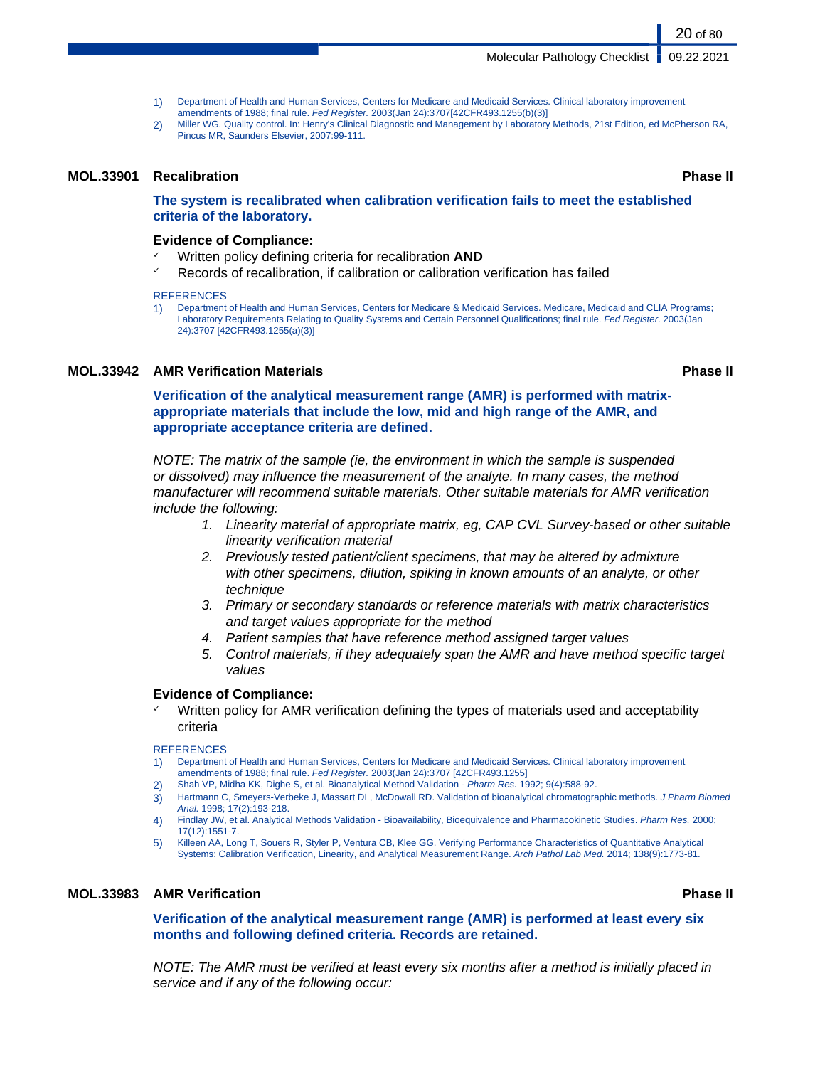1) Department of Health and Human Services, Centers for Medicare and Medicaid Services. Clinical laboratory improvement amendments of 1988; final rule. *Fed Register.* 2003(Jan 24):3707[42CFR493.1255(b)(3)]
2) Miller WG. Quality control. In: Henry's Clinical Diagnostic and Management by Laboratory Methods, 21st Edition, ed McPherson RA, Pincus MR, Saunders Elsevier, 2007:99-111.

## MOL.33901 Recalibration — Phase II

**The system is recalibrated when calibration verification fails to meet the established criteria of the laboratory.**

**Evidence of Compliance:**

- ✓ Written policy defining criteria for recalibration **AND**
- ✓ Records of recalibration, if calibration or calibration verification has failed

REFERENCES

1) Department of Health and Human Services, Centers for Medicare & Medicaid Services. Medicare, Medicaid and CLIA Programs; Laboratory Requirements Relating to Quality Systems and Certain Personnel Qualifications; final rule. *Fed Register.* 2003(Jan 24):3707 [42CFR493.1255(a)(3)]

## MOL.33942 AMR Verification Materials — Phase II

**Verification of the analytical measurement range (AMR) is performed with matrix-appropriate materials that include the low, mid and high range of the AMR, and appropriate acceptance criteria are defined.**

*NOTE: The matrix of the sample (ie, the environment in which the sample is suspended or dissolved) may influence the measurement of the analyte. In many cases, the method manufacturer will recommend suitable materials. Other suitable materials for AMR verification include the following:*

1. *Linearity material of appropriate matrix, eg, CAP CVL Survey-based or other suitable linearity verification material*
2. *Previously tested patient/client specimens, that may be altered by admixture with other specimens, dilution, spiking in known amounts of an analyte, or other technique*
3. *Primary or secondary standards or reference materials with matrix characteristics and target values appropriate for the method*
4. *Patient samples that have reference method assigned target values*
5. *Control materials, if they adequately span the AMR and have method specific target values*

**Evidence of Compliance:**

- ✓ Written policy for AMR verification defining the types of materials used and acceptability criteria

REFERENCES

1) Department of Health and Human Services, Centers for Medicare and Medicaid Services. Clinical laboratory improvement amendments of 1988; final rule. *Fed Register.* 2003(Jan 24):3707 [42CFR493.1255]
2) Shah VP, Midha KK, Dighe S, et al. Bioanalytical Method Validation - *Pharm Res.* 1992; 9(4):588-92.
3) Hartmann C, Smeyers-Verbeke J, Massart DL, McDowall RD. Validation of bioanalytical chromatographic methods. *J Pharm Biomed Anal.* 1998; 17(2):193-218.
4) Findlay JW, et al. Analytical Methods Validation - Bioavailability, Bioequivalence and Pharmacokinetic Studies. *Pharm Res.* 2000; 17(12):1551-7.
5) Killeen AA, Long T, Souers R, Styler P, Ventura CB, Klee GG. Verifying Performance Characteristics of Quantitative Analytical Systems: Calibration Verification, Linearity, and Analytical Measurement Range. *Arch Pathol Lab Med.* 2014; 138(9):1773-81.

## MOL.33983 AMR Verification — Phase II

**Verification of the analytical measurement range (AMR) is performed at least every six months and following defined criteria. Records are retained.**

*NOTE: The AMR must be verified at least every six months after a method is initially placed in service and if any of the following occur:*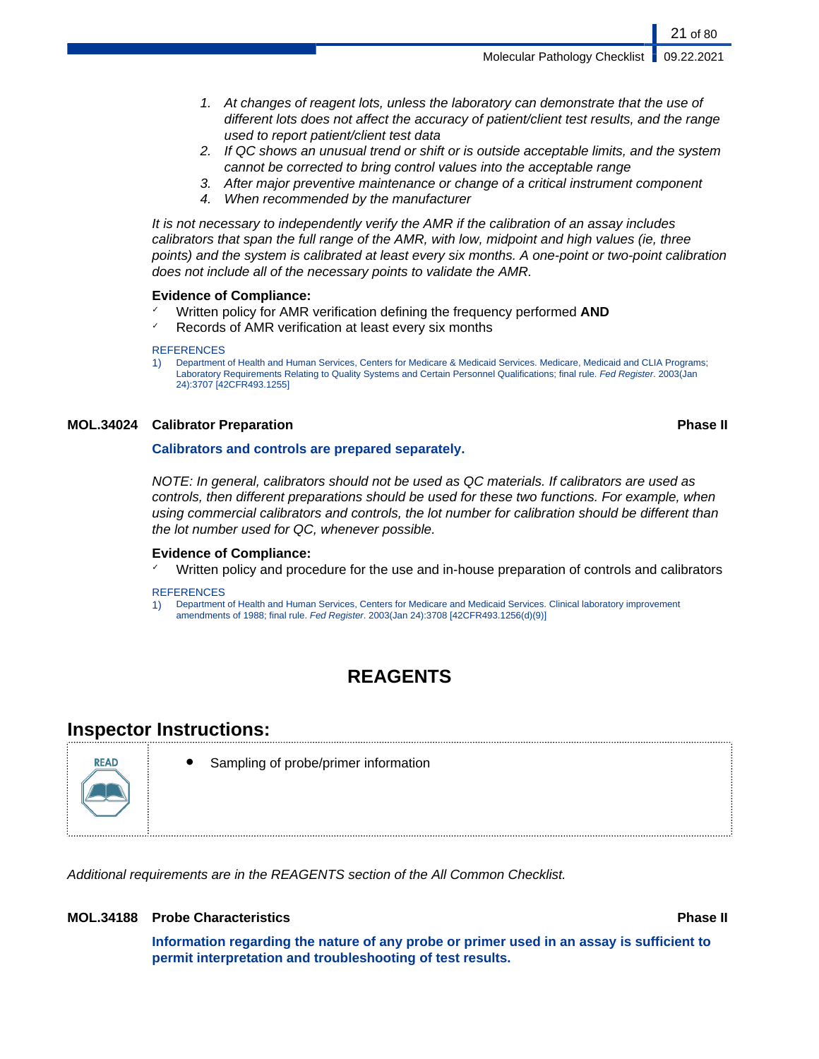1. *At changes of reagent lots, unless the laboratory can demonstrate that the use of different lots does not affect the accuracy of patient/client test results, and the range used to report patient/client test data*
2. *If QC shows an unusual trend or shift or is outside acceptable limits, and the system cannot be corrected to bring control values into the acceptable range*
3. *After major preventive maintenance or change of a critical instrument component*
4. *When recommended by the manufacturer*

*It is not necessary to independently verify the AMR if the calibration of an assay includes calibrators that span the full range of the AMR, with low, midpoint and high values (ie, three points) and the system is calibrated at least every six months. A one-point or two-point calibration does not include all of the necessary points to validate the AMR.*

**Evidence of Compliance:**

- ✓ Written policy for AMR verification defining the frequency performed **AND**
- ✓ Records of AMR verification at least every six months

REFERENCES

1) Department of Health and Human Services, Centers for Medicare & Medicaid Services. Medicare, Medicaid and CLIA Programs; Laboratory Requirements Relating to Quality Systems and Certain Personnel Qualifications; final rule. *Fed Register*. 2003(Jan 24):3707 [42CFR493.1255]

### MOL.34024 Calibrator Preparation — Phase II

**Calibrators and controls are prepared separately.**

*NOTE: In general, calibrators should not be used as QC materials. If calibrators are used as controls, then different preparations should be used for these two functions. For example, when using commercial calibrators and controls, the lot number for calibration should be different than the lot number used for QC, whenever possible.*

**Evidence of Compliance:**

- ✓ Written policy and procedure for the use and in-house preparation of controls and calibrators

REFERENCES

1) Department of Health and Human Services, Centers for Medicare and Medicaid Services. Clinical laboratory improvement amendments of 1988; final rule. *Fed Register*. 2003(Jan 24):3708 [42CFR493.1256(d)(9)]

# REAGENTS

## Inspector Instructions:

READ

- Sampling of probe/primer information

*Additional requirements are in the REAGENTS section of the All Common Checklist.*

### MOL.34188 Probe Characteristics — Phase II

**Information regarding the nature of any probe or primer used in an assay is sufficient to permit interpretation and troubleshooting of test results.**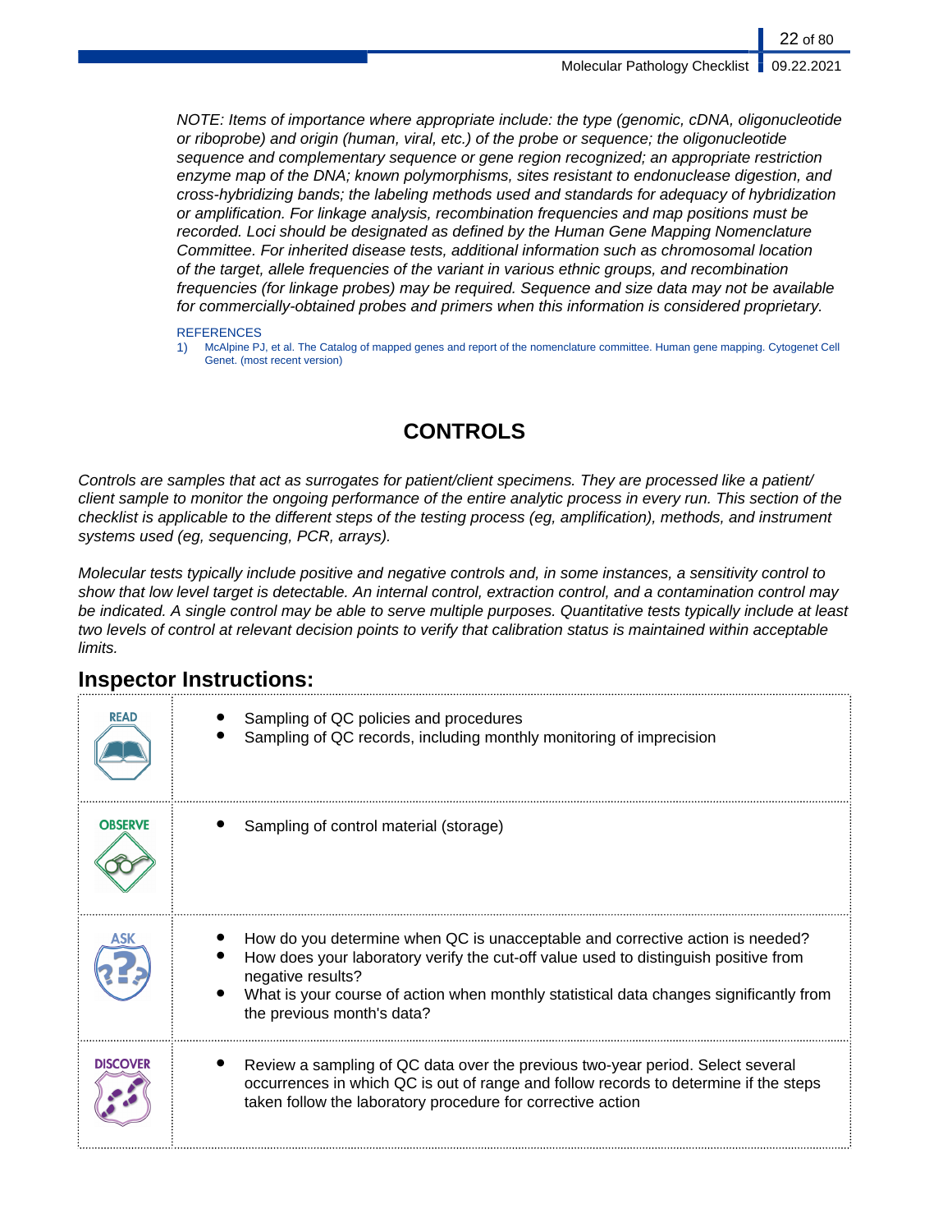*NOTE: Items of importance where appropriate include: the type (genomic, cDNA, oligonucleotide or riboprobe) and origin (human, viral, etc.) of the probe or sequence; the oligonucleotide sequence and complementary sequence or gene region recognized; an appropriate restriction enzyme map of the DNA; known polymorphisms, sites resistant to endonuclease digestion, and cross-hybridizing bands; the labeling methods used and standards for adequacy of hybridization or amplification. For linkage analysis, recombination frequencies and map positions must be recorded. Loci should be designated as defined by the Human Gene Mapping Nomenclature Committee. For inherited disease tests, additional information such as chromosomal location of the target, allele frequencies of the variant in various ethnic groups, and recombination frequencies (for linkage probes) may be required. Sequence and size data may not be available for commercially-obtained probes and primers when this information is considered proprietary.*

REFERENCES

1) McAlpine PJ, et al. The Catalog of mapped genes and report of the nomenclature committee. Human gene mapping. Cytogenet Cell Genet. (most recent version)

# CONTROLS

*Controls are samples that act as surrogates for patient/client specimens. They are processed like a patient/client sample to monitor the ongoing performance of the entire analytic process in every run. This section of the checklist is applicable to the different steps of the testing process (eg, amplification), methods, and instrument systems used (eg, sequencing, PCR, arrays).*

*Molecular tests typically include positive and negative controls and, in some instances, a sensitivity control to show that low level target is detectable. An internal control, extraction control, and a contamination control may be indicated. A single control may be able to serve multiple purposes. Quantitative tests typically include at least two levels of control at relevant decision points to verify that calibration status is maintained within acceptable limits.*

## Inspector Instructions:

| | |
|---|---|
| READ | • Sampling of QC policies and procedures<br>• Sampling of QC records, including monthly monitoring of imprecision |
| OBSERVE | • Sampling of control material (storage) |
| ASK | • How do you determine when QC is unacceptable and corrective action is needed?<br>• How does your laboratory verify the cut-off value used to distinguish positive from negative results?<br>• What is your course of action when monthly statistical data changes significantly from the previous month's data? |
| DISCOVER | • Review a sampling of QC data over the previous two-year period. Select several occurrences in which QC is out of range and follow records to determine if the steps taken follow the laboratory procedure for corrective action |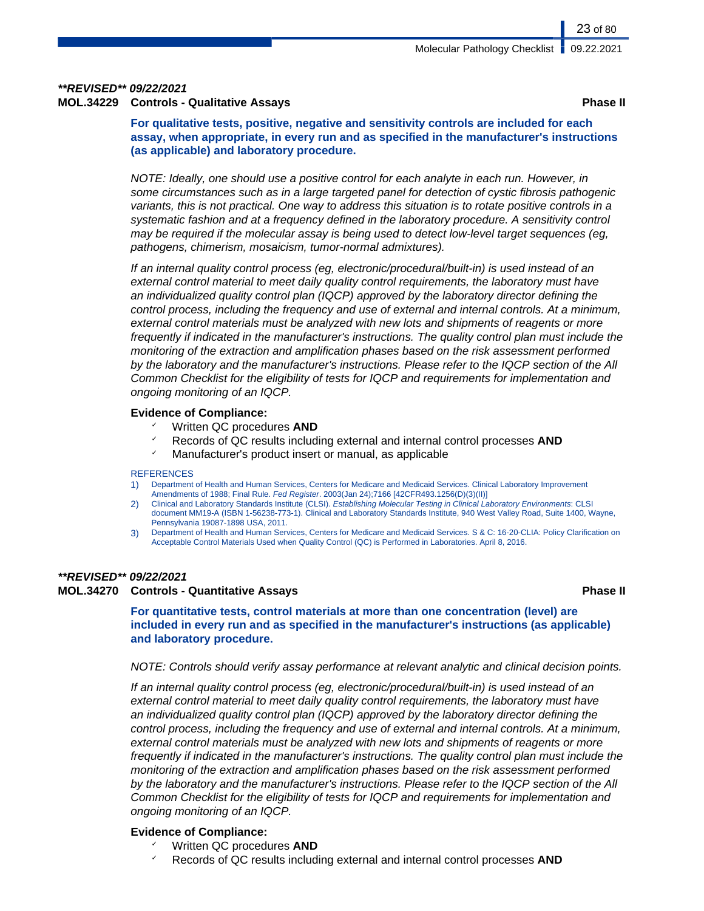***\*\*REVISED\*\* 09/22/2021***

**MOL.34229 Controls - Qualitative Assays** **Phase II**

**For qualitative tests, positive, negative and sensitivity controls are included for each assay, when appropriate, in every run and as specified in the manufacturer's instructions (as applicable) and laboratory procedure.**

*NOTE: Ideally, one should use a positive control for each analyte in each run. However, in some circumstances such as in a large targeted panel for detection of cystic fibrosis pathogenic variants, this is not practical. One way to address this situation is to rotate positive controls in a systematic fashion and at a frequency defined in the laboratory procedure. A sensitivity control may be required if the molecular assay is being used to detect low-level target sequences (eg, pathogens, chimerism, mosaicism, tumor-normal admixtures).*

*If an internal quality control process (eg, electronic/procedural/built-in) is used instead of an external control material to meet daily quality control requirements, the laboratory must have an individualized quality control plan (IQCP) approved by the laboratory director defining the control process, including the frequency and use of external and internal controls. At a minimum, external control materials must be analyzed with new lots and shipments of reagents or more frequently if indicated in the manufacturer's instructions. The quality control plan must include the monitoring of the extraction and amplification phases based on the risk assessment performed by the laboratory and the manufacturer's instructions. Please refer to the IQCP section of the All Common Checklist for the eligibility of tests for IQCP and requirements for implementation and ongoing monitoring of an IQCP.*

**Evidence of Compliance:**

- Written QC procedures **AND**
- Records of QC results including external and internal control processes **AND**
- Manufacturer's product insert or manual, as applicable

REFERENCES

1) Department of Health and Human Services, Centers for Medicare and Medicaid Services. Clinical Laboratory Improvement Amendments of 1988; Final Rule. *Fed Register*. 2003(Jan 24);7166 [42CFR493.1256(D)(3)(II)]
2) Clinical and Laboratory Standards Institute (CLSI). *Establishing Molecular Testing in Clinical Laboratory Environments*: CLSI document MM19-A (ISBN 1-56238-773-1). Clinical and Laboratory Standards Institute, 940 West Valley Road, Suite 1400, Wayne, Pennsylvania 19087-1898 USA, 2011.
3) Department of Health and Human Services, Centers for Medicare and Medicaid Services. S & C: 16-20-CLIA: Policy Clarification on Acceptable Control Materials Used when Quality Control (QC) is Performed in Laboratories. April 8, 2016.

***\*\*REVISED\*\* 09/22/2021***

**MOL.34270 Controls - Quantitative Assays** **Phase II**

**For quantitative tests, control materials at more than one concentration (level) are included in every run and as specified in the manufacturer's instructions (as applicable) and laboratory procedure.**

*NOTE: Controls should verify assay performance at relevant analytic and clinical decision points.*

*If an internal quality control process (eg, electronic/procedural/built-in) is used instead of an external control material to meet daily quality control requirements, the laboratory must have an individualized quality control plan (IQCP) approved by the laboratory director defining the control process, including the frequency and use of external and internal controls. At a minimum, external control materials must be analyzed with new lots and shipments of reagents or more frequently if indicated in the manufacturer's instructions. The quality control plan must include the monitoring of the extraction and amplification phases based on the risk assessment performed by the laboratory and the manufacturer's instructions. Please refer to the IQCP section of the All Common Checklist for the eligibility of tests for IQCP and requirements for implementation and ongoing monitoring of an IQCP.*

**Evidence of Compliance:**

- Written QC procedures **AND**
- Records of QC results including external and internal control processes **AND**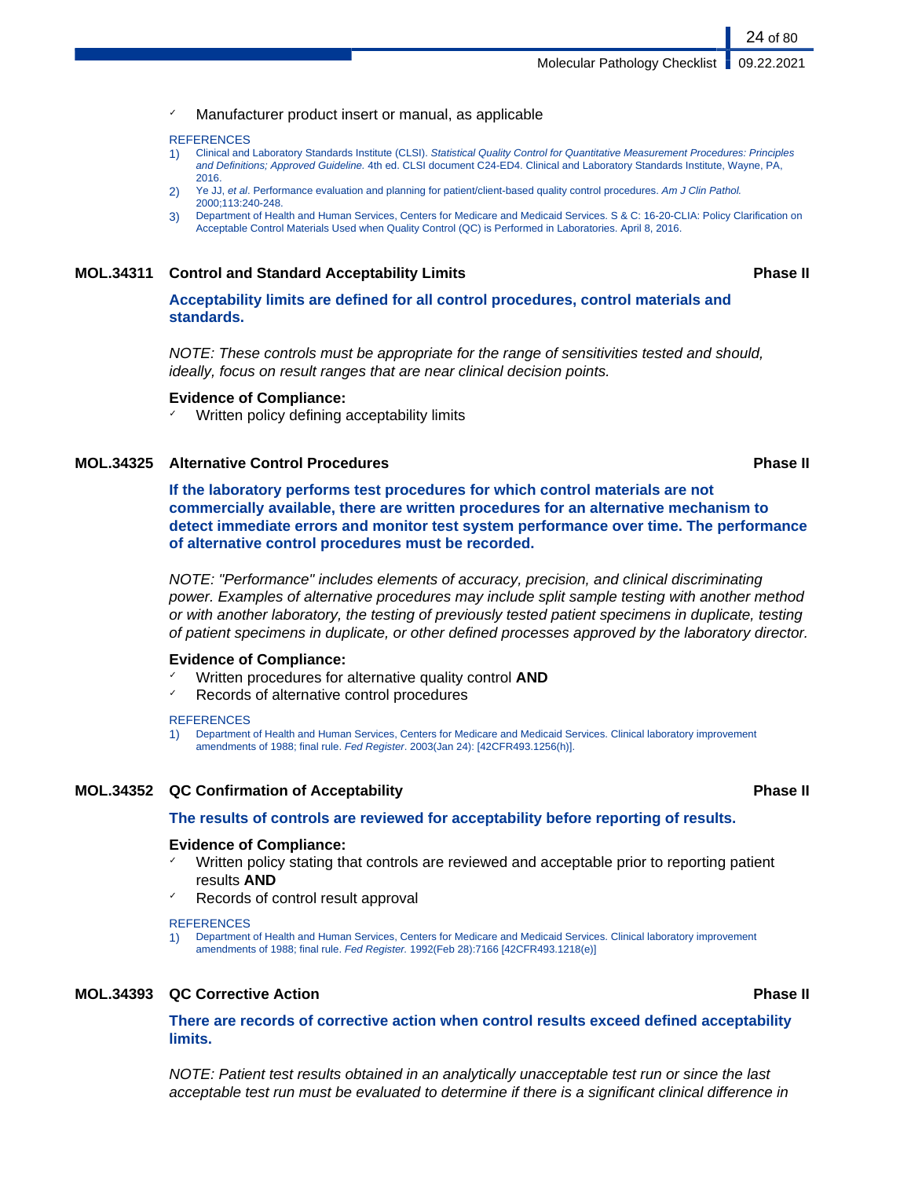- ✓ Manufacturer product insert or manual, as applicable

REFERENCES

1) Clinical and Laboratory Standards Institute (CLSI). *Statistical Quality Control for Quantitative Measurement Procedures: Principles and Definitions; Approved Guideline.* 4th ed. CLSI document C24-ED4. Clinical and Laboratory Standards Institute, Wayne, PA, 2016.
2) Ye JJ, *et al*. Performance evaluation and planning for patient/client-based quality control procedures. *Am J Clin Pathol.* 2000;113:240-248.
3) Department of Health and Human Services, Centers for Medicare and Medicaid Services. S & C: 16-20-CLIA: Policy Clarification on Acceptable Control Materials Used when Quality Control (QC) is Performed in Laboratories. April 8, 2016.

## MOL.34311 Control and Standard Acceptability Limits — Phase II

**Acceptability limits are defined for all control procedures, control materials and standards.**

*NOTE: These controls must be appropriate for the range of sensitivities tested and should, ideally, focus on result ranges that are near clinical decision points.*

**Evidence of Compliance:**

- ✓ Written policy defining acceptability limits

## MOL.34325 Alternative Control Procedures — Phase II

**If the laboratory performs test procedures for which control materials are not commercially available, there are written procedures for an alternative mechanism to detect immediate errors and monitor test system performance over time. The performance of alternative control procedures must be recorded.**

*NOTE: "Performance" includes elements of accuracy, precision, and clinical discriminating power. Examples of alternative procedures may include split sample testing with another method or with another laboratory, the testing of previously tested patient specimens in duplicate, testing of patient specimens in duplicate, or other defined processes approved by the laboratory director.*

**Evidence of Compliance:**

- ✓ Written procedures for alternative quality control **AND**
- ✓ Records of alternative control procedures

REFERENCES

1) Department of Health and Human Services, Centers for Medicare and Medicaid Services. Clinical laboratory improvement amendments of 1988; final rule. *Fed Register*. 2003(Jan 24): [42CFR493.1256(h)].

## MOL.34352 QC Confirmation of Acceptability — Phase II

**The results of controls are reviewed for acceptability before reporting of results.**

**Evidence of Compliance:**

- ✓ Written policy stating that controls are reviewed and acceptable prior to reporting patient results **AND**
- ✓ Records of control result approval

REFERENCES

1) Department of Health and Human Services, Centers for Medicare and Medicaid Services. Clinical laboratory improvement amendments of 1988; final rule. *Fed Register.* 1992(Feb 28):7166 [42CFR493.1218(e)]

## MOL.34393 QC Corrective Action — Phase II

**There are records of corrective action when control results exceed defined acceptability limits.**

*NOTE: Patient test results obtained in an analytically unacceptable test run or since the last acceptable test run must be evaluated to determine if there is a significant clinical difference in*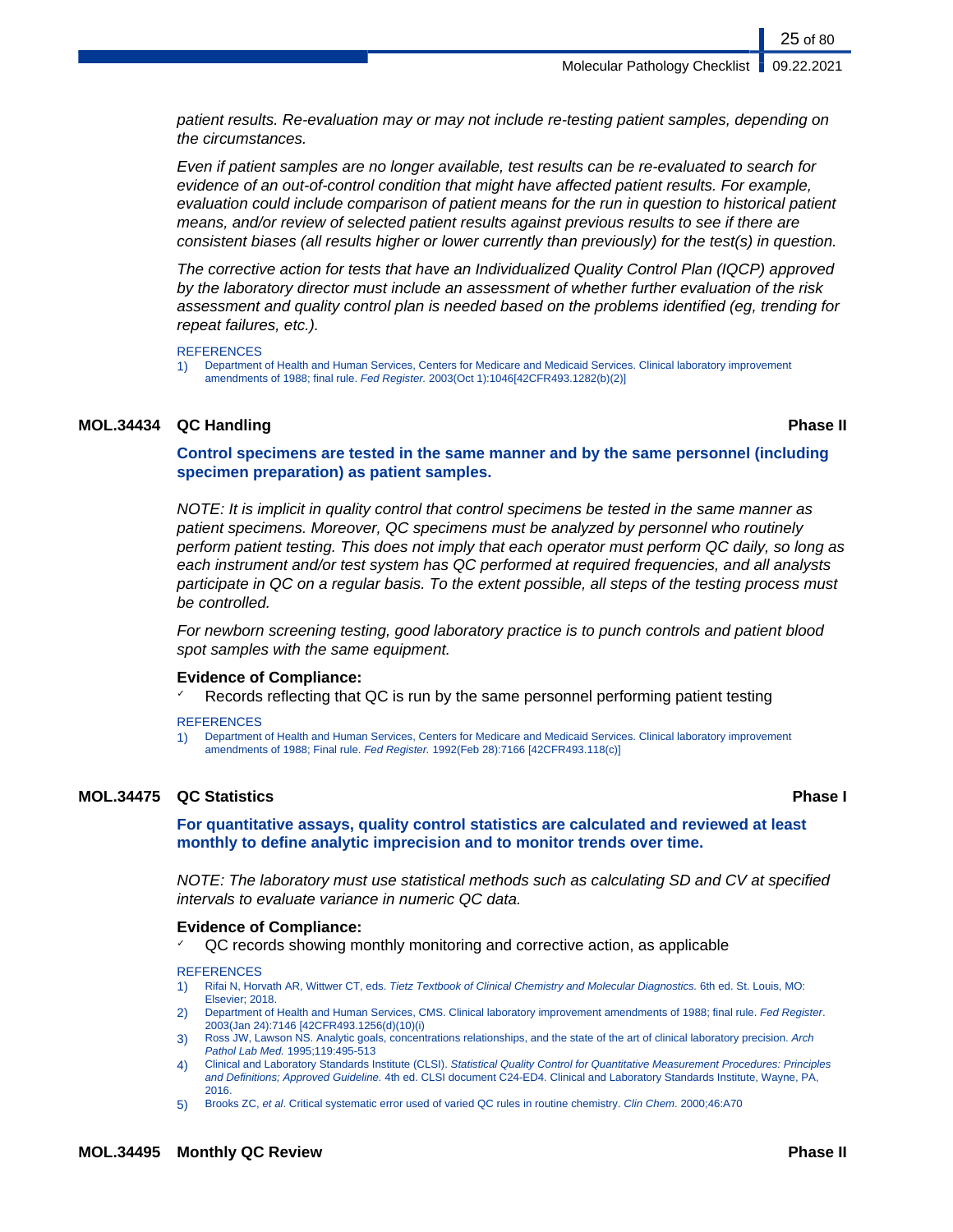*patient results. Re-evaluation may or may not include re-testing patient samples, depending on the circumstances.*

*Even if patient samples are no longer available, test results can be re-evaluated to search for evidence of an out-of-control condition that might have affected patient results. For example, evaluation could include comparison of patient means for the run in question to historical patient means, and/or review of selected patient results against previous results to see if there are consistent biases (all results higher or lower currently than previously) for the test(s) in question.*

*The corrective action for tests that have an Individualized Quality Control Plan (IQCP) approved by the laboratory director must include an assessment of whether further evaluation of the risk assessment and quality control plan is needed based on the problems identified (eg, trending for repeat failures, etc.).*

REFERENCES

1) Department of Health and Human Services, Centers for Medicare and Medicaid Services. Clinical laboratory improvement amendments of 1988; final rule. *Fed Register.* 2003(Oct 1):1046[42CFR493.1282(b)(2)]

## MOL.34434 QC Handling — Phase II

**Control specimens are tested in the same manner and by the same personnel (including specimen preparation) as patient samples.**

*NOTE: It is implicit in quality control that control specimens be tested in the same manner as patient specimens. Moreover, QC specimens must be analyzed by personnel who routinely perform patient testing. This does not imply that each operator must perform QC daily, so long as each instrument and/or test system has QC performed at required frequencies, and all analysts participate in QC on a regular basis. To the extent possible, all steps of the testing process must be controlled.*

*For newborn screening testing, good laboratory practice is to punch controls and patient blood spot samples with the same equipment.*

**Evidence of Compliance:**

- ✓ Records reflecting that QC is run by the same personnel performing patient testing

REFERENCES

1) Department of Health and Human Services, Centers for Medicare and Medicaid Services. Clinical laboratory improvement amendments of 1988; Final rule. *Fed Register.* 1992(Feb 28):7166 [42CFR493.118(c)]

## MOL.34475 QC Statistics — Phase I

**For quantitative assays, quality control statistics are calculated and reviewed at least monthly to define analytic imprecision and to monitor trends over time.**

*NOTE: The laboratory must use statistical methods such as calculating SD and CV at specified intervals to evaluate variance in numeric QC data.*

**Evidence of Compliance:**

- ✓ QC records showing monthly monitoring and corrective action, as applicable

REFERENCES

1) Rifai N, Horvath AR, Wittwer CT, eds. *Tietz Textbook of Clinical Chemistry and Molecular Diagnostics.* 6th ed. St. Louis, MO: Elsevier; 2018.
2) Department of Health and Human Services, CMS. Clinical laboratory improvement amendments of 1988; final rule. *Fed Register*. 2003(Jan 24):7146 [42CFR493.1256(d)(10)(i)
3) Ross JW, Lawson NS. Analytic goals, concentrations relationships, and the state of the art of clinical laboratory precision. *Arch Pathol Lab Med.* 1995;119:495-513
4) Clinical and Laboratory Standards Institute (CLSI). *Statistical Quality Control for Quantitative Measurement Procedures: Principles and Definitions; Approved Guideline.* 4th ed. CLSI document C24-ED4. Clinical and Laboratory Standards Institute, Wayne, PA, 2016.
5) Brooks ZC, *et al*. Critical systematic error used of varied QC rules in routine chemistry. *Clin Chem*. 2000;46:A70

## MOL.34495 Monthly QC Review — Phase II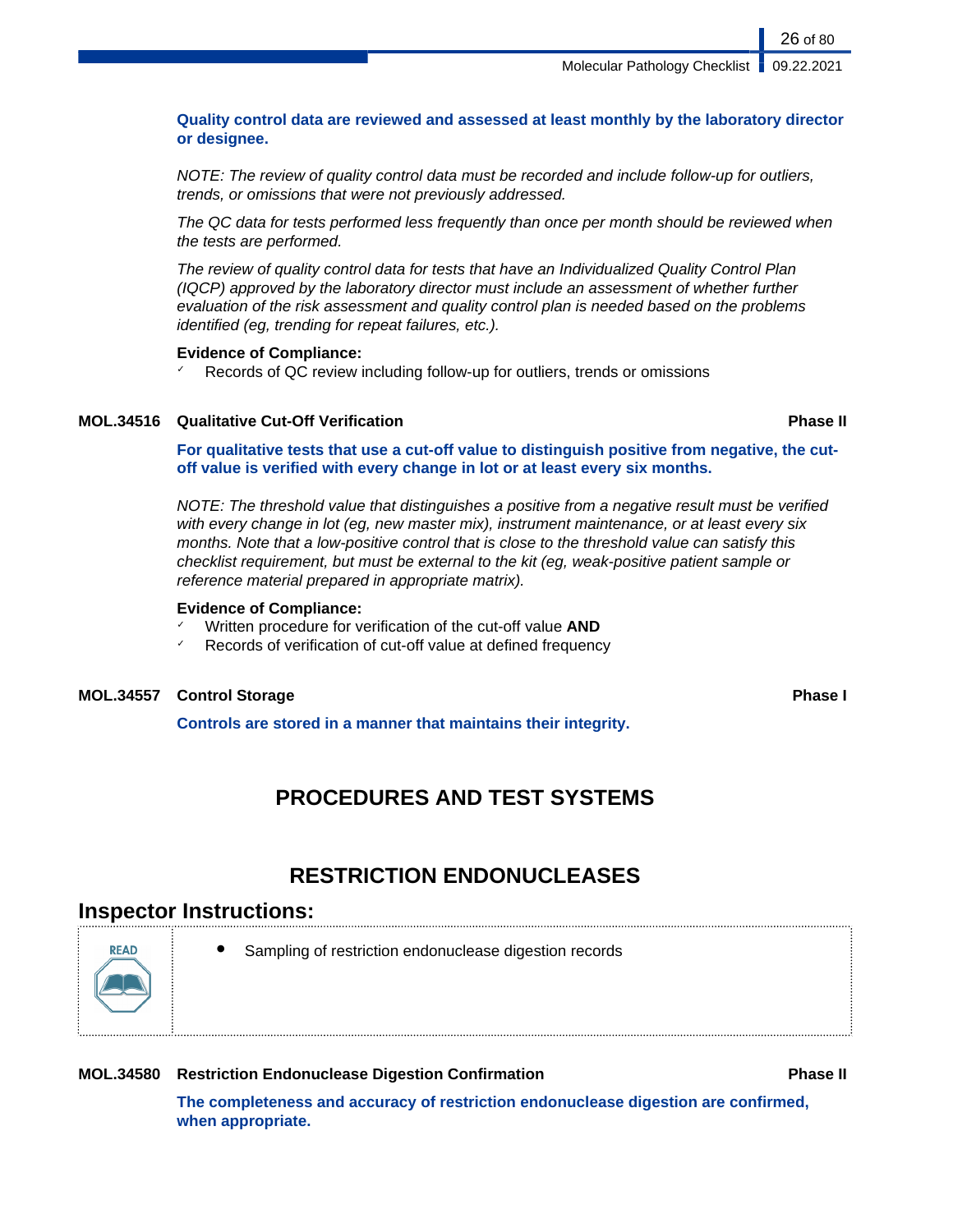**Quality control data are reviewed and assessed at least monthly by the laboratory director or designee.**

*NOTE: The review of quality control data must be recorded and include follow-up for outliers, trends, or omissions that were not previously addressed.*

*The QC data for tests performed less frequently than once per month should be reviewed when the tests are performed.*

*The review of quality control data for tests that have an Individualized Quality Control Plan (IQCP) approved by the laboratory director must include an assessment of whether further evaluation of the risk assessment and quality control plan is needed based on the problems identified (eg, trending for repeat failures, etc.).*

**Evidence of Compliance:**

- Records of QC review including follow-up for outliers, trends or omissions

**MOL.34516 Qualitative Cut-Off Verification** **Phase II**

**For qualitative tests that use a cut-off value to distinguish positive from negative, the cut-off value is verified with every change in lot or at least every six months.**

*NOTE: The threshold value that distinguishes a positive from a negative result must be verified with every change in lot (eg, new master mix), instrument maintenance, or at least every six months. Note that a low-positive control that is close to the threshold value can satisfy this checklist requirement, but must be external to the kit (eg, weak-positive patient sample or reference material prepared in appropriate matrix).*

**Evidence of Compliance:**

- Written procedure for verification of the cut-off value **AND**
- Records of verification of cut-off value at defined frequency

**MOL.34557 Control Storage** **Phase I**

**Controls are stored in a manner that maintains their integrity.**

## PROCEDURES AND TEST SYSTEMS

## RESTRICTION ENDONUCLEASES

### Inspector Instructions:

READ

- Sampling of restriction endonuclease digestion records

**MOL.34580 Restriction Endonuclease Digestion Confirmation** **Phase II**

**The completeness and accuracy of restriction endonuclease digestion are confirmed, when appropriate.**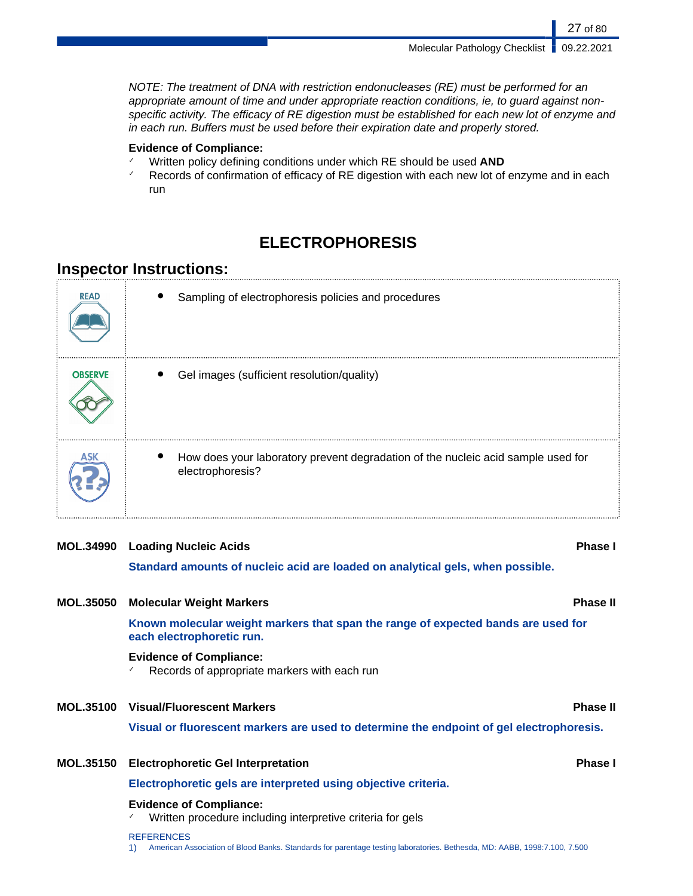*NOTE: The treatment of DNA with restriction endonucleases (RE) must be performed for an appropriate amount of time and under appropriate reaction conditions, ie, to guard against non-specific activity. The efficacy of RE digestion must be established for each new lot of enzyme and in each run. Buffers must be used before their expiration date and properly stored.*

**Evidence of Compliance:**
- Written policy defining conditions under which RE should be used **AND**
- Records of confirmation of efficacy of RE digestion with each new lot of enzyme and in each run

# ELECTROPHORESIS

## Inspector Instructions:

| | |
|---|---|
| READ | • Sampling of electrophoresis policies and procedures |
| OBSERVE | • Gel images (sufficient resolution/quality) |
| ASK | • How does your laboratory prevent degradation of the nucleic acid sample used for electrophoresis? |

**MOL.34990 Loading Nucleic Acids** **Phase I**

**Standard amounts of nucleic acid are loaded on analytical gels, when possible.**

**MOL.35050 Molecular Weight Markers** **Phase II**

**Known molecular weight markers that span the range of expected bands are used for each electrophoretic run.**

**Evidence of Compliance:**
- Records of appropriate markers with each run

**MOL.35100 Visual/Fluorescent Markers** **Phase II**

**Visual or fluorescent markers are used to determine the endpoint of gel electrophoresis.**

**MOL.35150 Electrophoretic Gel Interpretation** **Phase I**

**Electrophoretic gels are interpreted using objective criteria.**

**Evidence of Compliance:**
- Written procedure including interpretive criteria for gels

REFERENCES
1) American Association of Blood Banks. Standards for parentage testing laboratories. Bethesda, MD: AABB, 1998:7.100, 7.500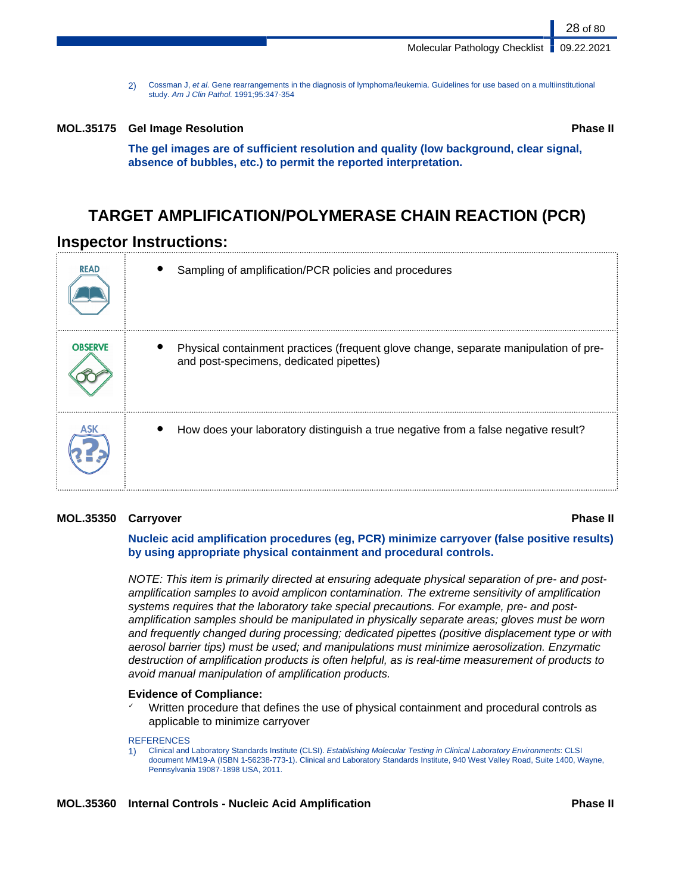2) Cossman J, *et al.* Gene rearrangements in the diagnosis of lymphoma/leukemia. Guidelines for use based on a multiinstitutional study. *Am J Clin Pathol.* 1991;95:347-354

**MOL.35175 Gel Image Resolution** **Phase II**

**The gel images are of sufficient resolution and quality (low background, clear signal, absence of bubbles, etc.) to permit the reported interpretation.**

# TARGET AMPLIFICATION/POLYMERASE CHAIN REACTION (PCR)

## Inspector Instructions:

| | |
|---|---|
| READ | • Sampling of amplification/PCR policies and procedures |
| OBSERVE | • Physical containment practices (frequent glove change, separate manipulation of pre- and post-specimens, dedicated pipettes) |
| ASK | • How does your laboratory distinguish a true negative from a false negative result? |

**MOL.35350 Carryover** **Phase II**

**Nucleic acid amplification procedures (eg, PCR) minimize carryover (false positive results) by using appropriate physical containment and procedural controls.**

*NOTE: This item is primarily directed at ensuring adequate physical separation of pre- and post-amplification samples to avoid amplicon contamination. The extreme sensitivity of amplification systems requires that the laboratory take special precautions. For example, pre- and post-amplification samples should be manipulated in physically separate areas; gloves must be worn and frequently changed during processing; dedicated pipettes (positive displacement type or with aerosol barrier tips) must be used; and manipulations must minimize aerosolization. Enzymatic destruction of amplification products is often helpful, as is real-time measurement of products to avoid manual manipulation of amplification products.*

**Evidence of Compliance:**

- ✓ Written procedure that defines the use of physical containment and procedural controls as applicable to minimize carryover

REFERENCES

1) Clinical and Laboratory Standards Institute (CLSI). *Establishing Molecular Testing in Clinical Laboratory Environments*: CLSI document MM19-A (ISBN 1-56238-773-1). Clinical and Laboratory Standards Institute, 940 West Valley Road, Suite 1400, Wayne, Pennsylvania 19087-1898 USA, 2011.

**MOL.35360 Internal Controls - Nucleic Acid Amplification** **Phase II**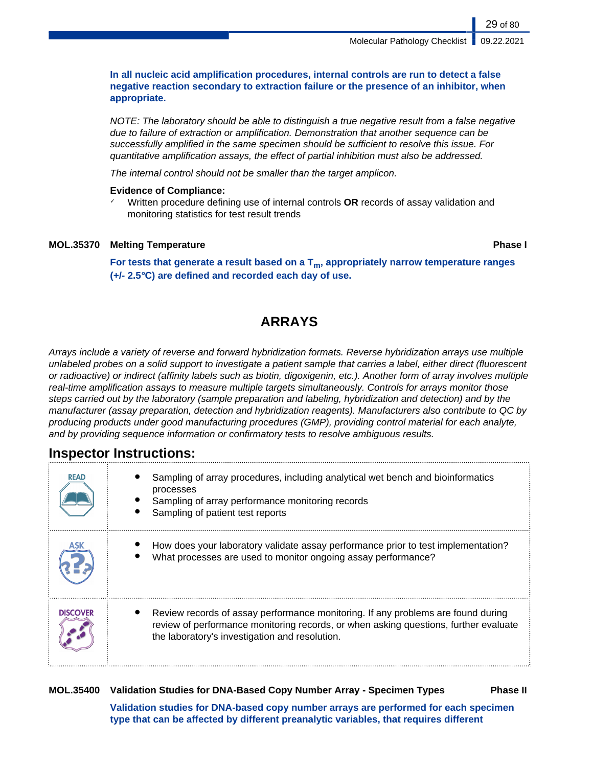**In all nucleic acid amplification procedures, internal controls are run to detect a false negative reaction secondary to extraction failure or the presence of an inhibitor, when appropriate.**

*NOTE: The laboratory should be able to distinguish a true negative result from a false negative due to failure of extraction or amplification. Demonstration that another sequence can be successfully amplified in the same specimen should be sufficient to resolve this issue. For quantitative amplification assays, the effect of partial inhibition must also be addressed.*

*The internal control should not be smaller than the target amplicon.*

**Evidence of Compliance:**

- ✓ Written procedure defining use of internal controls **OR** records of assay validation and monitoring statistics for test result trends

**MOL.35370 Melting Temperature** — **Phase I**

**For tests that generate a result based on a $T_m$, appropriately narrow temperature ranges (+/- 2.5°C) are defined and recorded each day of use.**

## ARRAYS

*Arrays include a variety of reverse and forward hybridization formats. Reverse hybridization arrays use multiple unlabeled probes on a solid support to investigate a patient sample that carries a label, either direct (fluorescent or radioactive) or indirect (affinity labels such as biotin, digoxigenin, etc.). Another form of array involves multiple real-time amplification assays to measure multiple targets simultaneously. Controls for arrays monitor those steps carried out by the laboratory (sample preparation and labeling, hybridization and detection) and by the manufacturer (assay preparation, detection and hybridization reagents). Manufacturers also contribute to QC by producing products under good manufacturing procedures (GMP), providing control material for each analyte, and by providing sequence information or confirmatory tests to resolve ambiguous results.*

### Inspector Instructions:

| | |
|---|---|
| READ | • Sampling of array procedures, including analytical wet bench and bioinformatics processes<br>• Sampling of array performance monitoring records<br>• Sampling of patient test reports |
| ASK | • How does your laboratory validate assay performance prior to test implementation?<br>• What processes are used to monitor ongoing assay performance? |
| DISCOVER | • Review records of assay performance monitoring. If any problems are found during review of performance monitoring records, or when asking questions, further evaluate the laboratory's investigation and resolution. |

**MOL.35400 Validation Studies for DNA-Based Copy Number Array - Specimen Types** — **Phase II**

**Validation studies for DNA-based copy number arrays are performed for each specimen type that can be affected by different preanalytic variables, that requires different**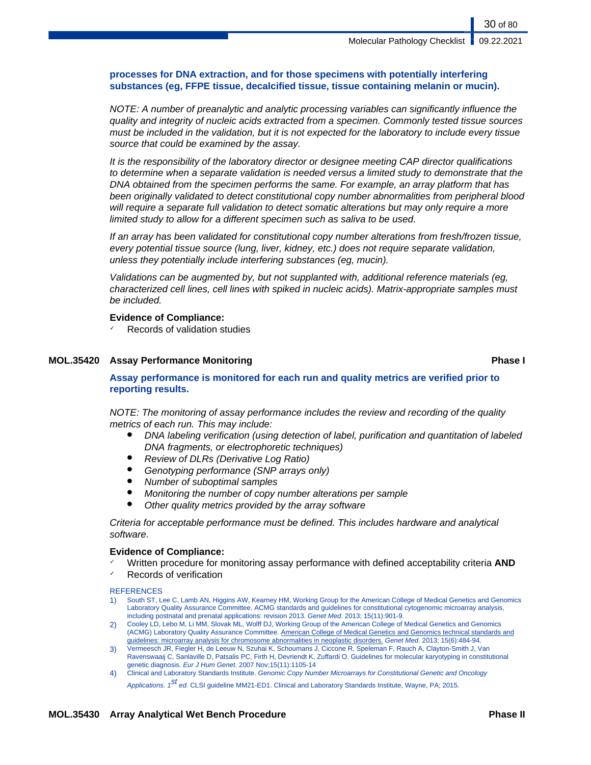**processes for DNA extraction, and for those specimens with potentially interfering substances (eg, FFPE tissue, decalcified tissue, tissue containing melanin or mucin).**

*NOTE: A number of preanalytic and analytic processing variables can significantly influence the quality and integrity of nucleic acids extracted from a specimen. Commonly tested tissue sources must be included in the validation, but it is not expected for the laboratory to include every tissue source that could be examined by the assay.*

*It is the responsibility of the laboratory director or designee meeting CAP director qualifications to determine when a separate validation is needed versus a limited study to demonstrate that the DNA obtained from the specimen performs the same. For example, an array platform that has been originally validated to detect constitutional copy number abnormalities from peripheral blood will require a separate full validation to detect somatic alterations but may only require a more limited study to allow for a different specimen such as saliva to be used.*

*If an array has been validated for constitutional copy number alterations from fresh/frozen tissue, every potential tissue source (lung, liver, kidney, etc.) does not require separate validation, unless they potentially include interfering substances (eg, mucin).*

*Validations can be augmented by, but not supplanted with, additional reference materials (eg, characterized cell lines, cell lines with spiked in nucleic acids). Matrix-appropriate samples must be included.*

**Evidence of Compliance:**

- ✓ Records of validation studies

## MOL.35420 Assay Performance Monitoring — Phase I

**Assay performance is monitored for each run and quality metrics are verified prior to reporting results.**

*NOTE: The monitoring of assay performance includes the review and recording of the quality metrics of each run. This may include:*

- *DNA labeling verification (using detection of label, purification and quantitation of labeled DNA fragments, or electrophoretic techniques)*
- *Review of DLRs (Derivative Log Ratio)*
- *Genotyping performance (SNP arrays only)*
- *Number of suboptimal samples*
- *Monitoring the number of copy number alterations per sample*
- *Other quality metrics provided by the array software*

*Criteria for acceptable performance must be defined. This includes hardware and analytical software.*

**Evidence of Compliance:**

- ✓ Written procedure for monitoring assay performance with defined acceptability criteria **AND**
- ✓ Records of verification

REFERENCES

1) South ST, Lee C, Lamb AN, Higgins AW, Kearney HM, Working Group for the American College of Medical Genetics and Genomics Laboratory Quality Assurance Committee. ACMG standards and guidelines for constitutional cytogenomic microarray analysis, including postnatal and prenatal applications: revision 2013. *Genet Med.* 2013; 15(11):901-9.
2) Cooley LD, Lebo M, Li MM, Slovak ML, Wolff DJ, Working Group of the American College of Medical Genetics and Genomics (ACMG) Laboratory Quality Assurance Committee. American College of Medical Genetics and Genomics technical standards and guidelines: microarray analysis for chromosome abnormalities in neoplastic disorders. *Genet Med.* 2013; 15(6):484-94.
3) Vermeesch JR, Fiegler H, de Leeuw N, Szuhai K, Schoumans J, Ciccone R, Speleman F, Rauch A, Clayton-Smith J, Van Ravenswaaij C, Sanlaville D, Patsalis PC, Firth H, Devriendt K, Zuffardi O. Guidelines for molecular karyotyping in constitutional genetic diagnosis. *Eur J Hum Genet.* 2007 Nov;15(11):1105-14
4) Clinical and Laboratory Standards Institute. *Genomic Copy Number Microarrays for Constitutional Genetic and Oncology Applications. 1st ed.* CLSI guideline MM21-ED1. Clinical and Laboratory Standards Institute, Wayne, PA; 2015.

## MOL.35430 Array Analytical Wet Bench Procedure — Phase II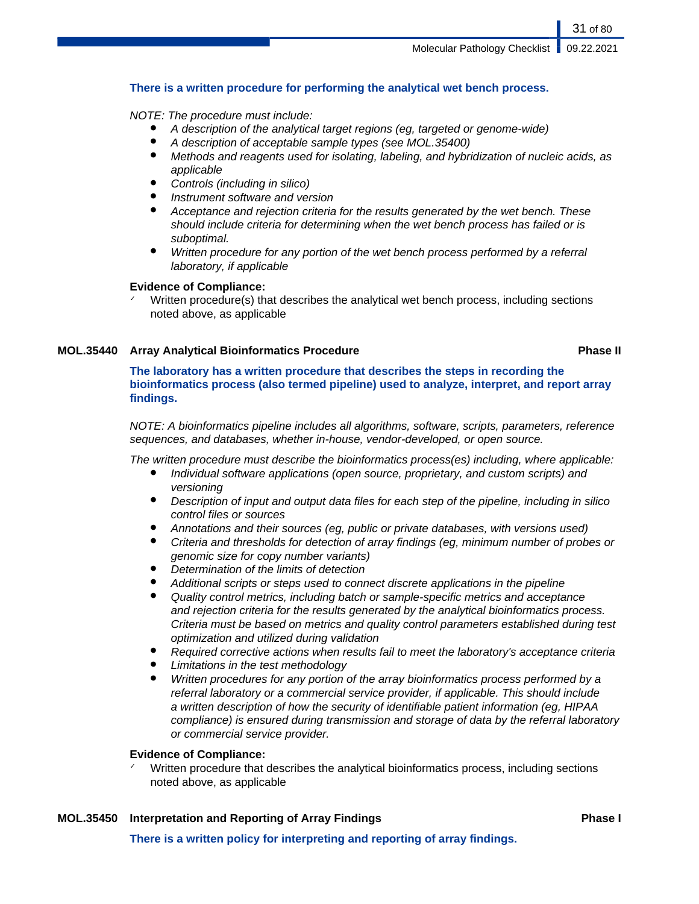**There is a written procedure for performing the analytical wet bench process.**

*NOTE: The procedure must include:*

- *A description of the analytical target regions (eg, targeted or genome-wide)*
- *A description of acceptable sample types (see MOL.35400)*
- *Methods and reagents used for isolating, labeling, and hybridization of nucleic acids, as applicable*
- *Controls (including in silico)*
- *Instrument software and version*
- *Acceptance and rejection criteria for the results generated by the wet bench. These should include criteria for determining when the wet bench process has failed or is suboptimal.*
- *Written procedure for any portion of the wet bench process performed by a referral laboratory, if applicable*

**Evidence of Compliance:**

- ✓ Written procedure(s) that describes the analytical wet bench process, including sections noted above, as applicable

### MOL.35440 Array Analytical Bioinformatics Procedure — Phase II

**The laboratory has a written procedure that describes the steps in recording the bioinformatics process (also termed pipeline) used to analyze, interpret, and report array findings.**

*NOTE: A bioinformatics pipeline includes all algorithms, software, scripts, parameters, reference sequences, and databases, whether in-house, vendor-developed, or open source.*

*The written procedure must describe the bioinformatics process(es) including, where applicable:*

- *Individual software applications (open source, proprietary, and custom scripts) and versioning*
- *Description of input and output data files for each step of the pipeline, including in silico control files or sources*
- *Annotations and their sources (eg, public or private databases, with versions used)*
- *Criteria and thresholds for detection of array findings (eg, minimum number of probes or genomic size for copy number variants)*
- *Determination of the limits of detection*
- *Additional scripts or steps used to connect discrete applications in the pipeline*
- *Quality control metrics, including batch or sample-specific metrics and acceptance and rejection criteria for the results generated by the analytical bioinformatics process. Criteria must be based on metrics and quality control parameters established during test optimization and utilized during validation*
- *Required corrective actions when results fail to meet the laboratory's acceptance criteria*
- *Limitations in the test methodology*
- *Written procedures for any portion of the array bioinformatics process performed by a referral laboratory or a commercial service provider, if applicable. This should include a written description of how the security of identifiable patient information (eg, HIPAA compliance) is ensured during transmission and storage of data by the referral laboratory or commercial service provider.*

**Evidence of Compliance:**

- ✓ Written procedure that describes the analytical bioinformatics process, including sections noted above, as applicable

### MOL.35450 Interpretation and Reporting of Array Findings — Phase I

**There is a written policy for interpreting and reporting of array findings.**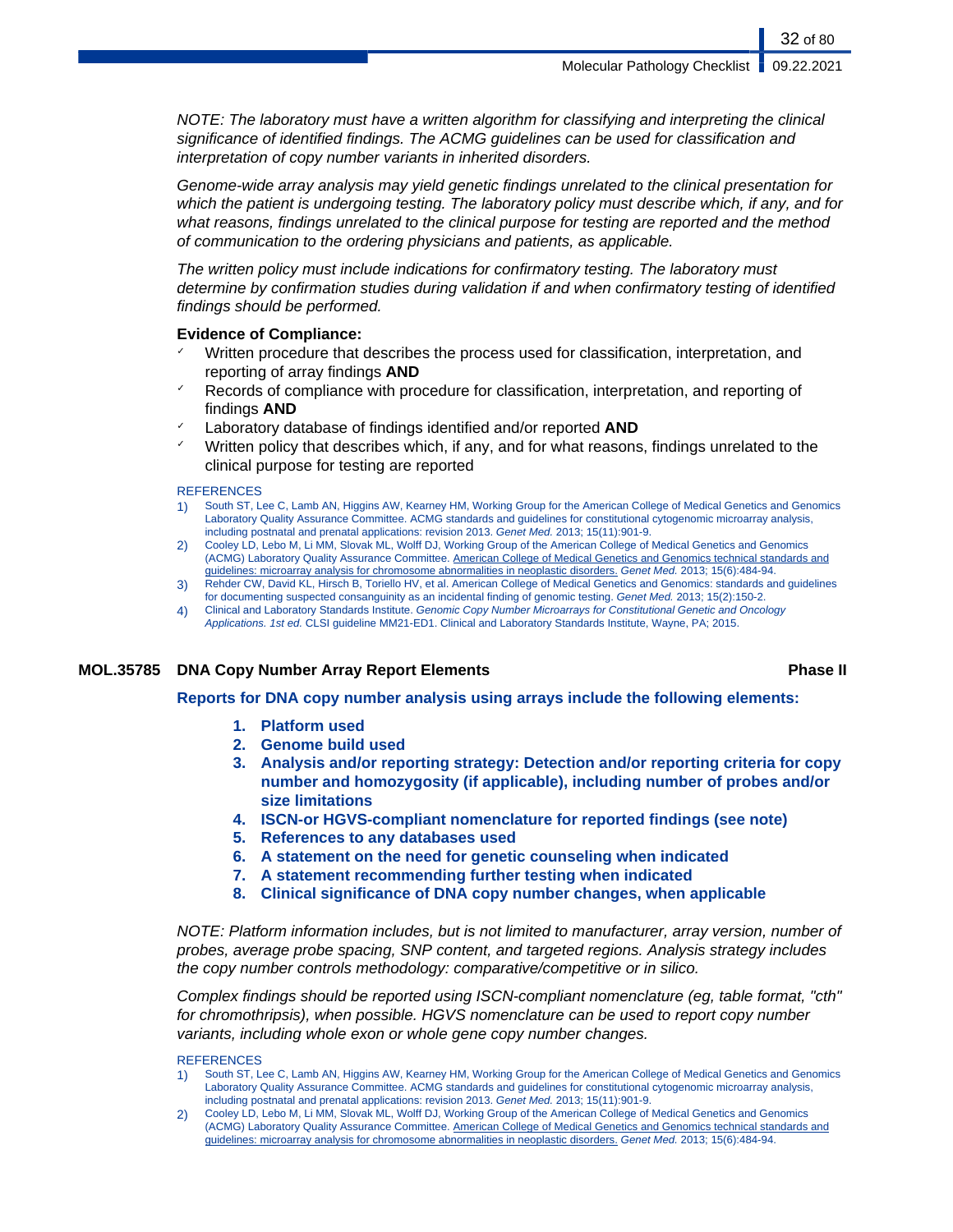*NOTE: The laboratory must have a written algorithm for classifying and interpreting the clinical significance of identified findings. The ACMG guidelines can be used for classification and interpretation of copy number variants in inherited disorders.*

*Genome-wide array analysis may yield genetic findings unrelated to the clinical presentation for which the patient is undergoing testing. The laboratory policy must describe which, if any, and for what reasons, findings unrelated to the clinical purpose for testing are reported and the method of communication to the ordering physicians and patients, as applicable.*

*The written policy must include indications for confirmatory testing. The laboratory must determine by confirmation studies during validation if and when confirmatory testing of identified findings should be performed.*

**Evidence of Compliance:**

- ✓ Written procedure that describes the process used for classification, interpretation, and reporting of array findings **AND**
- ✓ Records of compliance with procedure for classification, interpretation, and reporting of findings **AND**
- ✓ Laboratory database of findings identified and/or reported **AND**
- ✓ Written policy that describes which, if any, and for what reasons, findings unrelated to the clinical purpose for testing are reported

REFERENCES

1) South ST, Lee C, Lamb AN, Higgins AW, Kearney HM, Working Group for the American College of Medical Genetics and Genomics Laboratory Quality Assurance Committee. ACMG standards and guidelines for constitutional cytogenomic microarray analysis, including postnatal and prenatal applications: revision 2013. *Genet Med.* 2013; 15(11):901-9.
2) Cooley LD, Lebo M, Li MM, Slovak ML, Wolff DJ, Working Group of the American College of Medical Genetics and Genomics (ACMG) Laboratory Quality Assurance Committee. American College of Medical Genetics and Genomics technical standards and guidelines: microarray analysis for chromosome abnormalities in neoplastic disorders. *Genet Med.* 2013; 15(6):484-94.
3) Rehder CW, David KL, Hirsch B, Toriello HV, et al. American College of Medical Genetics and Genomics: standards and guidelines for documenting suspected consanguinity as an incidental finding of genomic testing. *Genet Med.* 2013; 15(2):150-2.
4) Clinical and Laboratory Standards Institute. *Genomic Copy Number Microarrays for Constitutional Genetic and Oncology Applications. 1st ed.* CLSI guideline MM21-ED1. Clinical and Laboratory Standards Institute, Wayne, PA; 2015.

## MOL.35785 DNA Copy Number Array Report Elements — Phase II

**Reports for DNA copy number analysis using arrays include the following elements:**

1. **Platform used**
2. **Genome build used**
3. **Analysis and/or reporting strategy: Detection and/or reporting criteria for copy number and homozygosity (if applicable), including number of probes and/or size limitations**
4. **ISCN-or HGVS-compliant nomenclature for reported findings (see note)**
5. **References to any databases used**
6. **A statement on the need for genetic counseling when indicated**
7. **A statement recommending further testing when indicated**
8. **Clinical significance of DNA copy number changes, when applicable**

*NOTE: Platform information includes, but is not limited to manufacturer, array version, number of probes, average probe spacing, SNP content, and targeted regions. Analysis strategy includes the copy number controls methodology: comparative/competitive or in silico.*

*Complex findings should be reported using ISCN-compliant nomenclature (eg, table format, "cth" for chromothripsis), when possible. HGVS nomenclature can be used to report copy number variants, including whole exon or whole gene copy number changes.*

REFERENCES

1) South ST, Lee C, Lamb AN, Higgins AW, Kearney HM, Working Group for the American College of Medical Genetics and Genomics Laboratory Quality Assurance Committee. ACMG standards and guidelines for constitutional cytogenomic microarray analysis, including postnatal and prenatal applications: revision 2013. *Genet Med.* 2013; 15(11):901-9.
2) Cooley LD, Lebo M, Li MM, Slovak ML, Wolff DJ, Working Group of the American College of Medical Genetics and Genomics (ACMG) Laboratory Quality Assurance Committee. American College of Medical Genetics and Genomics technical standards and guidelines: microarray analysis for chromosome abnormalities in neoplastic disorders. *Genet Med.* 2013; 15(6):484-94.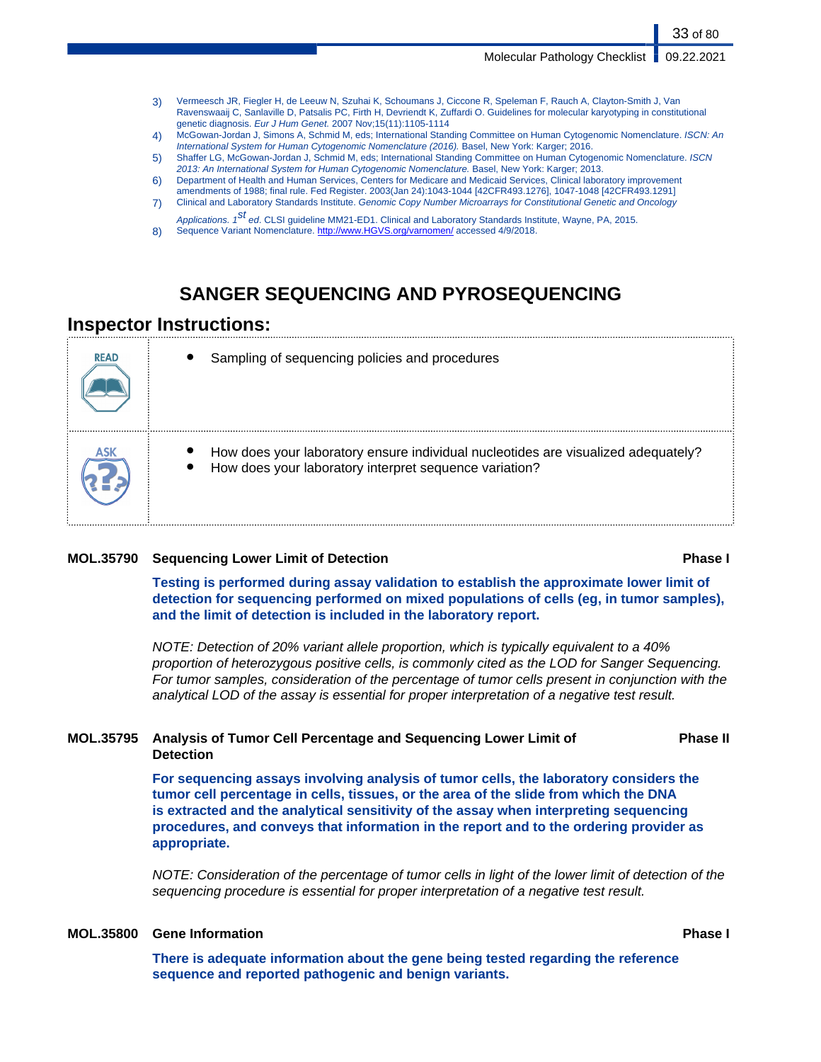3) Vermeesch JR, Fiegler H, de Leeuw N, Szuhai K, Schoumans J, Ciccone R, Speleman F, Rauch A, Clayton-Smith J, Van Ravenswaaij C, Sanlaville D, Patsalis PC, Firth H, Devriendt K, Zuffardi O. Guidelines for molecular karyotyping in constitutional genetic diagnosis. *Eur J Hum Genet.* 2007 Nov;15(11):1105-1114
4) McGowan-Jordan J, Simons A, Schmid M, eds; International Standing Committee on Human Cytogenomic Nomenclature. *ISCN: An International System for Human Cytogenomic Nomenclature (2016).* Basel, New York: Karger; 2016.
5) Shaffer LG, McGowan-Jordan J, Schmid M, eds; International Standing Committee on Human Cytogenomic Nomenclature. *ISCN 2013: An International System for Human Cytogenomic Nomenclature.* Basel, New York: Karger; 2013.
6) Department of Health and Human Services, Centers for Medicare and Medicaid Services, Clinical laboratory improvement amendments of 1988; final rule. Fed Register. 2003(Jan 24):1043-1044 [42CFR493.1276], 1047-1048 [42CFR493.1291]
7) Clinical and Laboratory Standards Institute. *Genomic Copy Number Microarrays for Constitutional Genetic and Oncology Applications. 1st ed.* CLSI guideline MM21-ED1. Clinical and Laboratory Standards Institute, Wayne, PA, 2015.
8) Sequence Variant Nomenclature. http://www.HGVS.org/varnomen/ accessed 4/9/2018.

# SANGER SEQUENCING AND PYROSEQUENCING

## Inspector Instructions:

| | |
|---|---|
| READ | • Sampling of sequencing policies and procedures |
| ASK | • How does your laboratory ensure individual nucleotides are visualized adequately?<br>• How does your laboratory interpret sequence variation? |

**MOL.35790 Sequencing Lower Limit of Detection** **Phase I**

**Testing is performed during assay validation to establish the approximate lower limit of detection for sequencing performed on mixed populations of cells (eg, in tumor samples), and the limit of detection is included in the laboratory report.**

*NOTE: Detection of 20% variant allele proportion, which is typically equivalent to a 40% proportion of heterozygous positive cells, is commonly cited as the LOD for Sanger Sequencing. For tumor samples, consideration of the percentage of tumor cells present in conjunction with the analytical LOD of the assay is essential for proper interpretation of a negative test result.*

**MOL.35795 Analysis of Tumor Cell Percentage and Sequencing Lower Limit of Detection** **Phase II**

**For sequencing assays involving analysis of tumor cells, the laboratory considers the tumor cell percentage in cells, tissues, or the area of the slide from which the DNA is extracted and the analytical sensitivity of the assay when interpreting sequencing procedures, and conveys that information in the report and to the ordering provider as appropriate.**

*NOTE: Consideration of the percentage of tumor cells in light of the lower limit of detection of the sequencing procedure is essential for proper interpretation of a negative test result.*

**MOL.35800 Gene Information** **Phase I**

**There is adequate information about the gene being tested regarding the reference sequence and reported pathogenic and benign variants.**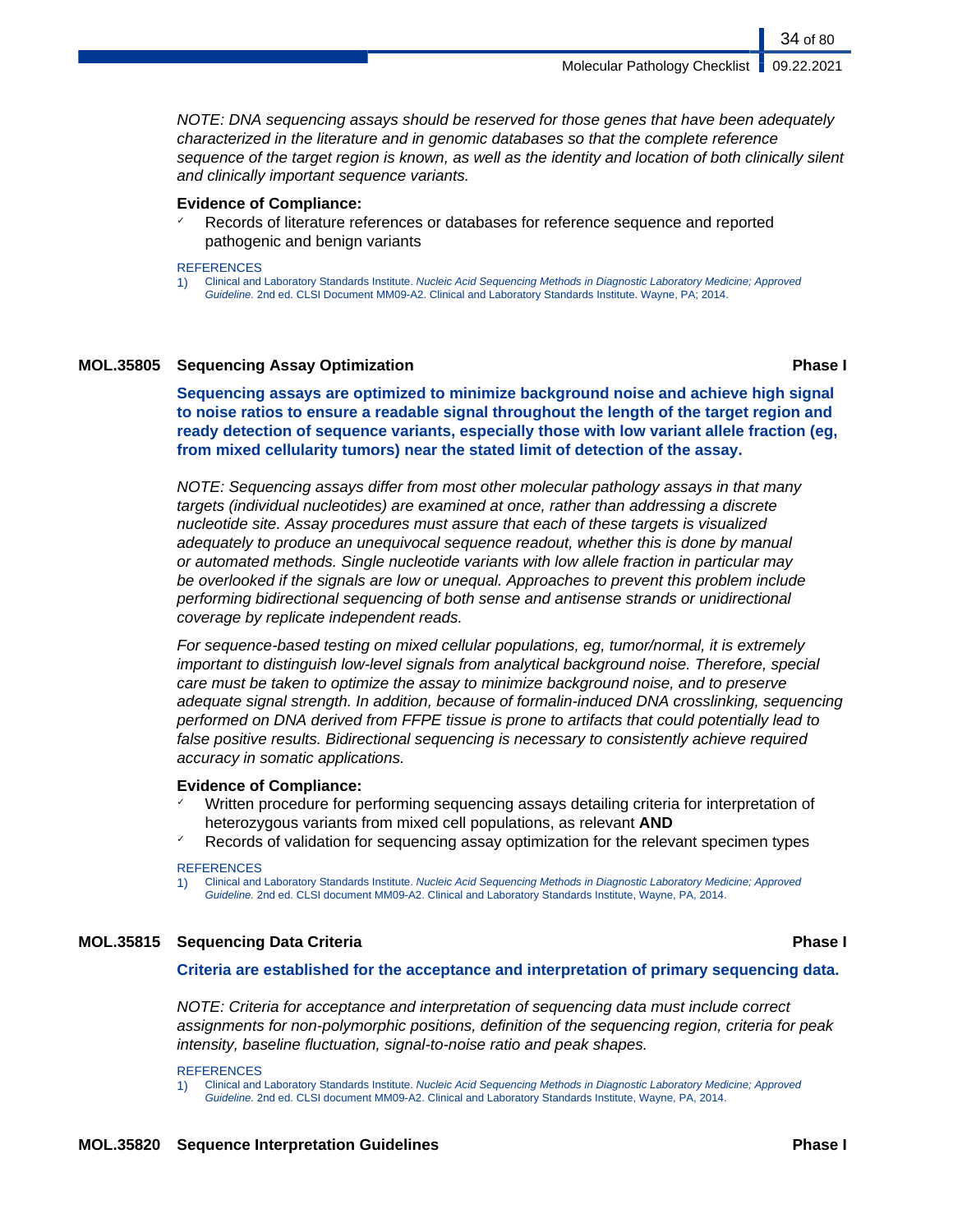*NOTE: DNA sequencing assays should be reserved for those genes that have been adequately characterized in the literature and in genomic databases so that the complete reference sequence of the target region is known, as well as the identity and location of both clinically silent and clinically important sequence variants.*

**Evidence of Compliance:**

- ✓ Records of literature references or databases for reference sequence and reported pathogenic and benign variants

REFERENCES

1) Clinical and Laboratory Standards Institute. *Nucleic Acid Sequencing Methods in Diagnostic Laboratory Medicine; Approved Guideline.* 2nd ed. CLSI Document MM09-A2. Clinical and Laboratory Standards Institute. Wayne, PA; 2014.

## MOL.35805 Sequencing Assay Optimization — Phase I

**Sequencing assays are optimized to minimize background noise and achieve high signal to noise ratios to ensure a readable signal throughout the length of the target region and ready detection of sequence variants, especially those with low variant allele fraction (eg, from mixed cellularity tumors) near the stated limit of detection of the assay.**

*NOTE: Sequencing assays differ from most other molecular pathology assays in that many targets (individual nucleotides) are examined at once, rather than addressing a discrete nucleotide site. Assay procedures must assure that each of these targets is visualized adequately to produce an unequivocal sequence readout, whether this is done by manual or automated methods. Single nucleotide variants with low allele fraction in particular may be overlooked if the signals are low or unequal. Approaches to prevent this problem include performing bidirectional sequencing of both sense and antisense strands or unidirectional coverage by replicate independent reads.*

*For sequence-based testing on mixed cellular populations, eg, tumor/normal, it is extremely important to distinguish low-level signals from analytical background noise. Therefore, special care must be taken to optimize the assay to minimize background noise, and to preserve adequate signal strength. In addition, because of formalin-induced DNA crosslinking, sequencing performed on DNA derived from FFPE tissue is prone to artifacts that could potentially lead to false positive results. Bidirectional sequencing is necessary to consistently achieve required accuracy in somatic applications.*

**Evidence of Compliance:**

- ✓ Written procedure for performing sequencing assays detailing criteria for interpretation of heterozygous variants from mixed cell populations, as relevant **AND**
- ✓ Records of validation for sequencing assay optimization for the relevant specimen types

REFERENCES

1) Clinical and Laboratory Standards Institute. *Nucleic Acid Sequencing Methods in Diagnostic Laboratory Medicine; Approved Guideline.* 2nd ed. CLSI document MM09-A2. Clinical and Laboratory Standards Institute, Wayne, PA, 2014.

## MOL.35815 Sequencing Data Criteria — Phase I

**Criteria are established for the acceptance and interpretation of primary sequencing data.**

*NOTE: Criteria for acceptance and interpretation of sequencing data must include correct assignments for non-polymorphic positions, definition of the sequencing region, criteria for peak intensity, baseline fluctuation, signal-to-noise ratio and peak shapes.*

REFERENCES

1) Clinical and Laboratory Standards Institute. *Nucleic Acid Sequencing Methods in Diagnostic Laboratory Medicine; Approved Guideline.* 2nd ed. CLSI document MM09-A2. Clinical and Laboratory Standards Institute, Wayne, PA, 2014.

## MOL.35820 Sequence Interpretation Guidelines — Phase I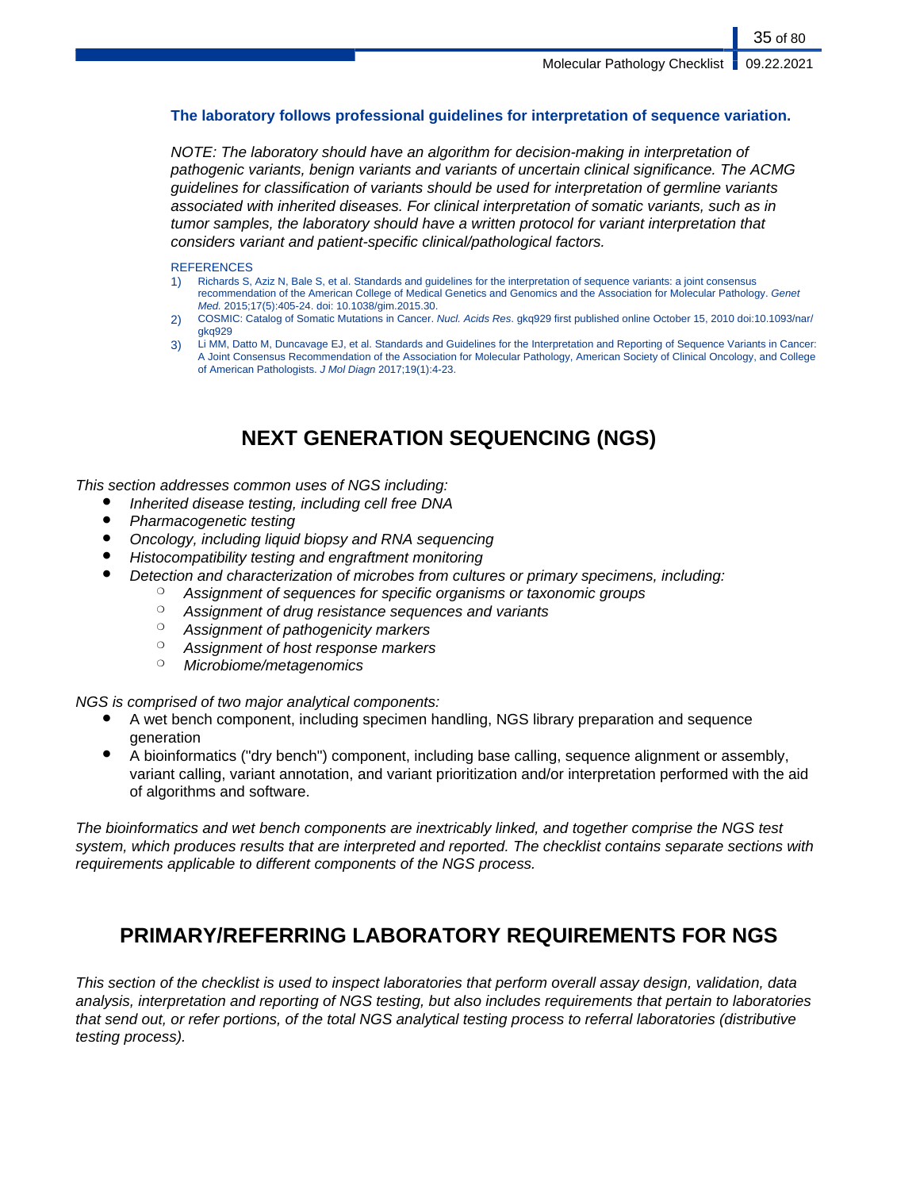**The laboratory follows professional guidelines for interpretation of sequence variation.**

*NOTE: The laboratory should have an algorithm for decision-making in interpretation of pathogenic variants, benign variants and variants of uncertain clinical significance. The ACMG guidelines for classification of variants should be used for interpretation of germline variants associated with inherited diseases. For clinical interpretation of somatic variants, such as in tumor samples, the laboratory should have a written protocol for variant interpretation that considers variant and patient-specific clinical/pathological factors.*

REFERENCES

1) Richards S, Aziz N, Bale S, et al. Standards and guidelines for the interpretation of sequence variants: a joint consensus recommendation of the American College of Medical Genetics and Genomics and the Association for Molecular Pathology. *Genet Med.* 2015;17(5):405-24. doi: 10.1038/gim.2015.30.
2) COSMIC: Catalog of Somatic Mutations in Cancer. *Nucl. Acids Res*. gkq929 first published online October 15, 2010 doi:10.1093/nar/gkq929
3) Li MM, Datto M, Duncavage EJ, et al. Standards and Guidelines for the Interpretation and Reporting of Sequence Variants in Cancer: A Joint Consensus Recommendation of the Association for Molecular Pathology, American Society of Clinical Oncology, and College of American Pathologists. *J Mol Diagn* 2017;19(1):4-23.

# NEXT GENERATION SEQUENCING (NGS)

*This section addresses common uses of NGS including:*

- *Inherited disease testing, including cell free DNA*
- *Pharmacogenetic testing*
- *Oncology, including liquid biopsy and RNA sequencing*
- *Histocompatibility testing and engraftment monitoring*
- *Detection and characterization of microbes from cultures or primary specimens, including:*
  - *Assignment of sequences for specific organisms or taxonomic groups*
  - *Assignment of drug resistance sequences and variants*
  - *Assignment of pathogenicity markers*
  - *Assignment of host response markers*
  - *Microbiome/metagenomics*

*NGS is comprised of two major analytical components:*

- A wet bench component, including specimen handling, NGS library preparation and sequence generation
- A bioinformatics ("dry bench") component, including base calling, sequence alignment or assembly, variant calling, variant annotation, and variant prioritization and/or interpretation performed with the aid of algorithms and software.

*The bioinformatics and wet bench components are inextricably linked, and together comprise the NGS test system, which produces results that are interpreted and reported. The checklist contains separate sections with requirements applicable to different components of the NGS process.*

# PRIMARY/REFERRING LABORATORY REQUIREMENTS FOR NGS

*This section of the checklist is used to inspect laboratories that perform overall assay design, validation, data analysis, interpretation and reporting of NGS testing, but also includes requirements that pertain to laboratories that send out, or refer portions, of the total NGS analytical testing process to referral laboratories (distributive testing process).*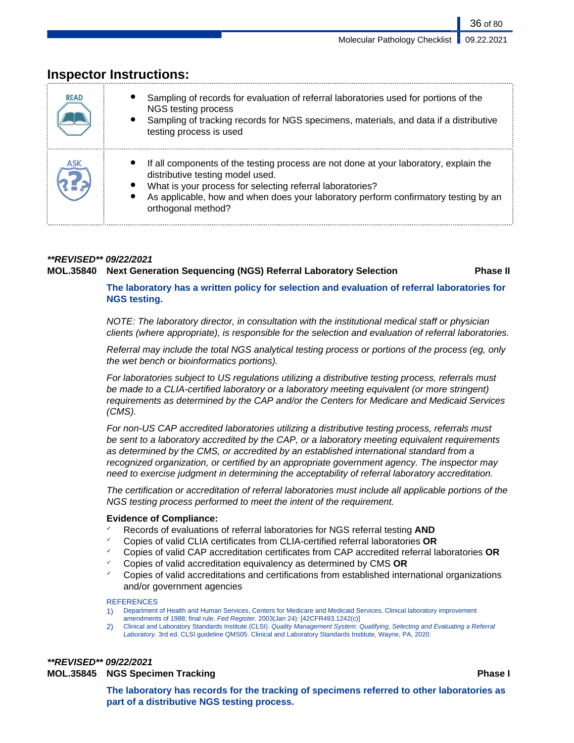## Inspector Instructions:

| | |
|---|---|
| READ | • Sampling of records for evaluation of referral laboratories used for portions of the NGS testing process<br>• Sampling of tracking records for NGS specimens, materials, and data if a distributive testing process is used |
| ASK | • If all components of the testing process are not done at your laboratory, explain the distributive testing model used.<br>• What is your process for selecting referral laboratories?<br>• As applicable, how and when does your laboratory perform confirmatory testing by an orthogonal method? |

***\*\*REVISED\*\* 09/22/2021***

**MOL.35840 Next Generation Sequencing (NGS) Referral Laboratory Selection** **Phase II**

**The laboratory has a written policy for selection and evaluation of referral laboratories for NGS testing.**

*NOTE: The laboratory director, in consultation with the institutional medical staff or physician clients (where appropriate), is responsible for the selection and evaluation of referral laboratories.*

*Referral may include the total NGS analytical testing process or portions of the process (eg, only the wet bench or bioinformatics portions).*

*For laboratories subject to US regulations utilizing a distributive testing process, referrals must be made to a CLIA-certified laboratory or a laboratory meeting equivalent (or more stringent) requirements as determined by the CAP and/or the Centers for Medicare and Medicaid Services (CMS).*

*For non-US CAP accredited laboratories utilizing a distributive testing process, referrals must be sent to a laboratory accredited by the CAP, or a laboratory meeting equivalent requirements as determined by the CMS, or accredited by an established international standard from a recognized organization, or certified by an appropriate government agency. The inspector may need to exercise judgment in determining the acceptability of referral laboratory accreditation.*

*The certification or accreditation of referral laboratories must include all applicable portions of the NGS testing process performed to meet the intent of the requirement.*

**Evidence of Compliance:**

- ✓ Records of evaluations of referral laboratories for NGS referral testing **AND**
- ✓ Copies of valid CLIA certificates from CLIA-certified referral laboratories **OR**
- ✓ Copies of valid CAP accreditation certificates from CAP accredited referral laboratories **OR**
- ✓ Copies of valid accreditation equivalency as determined by CMS **OR**
- ✓ Copies of valid accreditations and certifications from established international organizations and/or government agencies

REFERENCES

1) Department of Health and Human Services, Centers for Medicare and Medicaid Services, Clinical laboratory improvement amendments of 1988; final rule. *Fed Register*. 2003(Jan 24): [42CFR493.1242(c)]
2) Clinical and Laboratory Standards Institute (CLSI). *Quality Management System: Qualifying, Selecting and Evaluating a Referral Laboratory.* 3rd ed. CLSI guideline QMS05. Clinical and Laboratory Standards Institute, Wayne, PA, 2020.

***\*\*REVISED\*\* 09/22/2021***

**MOL.35845 NGS Specimen Tracking** **Phase I**

**The laboratory has records for the tracking of specimens referred to other laboratories as part of a distributive NGS testing process.**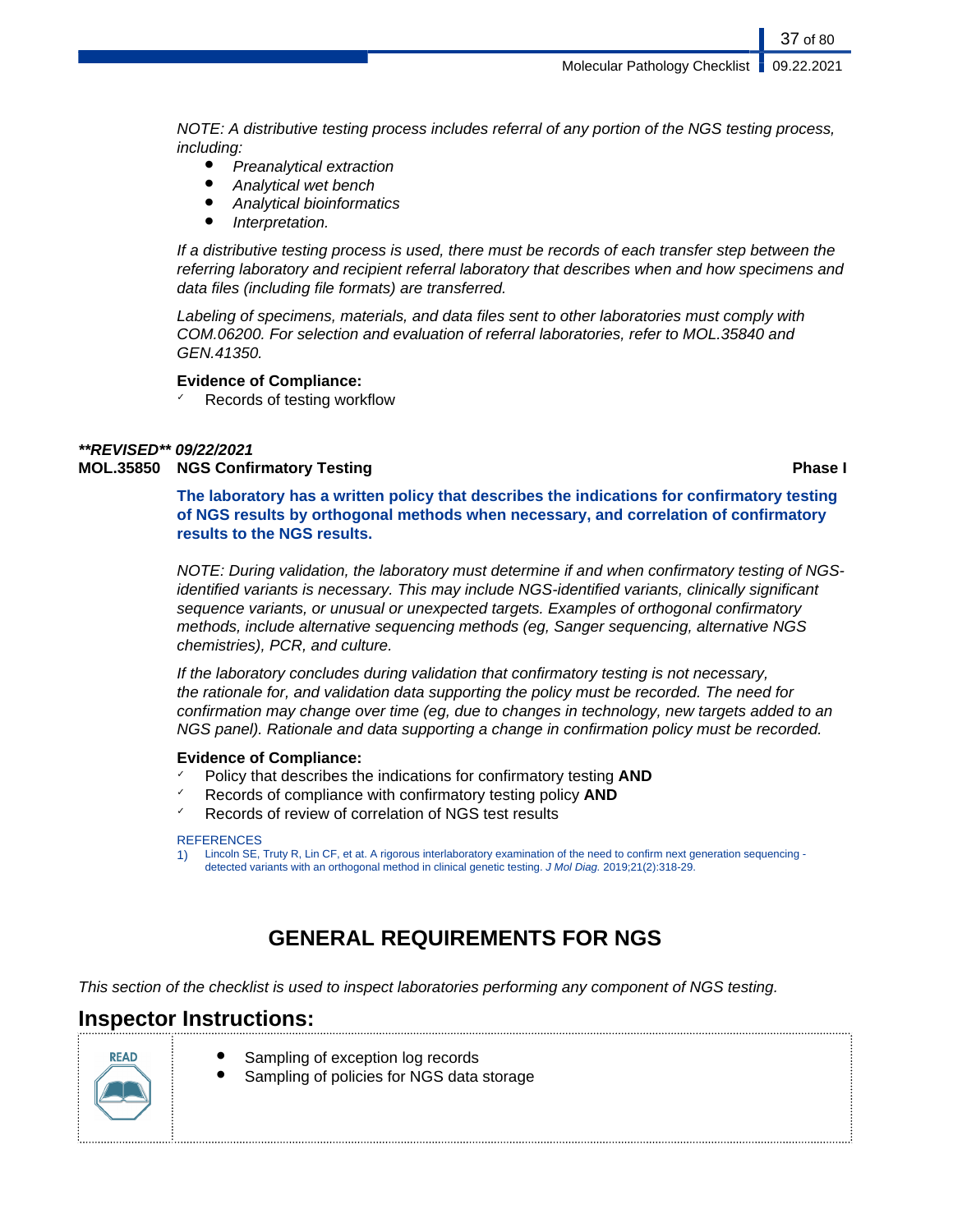*NOTE: A distributive testing process includes referral of any portion of the NGS testing process, including:*

- *Preanalytical extraction*
- *Analytical wet bench*
- *Analytical bioinformatics*
- *Interpretation.*

*If a distributive testing process is used, there must be records of each transfer step between the referring laboratory and recipient referral laboratory that describes when and how specimens and data files (including file formats) are transferred.*

*Labeling of specimens, materials, and data files sent to other laboratories must comply with COM.06200. For selection and evaluation of referral laboratories, refer to MOL.35840 and GEN.41350.*

**Evidence of Compliance:**

- ✓ Records of testing workflow

***\*\*REVISED\*\* 09/22/2021***

**MOL.35850 NGS Confirmatory Testing** **Phase I**

**The laboratory has a written policy that describes the indications for confirmatory testing of NGS results by orthogonal methods when necessary, and correlation of confirmatory results to the NGS results.**

*NOTE: During validation, the laboratory must determine if and when confirmatory testing of NGS-identified variants is necessary. This may include NGS-identified variants, clinically significant sequence variants, or unusual or unexpected targets. Examples of orthogonal confirmatory methods, include alternative sequencing methods (eg, Sanger sequencing, alternative NGS chemistries), PCR, and culture.*

*If the laboratory concludes during validation that confirmatory testing is not necessary, the rationale for, and validation data supporting the policy must be recorded. The need for confirmation may change over time (eg, due to changes in technology, new targets added to an NGS panel). Rationale and data supporting a change in confirmation policy must be recorded.*

**Evidence of Compliance:**

- ✓ Policy that describes the indications for confirmatory testing **AND**
- ✓ Records of compliance with confirmatory testing policy **AND**
- ✓ Records of review of correlation of NGS test results

REFERENCES

1) Lincoln SE, Truty R, Lin CF, et at. A rigorous interlaboratory examination of the need to confirm next generation sequencing - detected variants with an orthogonal method in clinical genetic testing. *J Mol Diag.* 2019;21(2):318-29.

# GENERAL REQUIREMENTS FOR NGS

*This section of the checklist is used to inspect laboratories performing any component of NGS testing.*

## Inspector Instructions:

READ

- Sampling of exception log records
- Sampling of policies for NGS data storage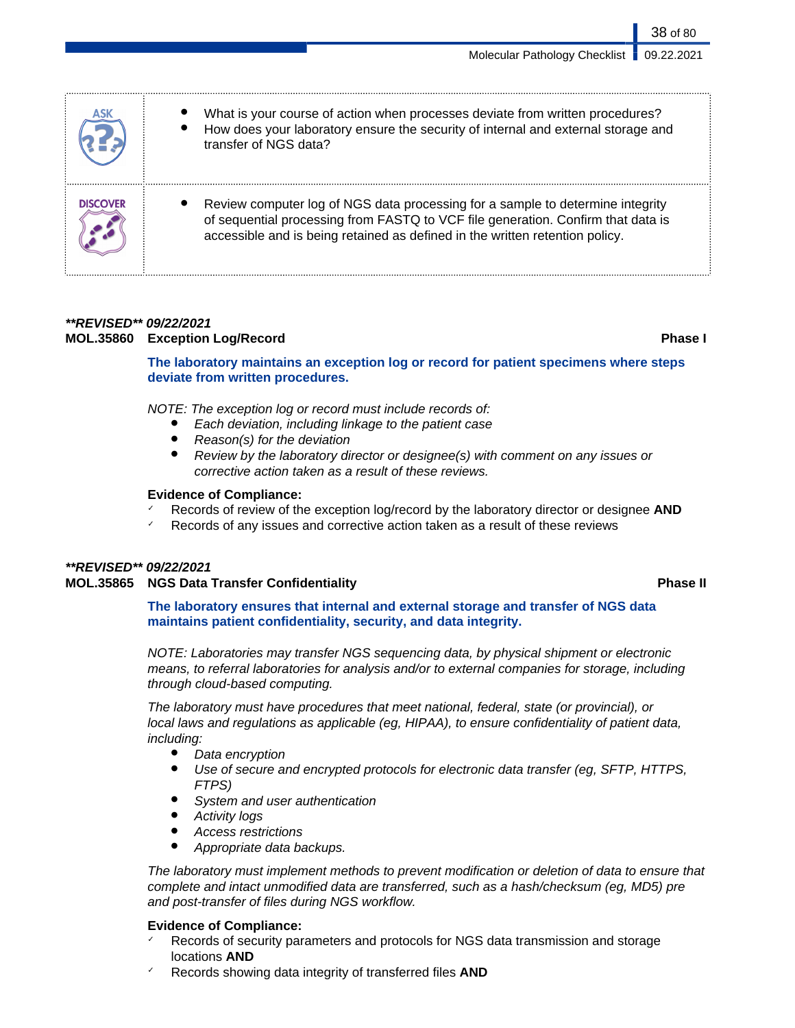| | |
|---|---|
| **ASK** | • What is your course of action when processes deviate from written procedures?<br>• How does your laboratory ensure the security of internal and external storage and transfer of NGS data? |
| **DISCOVER** | • Review computer log of NGS data processing for a sample to determine integrity of sequential processing from FASTQ to VCF file generation. Confirm that data is accessible and is being retained as defined in the written retention policy. |

***\*\*REVISED\*\* 09/22/2021***

**MOL.35860 Exception Log/Record** **Phase I**

**The laboratory maintains an exception log or record for patient specimens where steps deviate from written procedures.**

*NOTE: The exception log or record must include records of:*

- *Each deviation, including linkage to the patient case*
- *Reason(s) for the deviation*
- *Review by the laboratory director or designee(s) with comment on any issues or corrective action taken as a result of these reviews.*

**Evidence of Compliance:**

- ✓ Records of review of the exception log/record by the laboratory director or designee **AND**
- ✓ Records of any issues and corrective action taken as a result of these reviews

***\*\*REVISED\*\* 09/22/2021***

**MOL.35865 NGS Data Transfer Confidentiality** **Phase II**

**The laboratory ensures that internal and external storage and transfer of NGS data maintains patient confidentiality, security, and data integrity.**

*NOTE: Laboratories may transfer NGS sequencing data, by physical shipment or electronic means, to referral laboratories for analysis and/or to external companies for storage, including through cloud-based computing.*

*The laboratory must have procedures that meet national, federal, state (or provincial), or local laws and regulations as applicable (eg, HIPAA), to ensure confidentiality of patient data, including:*

- *Data encryption*
- *Use of secure and encrypted protocols for electronic data transfer (eg, SFTP, HTTPS, FTPS)*
- *System and user authentication*
- *Activity logs*
- *Access restrictions*
- *Appropriate data backups.*

*The laboratory must implement methods to prevent modification or deletion of data to ensure that complete and intact unmodified data are transferred, such as a hash/checksum (eg, MD5) pre and post-transfer of files during NGS workflow.*

**Evidence of Compliance:**

- ✓ Records of security parameters and protocols for NGS data transmission and storage locations **AND**
- ✓ Records showing data integrity of transferred files **AND**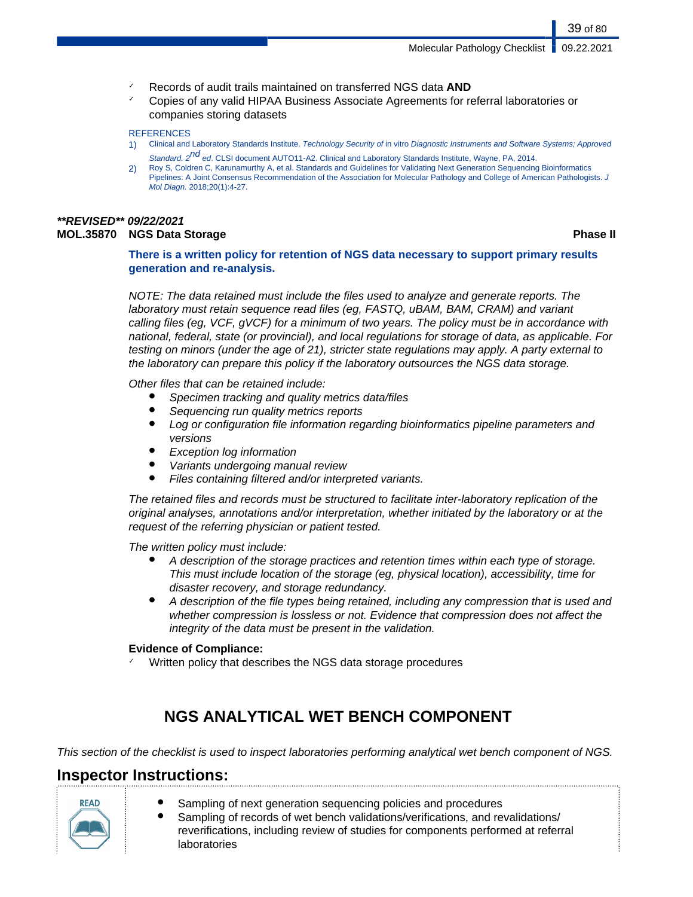- Records of audit trails maintained on transferred NGS data **AND**
- Copies of any valid HIPAA Business Associate Agreements for referral laboratories or companies storing datasets

REFERENCES

1) Clinical and Laboratory Standards Institute. *Technology Security of* in vitro *Diagnostic Instruments and Software Systems; Approved Standard. 2nd ed.* CLSI document AUTO11-A2. Clinical and Laboratory Standards Institute, Wayne, PA, 2014.
2) Roy S, Coldren C, Karunamurthy A, et al. Standards and Guidelines for Validating Next Generation Sequencing Bioinformatics Pipelines: A Joint Consensus Recommendation of the Association for Molecular Pathology and College of American Pathologists. *J Mol Diagn.* 2018;20(1):4-27.

***\*\*REVISED\*\* 09/22/2021***

**MOL.35870 NGS Data Storage** **Phase II**

**There is a written policy for retention of NGS data necessary to support primary results generation and re-analysis.**

*NOTE: The data retained must include the files used to analyze and generate reports. The laboratory must retain sequence read files (eg, FASTQ, uBAM, BAM, CRAM) and variant calling files (eg, VCF, gVCF) for a minimum of two years. The policy must be in accordance with national, federal, state (or provincial), and local regulations for storage of data, as applicable. For testing on minors (under the age of 21), stricter state regulations may apply. A party external to the laboratory can prepare this policy if the laboratory outsources the NGS data storage.*

*Other files that can be retained include:*

- *Specimen tracking and quality metrics data/files*
- *Sequencing run quality metrics reports*
- *Log or configuration file information regarding bioinformatics pipeline parameters and versions*
- *Exception log information*
- *Variants undergoing manual review*
- *Files containing filtered and/or interpreted variants.*

*The retained files and records must be structured to facilitate inter-laboratory replication of the original analyses, annotations and/or interpretation, whether initiated by the laboratory or at the request of the referring physician or patient tested.*

*The written policy must include:*

- *A description of the storage practices and retention times within each type of storage. This must include location of the storage (eg, physical location), accessibility, time for disaster recovery, and storage redundancy.*
- *A description of the file types being retained, including any compression that is used and whether compression is lossless or not. Evidence that compression does not affect the integrity of the data must be present in the validation.*

**Evidence of Compliance:**

- Written policy that describes the NGS data storage procedures

## NGS ANALYTICAL WET BENCH COMPONENT

*This section of the checklist is used to inspect laboratories performing analytical wet bench component of NGS.*

## Inspector Instructions:

READ

- Sampling of next generation sequencing policies and procedures
- Sampling of records of wet bench validations/verifications, and revalidations/reverifications, including review of studies for components performed at referral laboratories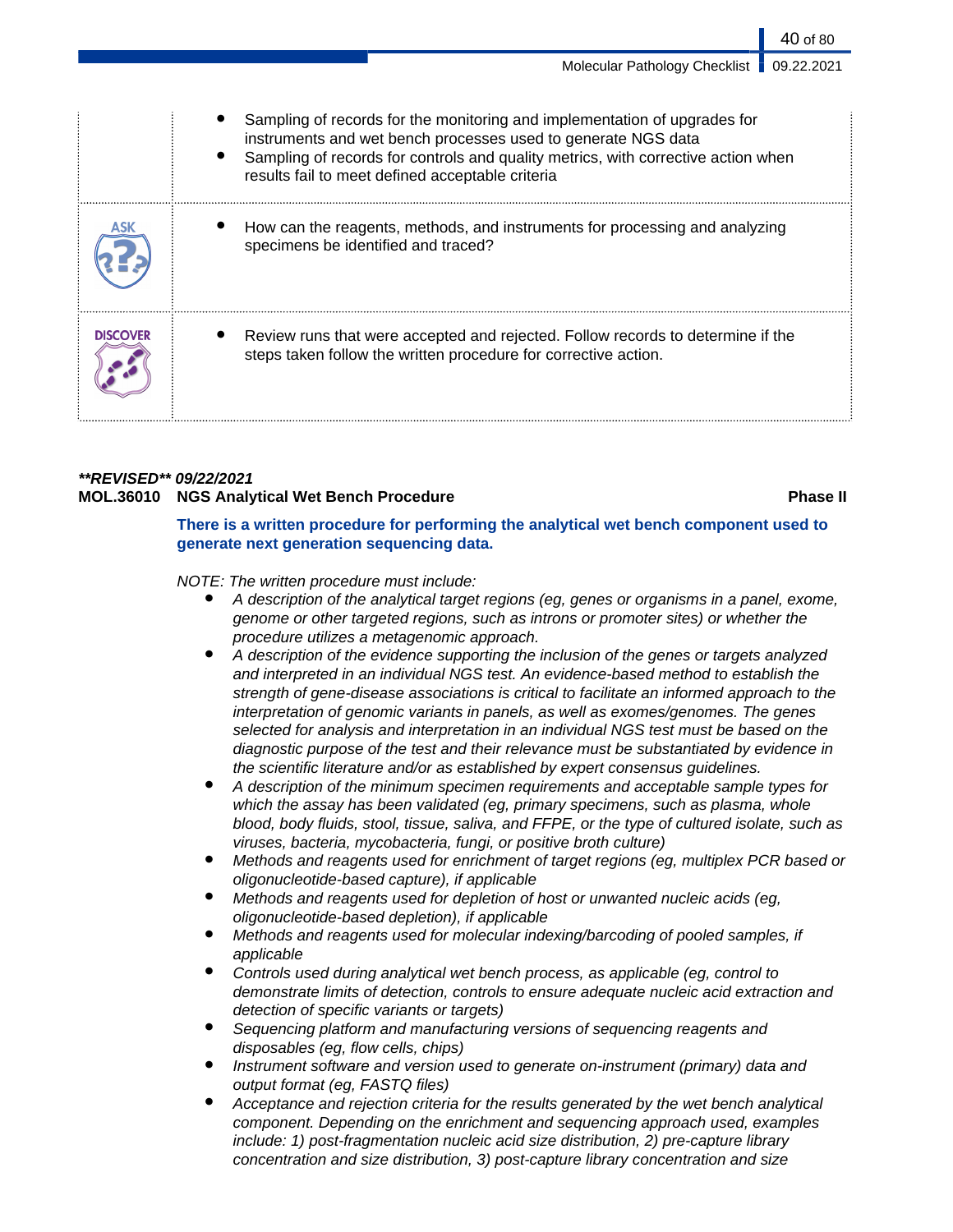- Sampling of records for the monitoring and implementation of upgrades for instruments and wet bench processes used to generate NGS data
- Sampling of records for controls and quality metrics, with corrective action when results fail to meet defined acceptable criteria

**ASK**

- How can the reagents, methods, and instruments for processing and analyzing specimens be identified and traced?

**DISCOVER**

- Review runs that were accepted and rejected. Follow records to determine if the steps taken follow the written procedure for corrective action.

***\*\*REVISED\*\* 09/22/2021***

**MOL.36010 NGS Analytical Wet Bench Procedure** **Phase II**

**There is a written procedure for performing the analytical wet bench component used to generate next generation sequencing data.**

*NOTE: The written procedure must include:*

- *A description of the analytical target regions (eg, genes or organisms in a panel, exome, genome or other targeted regions, such as introns or promoter sites) or whether the procedure utilizes a metagenomic approach.*
- *A description of the evidence supporting the inclusion of the genes or targets analyzed and interpreted in an individual NGS test. An evidence-based method to establish the strength of gene-disease associations is critical to facilitate an informed approach to the interpretation of genomic variants in panels, as well as exomes/genomes. The genes selected for analysis and interpretation in an individual NGS test must be based on the diagnostic purpose of the test and their relevance must be substantiated by evidence in the scientific literature and/or as established by expert consensus guidelines.*
- *A description of the minimum specimen requirements and acceptable sample types for which the assay has been validated (eg, primary specimens, such as plasma, whole blood, body fluids, stool, tissue, saliva, and FFPE, or the type of cultured isolate, such as viruses, bacteria, mycobacteria, fungi, or positive broth culture)*
- *Methods and reagents used for enrichment of target regions (eg, multiplex PCR based or oligonucleotide-based capture), if applicable*
- *Methods and reagents used for depletion of host or unwanted nucleic acids (eg, oligonucleotide-based depletion), if applicable*
- *Methods and reagents used for molecular indexing/barcoding of pooled samples, if applicable*
- *Controls used during analytical wet bench process, as applicable (eg, control to demonstrate limits of detection, controls to ensure adequate nucleic acid extraction and detection of specific variants or targets)*
- *Sequencing platform and manufacturing versions of sequencing reagents and disposables (eg, flow cells, chips)*
- *Instrument software and version used to generate on-instrument (primary) data and output format (eg, FASTQ files)*
- *Acceptance and rejection criteria for the results generated by the wet bench analytical component. Depending on the enrichment and sequencing approach used, examples include: 1) post-fragmentation nucleic acid size distribution, 2) pre-capture library concentration and size distribution, 3) post-capture library concentration and size*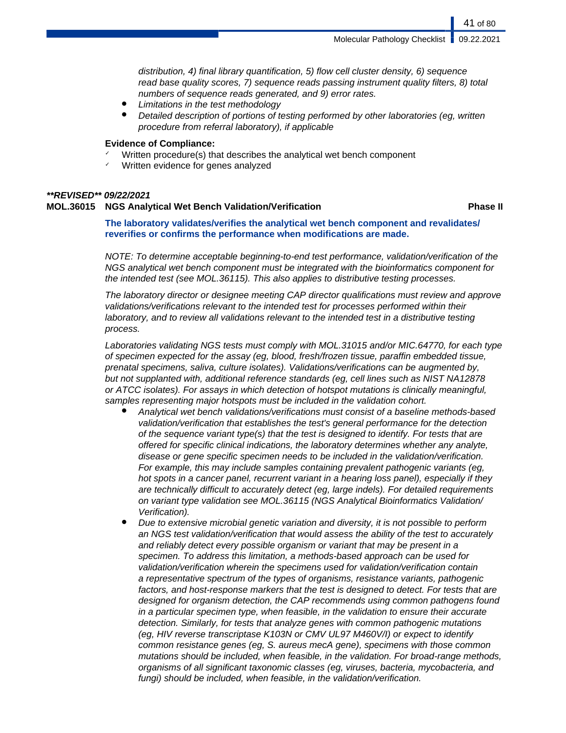*distribution, 4) final library quantification, 5) flow cell cluster density, 6) sequence read base quality scores, 7) sequence reads passing instrument quality filters, 8) total numbers of sequence reads generated, and 9) error rates.*

- *Limitations in the test methodology*
- *Detailed description of portions of testing performed by other laboratories (eg, written procedure from referral laboratory), if applicable*

**Evidence of Compliance:**

- ✓ Written procedure(s) that describes the analytical wet bench component
- ✓ Written evidence for genes analyzed

***\*\*REVISED\*\* 09/22/2021***

**MOL.36015 NGS Analytical Wet Bench Validation/Verification** **Phase II**

**The laboratory validates/verifies the analytical wet bench component and revalidates/reverifies or confirms the performance when modifications are made.**

*NOTE: To determine acceptable beginning-to-end test performance, validation/verification of the NGS analytical wet bench component must be integrated with the bioinformatics component for the intended test (see MOL.36115). This also applies to distributive testing processes.*

*The laboratory director or designee meeting CAP director qualifications must review and approve validations/verifications relevant to the intended test for processes performed within their laboratory, and to review all validations relevant to the intended test in a distributive testing process.*

*Laboratories validating NGS tests must comply with MOL.31015 and/or MIC.64770, for each type of specimen expected for the assay (eg, blood, fresh/frozen tissue, paraffin embedded tissue, prenatal specimens, saliva, culture isolates). Validations/verifications can be augmented by, but not supplanted with, additional reference standards (eg, cell lines such as NIST NA12878 or ATCC isolates). For assays in which detection of hotspot mutations is clinically meaningful, samples representing major hotspots must be included in the validation cohort.*

- *Analytical wet bench validations/verifications must consist of a baseline methods-based validation/verification that establishes the test's general performance for the detection of the sequence variant type(s) that the test is designed to identify. For tests that are offered for specific clinical indications, the laboratory determines whether any analyte, disease or gene specific specimen needs to be included in the validation/verification. For example, this may include samples containing prevalent pathogenic variants (eg, hot spots in a cancer panel, recurrent variant in a hearing loss panel), especially if they are technically difficult to accurately detect (eg, large indels). For detailed requirements on variant type validation see MOL.36115 (NGS Analytical Bioinformatics Validation/Verification).*
- *Due to extensive microbial genetic variation and diversity, it is not possible to perform an NGS test validation/verification that would assess the ability of the test to accurately and reliably detect every possible organism or variant that may be present in a specimen. To address this limitation, a methods-based approach can be used for validation/verification wherein the specimens used for validation/verification contain a representative spectrum of the types of organisms, resistance variants, pathogenic factors, and host-response markers that the test is designed to detect. For tests that are designed for organism detection, the CAP recommends using common pathogens found in a particular specimen type, when feasible, in the validation to ensure their accurate detection. Similarly, for tests that analyze genes with common pathogenic mutations (eg, HIV reverse transcriptase K103N or CMV UL97 M460V/I) or expect to identify common resistance genes (eg, S. aureus mecA gene), specimens with those common mutations should be included, when feasible, in the validation. For broad-range methods, organisms of all significant taxonomic classes (eg, viruses, bacteria, mycobacteria, and fungi) should be included, when feasible, in the validation/verification.*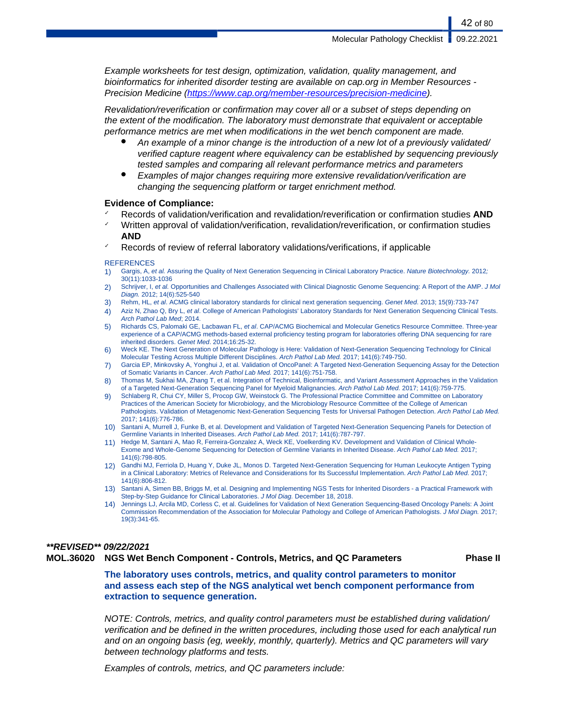*Example worksheets for test design, optimization, validation, quality management, and bioinformatics for inherited disorder testing are available on cap.org in Member Resources - Precision Medicine ([https://www.cap.org/member-resources/precision-medicine](https://www.cap.org/member-resources/precision-medicine)).*

*Revalidation/reverification or confirmation may cover all or a subset of steps depending on the extent of the modification. The laboratory must demonstrate that equivalent or acceptable performance metrics are met when modifications in the wet bench component are made.*

- *An example of a minor change is the introduction of a new lot of a previously validated/verified capture reagent where equivalency can be established by sequencing previously tested samples and comparing all relevant performance metrics and parameters*
- *Examples of major changes requiring more extensive revalidation/verification are changing the sequencing platform or target enrichment method.*

**Evidence of Compliance:**

- ✓ Records of validation/verification and revalidation/reverification or confirmation studies **AND**
- ✓ Written approval of validation/verification, revalidation/reverification, or confirmation studies **AND**
- ✓ Records of review of referral laboratory validations/verifications, if applicable

REFERENCES

1) Gargis, A, *et al.* Assuring the Quality of Next Generation Sequencing in Clinical Laboratory Practice. *Nature Biotechnology.* 2012; 30(11):1033-1036
2) Schrijver, I, *et al.* Opportunities and Challenges Associated with Clinical Diagnostic Genome Sequencing: A Report of the AMP. *J Mol Diagn.* 2012; 14(6):525-540
3) Rehm, HL, *et al*. ACMG clinical laboratory standards for clinical next generation sequencing. *Genet Med.* 2013; 15(9):733-747
4) Aziz N, Zhao Q, Bry L, *et al*. College of American Pathologists' Laboratory Standards for Next Generation Sequencing Clinical Tests. *Arch Pathol Lab Med*; 2014.
5) Richards CS, Palomaki GE, Lacbawan FL, *et al*. CAP/ACMG Biochemical and Molecular Genetics Resource Committee. Three-year experience of a CAP/ACMG methods-based external proficiency testing program for laboratories offering DNA sequencing for rare inherited disorders. *Genet Med*. 2014;16:25-32.
6) Weck KE. The Next Generation of Molecular Pathology is Here: Validation of Next-Generation Sequencing Technology for Clinical Molecular Testing Across Multiple Different Disciplines. *Arch Pathol Lab Med.* 2017; 141(6):749-750.
7) Garcia EP, Minkovsky A, Yonghui J, et al. Validation of OncoPanel: A Targeted Next-Generation Sequencing Assay for the Detection of Somatic Variants in Cancer. *Arch Pathol Lab Med.* 2017; 141(6):751-758.
8) Thomas M, Sukhai MA, Zhang T, et al. Integration of Technical, Bioinformatic, and Variant Assessment Approaches in the Validation of a Targeted Next-Generation Sequencing Panel for Myeloid Malignancies. *Arch Pathol Lab Med.* 2017; 141(6):759-775.
9) Schlaberg R, Chui CY, Miller S, Procop GW, Weinstock G. The Professional Practice Committee and Committee on Laboratory Practices of the American Society for Microbiology, and the Microbiology Resource Committee of the College of American Pathologists. Validation of Metagenomic Next-Generation Sequencing Tests for Universal Pathogen Detection. *Arch Pathol Lab Med.* 2017; 141(6):776-786.
10) Santani A, Murrell J, Funke B, et al. Development and Validation of Targeted Next-Generation Sequencing Panels for Detection of Germline Variants in Inherited Diseases. *Arch Pathol Lab Med.* 2017; 141(6):787-797.
11) Hedge M, Santani A, Mao R, Ferreira-Gonzalez A, Weck KE, Voelkerding KV. Development and Validation of Clinical Whole-Exome and Whole-Genome Sequencing for Detection of Germline Variants in Inherited Disease. *Arch Pathol Lab Med.* 2017; 141(6):798-805.
12) Gandhi MJ, Ferriola D, Huang Y, Duke JL, Monos D. Targeted Next-Generation Sequencing for Human Leukocyte Antigen Typing in a Clinical Laboratory: Metrics of Relevance and Considerations for Its Successful Implementation. *Arch Pathol Lab Med.* 2017; 141(6):806-812.
13) Santani A, Simen BB, Briggs M, et al. Designing and Implementing NGS Tests for Inherited Disorders - a Practical Framework with Step-by-Step Guidance for Clinical Laboratories. *J Mol Diag.* December 18, 2018.
14) Jennings LJ, Arcila MD, Corless C, et al. Guidelines for Validation of Next Generation Sequencing-Based Oncology Panels: A Joint Commission Recommendation of the Association for Molecular Pathology and College of American Pathologists. *J Mol Diagn.* 2017; 19(3):341-65.

***\*\*REVISED\*\* 09/22/2021***

**MOL.36020 NGS Wet Bench Component - Controls, Metrics, and QC Parameters — Phase II**

**The laboratory uses controls, metrics, and quality control parameters to monitor and assess each step of the NGS analytical wet bench component performance from extraction to sequence generation.**

*NOTE: Controls, metrics, and quality control parameters must be established during validation/verification and be defined in the written procedures, including those used for each analytical run and on an ongoing basis (eg, weekly, monthly, quarterly). Metrics and QC parameters will vary between technology platforms and tests.*

*Examples of controls, metrics, and QC parameters include:*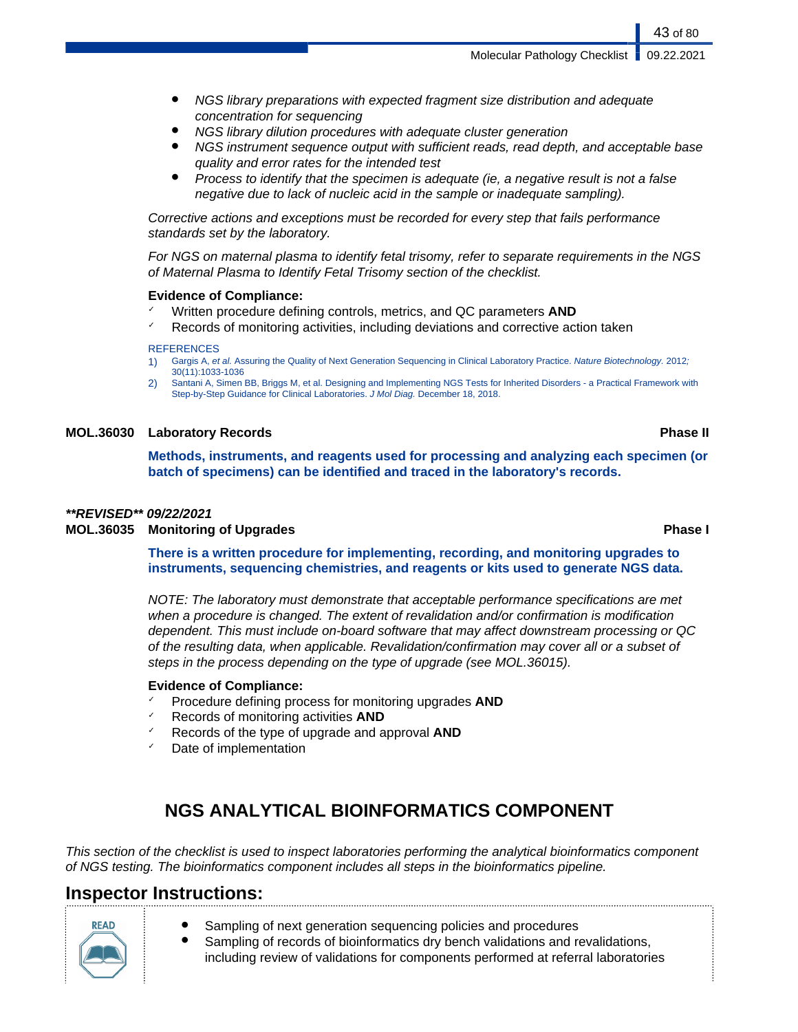- *NGS library preparations with expected fragment size distribution and adequate concentration for sequencing*
- *NGS library dilution procedures with adequate cluster generation*
- *NGS instrument sequence output with sufficient reads, read depth, and acceptable base quality and error rates for the intended test*
- *Process to identify that the specimen is adequate (ie, a negative result is not a false negative due to lack of nucleic acid in the sample or inadequate sampling).*

*Corrective actions and exceptions must be recorded for every step that fails performance standards set by the laboratory.*

*For NGS on maternal plasma to identify fetal trisomy, refer to separate requirements in the NGS of Maternal Plasma to Identify Fetal Trisomy section of the checklist.*

**Evidence of Compliance:**

- ✓ Written procedure defining controls, metrics, and QC parameters **AND**
- ✓ Records of monitoring activities, including deviations and corrective action taken

REFERENCES

1) Gargis A, *et al.* Assuring the Quality of Next Generation Sequencing in Clinical Laboratory Practice. *Nature Biotechnology.* 2012; 30(11):1033-1036
2) Santani A, Simen BB, Briggs M, et al. Designing and Implementing NGS Tests for Inherited Disorders - a Practical Framework with Step-by-Step Guidance for Clinical Laboratories. *J Mol Diag.* December 18, 2018.

**MOL.36030 Laboratory Records** **Phase II**

**Methods, instruments, and reagents used for processing and analyzing each specimen (or batch of specimens) can be identified and traced in the laboratory's records.**

***\*\*REVISED\*\* 09/22/2021***

**MOL.36035 Monitoring of Upgrades** **Phase I**

**There is a written procedure for implementing, recording, and monitoring upgrades to instruments, sequencing chemistries, and reagents or kits used to generate NGS data.**

*NOTE: The laboratory must demonstrate that acceptable performance specifications are met when a procedure is changed. The extent of revalidation and/or confirmation is modification dependent. This must include on-board software that may affect downstream processing or QC of the resulting data, when applicable. Revalidation/confirmation may cover all or a subset of steps in the process depending on the type of upgrade (see MOL.36015).*

**Evidence of Compliance:**

- ✓ Procedure defining process for monitoring upgrades **AND**
- ✓ Records of monitoring activities **AND**
- ✓ Records of the type of upgrade and approval **AND**
- ✓ Date of implementation

# NGS ANALYTICAL BIOINFORMATICS COMPONENT

*This section of the checklist is used to inspect laboratories performing the analytical bioinformatics component of NGS testing. The bioinformatics component includes all steps in the bioinformatics pipeline.*

## Inspector Instructions:

READ

- Sampling of next generation sequencing policies and procedures
- Sampling of records of bioinformatics dry bench validations and revalidations, including review of validations for components performed at referral laboratories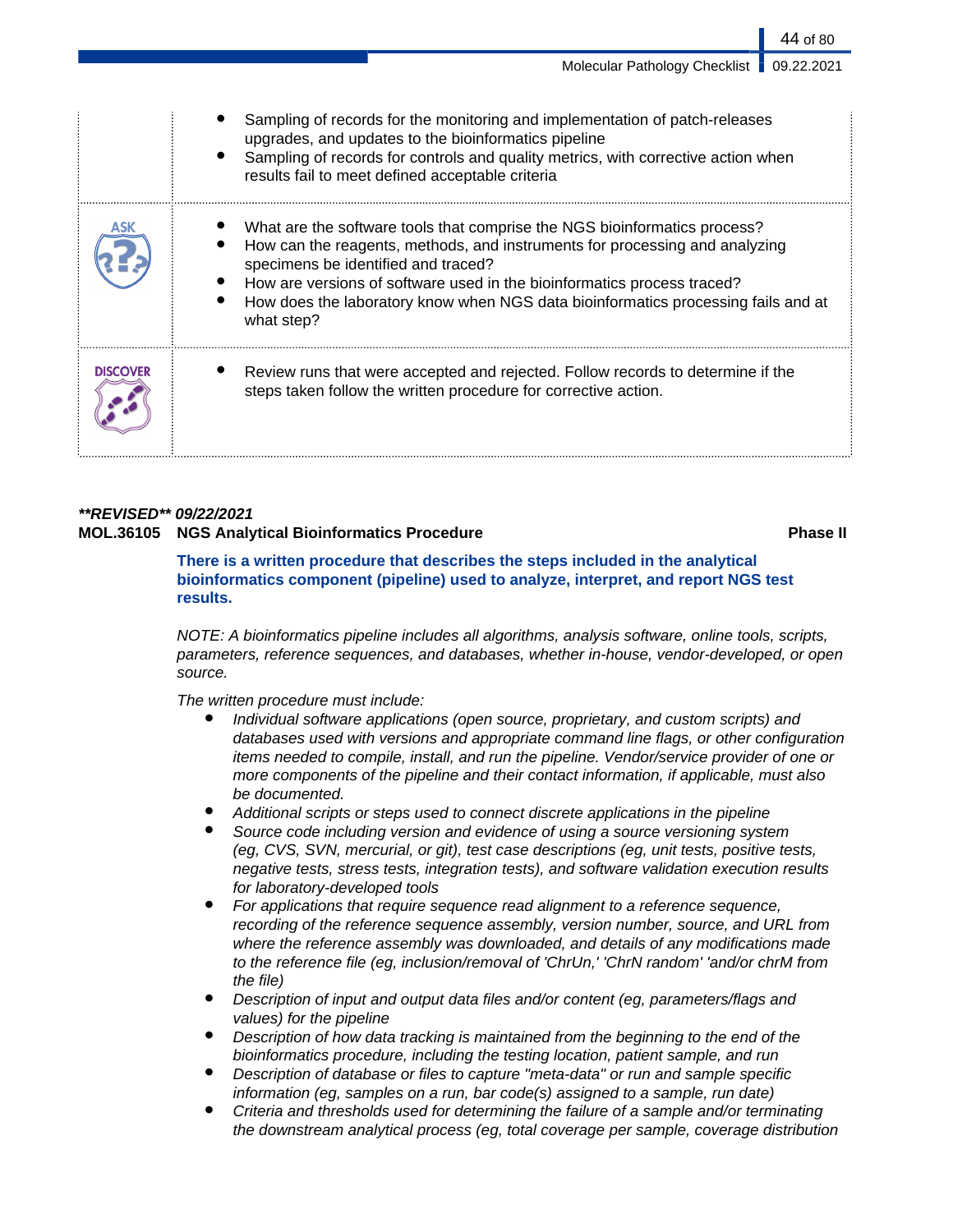| | |
|---|---|
| | • Sampling of records for the monitoring and implementation of patch-releases upgrades, and updates to the bioinformatics pipeline<br>• Sampling of records for controls and quality metrics, with corrective action when results fail to meet defined acceptable criteria |
| ASK | • What are the software tools that comprise the NGS bioinformatics process?<br>• How can the reagents, methods, and instruments for processing and analyzing specimens be identified and traced?<br>• How are versions of software used in the bioinformatics process traced?<br>• How does the laboratory know when NGS data bioinformatics processing fails and at what step? |
| DISCOVER | • Review runs that were accepted and rejected. Follow records to determine if the steps taken follow the written procedure for corrective action. |

***\*\*REVISED\*\* 09/22/2021***

**MOL.36105 NGS Analytical Bioinformatics Procedure** **Phase II**

**There is a written procedure that describes the steps included in the analytical bioinformatics component (pipeline) used to analyze, interpret, and report NGS test results.**

*NOTE: A bioinformatics pipeline includes all algorithms, analysis software, online tools, scripts, parameters, reference sequences, and databases, whether in-house, vendor-developed, or open source.*

*The written procedure must include:*

- *Individual software applications (open source, proprietary, and custom scripts) and databases used with versions and appropriate command line flags, or other configuration items needed to compile, install, and run the pipeline. Vendor/service provider of one or more components of the pipeline and their contact information, if applicable, must also be documented.*
- *Additional scripts or steps used to connect discrete applications in the pipeline*
- *Source code including version and evidence of using a source versioning system (eg, CVS, SVN, mercurial, or git), test case descriptions (eg, unit tests, positive tests, negative tests, stress tests, integration tests), and software validation execution results for laboratory-developed tools*
- *For applications that require sequence read alignment to a reference sequence, recording of the reference sequence assembly, version number, source, and URL from where the reference assembly was downloaded, and details of any modifications made to the reference file (eg, inclusion/removal of 'ChrUn,' 'ChrN random' 'and/or chrM from the file)*
- *Description of input and output data files and/or content (eg, parameters/flags and values) for the pipeline*
- *Description of how data tracking is maintained from the beginning to the end of the bioinformatics procedure, including the testing location, patient sample, and run*
- *Description of database or files to capture "meta-data" or run and sample specific information (eg, samples on a run, bar code(s) assigned to a sample, run date)*
- *Criteria and thresholds used for determining the failure of a sample and/or terminating the downstream analytical process (eg, total coverage per sample, coverage distribution*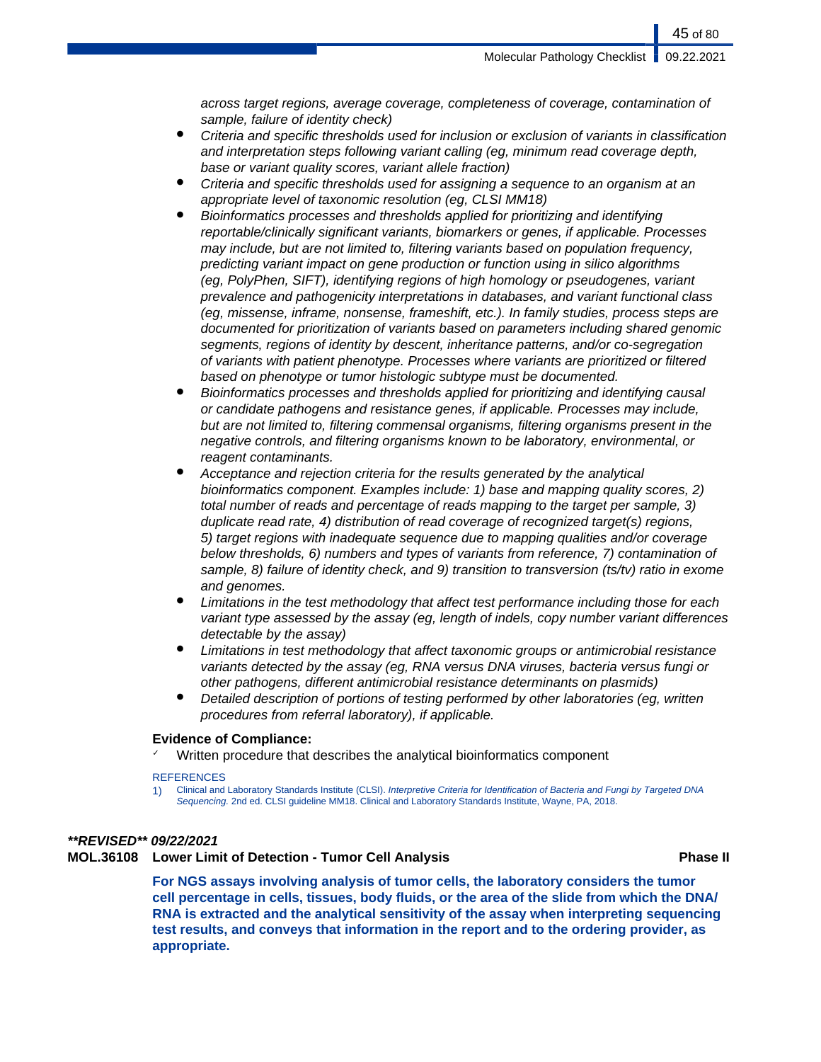*across target regions, average coverage, completeness of coverage, contamination of sample, failure of identity check)*

- *Criteria and specific thresholds used for inclusion or exclusion of variants in classification and interpretation steps following variant calling (eg, minimum read coverage depth, base or variant quality scores, variant allele fraction)*
- *Criteria and specific thresholds used for assigning a sequence to an organism at an appropriate level of taxonomic resolution (eg, CLSI MM18)*
- *Bioinformatics processes and thresholds applied for prioritizing and identifying reportable/clinically significant variants, biomarkers or genes, if applicable. Processes may include, but are not limited to, filtering variants based on population frequency, predicting variant impact on gene production or function using in silico algorithms (eg, PolyPhen, SIFT), identifying regions of high homology or pseudogenes, variant prevalence and pathogenicity interpretations in databases, and variant functional class (eg, missense, inframe, nonsense, frameshift, etc.). In family studies, process steps are documented for prioritization of variants based on parameters including shared genomic segments, regions of identity by descent, inheritance patterns, and/or co-segregation of variants with patient phenotype. Processes where variants are prioritized or filtered based on phenotype or tumor histologic subtype must be documented.*
- *Bioinformatics processes and thresholds applied for prioritizing and identifying causal or candidate pathogens and resistance genes, if applicable. Processes may include, but are not limited to, filtering commensal organisms, filtering organisms present in the negative controls, and filtering organisms known to be laboratory, environmental, or reagent contaminants.*
- *Acceptance and rejection criteria for the results generated by the analytical bioinformatics component. Examples include: 1) base and mapping quality scores, 2) total number of reads and percentage of reads mapping to the target per sample, 3) duplicate read rate, 4) distribution of read coverage of recognized target(s) regions, 5) target regions with inadequate sequence due to mapping qualities and/or coverage below thresholds, 6) numbers and types of variants from reference, 7) contamination of sample, 8) failure of identity check, and 9) transition to transversion (ts/tv) ratio in exome and genomes.*
- *Limitations in the test methodology that affect test performance including those for each variant type assessed by the assay (eg, length of indels, copy number variant differences detectable by the assay)*
- *Limitations in test methodology that affect taxonomic groups or antimicrobial resistance variants detected by the assay (eg, RNA versus DNA viruses, bacteria versus fungi or other pathogens, different antimicrobial resistance determinants on plasmids)*
- *Detailed description of portions of testing performed by other laboratories (eg, written procedures from referral laboratory), if applicable.*

**Evidence of Compliance:**

- ✓ Written procedure that describes the analytical bioinformatics component

REFERENCES

1) Clinical and Laboratory Standards Institute (CLSI). *Interpretive Criteria for Identification of Bacteria and Fungi by Targeted DNA Sequencing.* 2nd ed. CLSI guideline MM18. Clinical and Laboratory Standards Institute, Wayne, PA, 2018.

***\*\*REVISED\*\* 09/22/2021***

**MOL.36108 Lower Limit of Detection - Tumor Cell Analysis** **Phase II**

**For NGS assays involving analysis of tumor cells, the laboratory considers the tumor cell percentage in cells, tissues, body fluids, or the area of the slide from which the DNA/RNA is extracted and the analytical sensitivity of the assay when interpreting sequencing test results, and conveys that information in the report and to the ordering provider, as appropriate.**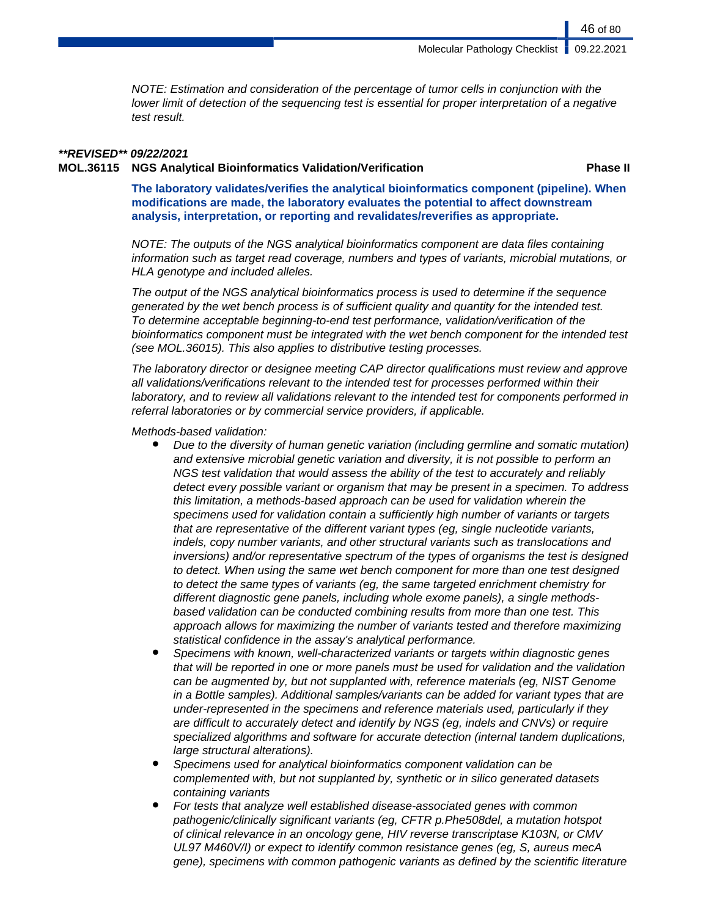*NOTE: Estimation and consideration of the percentage of tumor cells in conjunction with the lower limit of detection of the sequencing test is essential for proper interpretation of a negative test result.*

***\*\*REVISED\*\* 09/22/2021***

**MOL.36115 NGS Analytical Bioinformatics Validation/Verification** **Phase II**

**The laboratory validates/verifies the analytical bioinformatics component (pipeline). When modifications are made, the laboratory evaluates the potential to affect downstream analysis, interpretation, or reporting and revalidates/reverifies as appropriate.**

*NOTE: The outputs of the NGS analytical bioinformatics component are data files containing information such as target read coverage, numbers and types of variants, microbial mutations, or HLA genotype and included alleles.*

*The output of the NGS analytical bioinformatics process is used to determine if the sequence generated by the wet bench process is of sufficient quality and quantity for the intended test. To determine acceptable beginning-to-end test performance, validation/verification of the bioinformatics component must be integrated with the wet bench component for the intended test (see MOL.36015). This also applies to distributive testing processes.*

*The laboratory director or designee meeting CAP director qualifications must review and approve all validations/verifications relevant to the intended test for processes performed within their laboratory, and to review all validations relevant to the intended test for components performed in referral laboratories or by commercial service providers, if applicable.*

*Methods-based validation:*

- *Due to the diversity of human genetic variation (including germline and somatic mutation) and extensive microbial genetic variation and diversity, it is not possible to perform an NGS test validation that would assess the ability of the test to accurately and reliably detect every possible variant or organism that may be present in a specimen. To address this limitation, a methods-based approach can be used for validation wherein the specimens used for validation contain a sufficiently high number of variants or targets that are representative of the different variant types (eg, single nucleotide variants, indels, copy number variants, and other structural variants such as translocations and inversions) and/or representative spectrum of the types of organisms the test is designed to detect. When using the same wet bench component for more than one test designed to detect the same types of variants (eg, the same targeted enrichment chemistry for different diagnostic gene panels, including whole exome panels), a single methods-based validation can be conducted combining results from more than one test. This approach allows for maximizing the number of variants tested and therefore maximizing statistical confidence in the assay's analytical performance.*
- *Specimens with known, well-characterized variants or targets within diagnostic genes that will be reported in one or more panels must be used for validation and the validation can be augmented by, but not supplanted with, reference materials (eg, NIST Genome in a Bottle samples). Additional samples/variants can be added for variant types that are under-represented in the specimens and reference materials used, particularly if they are difficult to accurately detect and identify by NGS (eg, indels and CNVs) or require specialized algorithms and software for accurate detection (internal tandem duplications, large structural alterations).*
- *Specimens used for analytical bioinformatics component validation can be complemented with, but not supplanted by, synthetic or in silico generated datasets containing variants*
- *For tests that analyze well established disease-associated genes with common pathogenic/clinically significant variants (eg, CFTR p.Phe508del, a mutation hotspot of clinical relevance in an oncology gene, HIV reverse transcriptase K103N, or CMV UL97 M460V/I) or expect to identify common resistance genes (eg, S, aureus mecA gene), specimens with common pathogenic variants as defined by the scientific literature*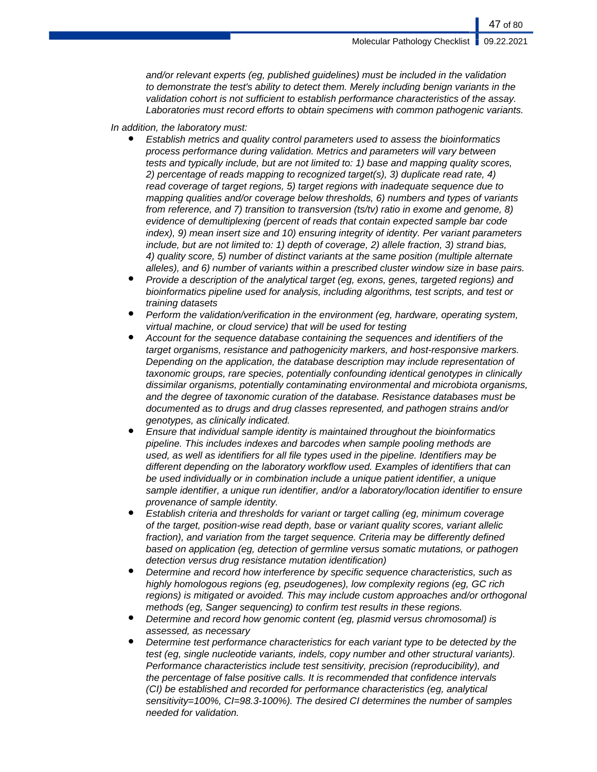*and/or relevant experts (eg, published guidelines) must be included in the validation to demonstrate the test's ability to detect them. Merely including benign variants in the validation cohort is not sufficient to establish performance characteristics of the assay. Laboratories must record efforts to obtain specimens with common pathogenic variants.*

*In addition, the laboratory must:*

- *Establish metrics and quality control parameters used to assess the bioinformatics process performance during validation. Metrics and parameters will vary between tests and typically include, but are not limited to: 1) base and mapping quality scores, 2) percentage of reads mapping to recognized target(s), 3) duplicate read rate, 4) read coverage of target regions, 5) target regions with inadequate sequence due to mapping qualities and/or coverage below thresholds, 6) numbers and types of variants from reference, and 7) transition to transversion (ts/tv) ratio in exome and genome, 8) evidence of demultiplexing (percent of reads that contain expected sample bar code index), 9) mean insert size and 10) ensuring integrity of identity. Per variant parameters include, but are not limited to: 1) depth of coverage, 2) allele fraction, 3) strand bias, 4) quality score, 5) number of distinct variants at the same position (multiple alternate alleles), and 6) number of variants within a prescribed cluster window size in base pairs.*
- *Provide a description of the analytical target (eg, exons, genes, targeted regions) and bioinformatics pipeline used for analysis, including algorithms, test scripts, and test or training datasets*
- *Perform the validation/verification in the environment (eg, hardware, operating system, virtual machine, or cloud service) that will be used for testing*
- *Account for the sequence database containing the sequences and identifiers of the target organisms, resistance and pathogenicity markers, and host-responsive markers. Depending on the application, the database description may include representation of taxonomic groups, rare species, potentially confounding identical genotypes in clinically dissimilar organisms, potentially contaminating environmental and microbiota organisms, and the degree of taxonomic curation of the database. Resistance databases must be documented as to drugs and drug classes represented, and pathogen strains and/or genotypes, as clinically indicated.*
- *Ensure that individual sample identity is maintained throughout the bioinformatics pipeline. This includes indexes and barcodes when sample pooling methods are used, as well as identifiers for all file types used in the pipeline. Identifiers may be different depending on the laboratory workflow used. Examples of identifiers that can be used individually or in combination include a unique patient identifier, a unique sample identifier, a unique run identifier, and/or a laboratory/location identifier to ensure provenance of sample identity.*
- *Establish criteria and thresholds for variant or target calling (eg, minimum coverage of the target, position-wise read depth, base or variant quality scores, variant allelic fraction), and variation from the target sequence. Criteria may be differently defined based on application (eg, detection of germline versus somatic mutations, or pathogen detection versus drug resistance mutation identification)*
- *Determine and record how interference by specific sequence characteristics, such as highly homologous regions (eg, pseudogenes), low complexity regions (eg, GC rich regions) is mitigated or avoided. This may include custom approaches and/or orthogonal methods (eg, Sanger sequencing) to confirm test results in these regions.*
- *Determine and record how genomic content (eg, plasmid versus chromosomal) is assessed, as necessary*
- *Determine test performance characteristics for each variant type to be detected by the test (eg, single nucleotide variants, indels, copy number and other structural variants). Performance characteristics include test sensitivity, precision (reproducibility), and the percentage of false positive calls. It is recommended that confidence intervals (CI) be established and recorded for performance characteristics (eg, analytical sensitivity=100%, CI=98.3-100%). The desired CI determines the number of samples needed for validation.*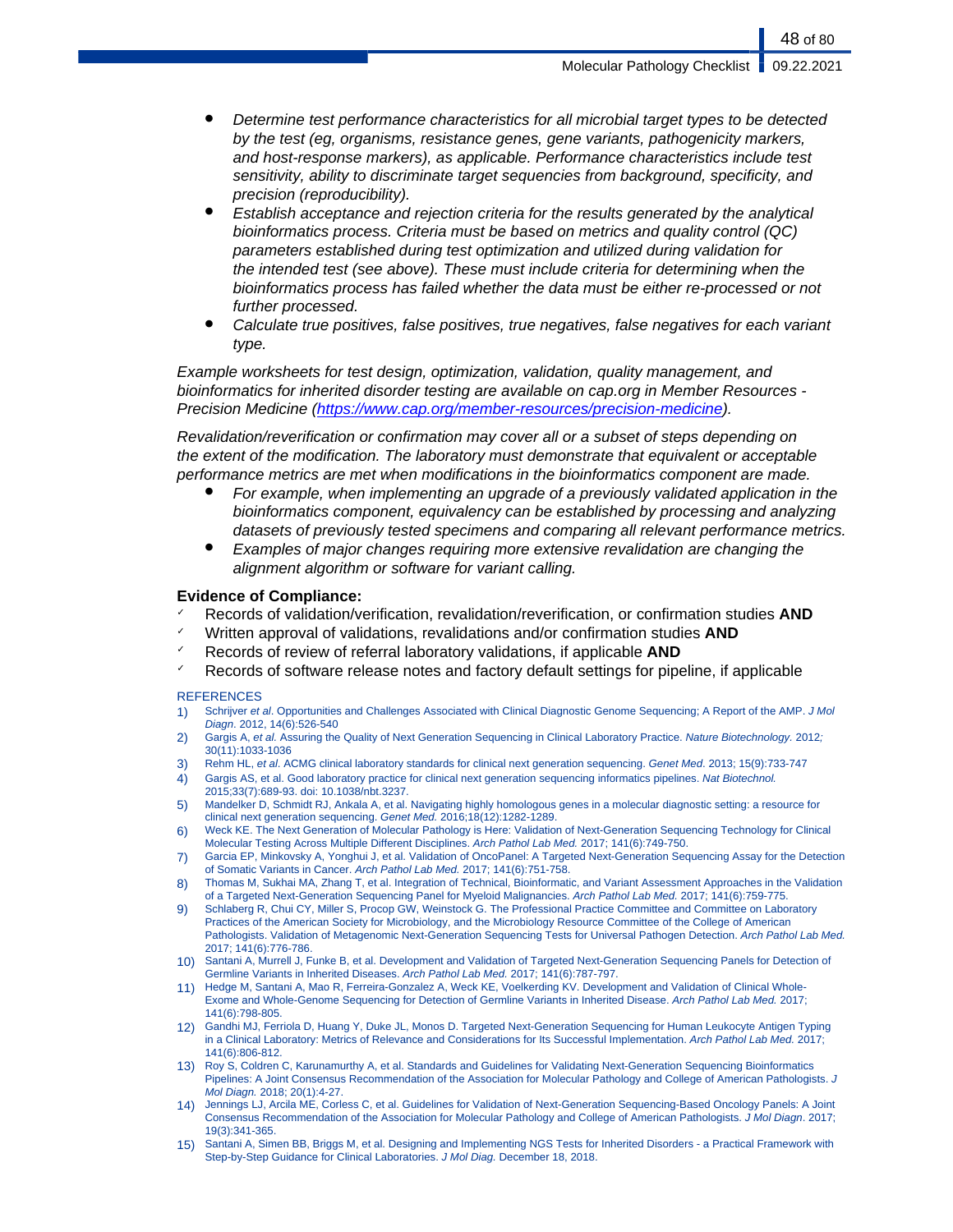- *Determine test performance characteristics for all microbial target types to be detected by the test (eg, organisms, resistance genes, gene variants, pathogenicity markers, and host-response markers), as applicable. Performance characteristics include test sensitivity, ability to discriminate target sequencies from background, specificity, and precision (reproducibility).*
- *Establish acceptance and rejection criteria for the results generated by the analytical bioinformatics process. Criteria must be based on metrics and quality control (QC) parameters established during test optimization and utilized during validation for the intended test (see above). These must include criteria for determining when the bioinformatics process has failed whether the data must be either re-processed or not further processed.*
- *Calculate true positives, false positives, true negatives, false negatives for each variant type.*

*Example worksheets for test design, optimization, validation, quality management, and bioinformatics for inherited disorder testing are available on cap.org in Member Resources - Precision Medicine (https://www.cap.org/member-resources/precision-medicine).*

*Revalidation/reverification or confirmation may cover all or a subset of steps depending on the extent of the modification. The laboratory must demonstrate that equivalent or acceptable performance metrics are met when modifications in the bioinformatics component are made.*

- *For example, when implementing an upgrade of a previously validated application in the bioinformatics component, equivalency can be established by processing and analyzing datasets of previously tested specimens and comparing all relevant performance metrics.*
- *Examples of major changes requiring more extensive revalidation are changing the alignment algorithm or software for variant calling.*

**Evidence of Compliance:**

- ✓ Records of validation/verification, revalidation/reverification, or confirmation studies **AND**
- ✓ Written approval of validations, revalidations and/or confirmation studies **AND**
- ✓ Records of review of referral laboratory validations, if applicable **AND**
- ✓ Records of software release notes and factory default settings for pipeline, if applicable

REFERENCES

1) Schrijver *et al*. Opportunities and Challenges Associated with Clinical Diagnostic Genome Sequencing; A Report of the AMP. *J Mol Diagn*. 2012, 14(6):526-540
2) Gargis A, *et al.* Assuring the Quality of Next Generation Sequencing in Clinical Laboratory Practice. *Nature Biotechnology.* 2012; 30(11):1033-1036
3) Rehm HL, *et al.* ACMG clinical laboratory standards for clinical next generation sequencing. *Genet Med*. 2013; 15(9):733-747
4) Gargis AS, et al. Good laboratory practice for clinical next generation sequencing informatics pipelines. *Nat Biotechnol.* 2015;33(7):689-93. doi: 10.1038/nbt.3237.
5) Mandelker D, Schmidt RJ, Ankala A, et al. Navigating highly homologous genes in a molecular diagnostic setting: a resource for clinical next generation sequencing. *Genet Med.* 2016;18(12):1282-1289.
6) Weck KE. The Next Generation of Molecular Pathology is Here: Validation of Next-Generation Sequencing Technology for Clinical Molecular Testing Across Multiple Different Disciplines. *Arch Pathol Lab Med.* 2017; 141(6):749-750.
7) Garcia EP, Minkovsky A, Yonghui J, et al. Validation of OncoPanel: A Targeted Next-Generation Sequencing Assay for the Detection of Somatic Variants in Cancer. *Arch Pathol Lab Med.* 2017; 141(6):751-758.
8) Thomas M, Sukhai MA, Zhang T, et al. Integration of Technical, Bioinformatic, and Variant Assessment Approaches in the Validation of a Targeted Next-Generation Sequencing Panel for Myeloid Malignancies. *Arch Pathol Lab Med.* 2017; 141(6):759-775.
9) Schlaberg R, Chui CY, Miller S, Procop GW, Weinstock G. The Professional Practice Committee and Committee on Laboratory Practices of the American Society for Microbiology, and the Microbiology Resource Committee of the College of American Pathologists. Validation of Metagenomic Next-Generation Sequencing Tests for Universal Pathogen Detection. *Arch Pathol Lab Med.* 2017; 141(6):776-786.
10) Santani A, Murrell J, Funke B, et al. Development and Validation of Targeted Next-Generation Sequencing Panels for Detection of Germline Variants in Inherited Diseases. *Arch Pathol Lab Med.* 2017; 141(6):787-797.
11) Hedge M, Santani A, Mao R, Ferreira-Gonzalez A, Weck KE, Voelkerding KV. Development and Validation of Clinical Whole-Exome and Whole-Genome Sequencing for Detection of Germline Variants in Inherited Disease. *Arch Pathol Lab Med.* 2017; 141(6):798-805.
12) Gandhi MJ, Ferriola D, Huang Y, Duke JL, Monos D. Targeted Next-Generation Sequencing for Human Leukocyte Antigen Typing in a Clinical Laboratory: Metrics of Relevance and Considerations for Its Successful Implementation. *Arch Pathol Lab Med.* 2017; 141(6):806-812.
13) Roy S, Coldren C, Karunamurthy A, et al. Standards and Guidelines for Validating Next-Generation Sequencing Bioinformatics Pipelines: A Joint Consensus Recommendation of the Association for Molecular Pathology and College of American Pathologists. *J Mol Diagn.* 2018; 20(1):4-27.
14) Jennings LJ, Arcila ME, Corless C, et al. Guidelines for Validation of Next-Generation Sequencing-Based Oncology Panels: A Joint Consensus Recommendation of the Association for Molecular Pathology and College of American Pathologists. *J Mol Diagn*. 2017; 19(3):341-365.
15) Santani A, Simen BB, Briggs M, et al. Designing and Implementing NGS Tests for Inherited Disorders - a Practical Framework with Step-by-Step Guidance for Clinical Laboratories. *J Mol Diag.* December 18, 2018.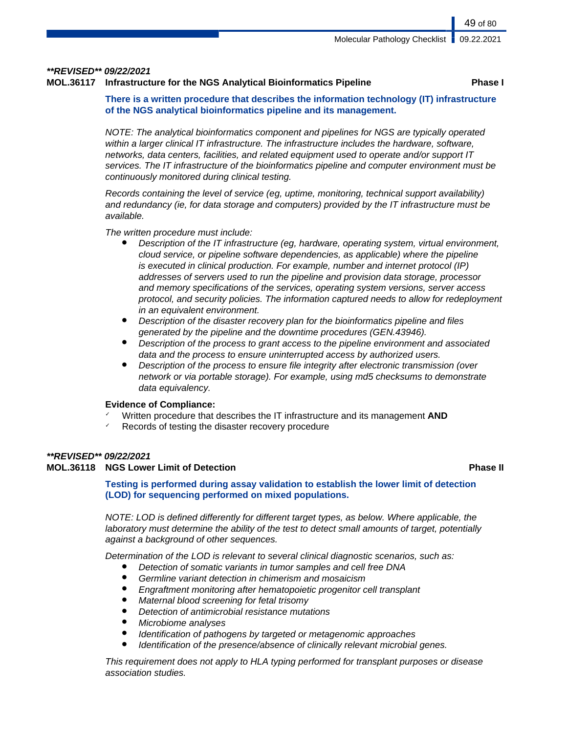***\*\*REVISED\*\* 09/22/2021***

**MOL.36117 Infrastructure for the NGS Analytical Bioinformatics Pipeline** **Phase I**

**There is a written procedure that describes the information technology (IT) infrastructure of the NGS analytical bioinformatics pipeline and its management.**

*NOTE: The analytical bioinformatics component and pipelines for NGS are typically operated within a larger clinical IT infrastructure. The infrastructure includes the hardware, software, networks, data centers, facilities, and related equipment used to operate and/or support IT services. The IT infrastructure of the bioinformatics pipeline and computer environment must be continuously monitored during clinical testing.*

*Records containing the level of service (eg, uptime, monitoring, technical support availability) and redundancy (ie, for data storage and computers) provided by the IT infrastructure must be available.*

*The written procedure must include:*

- *Description of the IT infrastructure (eg, hardware, operating system, virtual environment, cloud service, or pipeline software dependencies, as applicable) where the pipeline is executed in clinical production. For example, number and internet protocol (IP) addresses of servers used to run the pipeline and provision data storage, processor and memory specifications of the services, operating system versions, server access protocol, and security policies. The information captured needs to allow for redeployment in an equivalent environment.*
- *Description of the disaster recovery plan for the bioinformatics pipeline and files generated by the pipeline and the downtime procedures (GEN.43946).*
- *Description of the process to grant access to the pipeline environment and associated data and the process to ensure uninterrupted access by authorized users.*
- *Description of the process to ensure file integrity after electronic transmission (over network or via portable storage). For example, using md5 checksums to demonstrate data equivalency.*

**Evidence of Compliance:**

- ✓ Written procedure that describes the IT infrastructure and its management **AND**
- ✓ Records of testing the disaster recovery procedure

***\*\*REVISED\*\* 09/22/2021***

**MOL.36118 NGS Lower Limit of Detection** **Phase II**

**Testing is performed during assay validation to establish the lower limit of detection (LOD) for sequencing performed on mixed populations.**

*NOTE: LOD is defined differently for different target types, as below. Where applicable, the laboratory must determine the ability of the test to detect small amounts of target, potentially against a background of other sequences.*

*Determination of the LOD is relevant to several clinical diagnostic scenarios, such as:*

- *Detection of somatic variants in tumor samples and cell free DNA*
- *Germline variant detection in chimerism and mosaicism*
- *Engraftment monitoring after hematopoietic progenitor cell transplant*
- *Maternal blood screening for fetal trisomy*
- *Detection of antimicrobial resistance mutations*
- *Microbiome analyses*
- *Identification of pathogens by targeted or metagenomic approaches*
- *Identification of the presence/absence of clinically relevant microbial genes.*

*This requirement does not apply to HLA typing performed for transplant purposes or disease association studies.*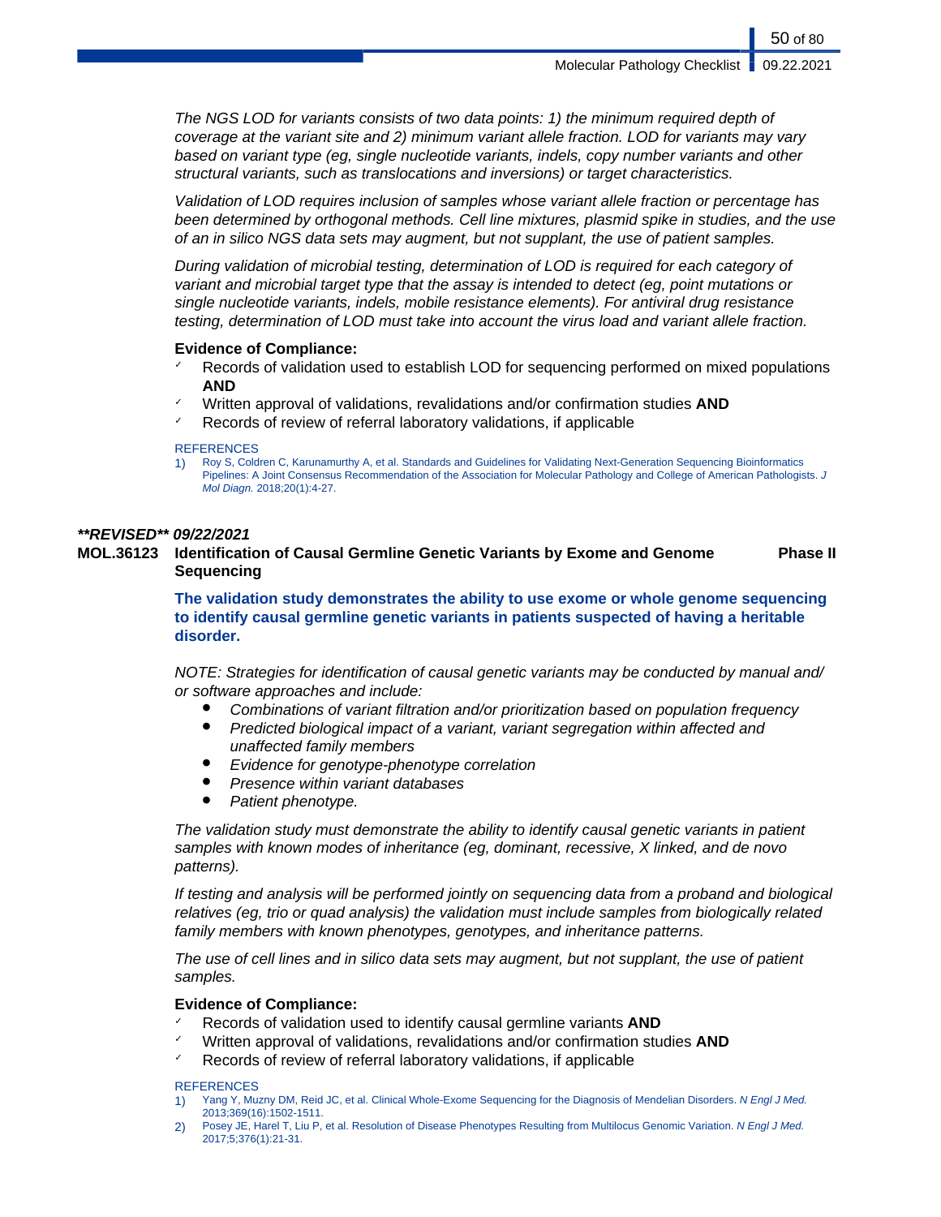*The NGS LOD for variants consists of two data points: 1) the minimum required depth of coverage at the variant site and 2) minimum variant allele fraction. LOD for variants may vary based on variant type (eg, single nucleotide variants, indels, copy number variants and other structural variants, such as translocations and inversions) or target characteristics.*

*Validation of LOD requires inclusion of samples whose variant allele fraction or percentage has been determined by orthogonal methods. Cell line mixtures, plasmid spike in studies, and the use of an in silico NGS data sets may augment, but not supplant, the use of patient samples.*

*During validation of microbial testing, determination of LOD is required for each category of variant and microbial target type that the assay is intended to detect (eg, point mutations or single nucleotide variants, indels, mobile resistance elements). For antiviral drug resistance testing, determination of LOD must take into account the virus load and variant allele fraction.*

**Evidence of Compliance:**

- ✓ Records of validation used to establish LOD for sequencing performed on mixed populations **AND**
- ✓ Written approval of validations, revalidations and/or confirmation studies **AND**
- ✓ Records of review of referral laboratory validations, if applicable

REFERENCES

1) Roy S, Coldren C, Karunamurthy A, et al. Standards and Guidelines for Validating Next-Generation Sequencing Bioinformatics Pipelines: A Joint Consensus Recommendation of the Association for Molecular Pathology and College of American Pathologists. *J Mol Diagn.* 2018;20(1):4-27.

***\*\*REVISED\*\* 09/22/2021***

**MOL.36123 Identification of Causal Germline Genetic Variants by Exome and Genome Sequencing** **Phase II**

**The validation study demonstrates the ability to use exome or whole genome sequencing to identify causal germline genetic variants in patients suspected of having a heritable disorder.**

*NOTE: Strategies for identification of causal genetic variants may be conducted by manual and/or software approaches and include:*

- *Combinations of variant filtration and/or prioritization based on population frequency*
- *Predicted biological impact of a variant, variant segregation within affected and unaffected family members*
- *Evidence for genotype-phenotype correlation*
- *Presence within variant databases*
- *Patient phenotype.*

*The validation study must demonstrate the ability to identify causal genetic variants in patient samples with known modes of inheritance (eg, dominant, recessive, X linked, and de novo patterns).*

*If testing and analysis will be performed jointly on sequencing data from a proband and biological relatives (eg, trio or quad analysis) the validation must include samples from biologically related family members with known phenotypes, genotypes, and inheritance patterns.*

*The use of cell lines and in silico data sets may augment, but not supplant, the use of patient samples.*

**Evidence of Compliance:**

- ✓ Records of validation used to identify causal germline variants **AND**
- ✓ Written approval of validations, revalidations and/or confirmation studies **AND**
- ✓ Records of review of referral laboratory validations, if applicable

REFERENCES

1) Yang Y, Muzny DM, Reid JC, et al. Clinical Whole-Exome Sequencing for the Diagnosis of Mendelian Disorders. *N Engl J Med.* 2013;369(16):1502-1511.
2) Posey JE, Harel T, Liu P, et al. Resolution of Disease Phenotypes Resulting from Multilocus Genomic Variation. *N Engl J Med.* 2017;5;376(1):21-31.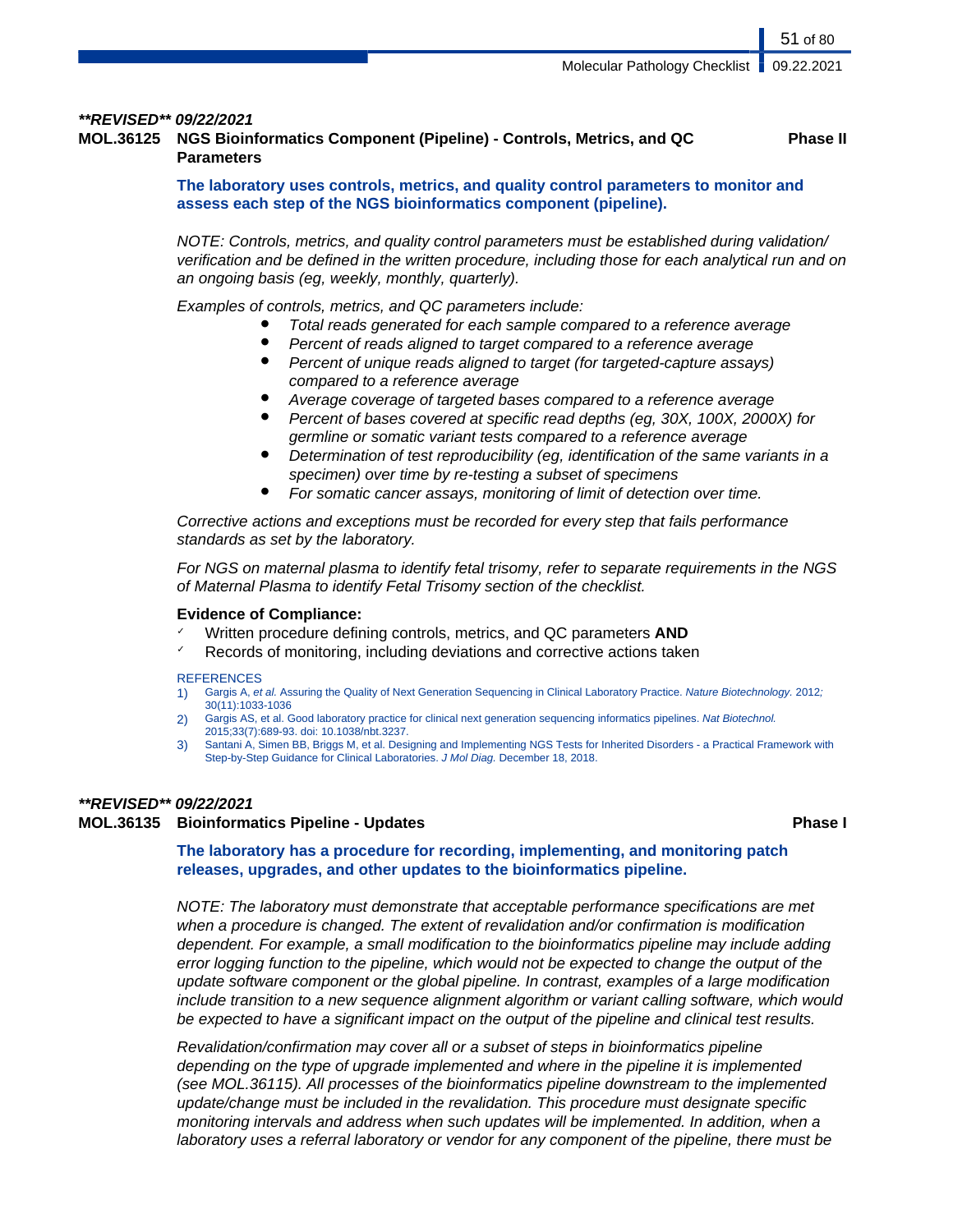***REVISED** 09/22/2021*

**MOL.36125 NGS Bioinformatics Component (Pipeline) - Controls, Metrics, and QC Parameters** **Phase II**

**The laboratory uses controls, metrics, and quality control parameters to monitor and assess each step of the NGS bioinformatics component (pipeline).**

*NOTE: Controls, metrics, and quality control parameters must be established during validation/ verification and be defined in the written procedure, including those for each analytical run and on an ongoing basis (eg, weekly, monthly, quarterly).*

*Examples of controls, metrics, and QC parameters include:*

- *Total reads generated for each sample compared to a reference average*
- *Percent of reads aligned to target compared to a reference average*
- *Percent of unique reads aligned to target (for targeted-capture assays) compared to a reference average*
- *Average coverage of targeted bases compared to a reference average*
- *Percent of bases covered at specific read depths (eg, 30X, 100X, 2000X) for germline or somatic variant tests compared to a reference average*
- *Determination of test reproducibility (eg, identification of the same variants in a specimen) over time by re-testing a subset of specimens*
- *For somatic cancer assays, monitoring of limit of detection over time.*

*Corrective actions and exceptions must be recorded for every step that fails performance standards as set by the laboratory.*

*For NGS on maternal plasma to identify fetal trisomy, refer to separate requirements in the NGS of Maternal Plasma to identify Fetal Trisomy section of the checklist.*

**Evidence of Compliance:**

- ✓ Written procedure defining controls, metrics, and QC parameters **AND**
- ✓ Records of monitoring, including deviations and corrective actions taken

REFERENCES

1) Gargis A, *et al.* Assuring the Quality of Next Generation Sequencing in Clinical Laboratory Practice. *Nature Biotechnology.* 2012; 30(11):1033-1036
2) Gargis AS, et al. Good laboratory practice for clinical next generation sequencing informatics pipelines. *Nat Biotechnol.* 2015;33(7):689-93. doi: 10.1038/nbt.3237.
3) Santani A, Simen BB, Briggs M, et al. Designing and Implementing NGS Tests for Inherited Disorders - a Practical Framework with Step-by-Step Guidance for Clinical Laboratories. *J Mol Diag.* December 18, 2018.

***REVISED** 09/22/2021*

**MOL.36135 Bioinformatics Pipeline - Updates** **Phase I**

**The laboratory has a procedure for recording, implementing, and monitoring patch releases, upgrades, and other updates to the bioinformatics pipeline.**

*NOTE: The laboratory must demonstrate that acceptable performance specifications are met when a procedure is changed. The extent of revalidation and/or confirmation is modification dependent. For example, a small modification to the bioinformatics pipeline may include adding error logging function to the pipeline, which would not be expected to change the output of the update software component or the global pipeline. In contrast, examples of a large modification include transition to a new sequence alignment algorithm or variant calling software, which would be expected to have a significant impact on the output of the pipeline and clinical test results.*

*Revalidation/confirmation may cover all or a subset of steps in bioinformatics pipeline depending on the type of upgrade implemented and where in the pipeline it is implemented (see MOL.36115). All processes of the bioinformatics pipeline downstream to the implemented update/change must be included in the revalidation. This procedure must designate specific monitoring intervals and address when such updates will be implemented. In addition, when a laboratory uses a referral laboratory or vendor for any component of the pipeline, there must be*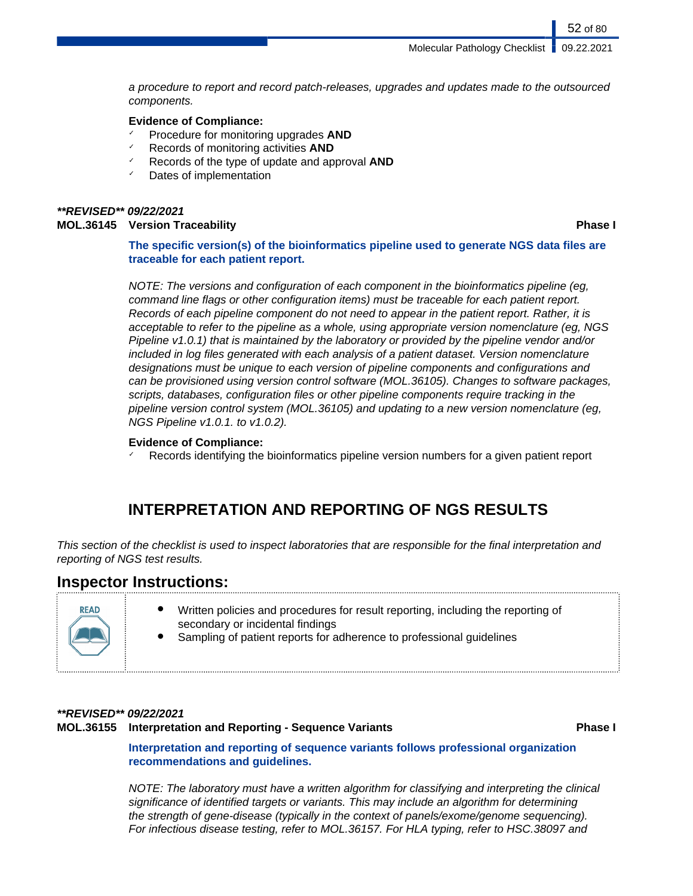*a procedure to report and record patch-releases, upgrades and updates made to the outsourced components.*

**Evidence of Compliance:**

- ✓ Procedure for monitoring upgrades **AND**
- ✓ Records of monitoring activities **AND**
- ✓ Records of the type of update and approval **AND**
- ✓ Dates of implementation

***\*\*REVISED\*\* 09/22/2021***

**MOL.36145 Version Traceability** **Phase I**

**The specific version(s) of the bioinformatics pipeline used to generate NGS data files are traceable for each patient report.**

*NOTE: The versions and configuration of each component in the bioinformatics pipeline (eg, command line flags or other configuration items) must be traceable for each patient report. Records of each pipeline component do not need to appear in the patient report. Rather, it is acceptable to refer to the pipeline as a whole, using appropriate version nomenclature (eg, NGS Pipeline v1.0.1) that is maintained by the laboratory or provided by the pipeline vendor and/or included in log files generated with each analysis of a patient dataset. Version nomenclature designations must be unique to each version of pipeline components and configurations and can be provisioned using version control software (MOL.36105). Changes to software packages, scripts, databases, configuration files or other pipeline components require tracking in the pipeline version control system (MOL.36105) and updating to a new version nomenclature (eg, NGS Pipeline v1.0.1. to v1.0.2).*

**Evidence of Compliance:**

- ✓ Records identifying the bioinformatics pipeline version numbers for a given patient report

## INTERPRETATION AND REPORTING OF NGS RESULTS

*This section of the checklist is used to inspect laboratories that are responsible for the final interpretation and reporting of NGS test results.*

## Inspector Instructions:

READ

- Written policies and procedures for result reporting, including the reporting of secondary or incidental findings
- Sampling of patient reports for adherence to professional guidelines

***\*\*REVISED\*\* 09/22/2021***

**MOL.36155 Interpretation and Reporting - Sequence Variants** **Phase I**

**Interpretation and reporting of sequence variants follows professional organization recommendations and guidelines.**

*NOTE: The laboratory must have a written algorithm for classifying and interpreting the clinical significance of identified targets or variants. This may include an algorithm for determining the strength of gene-disease (typically in the context of panels/exome/genome sequencing). For infectious disease testing, refer to MOL.36157. For HLA typing, refer to HSC.38097 and*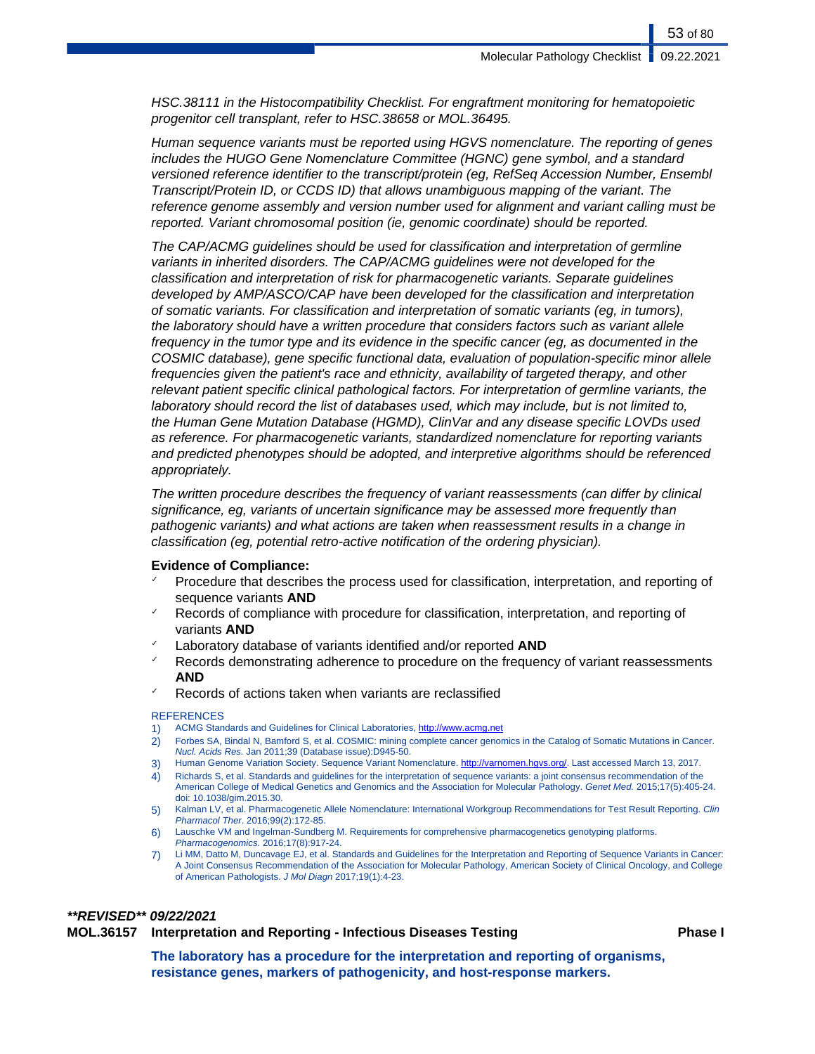*HSC.38111 in the Histocompatibility Checklist. For engraftment monitoring for hematopoietic progenitor cell transplant, refer to HSC.38658 or MOL.36495.*

*Human sequence variants must be reported using HGVS nomenclature. The reporting of genes includes the HUGO Gene Nomenclature Committee (HGNC) gene symbol, and a standard versioned reference identifier to the transcript/protein (eg, RefSeq Accession Number, Ensembl Transcript/Protein ID, or CCDS ID) that allows unambiguous mapping of the variant. The reference genome assembly and version number used for alignment and variant calling must be reported. Variant chromosomal position (ie, genomic coordinate) should be reported.*

*The CAP/ACMG guidelines should be used for classification and interpretation of germline variants in inherited disorders. The CAP/ACMG guidelines were not developed for the classification and interpretation of risk for pharmacogenetic variants. Separate guidelines developed by AMP/ASCO/CAP have been developed for the classification and interpretation of somatic variants. For classification and interpretation of somatic variants (eg, in tumors), the laboratory should have a written procedure that considers factors such as variant allele frequency in the tumor type and its evidence in the specific cancer (eg, as documented in the COSMIC database), gene specific functional data, evaluation of population-specific minor allele frequencies given the patient's race and ethnicity, availability of targeted therapy, and other relevant patient specific clinical pathological factors. For interpretation of germline variants, the laboratory should record the list of databases used, which may include, but is not limited to, the Human Gene Mutation Database (HGMD), ClinVar and any disease specific LOVDs used as reference. For pharmacogenetic variants, standardized nomenclature for reporting variants and predicted phenotypes should be adopted, and interpretive algorithms should be referenced appropriately.*

*The written procedure describes the frequency of variant reassessments (can differ by clinical significance, eg, variants of uncertain significance may be assessed more frequently than pathogenic variants) and what actions are taken when reassessment results in a change in classification (eg, potential retro-active notification of the ordering physician).*

**Evidence of Compliance:**

- ✓ Procedure that describes the process used for classification, interpretation, and reporting of sequence variants **AND**
- ✓ Records of compliance with procedure for classification, interpretation, and reporting of variants **AND**
- ✓ Laboratory database of variants identified and/or reported **AND**
- ✓ Records demonstrating adherence to procedure on the frequency of variant reassessments **AND**
- ✓ Records of actions taken when variants are reclassified

REFERENCES

1) ACMG Standards and Guidelines for Clinical Laboratories, http://www.acmg.net
2) Forbes SA, Bindal N, Bamford S, et al. COSMIC: mining complete cancer genomics in the Catalog of Somatic Mutations in Cancer. *Nucl. Acids Res.* Jan 2011;39 (Database issue):D945-50.
3) Human Genome Variation Society. Sequence Variant Nomenclature. http://varnomen.hgvs.org/. Last accessed March 13, 2017.
4) Richards S, et al. Standards and guidelines for the interpretation of sequence variants: a joint consensus recommendation of the American College of Medical Genetics and Genomics and the Association for Molecular Pathology. *Genet Med.* 2015;17(5):405-24. doi: 10.1038/gim.2015.30.
5) Kalman LV, et al. Pharmacogenetic Allele Nomenclature: International Workgroup Recommendations for Test Result Reporting. *Clin Pharmacol Ther*. 2016;99(2):172-85.
6) Lauschke VM and Ingelman-Sundberg M. Requirements for comprehensive pharmacogenetics genotyping platforms. *Pharmacogenomics.* 2016;17(8):917-24.
7) Li MM, Datto M, Duncavage EJ, et al. Standards and Guidelines for the Interpretation and Reporting of Sequence Variants in Cancer: A Joint Consensus Recommendation of the Association for Molecular Pathology, American Society of Clinical Oncology, and College of American Pathologists. *J Mol Diagn* 2017;19(1):4-23.

***\*\*REVISED\*\* 09/22/2021***

**MOL.36157 Interpretation and Reporting - Infectious Diseases Testing** **Phase I**

**The laboratory has a procedure for the interpretation and reporting of organisms, resistance genes, markers of pathogenicity, and host-response markers.**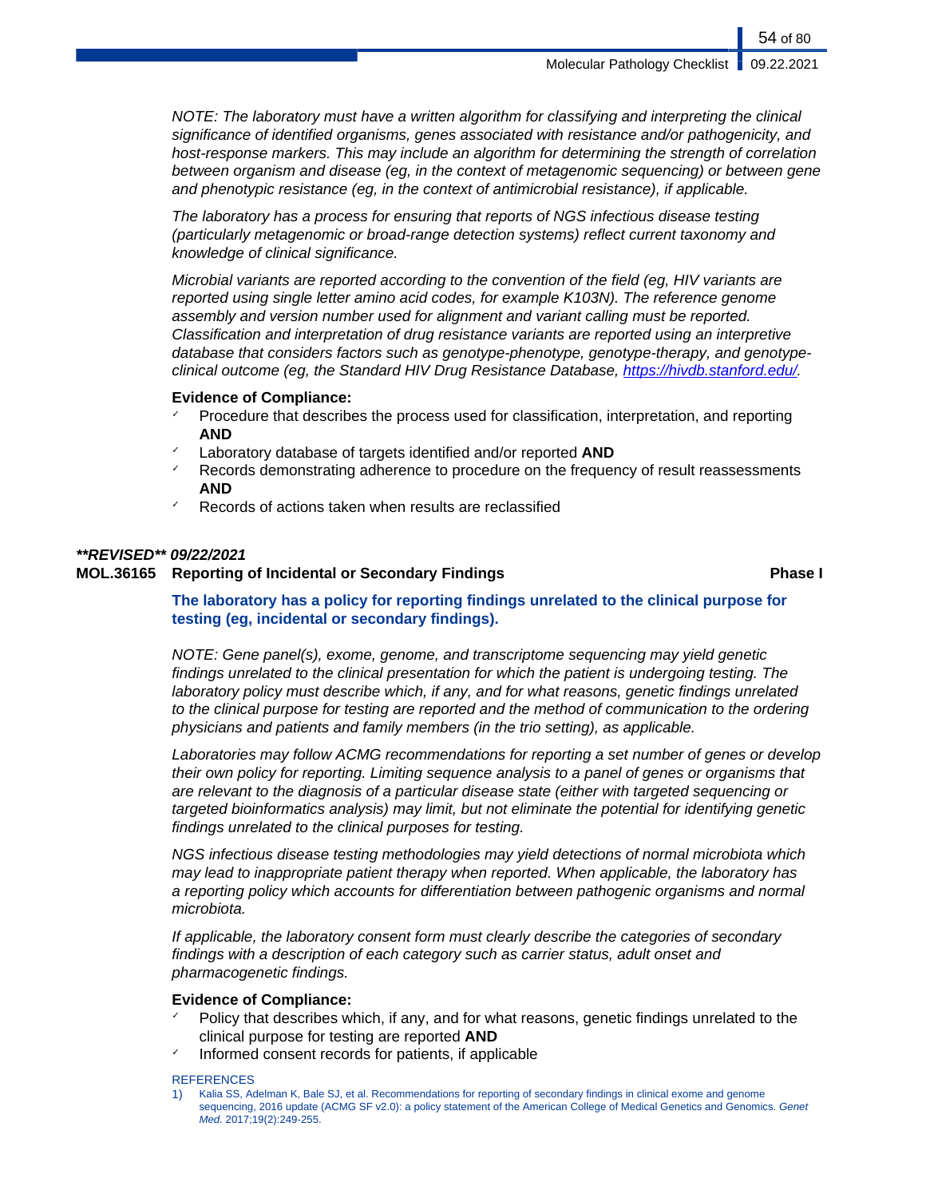*NOTE: The laboratory must have a written algorithm for classifying and interpreting the clinical significance of identified organisms, genes associated with resistance and/or pathogenicity, and host-response markers. This may include an algorithm for determining the strength of correlation between organism and disease (eg, in the context of metagenomic sequencing) or between gene and phenotypic resistance (eg, in the context of antimicrobial resistance), if applicable.*

*The laboratory has a process for ensuring that reports of NGS infectious disease testing (particularly metagenomic or broad-range detection systems) reflect current taxonomy and knowledge of clinical significance.*

*Microbial variants are reported according to the convention of the field (eg, HIV variants are reported using single letter amino acid codes, for example K103N). The reference genome assembly and version number used for alignment and variant calling must be reported. Classification and interpretation of drug resistance variants are reported using an interpretive database that considers factors such as genotype-phenotype, genotype-therapy, and genotype-clinical outcome (eg, the Standard HIV Drug Resistance Database, [https://hivdb.stanford.edu/](https://hivdb.stanford.edu/).*

**Evidence of Compliance:**

- ✓ Procedure that describes the process used for classification, interpretation, and reporting **AND**
- ✓ Laboratory database of targets identified and/or reported **AND**
- ✓ Records demonstrating adherence to procedure on the frequency of result reassessments **AND**
- ✓ Records of actions taken when results are reclassified

***\*\*REVISED\*\* 09/22/2021***

### MOL.36165 Reporting of Incidental or Secondary Findings — Phase I

**The laboratory has a policy for reporting findings unrelated to the clinical purpose for testing (eg, incidental or secondary findings).**

*NOTE: Gene panel(s), exome, genome, and transcriptome sequencing may yield genetic findings unrelated to the clinical presentation for which the patient is undergoing testing. The laboratory policy must describe which, if any, and for what reasons, genetic findings unrelated to the clinical purpose for testing are reported and the method of communication to the ordering physicians and patients and family members (in the trio setting), as applicable.*

*Laboratories may follow ACMG recommendations for reporting a set number of genes or develop their own policy for reporting. Limiting sequence analysis to a panel of genes or organisms that are relevant to the diagnosis of a particular disease state (either with targeted sequencing or targeted bioinformatics analysis) may limit, but not eliminate the potential for identifying genetic findings unrelated to the clinical purposes for testing.*

*NGS infectious disease testing methodologies may yield detections of normal microbiota which may lead to inappropriate patient therapy when reported. When applicable, the laboratory has a reporting policy which accounts for differentiation between pathogenic organisms and normal microbiota.*

*If applicable, the laboratory consent form must clearly describe the categories of secondary findings with a description of each category such as carrier status, adult onset and pharmacogenetic findings.*

**Evidence of Compliance:**

- ✓ Policy that describes which, if any, and for what reasons, genetic findings unrelated to the clinical purpose for testing are reported **AND**
- ✓ Informed consent records for patients, if applicable

REFERENCES

1) Kalia SS, Adelman K, Bale SJ, et al. Recommendations for reporting of secondary findings in clinical exome and genome sequencing, 2016 update (ACMG SF v2.0): a policy statement of the American College of Medical Genetics and Genomics. *Genet Med.* 2017;19(2):249-255.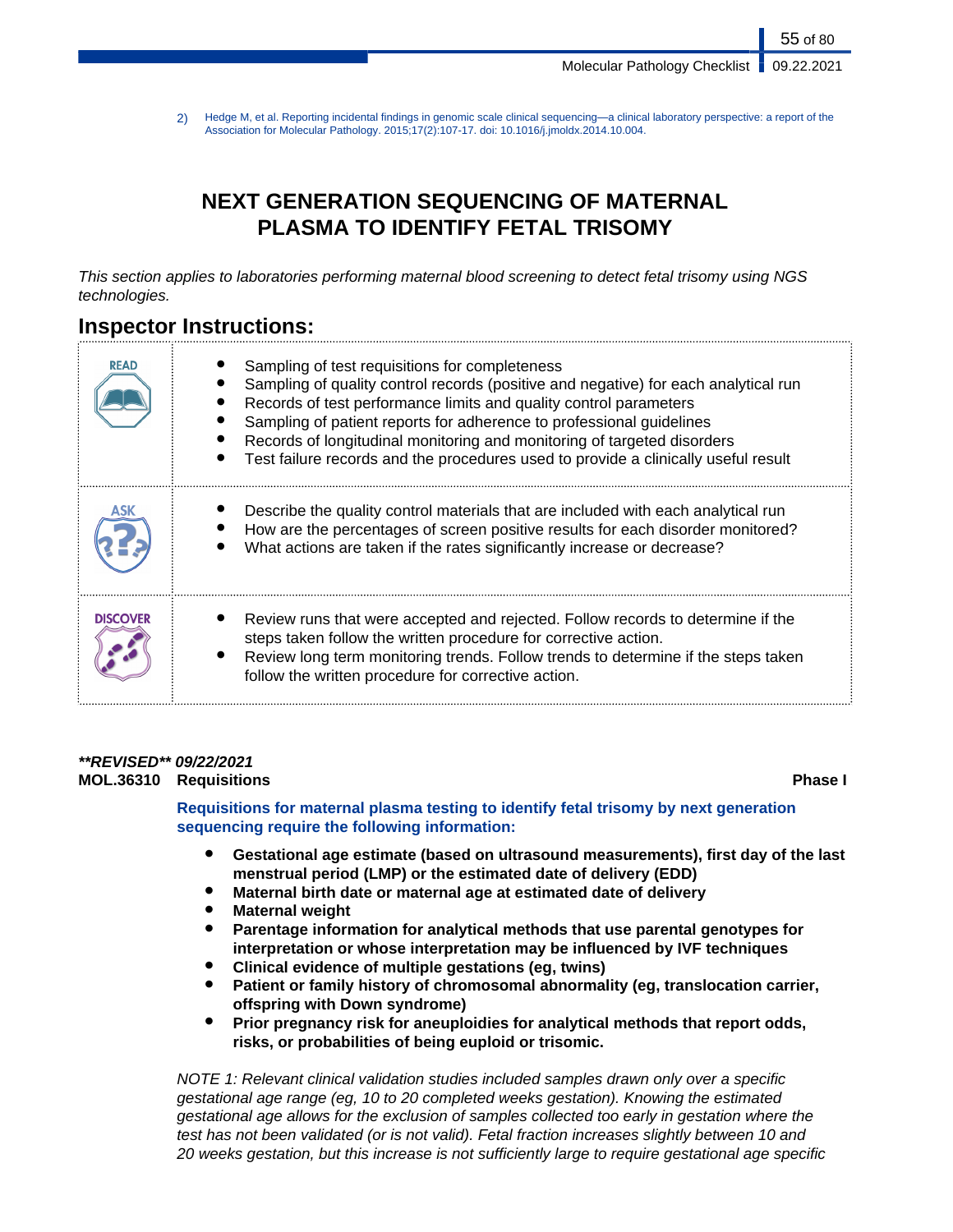2) Hedge M, et al. Reporting incidental findings in genomic scale clinical sequencing—a clinical laboratory perspective: a report of the Association for Molecular Pathology. 2015;17(2):107-17. doi: 10.1016/j.jmoldx.2014.10.004.

# NEXT GENERATION SEQUENCING OF MATERNAL PLASMA TO IDENTIFY FETAL TRISOMY

*This section applies to laboratories performing maternal blood screening to detect fetal trisomy using NGS technologies.*

## Inspector Instructions:

| | |
|---|---|
| READ | • Sampling of test requisitions for completeness<br>• Sampling of quality control records (positive and negative) for each analytical run<br>• Records of test performance limits and quality control parameters<br>• Sampling of patient reports for adherence to professional guidelines<br>• Records of longitudinal monitoring and monitoring of targeted disorders<br>• Test failure records and the procedures used to provide a clinically useful result |
| ASK | • Describe the quality control materials that are included with each analytical run<br>• How are the percentages of screen positive results for each disorder monitored?<br>• What actions are taken if the rates significantly increase or decrease? |
| DISCOVER | • Review runs that were accepted and rejected. Follow records to determine if the steps taken follow the written procedure for corrective action.<br>• Review long term monitoring trends. Follow trends to determine if the steps taken follow the written procedure for corrective action. |

***REVISED** 09/22/2021*

**MOL.36310 Requisitions** **Phase I**

**Requisitions for maternal plasma testing to identify fetal trisomy by next generation sequencing require the following information:**

- **Gestational age estimate (based on ultrasound measurements), first day of the last menstrual period (LMP) or the estimated date of delivery (EDD)**
- **Maternal birth date or maternal age at estimated date of delivery**
- **Maternal weight**
- **Parentage information for analytical methods that use parental genotypes for interpretation or whose interpretation may be influenced by IVF techniques**
- **Clinical evidence of multiple gestations (eg, twins)**
- **Patient or family history of chromosomal abnormality (eg, translocation carrier, offspring with Down syndrome)**
- **Prior pregnancy risk for aneuploidies for analytical methods that report odds, risks, or probabilities of being euploid or trisomic.**

*NOTE 1: Relevant clinical validation studies included samples drawn only over a specific gestational age range (eg, 10 to 20 completed weeks gestation). Knowing the estimated gestational age allows for the exclusion of samples collected too early in gestation where the test has not been validated (or is not valid). Fetal fraction increases slightly between 10 and 20 weeks gestation, but this increase is not sufficiently large to require gestational age specific*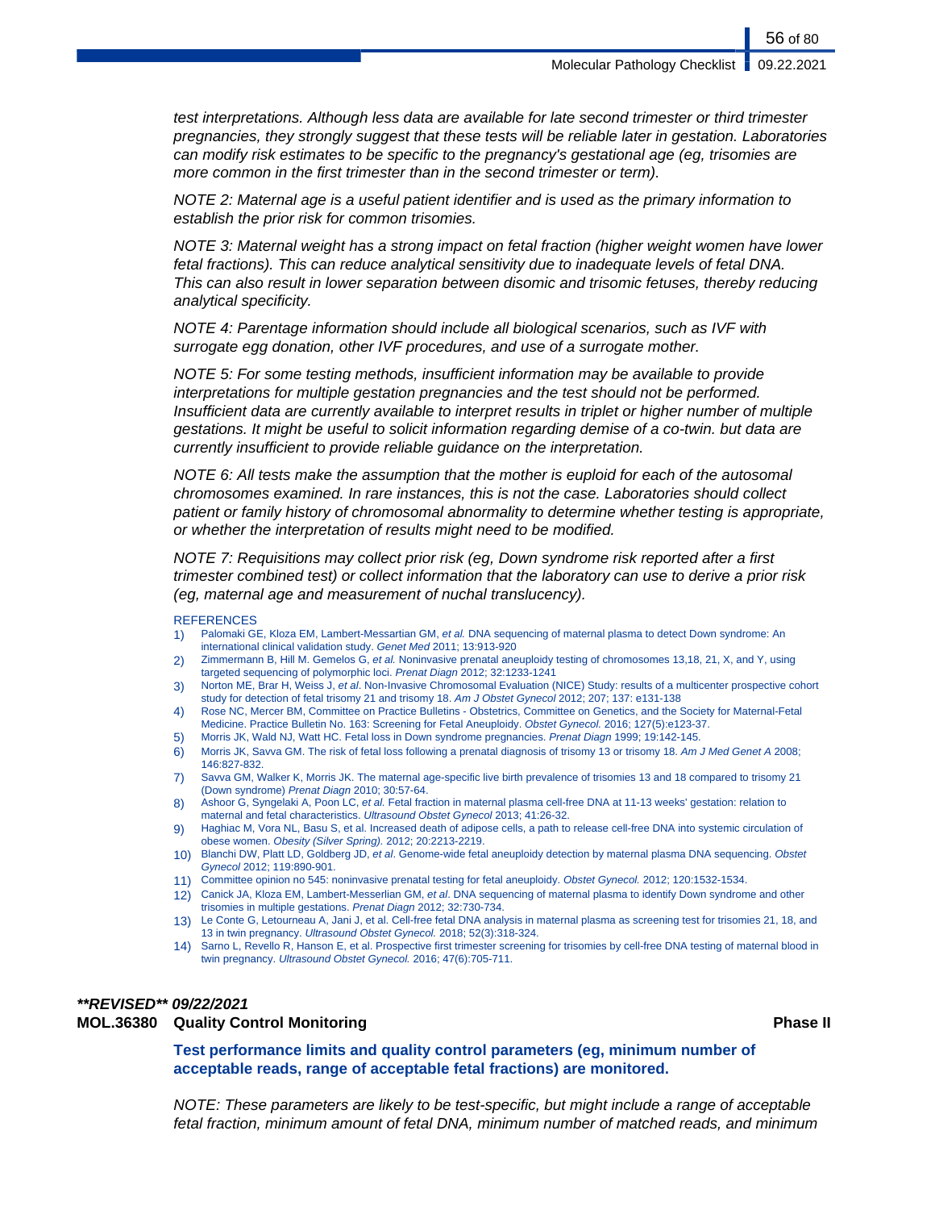*test interpretations. Although less data are available for late second trimester or third trimester pregnancies, they strongly suggest that these tests will be reliable later in gestation. Laboratories can modify risk estimates to be specific to the pregnancy's gestational age (eg, trisomies are more common in the first trimester than in the second trimester or term).*

*NOTE 2: Maternal age is a useful patient identifier and is used as the primary information to establish the prior risk for common trisomies.*

*NOTE 3: Maternal weight has a strong impact on fetal fraction (higher weight women have lower fetal fractions). This can reduce analytical sensitivity due to inadequate levels of fetal DNA. This can also result in lower separation between disomic and trisomic fetuses, thereby reducing analytical specificity.*

*NOTE 4: Parentage information should include all biological scenarios, such as IVF with surrogate egg donation, other IVF procedures, and use of a surrogate mother.*

*NOTE 5: For some testing methods, insufficient information may be available to provide interpretations for multiple gestation pregnancies and the test should not be performed. Insufficient data are currently available to interpret results in triplet or higher number of multiple gestations. It might be useful to solicit information regarding demise of a co-twin. but data are currently insufficient to provide reliable guidance on the interpretation.*

*NOTE 6: All tests make the assumption that the mother is euploid for each of the autosomal chromosomes examined. In rare instances, this is not the case. Laboratories should collect patient or family history of chromosomal abnormality to determine whether testing is appropriate, or whether the interpretation of results might need to be modified.*

*NOTE 7: Requisitions may collect prior risk (eg, Down syndrome risk reported after a first trimester combined test) or collect information that the laboratory can use to derive a prior risk (eg, maternal age and measurement of nuchal translucency).*

REFERENCES

1) Palomaki GE, Kloza EM, Lambert-Messartian GM, *et al.* DNA sequencing of maternal plasma to detect Down syndrome: An international clinical validation study. *Genet Med* 2011; 13:913-920
2) Zimmermann B, Hill M. Gemelos G, *et al.* Noninvasive prenatal aneuploidy testing of chromosomes 13,18, 21, X, and Y, using targeted sequencing of polymorphic loci. *Prenat Diagn* 2012; 32:1233-1241
3) Norton ME, Brar H, Weiss J, *et al*. Non-Invasive Chromosomal Evaluation (NICE) Study: results of a multicenter prospective cohort study for detection of fetal trisomy 21 and trisomy 18. *Am J Obstet Gynecol* 2012; 207; 137: e131-138
4) Rose NC, Mercer BM, Committee on Practice Bulletins - Obstetrics, Committee on Genetics, and the Society for Maternal-Fetal Medicine. Practice Bulletin No. 163: Screening for Fetal Aneuploidy. *Obstet Gynecol.* 2016; 127(5):e123-37.
5) Morris JK, Wald NJ, Watt HC. Fetal loss in Down syndrome pregnancies. *Prenat Diagn* 1999; 19:142-145.
6) Morris JK, Savva GM. The risk of fetal loss following a prenatal diagnosis of trisomy 13 or trisomy 18. *Am J Med Genet A* 2008; 146:827-832.
7) Savva GM, Walker K, Morris JK. The maternal age-specific live birth prevalence of trisomies 13 and 18 compared to trisomy 21 (Down syndrome) *Prenat Diagn* 2010; 30:57-64.
8) Ashoor G, Syngelaki A, Poon LC, *et al.* Fetal fraction in maternal plasma cell-free DNA at 11-13 weeks' gestation: relation to maternal and fetal characteristics. *Ultrasound Obstet Gynecol* 2013; 41:26-32.
9) Haghiac M, Vora NL, Basu S, et al. Increased death of adipose cells, a path to release cell-free DNA into systemic circulation of obese women. *Obesity (Silver Spring).* 2012; 20:2213-2219.
10) Blanchi DW, Platt LD, Goldberg JD, *et al*. Genome-wide fetal aneuploidy detection by maternal plasma DNA sequencing. *Obstet Gynecol* 2012; 119:890-901.
11) Committee opinion no 545: noninvasive prenatal testing for fetal aneuploidy. *Obstet Gynecol.* 2012; 120:1532-1534.
12) Canick JA, Kloza EM, Lambert-Messerlian GM, *et al*. DNA sequencing of maternal plasma to identify Down syndrome and other trisomies in multiple gestations. *Prenat Diagn* 2012; 32:730-734.
13) Le Conte G, Letourneau A, Jani J, et al. Cell-free fetal DNA analysis in maternal plasma as screening test for trisomies 21, 18, and 13 in twin pregnancy. *Ultrasound Obstet Gynecol.* 2018; 52(3):318-324.
14) Sarno L, Revello R, Hanson E, et al. Prospective first trimester screening for trisomies by cell-free DNA testing of maternal blood in twin pregnancy. *Ultrasound Obstet Gynecol.* 2016; 47(6):705-711.

***\*\*REVISED\*\* 09/22/2021***

**MOL.36380 Quality Control Monitoring** **Phase II**

**Test performance limits and quality control parameters (eg, minimum number of acceptable reads, range of acceptable fetal fractions) are monitored.**

*NOTE: These parameters are likely to be test-specific, but might include a range of acceptable fetal fraction, minimum amount of fetal DNA, minimum number of matched reads, and minimum*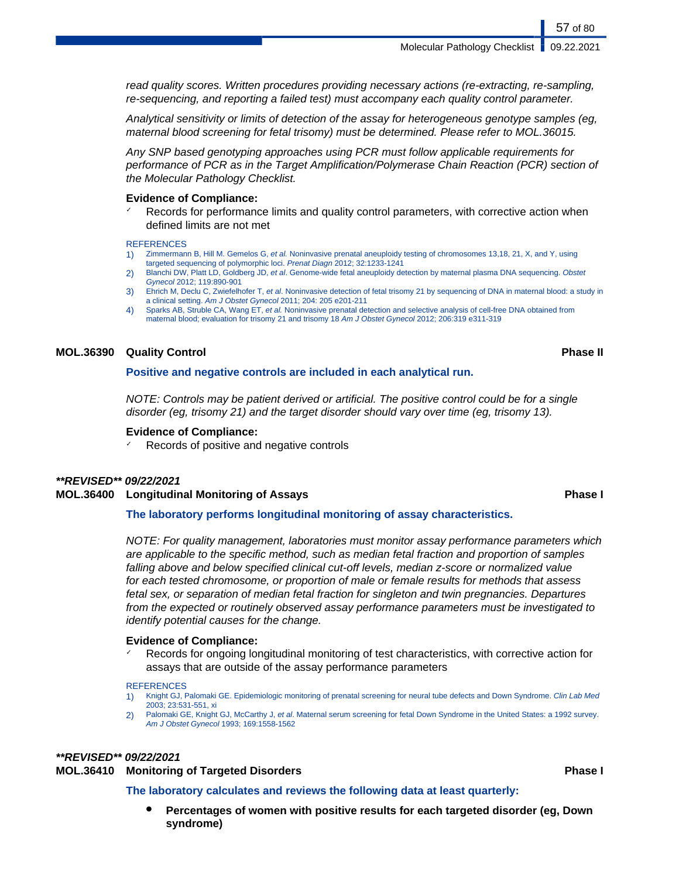*read quality scores. Written procedures providing necessary actions (re-extracting, re-sampling, re-sequencing, and reporting a failed test) must accompany each quality control parameter.*

*Analytical sensitivity or limits of detection of the assay for heterogeneous genotype samples (eg, maternal blood screening for fetal trisomy) must be determined. Please refer to MOL.36015.*

*Any SNP based genotyping approaches using PCR must follow applicable requirements for performance of PCR as in the Target Amplification/Polymerase Chain Reaction (PCR) section of the Molecular Pathology Checklist.*

**Evidence of Compliance:**

- ✓ Records for performance limits and quality control parameters, with corrective action when defined limits are not met

REFERENCES

1) Zimmermann B, Hill M. Gemelos G, *et al.* Noninvasive prenatal aneuploidy testing of chromosomes 13,18, 21, X, and Y, using targeted sequencing of polymorphic loci. *Prenat Diagn* 2012; 32:1233-1241
2) Blanchi DW, Platt LD, Goldberg JD, *et al*. Genome-wide fetal aneuploidy detection by maternal plasma DNA sequencing. *Obstet Gynecol* 2012; 119:890-901
3) Ehrich M, Declu C, Zwiefelhofer T, *et al*. Noninvasive detection of fetal trisomy 21 by sequencing of DNA in maternal blood: a study in a clinical setting. *Am J Obstet Gynecol* 2011; 204: 205 e201-211
4) Sparks AB, Struble CA, Wang ET, *et al.* Noninvasive prenatal detection and selective analysis of cell-free DNA obtained from maternal blood; evaluation for trisomy 21 and trisomy 18 *Am J Obstet Gynecol* 2012; 206:319 e311-319

### MOL.36390 Quality Control — Phase II

**Positive and negative controls are included in each analytical run.**

*NOTE: Controls may be patient derived or artificial. The positive control could be for a single disorder (eg, trisomy 21) and the target disorder should vary over time (eg, trisomy 13).*

**Evidence of Compliance:**

- ✓ Records of positive and negative controls

***\*\*REVISED\*\* 09/22/2021***

### MOL.36400 Longitudinal Monitoring of Assays — Phase I

**The laboratory performs longitudinal monitoring of assay characteristics.**

*NOTE: For quality management, laboratories must monitor assay performance parameters which are applicable to the specific method, such as median fetal fraction and proportion of samples falling above and below specified clinical cut-off levels, median z-score or normalized value for each tested chromosome, or proportion of male or female results for methods that assess fetal sex, or separation of median fetal fraction for singleton and twin pregnancies. Departures from the expected or routinely observed assay performance parameters must be investigated to identify potential causes for the change.*

**Evidence of Compliance:**

- ✓ Records for ongoing longitudinal monitoring of test characteristics, with corrective action for assays that are outside of the assay performance parameters

REFERENCES

1) Knight GJ, Palomaki GE. Epidemiologic monitoring of prenatal screening for neural tube defects and Down Syndrome. *Clin Lab Med* 2003; 23:531-551, xi
2) Palomaki GE, Knight GJ, McCarthy J, *et al*. Maternal serum screening for fetal Down Syndrome in the United States: a 1992 survey. *Am J Obstet Gynecol* 1993; 169:1558-1562

***\*\*REVISED\*\* 09/22/2021***

### MOL.36410 Monitoring of Targeted Disorders — Phase I

**The laboratory calculates and reviews the following data at least quarterly:**

- **Percentages of women with positive results for each targeted disorder (eg, Down syndrome)**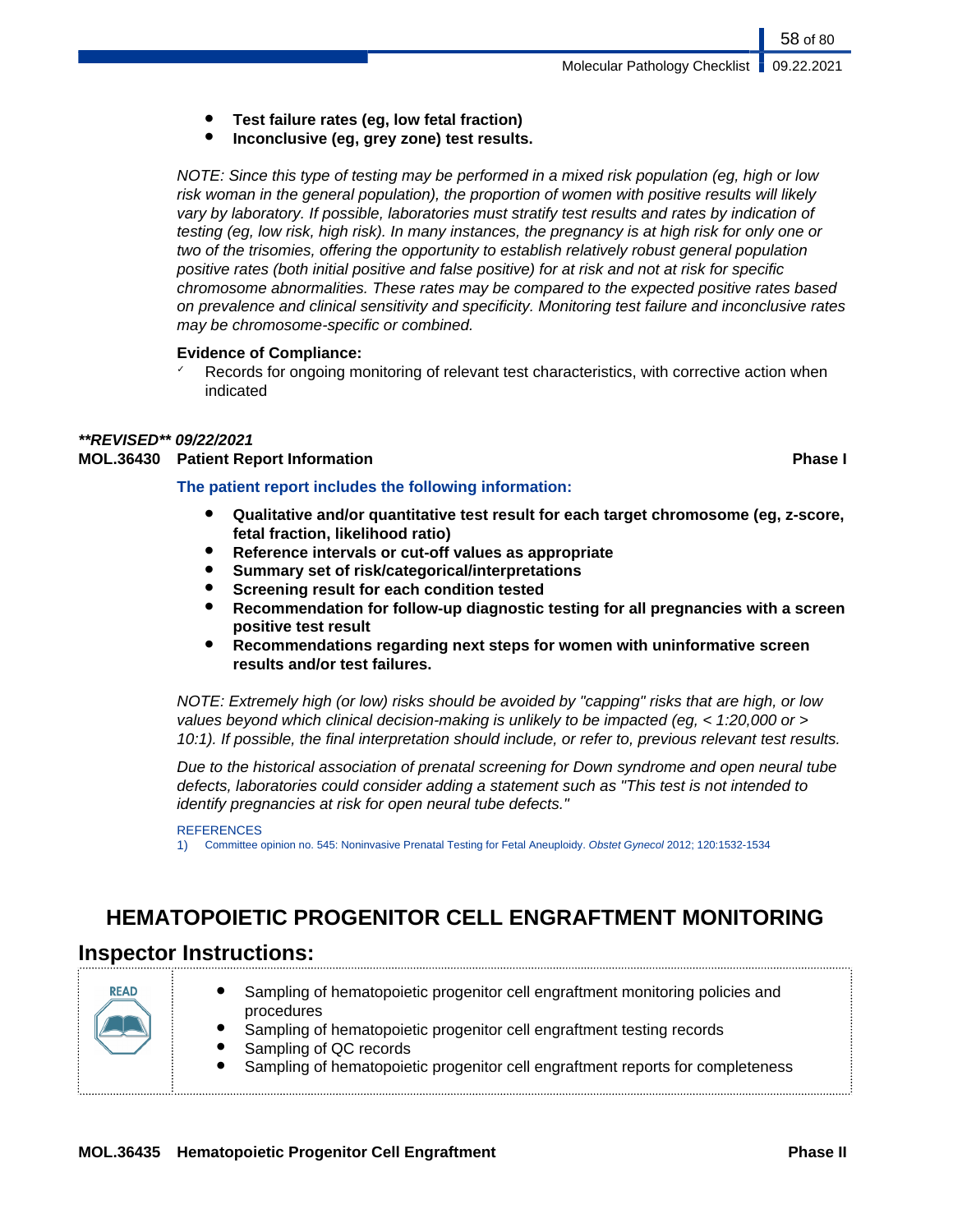- **Test failure rates (eg, low fetal fraction)**
- **Inconclusive (eg, grey zone) test results.**

*NOTE: Since this type of testing may be performed in a mixed risk population (eg, high or low risk woman in the general population), the proportion of women with positive results will likely vary by laboratory. If possible, laboratories must stratify test results and rates by indication of testing (eg, low risk, high risk). In many instances, the pregnancy is at high risk for only one or two of the trisomies, offering the opportunity to establish relatively robust general population positive rates (both initial positive and false positive) for at risk and not at risk for specific chromosome abnormalities. These rates may be compared to the expected positive rates based on prevalence and clinical sensitivity and specificity. Monitoring test failure and inconclusive rates may be chromosome-specific or combined.*

**Evidence of Compliance:**

- ✓ Records for ongoing monitoring of relevant test characteristics, with corrective action when indicated

***\*\*REVISED\*\* 09/22/2021***

**MOL.36430 Patient Report Information** **Phase I**

**The patient report includes the following information:**

- **Qualitative and/or quantitative test result for each target chromosome (eg, z-score, fetal fraction, likelihood ratio)**
- **Reference intervals or cut-off values as appropriate**
- **Summary set of risk/categorical/interpretations**
- **Screening result for each condition tested**
- **Recommendation for follow-up diagnostic testing for all pregnancies with a screen positive test result**
- **Recommendations regarding next steps for women with uninformative screen results and/or test failures.**

*NOTE: Extremely high (or low) risks should be avoided by "capping" risks that are high, or low values beyond which clinical decision-making is unlikely to be impacted (eg, < 1:20,000 or > 10:1). If possible, the final interpretation should include, or refer to, previous relevant test results.*

*Due to the historical association of prenatal screening for Down syndrome and open neural tube defects, laboratories could consider adding a statement such as "This test is not intended to identify pregnancies at risk for open neural tube defects."*

REFERENCES

1) Committee opinion no. 545: Noninvasive Prenatal Testing for Fetal Aneuploidy. *Obstet Gynecol* 2012; 120:1532-1534

# HEMATOPOIETIC PROGENITOR CELL ENGRAFTMENT MONITORING

## Inspector Instructions:

READ

- Sampling of hematopoietic progenitor cell engraftment monitoring policies and procedures
- Sampling of hematopoietic progenitor cell engraftment testing records
- Sampling of QC records
- Sampling of hematopoietic progenitor cell engraftment reports for completeness

**MOL.36435 Hematopoietic Progenitor Cell Engraftment** **Phase II**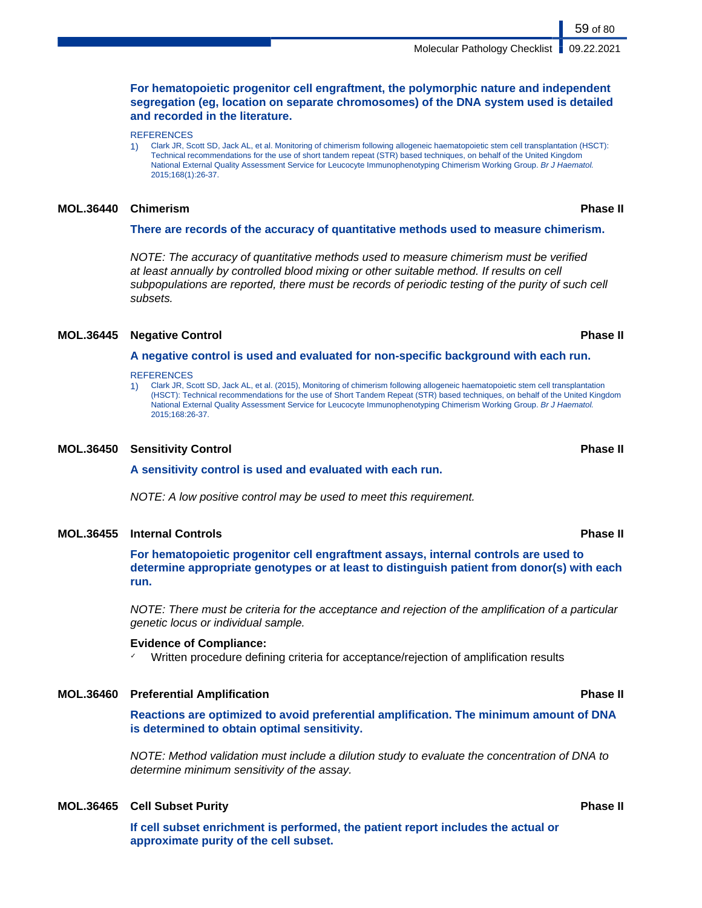**For hematopoietic progenitor cell engraftment, the polymorphic nature and independent segregation (eg, location on separate chromosomes) of the DNA system used is detailed and recorded in the literature.**

REFERENCES

1) Clark JR, Scott SD, Jack AL, et al. Monitoring of chimerism following allogeneic haematopoietic stem cell transplantation (HSCT): Technical recommendations for the use of short tandem repeat (STR) based techniques, on behalf of the United Kingdom National External Quality Assessment Service for Leucocyte Immunophenotyping Chimerism Working Group. *Br J Haematol.* 2015;168(1):26-37.

### MOL.36440 Chimerism — Phase II

**There are records of the accuracy of quantitative methods used to measure chimerism.**

*NOTE: The accuracy of quantitative methods used to measure chimerism must be verified at least annually by controlled blood mixing or other suitable method. If results on cell subpopulations are reported, there must be records of periodic testing of the purity of such cell subsets.*

### MOL.36445 Negative Control — Phase II

**A negative control is used and evaluated for non-specific background with each run.**

REFERENCES

1) Clark JR, Scott SD, Jack AL, et al. (2015), Monitoring of chimerism following allogeneic haematopoietic stem cell transplantation (HSCT): Technical recommendations for the use of Short Tandem Repeat (STR) based techniques, on behalf of the United Kingdom National External Quality Assessment Service for Leucocyte Immunophenotyping Chimerism Working Group. *Br J Haematol.* 2015;168:26-37.

### MOL.36450 Sensitivity Control — Phase II

**A sensitivity control is used and evaluated with each run.**

*NOTE: A low positive control may be used to meet this requirement.*

### MOL.36455 Internal Controls — Phase II

**For hematopoietic progenitor cell engraftment assays, internal controls are used to determine appropriate genotypes or at least to distinguish patient from donor(s) with each run.**

*NOTE: There must be criteria for the acceptance and rejection of the amplification of a particular genetic locus or individual sample.*

**Evidence of Compliance:**

- ✓ Written procedure defining criteria for acceptance/rejection of amplification results

### MOL.36460 Preferential Amplification — Phase II

**Reactions are optimized to avoid preferential amplification. The minimum amount of DNA is determined to obtain optimal sensitivity.**

*NOTE: Method validation must include a dilution study to evaluate the concentration of DNA to determine minimum sensitivity of the assay.*

### MOL.36465 Cell Subset Purity — Phase II

**If cell subset enrichment is performed, the patient report includes the actual or approximate purity of the cell subset.**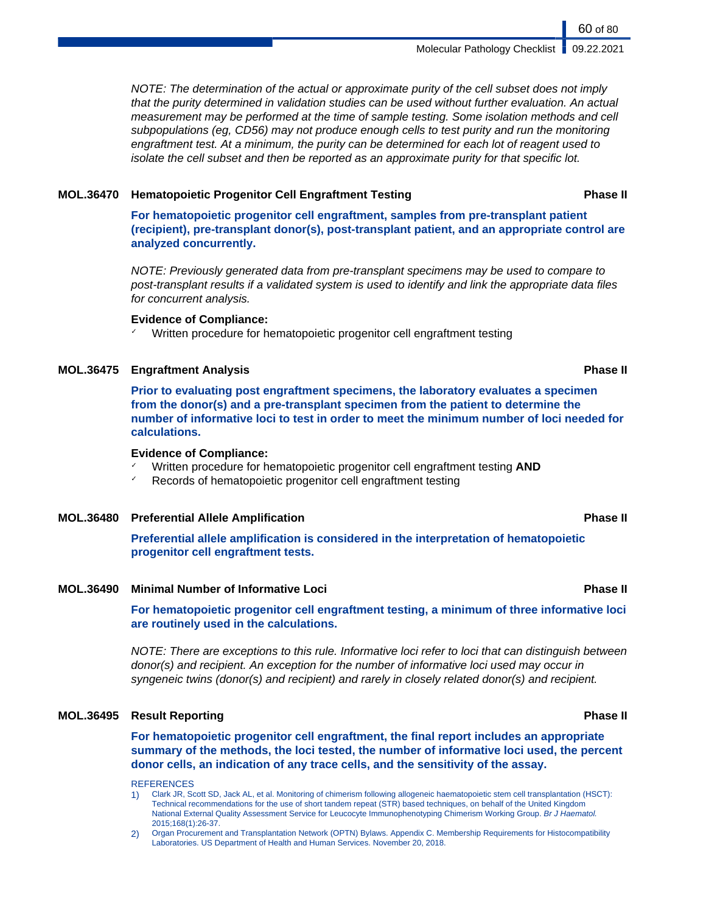*NOTE: The determination of the actual or approximate purity of the cell subset does not imply that the purity determined in validation studies can be used without further evaluation. An actual measurement may be performed at the time of sample testing. Some isolation methods and cell subpopulations (eg, CD56) may not produce enough cells to test purity and run the monitoring engraftment test. At a minimum, the purity can be determined for each lot of reagent used to isolate the cell subset and then be reported as an approximate purity for that specific lot.*

### MOL.36470 Hematopoietic Progenitor Cell Engraftment Testing — Phase II

**For hematopoietic progenitor cell engraftment, samples from pre-transplant patient (recipient), pre-transplant donor(s), post-transplant patient, and an appropriate control are analyzed concurrently.**

*NOTE: Previously generated data from pre-transplant specimens may be used to compare to post-transplant results if a validated system is used to identify and link the appropriate data files for concurrent analysis.*

**Evidence of Compliance:**

- ✓ Written procedure for hematopoietic progenitor cell engraftment testing

### MOL.36475 Engraftment Analysis — Phase II

**Prior to evaluating post engraftment specimens, the laboratory evaluates a specimen from the donor(s) and a pre-transplant specimen from the patient to determine the number of informative loci to test in order to meet the minimum number of loci needed for calculations.**

**Evidence of Compliance:**

- ✓ Written procedure for hematopoietic progenitor cell engraftment testing **AND**
- ✓ Records of hematopoietic progenitor cell engraftment testing

### MOL.36480 Preferential Allele Amplification — Phase II

**Preferential allele amplification is considered in the interpretation of hematopoietic progenitor cell engraftment tests.**

### MOL.36490 Minimal Number of Informative Loci — Phase II

**For hematopoietic progenitor cell engraftment testing, a minimum of three informative loci are routinely used in the calculations.**

*NOTE: There are exceptions to this rule. Informative loci refer to loci that can distinguish between donor(s) and recipient. An exception for the number of informative loci used may occur in syngeneic twins (donor(s) and recipient) and rarely in closely related donor(s) and recipient.*

### MOL.36495 Result Reporting — Phase II

**For hematopoietic progenitor cell engraftment, the final report includes an appropriate summary of the methods, the loci tested, the number of informative loci used, the percent donor cells, an indication of any trace cells, and the sensitivity of the assay.**

REFERENCES

1) Clark JR, Scott SD, Jack AL, et al. Monitoring of chimerism following allogeneic haematopoietic stem cell transplantation (HSCT): Technical recommendations for the use of short tandem repeat (STR) based techniques, on behalf of the United Kingdom National External Quality Assessment Service for Leucocyte Immunophenotyping Chimerism Working Group. *Br J Haematol.* 2015;168(1):26-37.
2) Organ Procurement and Transplantation Network (OPTN) Bylaws. Appendix C. Membership Requirements for Histocompatibility Laboratories. US Department of Health and Human Services. November 20, 2018.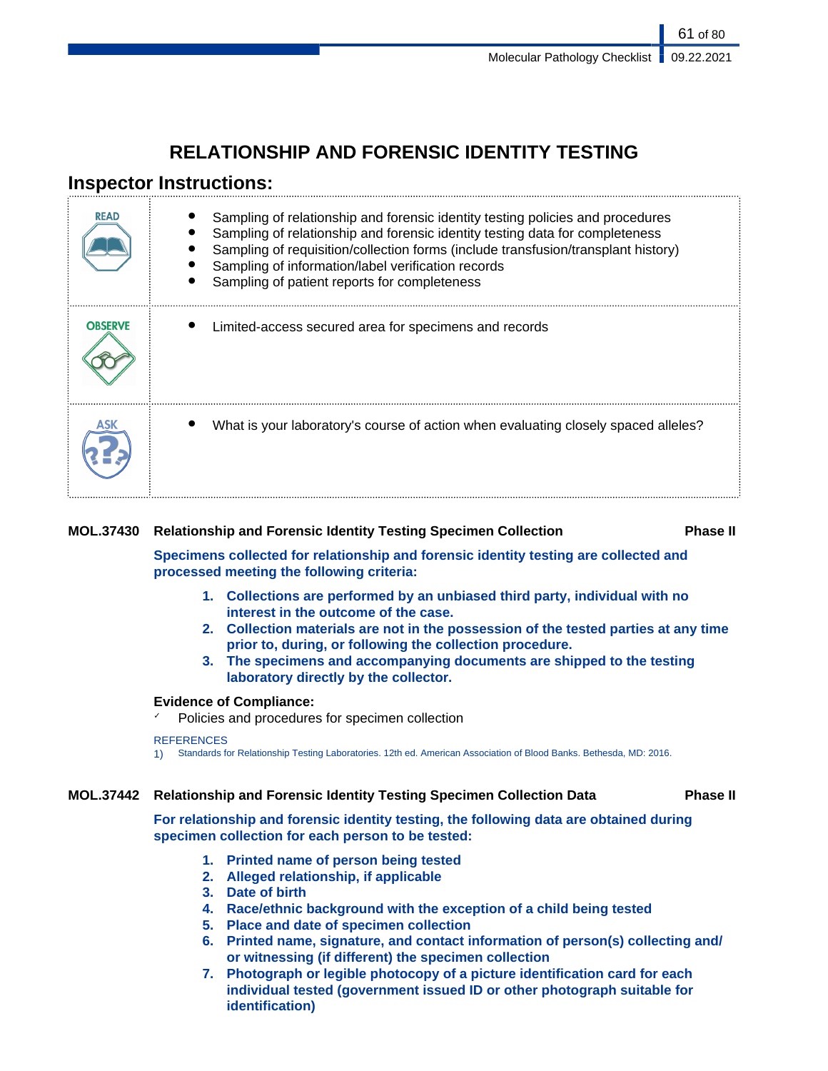# RELATIONSHIP AND FORENSIC IDENTITY TESTING

## Inspector Instructions:

| | |
|---|---|
| READ | • Sampling of relationship and forensic identity testing policies and procedures<br>• Sampling of relationship and forensic identity testing data for completeness<br>• Sampling of requisition/collection forms (include transfusion/transplant history)<br>• Sampling of information/label verification records<br>• Sampling of patient reports for completeness |
| OBSERVE | • Limited-access secured area for specimens and records |
| ASK | • What is your laboratory's course of action when evaluating closely spaced alleles? |

**MOL.37430 Relationship and Forensic Identity Testing Specimen Collection — Phase II**

**Specimens collected for relationship and forensic identity testing are collected and processed meeting the following criteria:**

1. **Collections are performed by an unbiased third party, individual with no interest in the outcome of the case.**
2. **Collection materials are not in the possession of the tested parties at any time prior to, during, or following the collection procedure.**
3. **The specimens and accompanying documents are shipped to the testing laboratory directly by the collector.**

**Evidence of Compliance:**

- ✓ Policies and procedures for specimen collection

REFERENCES

1) Standards for Relationship Testing Laboratories. 12th ed. American Association of Blood Banks. Bethesda, MD: 2016.

**MOL.37442 Relationship and Forensic Identity Testing Specimen Collection Data — Phase II**

**For relationship and forensic identity testing, the following data are obtained during specimen collection for each person to be tested:**

1. **Printed name of person being tested**
2. **Alleged relationship, if applicable**
3. **Date of birth**
4. **Race/ethnic background with the exception of a child being tested**
5. **Place and date of specimen collection**
6. **Printed name, signature, and contact information of person(s) collecting and/ or witnessing (if different) the specimen collection**
7. **Photograph or legible photocopy of a picture identification card for each individual tested (government issued ID or other photograph suitable for identification)**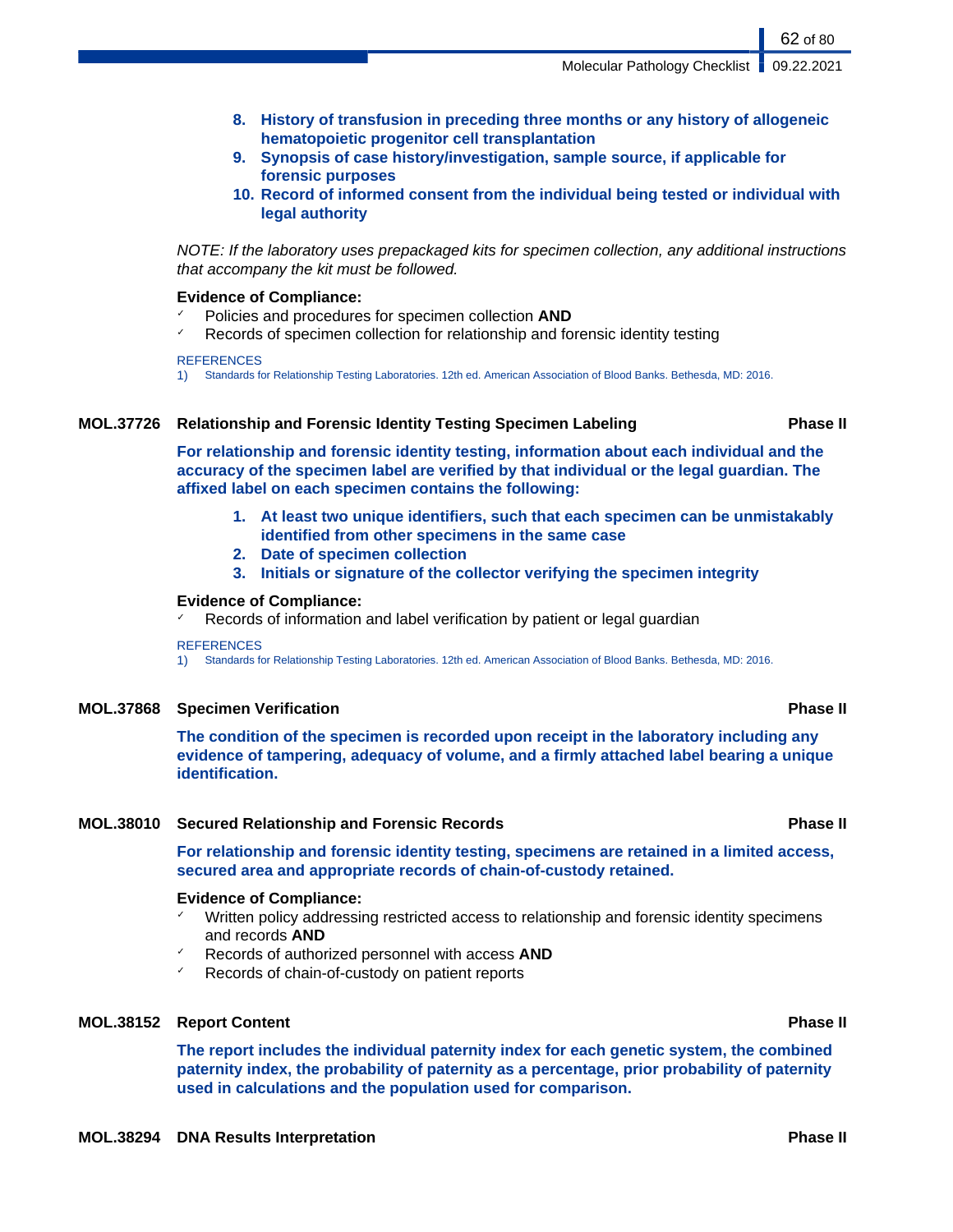8. **History of transfusion in preceding three months or any history of allogeneic hematopoietic progenitor cell transplantation**
9. **Synopsis of case history/investigation, sample source, if applicable for forensic purposes**
10. **Record of informed consent from the individual being tested or individual with legal authority**

*NOTE: If the laboratory uses prepackaged kits for specimen collection, any additional instructions that accompany the kit must be followed.*

**Evidence of Compliance:**

- ✓ Policies and procedures for specimen collection **AND**
- ✓ Records of specimen collection for relationship and forensic identity testing

REFERENCES

1) Standards for Relationship Testing Laboratories. 12th ed. American Association of Blood Banks. Bethesda, MD: 2016.

### MOL.37726 Relationship and Forensic Identity Testing Specimen Labeling — Phase II

**For relationship and forensic identity testing, information about each individual and the accuracy of the specimen label are verified by that individual or the legal guardian. The affixed label on each specimen contains the following:**

1. **At least two unique identifiers, such that each specimen can be unmistakably identified from other specimens in the same case**
2. **Date of specimen collection**
3. **Initials or signature of the collector verifying the specimen integrity**

**Evidence of Compliance:**

- ✓ Records of information and label verification by patient or legal guardian

REFERENCES

1) Standards for Relationship Testing Laboratories. 12th ed. American Association of Blood Banks. Bethesda, MD: 2016.

### MOL.37868 Specimen Verification — Phase II

**The condition of the specimen is recorded upon receipt in the laboratory including any evidence of tampering, adequacy of volume, and a firmly attached label bearing a unique identification.**

### MOL.38010 Secured Relationship and Forensic Records — Phase II

**For relationship and forensic identity testing, specimens are retained in a limited access, secured area and appropriate records of chain-of-custody retained.**

**Evidence of Compliance:**

- ✓ Written policy addressing restricted access to relationship and forensic identity specimens and records **AND**
- ✓ Records of authorized personnel with access **AND**
- ✓ Records of chain-of-custody on patient reports

### MOL.38152 Report Content — Phase II

**The report includes the individual paternity index for each genetic system, the combined paternity index, the probability of paternity as a percentage, prior probability of paternity used in calculations and the population used for comparison.**

### MOL.38294 DNA Results Interpretation — Phase II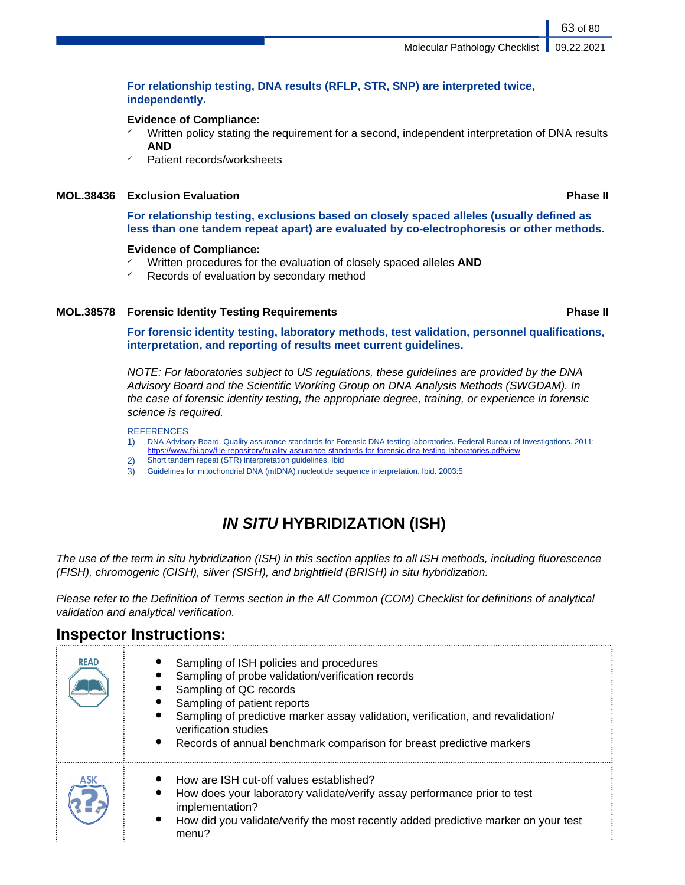**For relationship testing, DNA results (RFLP, STR, SNP) are interpreted twice, independently.**

**Evidence of Compliance:**

- ✓ Written policy stating the requirement for a second, independent interpretation of DNA results **AND**
- ✓ Patient records/worksheets

### MOL.38436 Exclusion Evaluation — Phase II

**For relationship testing, exclusions based on closely spaced alleles (usually defined as less than one tandem repeat apart) are evaluated by co-electrophoresis or other methods.**

**Evidence of Compliance:**

- ✓ Written procedures for the evaluation of closely spaced alleles **AND**
- ✓ Records of evaluation by secondary method

### MOL.38578 Forensic Identity Testing Requirements — Phase II

**For forensic identity testing, laboratory methods, test validation, personnel qualifications, interpretation, and reporting of results meet current guidelines.**

*NOTE: For laboratories subject to US regulations, these guidelines are provided by the DNA Advisory Board and the Scientific Working Group on DNA Analysis Methods (SWGDAM). In the case of forensic identity testing, the appropriate degree, training, or experience in forensic science is required.*

REFERENCES

1) DNA Advisory Board. Quality assurance standards for Forensic DNA testing laboratories. Federal Bureau of Investigations. 2011; https://www.fbi.gov/file-repository/quality-assurance-standards-for-forensic-dna-testing-laboratories.pdf/view
2) Short tandem repeat (STR) interpretation guidelines. Ibid
3) Guidelines for mitochondrial DNA (mtDNA) nucleotide sequence interpretation. Ibid. 2003:5

# *IN SITU* HYBRIDIZATION (ISH)

*The use of the term in situ hybridization (ISH) in this section applies to all ISH methods, including fluorescence (FISH), chromogenic (CISH), silver (SISH), and brightfield (BRISH) in situ hybridization.*

*Please refer to the Definition of Terms section in the All Common (COM) Checklist for definitions of analytical validation and analytical verification.*

## Inspector Instructions:

| | |
|---|---|
| READ | • Sampling of ISH policies and procedures<br>• Sampling of probe validation/verification records<br>• Sampling of QC records<br>• Sampling of patient reports<br>• Sampling of predictive marker assay validation, verification, and revalidation/verification studies<br>• Records of annual benchmark comparison for breast predictive markers |
| ASK | • How are ISH cut-off values established?<br>• How does your laboratory validate/verify assay performance prior to test implementation?<br>• How did you validate/verify the most recently added predictive marker on your test menu? |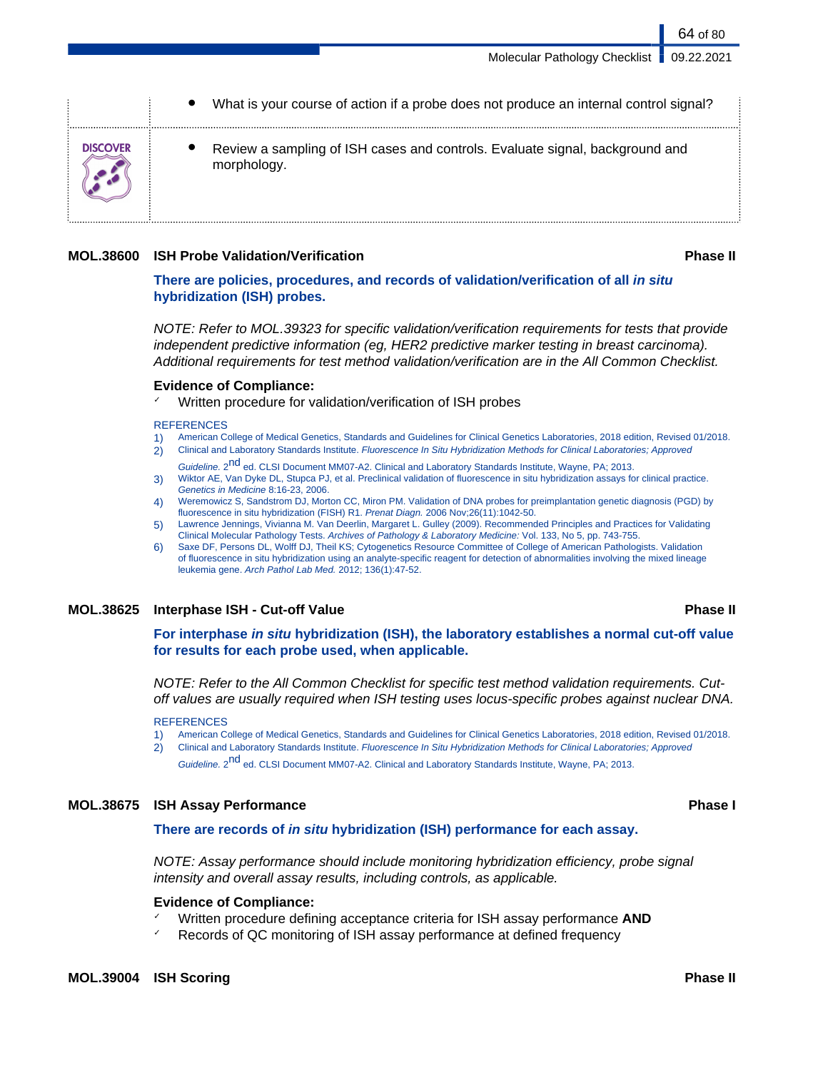- What is your course of action if a probe does not produce an internal control signal?

DISCOVER

- Review a sampling of ISH cases and controls. Evaluate signal, background and morphology.

## MOL.38600 ISH Probe Validation/Verification — Phase II

**There are policies, procedures, and records of validation/verification of all *in situ* hybridization (ISH) probes.**

*NOTE: Refer to MOL.39323 for specific validation/verification requirements for tests that provide independent predictive information (eg, HER2 predictive marker testing in breast carcinoma). Additional requirements for test method validation/verification are in the All Common Checklist.*

**Evidence of Compliance:**

- ✓ Written procedure for validation/verification of ISH probes

REFERENCES

1) American College of Medical Genetics, Standards and Guidelines for Clinical Genetics Laboratories, 2018 edition, Revised 01/2018.
2) Clinical and Laboratory Standards Institute. *Fluorescence In Situ Hybridization Methods for Clinical Laboratories; Approved Guideline.* 2nd ed. CLSI Document MM07-A2. Clinical and Laboratory Standards Institute, Wayne, PA; 2013.
3) Wiktor AE, Van Dyke DL, Stupca PJ, et al. Preclinical validation of fluorescence in situ hybridization assays for clinical practice. *Genetics in Medicine* 8:16-23, 2006.
4) Weremowicz S, Sandstrom DJ, Morton CC, Miron PM. Validation of DNA probes for preimplantation genetic diagnosis (PGD) by fluorescence in situ hybridization (FISH) R1. *Prenat Diagn.* 2006 Nov;26(11):1042-50.
5) Lawrence Jennings, Vivianna M. Van Deerlin, Margaret L. Gulley (2009). Recommended Principles and Practices for Validating Clinical Molecular Pathology Tests. *Archives of Pathology & Laboratory Medicine:* Vol. 133, No 5, pp. 743-755.
6) Saxe DF, Persons DL, Wolff DJ, Theil KS; Cytogenetics Resource Committee of College of American Pathologists. Validation of fluorescence in situ hybridization using an analyte-specific reagent for detection of abnormalities involving the mixed lineage leukemia gene. *Arch Pathol Lab Med.* 2012; 136(1):47-52.

## MOL.38625 Interphase ISH - Cut-off Value — Phase II

**For interphase *in situ* hybridization (ISH), the laboratory establishes a normal cut-off value for results for each probe used, when applicable.**

*NOTE: Refer to the All Common Checklist for specific test method validation requirements. Cut-off values are usually required when ISH testing uses locus-specific probes against nuclear DNA.*

REFERENCES

1) American College of Medical Genetics, Standards and Guidelines for Clinical Genetics Laboratories, 2018 edition, Revised 01/2018.
2) Clinical and Laboratory Standards Institute. *Fluorescence In Situ Hybridization Methods for Clinical Laboratories; Approved Guideline.* 2nd ed. CLSI Document MM07-A2. Clinical and Laboratory Standards Institute, Wayne, PA; 2013.

## MOL.38675 ISH Assay Performance — Phase I

**There are records of *in situ* hybridization (ISH) performance for each assay.**

*NOTE: Assay performance should include monitoring hybridization efficiency, probe signal intensity and overall assay results, including controls, as applicable.*

**Evidence of Compliance:**

- ✓ Written procedure defining acceptance criteria for ISH assay performance **AND**
- ✓ Records of QC monitoring of ISH assay performance at defined frequency

## MOL.39004 ISH Scoring — Phase II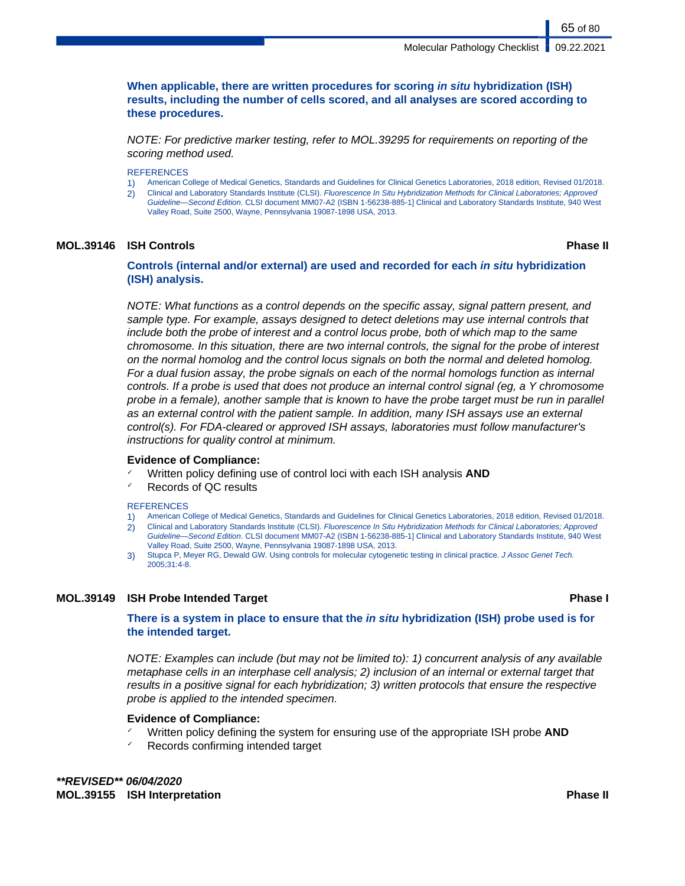**When applicable, there are written procedures for scoring *in situ* hybridization (ISH) results, including the number of cells scored, and all analyses are scored according to these procedures.**

*NOTE: For predictive marker testing, refer to MOL.39295 for requirements on reporting of the scoring method used.*

REFERENCES

1) American College of Medical Genetics, Standards and Guidelines for Clinical Genetics Laboratories, 2018 edition, Revised 01/2018.
2) Clinical and Laboratory Standards Institute (CLSI). *Fluorescence In Situ Hybridization Methods for Clinical Laboratories; Approved Guideline—Second Edition*. CLSI document MM07-A2 (ISBN 1-56238-885-1] Clinical and Laboratory Standards Institute, 940 West Valley Road, Suite 2500, Wayne, Pennsylvania 19087-1898 USA, 2013.

### MOL.39146 ISH Controls — Phase II

**Controls (internal and/or external) are used and recorded for each *in situ* hybridization (ISH) analysis.**

*NOTE: What functions as a control depends on the specific assay, signal pattern present, and sample type. For example, assays designed to detect deletions may use internal controls that include both the probe of interest and a control locus probe, both of which map to the same chromosome. In this situation, there are two internal controls, the signal for the probe of interest on the normal homolog and the control locus signals on both the normal and deleted homolog. For a dual fusion assay, the probe signals on each of the normal homologs function as internal controls. If a probe is used that does not produce an internal control signal (eg, a Y chromosome probe in a female), another sample that is known to have the probe target must be run in parallel as an external control with the patient sample. In addition, many ISH assays use an external control(s). For FDA-cleared or approved ISH assays, laboratories must follow manufacturer's instructions for quality control at minimum.*

**Evidence of Compliance:**

- ✓ Written policy defining use of control loci with each ISH analysis **AND**
- ✓ Records of QC results

REFERENCES

1) American College of Medical Genetics, Standards and Guidelines for Clinical Genetics Laboratories, 2018 edition, Revised 01/2018.
2) Clinical and Laboratory Standards Institute (CLSI). *Fluorescence In Situ Hybridization Methods for Clinical Laboratories; Approved Guideline—Second Edition*. CLSI document MM07-A2 (ISBN 1-56238-885-1] Clinical and Laboratory Standards Institute, 940 West Valley Road, Suite 2500, Wayne, Pennsylvania 19087-1898 USA, 2013.
3) Stupca P, Meyer RG, Dewald GW. Using controls for molecular cytogenetic testing in clinical practice. *J Assoc Genet Tech.* 2005;31:4-8.

### MOL.39149 ISH Probe Intended Target — Phase I

**There is a system in place to ensure that the *in situ* hybridization (ISH) probe used is for the intended target.**

*NOTE: Examples can include (but may not be limited to): 1) concurrent analysis of any available metaphase cells in an interphase cell analysis; 2) inclusion of an internal or external target that results in a positive signal for each hybridization; 3) written protocols that ensure the respective probe is applied to the intended specimen.*

**Evidence of Compliance:**

- ✓ Written policy defining the system for ensuring use of the appropriate ISH probe **AND**
- ✓ Records confirming intended target

***\*\*REVISED\*\* 06/04/2020***

### MOL.39155 ISH Interpretation — Phase II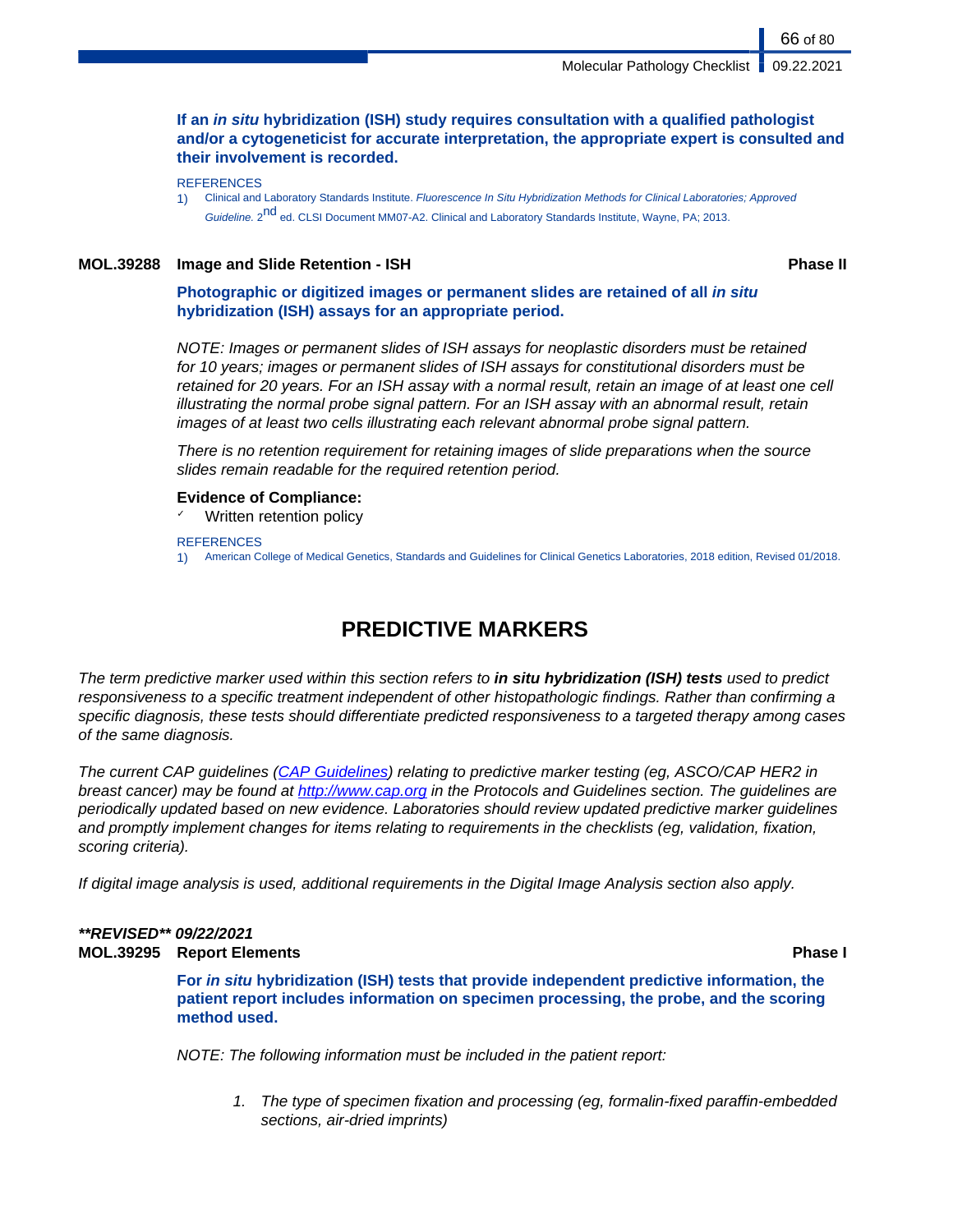**If an *in situ* hybridization (ISH) study requires consultation with a qualified pathologist and/or a cytogeneticist for accurate interpretation, the appropriate expert is consulted and their involvement is recorded.**

REFERENCES

1) Clinical and Laboratory Standards Institute. *Fluorescence In Situ Hybridization Methods for Clinical Laboratories; Approved Guideline.* 2nd ed. CLSI Document MM07-A2. Clinical and Laboratory Standards Institute, Wayne, PA; 2013.

**MOL.39288 Image and Slide Retention - ISH** **Phase II**

**Photographic or digitized images or permanent slides are retained of all *in situ* hybridization (ISH) assays for an appropriate period.**

*NOTE: Images or permanent slides of ISH assays for neoplastic disorders must be retained for 10 years; images or permanent slides of ISH assays for constitutional disorders must be retained for 20 years. For an ISH assay with a normal result, retain an image of at least one cell illustrating the normal probe signal pattern. For an ISH assay with an abnormal result, retain images of at least two cells illustrating each relevant abnormal probe signal pattern.*

*There is no retention requirement for retaining images of slide preparations when the source slides remain readable for the required retention period.*

**Evidence of Compliance:**

- ✓ Written retention policy

REFERENCES

1) American College of Medical Genetics, Standards and Guidelines for Clinical Genetics Laboratories, 2018 edition, Revised 01/2018.

# PREDICTIVE MARKERS

*The term predictive marker used within this section refers to **in situ hybridization (ISH) tests** used to predict responsiveness to a specific treatment independent of other histopathologic findings. Rather than confirming a specific diagnosis, these tests should differentiate predicted responsiveness to a targeted therapy among cases of the same diagnosis.*

*The current CAP guidelines ([CAP Guidelines](http://www.cap.org)) relating to predictive marker testing (eg, ASCO/CAP HER2 in breast cancer) may be found at [http://www.cap.org](http://www.cap.org) in the Protocols and Guidelines section. The guidelines are periodically updated based on new evidence. Laboratories should review updated predictive marker guidelines and promptly implement changes for items relating to requirements in the checklists (eg, validation, fixation, scoring criteria).*

*If digital image analysis is used, additional requirements in the Digital Image Analysis section also apply.*

***REVISED** 09/22/2021**

**MOL.39295 Report Elements** **Phase I**

**For *in situ* hybridization (ISH) tests that provide independent predictive information, the patient report includes information on specimen processing, the probe, and the scoring method used.**

*NOTE: The following information must be included in the patient report:*

1. *The type of specimen fixation and processing (eg, formalin-fixed paraffin-embedded sections, air-dried imprints)*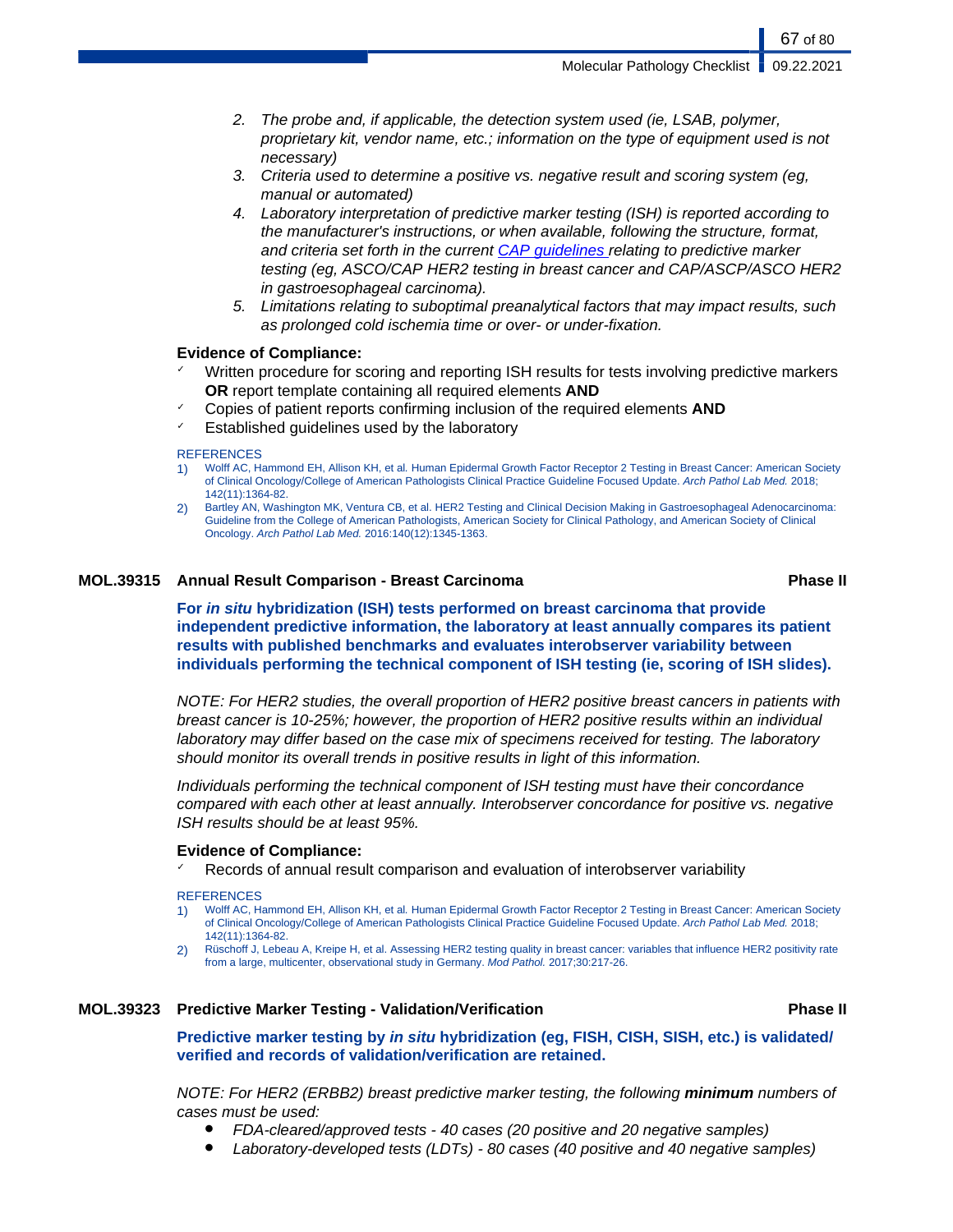2. *The probe and, if applicable, the detection system used (ie, LSAB, polymer, proprietary kit, vendor name, etc.; information on the type of equipment used is not necessary)*
3. *Criteria used to determine a positive vs. negative result and scoring system (eg, manual or automated)*
4. *Laboratory interpretation of predictive marker testing (ISH) is reported according to the manufacturer's instructions, or when available, following the structure, format, and criteria set forth in the current [CAP guidelines](#) relating to predictive marker testing (eg, ASCO/CAP HER2 testing in breast cancer and CAP/ASCP/ASCO HER2 in gastroesophageal carcinoma).*
5. *Limitations relating to suboptimal preanalytical factors that may impact results, such as prolonged cold ischemia time or over- or under-fixation.*

**Evidence of Compliance:**

- Written procedure for scoring and reporting ISH results for tests involving predictive markers **OR** report template containing all required elements **AND**
- Copies of patient reports confirming inclusion of the required elements **AND**
- Established guidelines used by the laboratory

REFERENCES

1) Wolff AC, Hammond EH, Allison KH, et al. Human Epidermal Growth Factor Receptor 2 Testing in Breast Cancer: American Society of Clinical Oncology/College of American Pathologists Clinical Practice Guideline Focused Update. *Arch Pathol Lab Med.* 2018; 142(11):1364-82.
2) Bartley AN, Washington MK, Ventura CB, et al. HER2 Testing and Clinical Decision Making in Gastroesophageal Adenocarcinoma: Guideline from the College of American Pathologists, American Society for Clinical Pathology, and American Society of Clinical Oncology. *Arch Pathol Lab Med.* 2016:140(12):1345-1363.

## MOL.39315 Annual Result Comparison - Breast Carcinoma — Phase II

**For *in situ* hybridization (ISH) tests performed on breast carcinoma that provide independent predictive information, the laboratory at least annually compares its patient results with published benchmarks and evaluates interobserver variability between individuals performing the technical component of ISH testing (ie, scoring of ISH slides).**

*NOTE: For HER2 studies, the overall proportion of HER2 positive breast cancers in patients with breast cancer is 10-25%; however, the proportion of HER2 positive results within an individual laboratory may differ based on the case mix of specimens received for testing. The laboratory should monitor its overall trends in positive results in light of this information.*

*Individuals performing the technical component of ISH testing must have their concordance compared with each other at least annually. Interobserver concordance for positive vs. negative ISH results should be at least 95%.*

**Evidence of Compliance:**

- Records of annual result comparison and evaluation of interobserver variability

REFERENCES

1) Wolff AC, Hammond EH, Allison KH, et al. Human Epidermal Growth Factor Receptor 2 Testing in Breast Cancer: American Society of Clinical Oncology/College of American Pathologists Clinical Practice Guideline Focused Update. *Arch Pathol Lab Med.* 2018; 142(11):1364-82.
2) Rüschoff J, Lebeau A, Kreipe H, et al. Assessing HER2 testing quality in breast cancer: variables that influence HER2 positivity rate from a large, multicenter, observational study in Germany. *Mod Pathol.* 2017;30:217-26.

## MOL.39323 Predictive Marker Testing - Validation/Verification — Phase II

**Predictive marker testing by *in situ* hybridization (eg, FISH, CISH, SISH, etc.) is validated/ verified and records of validation/verification are retained.**

*NOTE: For HER2 (ERBB2) breast predictive marker testing, the following **minimum** numbers of cases must be used:*

- *FDA-cleared/approved tests - 40 cases (20 positive and 20 negative samples)*
- *Laboratory-developed tests (LDTs) - 80 cases (40 positive and 40 negative samples)*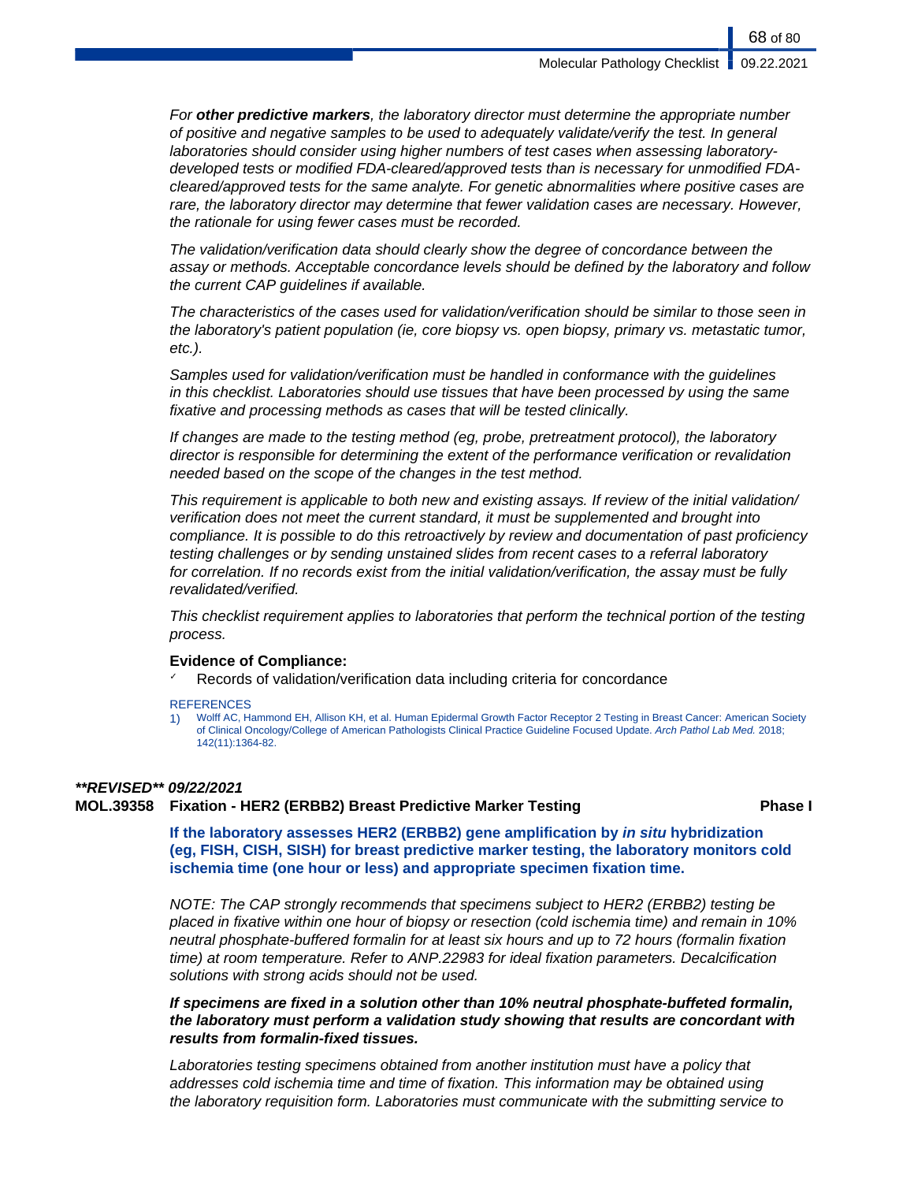*For **other predictive markers**, the laboratory director must determine the appropriate number of positive and negative samples to be used to adequately validate/verify the test. In general laboratories should consider using higher numbers of test cases when assessing laboratory-developed tests or modified FDA-cleared/approved tests than is necessary for unmodified FDA-cleared/approved tests for the same analyte. For genetic abnormalities where positive cases are rare, the laboratory director may determine that fewer validation cases are necessary. However, the rationale for using fewer cases must be recorded.*

*The validation/verification data should clearly show the degree of concordance between the assay or methods. Acceptable concordance levels should be defined by the laboratory and follow the current CAP guidelines if available.*

*The characteristics of the cases used for validation/verification should be similar to those seen in the laboratory's patient population (ie, core biopsy vs. open biopsy, primary vs. metastatic tumor, etc.).*

*Samples used for validation/verification must be handled in conformance with the guidelines in this checklist. Laboratories should use tissues that have been processed by using the same fixative and processing methods as cases that will be tested clinically.*

*If changes are made to the testing method (eg, probe, pretreatment protocol), the laboratory director is responsible for determining the extent of the performance verification or revalidation needed based on the scope of the changes in the test method.*

*This requirement is applicable to both new and existing assays. If review of the initial validation/verification does not meet the current standard, it must be supplemented and brought into compliance. It is possible to do this retroactively by review and documentation of past proficiency testing challenges or by sending unstained slides from recent cases to a referral laboratory for correlation. If no records exist from the initial validation/verification, the assay must be fully revalidated/verified.*

*This checklist requirement applies to laboratories that perform the technical portion of the testing process.*

**Evidence of Compliance:**

- ✓ Records of validation/verification data including criteria for concordance

REFERENCES

1) Wolff AC, Hammond EH, Allison KH, et al. Human Epidermal Growth Factor Receptor 2 Testing in Breast Cancer: American Society of Clinical Oncology/College of American Pathologists Clinical Practice Guideline Focused Update. *Arch Pathol Lab Med.* 2018; 142(11):1364-82.

***\*\*REVISED\*\* 09/22/2021***

### MOL.39358 Fixation - HER2 (ERBB2) Breast Predictive Marker Testing — Phase I

**If the laboratory assesses HER2 (ERBB2) gene amplification by *in situ* hybridization (eg, FISH, CISH, SISH) for breast predictive marker testing, the laboratory monitors cold ischemia time (one hour or less) and appropriate specimen fixation time.**

*NOTE: The CAP strongly recommends that specimens subject to HER2 (ERBB2) testing be placed in fixative within one hour of biopsy or resection (cold ischemia time) and remain in 10% neutral phosphate-buffered formalin for at least six hours and up to 72 hours (formalin fixation time) at room temperature. Refer to ANP.22983 for ideal fixation parameters. Decalcification solutions with strong acids should not be used.*

***If specimens are fixed in a solution other than 10% neutral phosphate-buffeted formalin, the laboratory must perform a validation study showing that results are concordant with results from formalin-fixed tissues.***

*Laboratories testing specimens obtained from another institution must have a policy that addresses cold ischemia time and time of fixation. This information may be obtained using the laboratory requisition form. Laboratories must communicate with the submitting service to*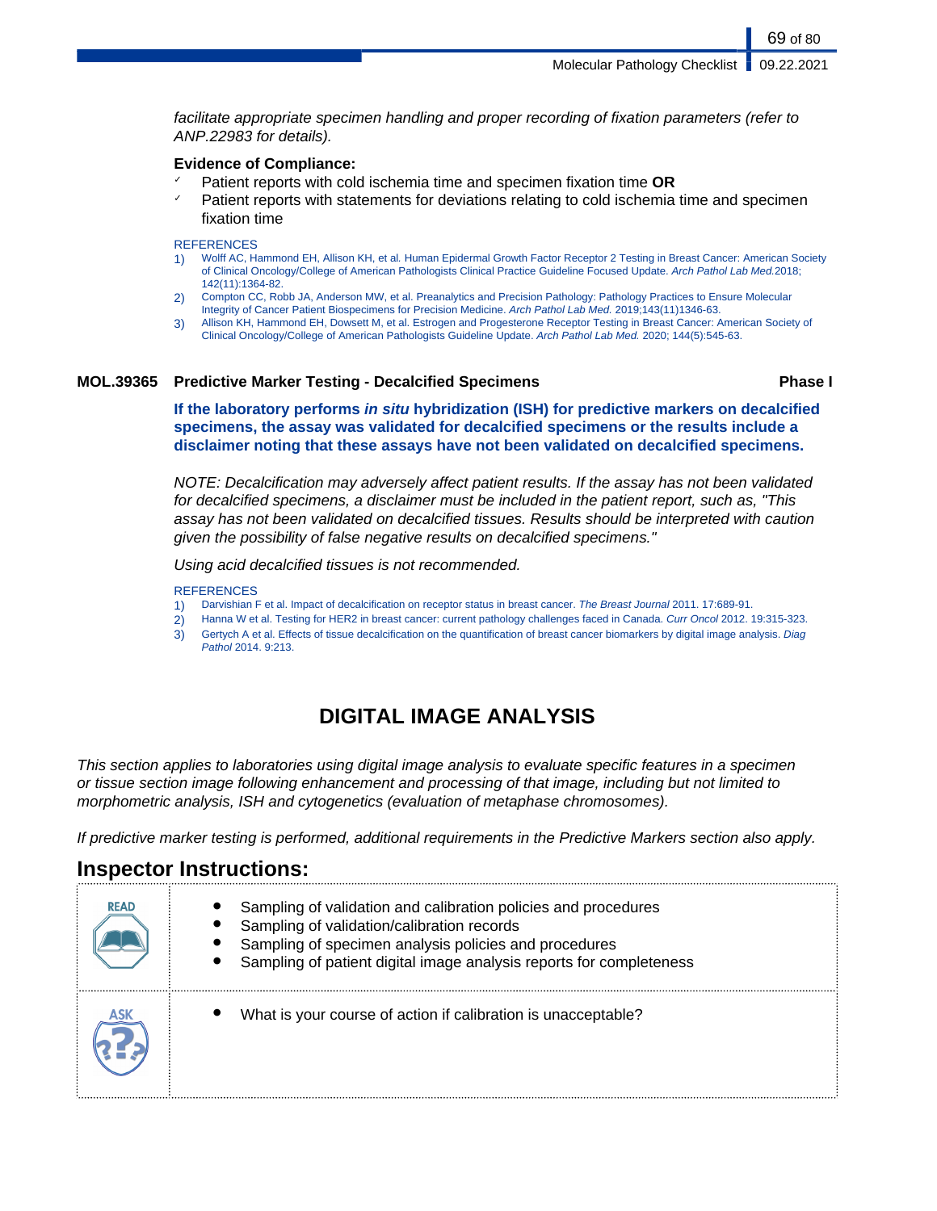*facilitate appropriate specimen handling and proper recording of fixation parameters (refer to ANP.22983 for details).*

**Evidence of Compliance:**

- ✓ Patient reports with cold ischemia time and specimen fixation time **OR**
- ✓ Patient reports with statements for deviations relating to cold ischemia time and specimen fixation time

REFERENCES

1) Wolff AC, Hammond EH, Allison KH, et al. Human Epidermal Growth Factor Receptor 2 Testing in Breast Cancer: American Society of Clinical Oncology/College of American Pathologists Clinical Practice Guideline Focused Update. *Arch Pathol Lab Med.*2018; 142(11):1364-82.
2) Compton CC, Robb JA, Anderson MW, et al. Preanalytics and Precision Pathology: Pathology Practices to Ensure Molecular Integrity of Cancer Patient Biospecimens for Precision Medicine. *Arch Pathol Lab Med.* 2019;143(11)1346-63.
3) Allison KH, Hammond EH, Dowsett M, et al. Estrogen and Progesterone Receptor Testing in Breast Cancer: American Society of Clinical Oncology/College of American Pathologists Guideline Update. *Arch Pathol Lab Med.* 2020; 144(5):545-63.

**MOL.39365 Predictive Marker Testing - Decalcified Specimens** **Phase I**

**If the laboratory performs *in situ* hybridization (ISH) for predictive markers on decalcified specimens, the assay was validated for decalcified specimens or the results include a disclaimer noting that these assays have not been validated on decalcified specimens.**

*NOTE: Decalcification may adversely affect patient results. If the assay has not been validated for decalcified specimens, a disclaimer must be included in the patient report, such as, "This assay has not been validated on decalcified tissues. Results should be interpreted with caution given the possibility of false negative results on decalcified specimens."*

*Using acid decalcified tissues is not recommended.*

REFERENCES

1) Darvishian F et al. Impact of decalcification on receptor status in breast cancer. *The Breast Journal* 2011. 17:689-91.
2) Hanna W et al. Testing for HER2 in breast cancer: current pathology challenges faced in Canada. *Curr Oncol* 2012. 19:315-323.
3) Gertych A et al. Effects of tissue decalcification on the quantification of breast cancer biomarkers by digital image analysis. *Diag Pathol* 2014. 9:213.

# DIGITAL IMAGE ANALYSIS

*This section applies to laboratories using digital image analysis to evaluate specific features in a specimen or tissue section image following enhancement and processing of that image, including but not limited to morphometric analysis, ISH and cytogenetics (evaluation of metaphase chromosomes).*

*If predictive marker testing is performed, additional requirements in the Predictive Markers section also apply.*

## Inspector Instructions:

| | |
|---|---|
| READ | • Sampling of validation and calibration policies and procedures<br>• Sampling of validation/calibration records<br>• Sampling of specimen analysis policies and procedures<br>• Sampling of patient digital image analysis reports for completeness |
| ASK | • What is your course of action if calibration is unacceptable? |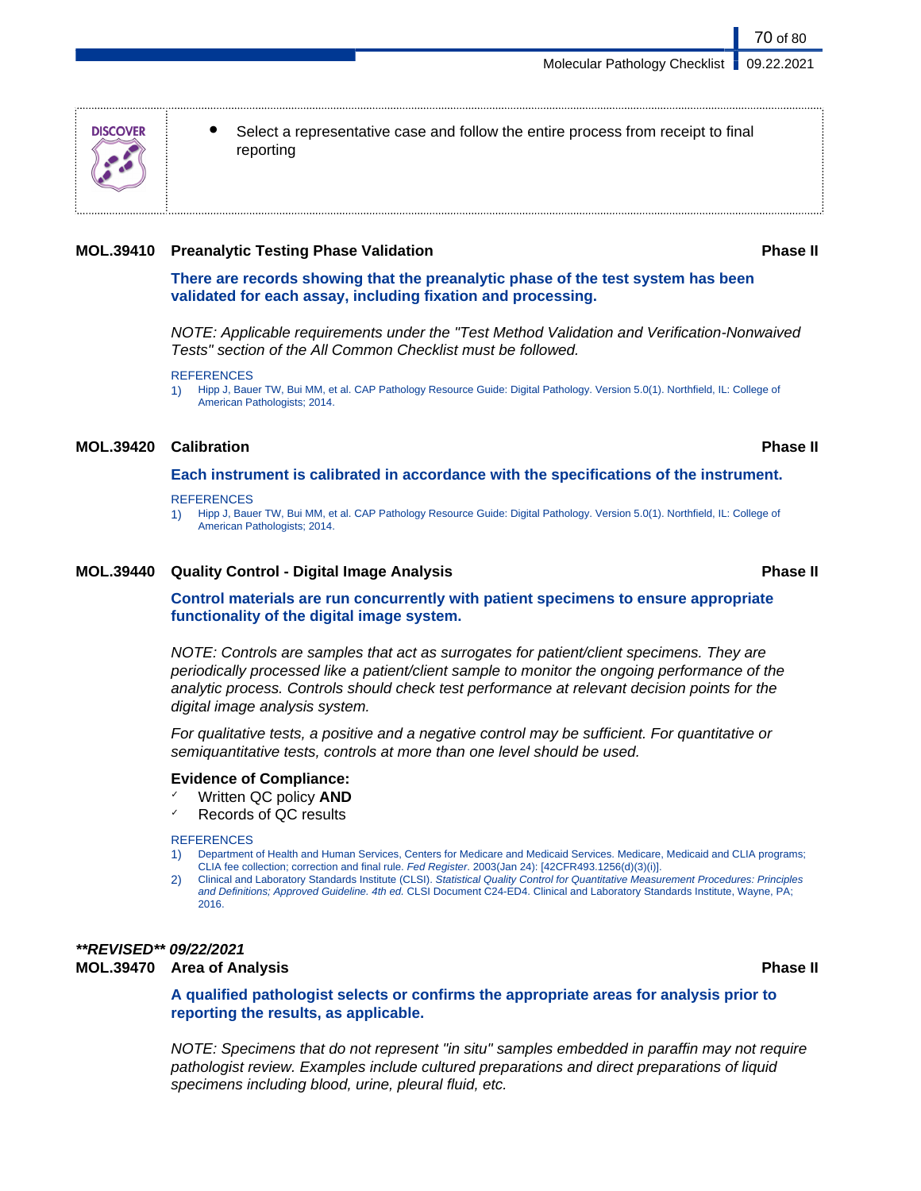**DISCOVER**

- Select a representative case and follow the entire process from receipt to final reporting

### MOL.39410 Preanalytic Testing Phase Validation — Phase II

**There are records showing that the preanalytic phase of the test system has been validated for each assay, including fixation and processing.**

*NOTE: Applicable requirements under the "Test Method Validation and Verification-Nonwaived Tests" section of the All Common Checklist must be followed.*

REFERENCES

1) Hipp J, Bauer TW, Bui MM, et al. CAP Pathology Resource Guide: Digital Pathology. Version 5.0(1). Northfield, IL: College of American Pathologists; 2014.

### MOL.39420 Calibration — Phase II

**Each instrument is calibrated in accordance with the specifications of the instrument.**

REFERENCES

1) Hipp J, Bauer TW, Bui MM, et al. CAP Pathology Resource Guide: Digital Pathology. Version 5.0(1). Northfield, IL: College of American Pathologists; 2014.

### MOL.39440 Quality Control - Digital Image Analysis — Phase II

**Control materials are run concurrently with patient specimens to ensure appropriate functionality of the digital image system.**

*NOTE: Controls are samples that act as surrogates for patient/client specimens. They are periodically processed like a patient/client sample to monitor the ongoing performance of the analytic process. Controls should check test performance at relevant decision points for the digital image analysis system.*

*For qualitative tests, a positive and a negative control may be sufficient. For quantitative or semiquantitative tests, controls at more than one level should be used.*

**Evidence of Compliance:**

- ✓ Written QC policy **AND**
- ✓ Records of QC results

REFERENCES

1) Department of Health and Human Services, Centers for Medicare and Medicaid Services. Medicare, Medicaid and CLIA programs; CLIA fee collection; correction and final rule. *Fed Register.* 2003(Jan 24): [42CFR493.1256(d)(3)(i)].
2) Clinical and Laboratory Standards Institute (CLSI). *Statistical Quality Control for Quantitative Measurement Procedures: Principles and Definitions; Approved Guideline. 4th ed.* CLSI Document C24-ED4. Clinical and Laboratory Standards Institute, Wayne, PA; 2016.

***\*\*REVISED\*\* 09/22/2021***

### MOL.39470 Area of Analysis — Phase II

**A qualified pathologist selects or confirms the appropriate areas for analysis prior to reporting the results, as applicable.**

*NOTE: Specimens that do not represent "in situ" samples embedded in paraffin may not require pathologist review. Examples include cultured preparations and direct preparations of liquid specimens including blood, urine, pleural fluid, etc.*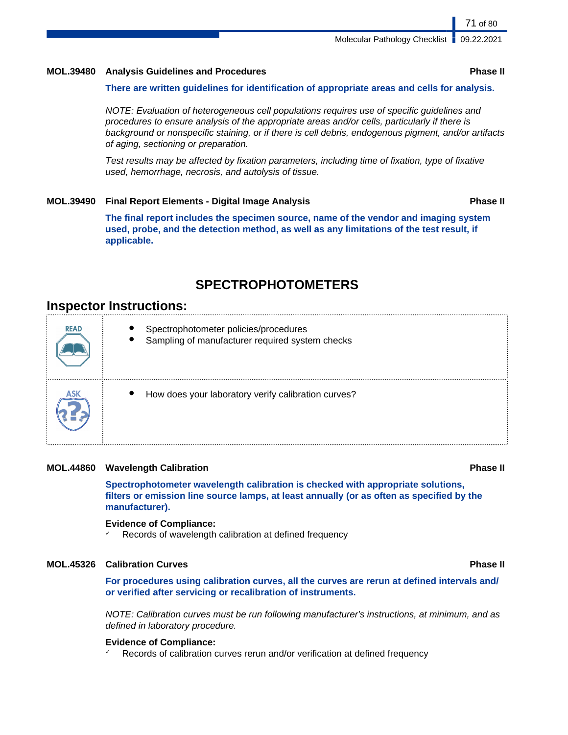**MOL.39480 Analysis Guidelines and Procedures** **Phase II**

**There are written guidelines for identification of appropriate areas and cells for analysis.**

*NOTE: Evaluation of heterogeneous cell populations requires use of specific guidelines and procedures to ensure analysis of the appropriate areas and/or cells, particularly if there is background or nonspecific staining, or if there is cell debris, endogenous pigment, and/or artifacts of aging, sectioning or preparation.*

*Test results may be affected by fixation parameters, including time of fixation, type of fixative used, hemorrhage, necrosis, and autolysis of tissue.*

**MOL.39490 Final Report Elements - Digital Image Analysis** **Phase II**

**The final report includes the specimen source, name of the vendor and imaging system used, probe, and the detection method, as well as any limitations of the test result, if applicable.**

## SPECTROPHOTOMETERS

### Inspector Instructions:

| | |
|---|---|
| READ | • Spectrophotometer policies/procedures<br>• Sampling of manufacturer required system checks |
| ASK | • How does your laboratory verify calibration curves? |

**MOL.44860 Wavelength Calibration** **Phase II**

**Spectrophotometer wavelength calibration is checked with appropriate solutions, filters or emission line source lamps, at least annually (or as often as specified by the manufacturer).**

**Evidence of Compliance:**

✓ Records of wavelength calibration at defined frequency

**MOL.45326 Calibration Curves** **Phase II**

**For procedures using calibration curves, all the curves are rerun at defined intervals and/or verified after servicing or recalibration of instruments.**

*NOTE: Calibration curves must be run following manufacturer's instructions, at minimum, and as defined in laboratory procedure.*

**Evidence of Compliance:**

✓ Records of calibration curves rerun and/or verification at defined frequency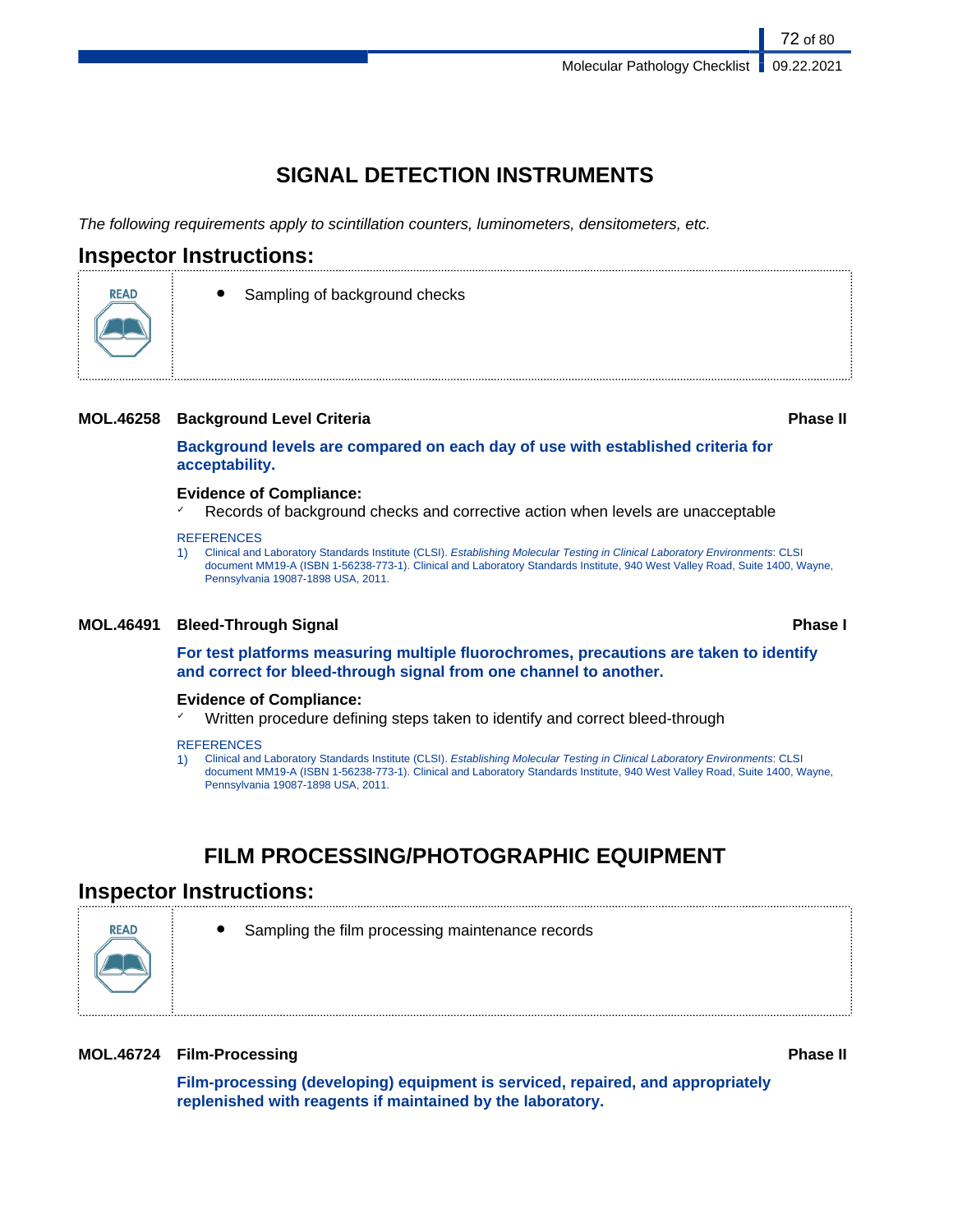# SIGNAL DETECTION INSTRUMENTS

*The following requirements apply to scintillation counters, luminometers, densitometers, etc.*

## Inspector Instructions:

READ

- Sampling of background checks

**MOL.46258 Background Level Criteria** **Phase II**

**Background levels are compared on each day of use with established criteria for acceptability.**

**Evidence of Compliance:**

- ✓ Records of background checks and corrective action when levels are unacceptable

REFERENCES

1) Clinical and Laboratory Standards Institute (CLSI). *Establishing Molecular Testing in Clinical Laboratory Environments*: CLSI document MM19-A (ISBN 1-56238-773-1). Clinical and Laboratory Standards Institute, 940 West Valley Road, Suite 1400, Wayne, Pennsylvania 19087-1898 USA, 2011.

**MOL.46491 Bleed-Through Signal** **Phase I**

**For test platforms measuring multiple fluorochromes, precautions are taken to identify and correct for bleed-through signal from one channel to another.**

**Evidence of Compliance:**

- ✓ Written procedure defining steps taken to identify and correct bleed-through

REFERENCES

1) Clinical and Laboratory Standards Institute (CLSI). *Establishing Molecular Testing in Clinical Laboratory Environments*: CLSI document MM19-A (ISBN 1-56238-773-1). Clinical and Laboratory Standards Institute, 940 West Valley Road, Suite 1400, Wayne, Pennsylvania 19087-1898 USA, 2011.

# FILM PROCESSING/PHOTOGRAPHIC EQUIPMENT

## Inspector Instructions:

READ

- Sampling the film processing maintenance records

**MOL.46724 Film-Processing** **Phase II**

**Film-processing (developing) equipment is serviced, repaired, and appropriately replenished with reagents if maintained by the laboratory.**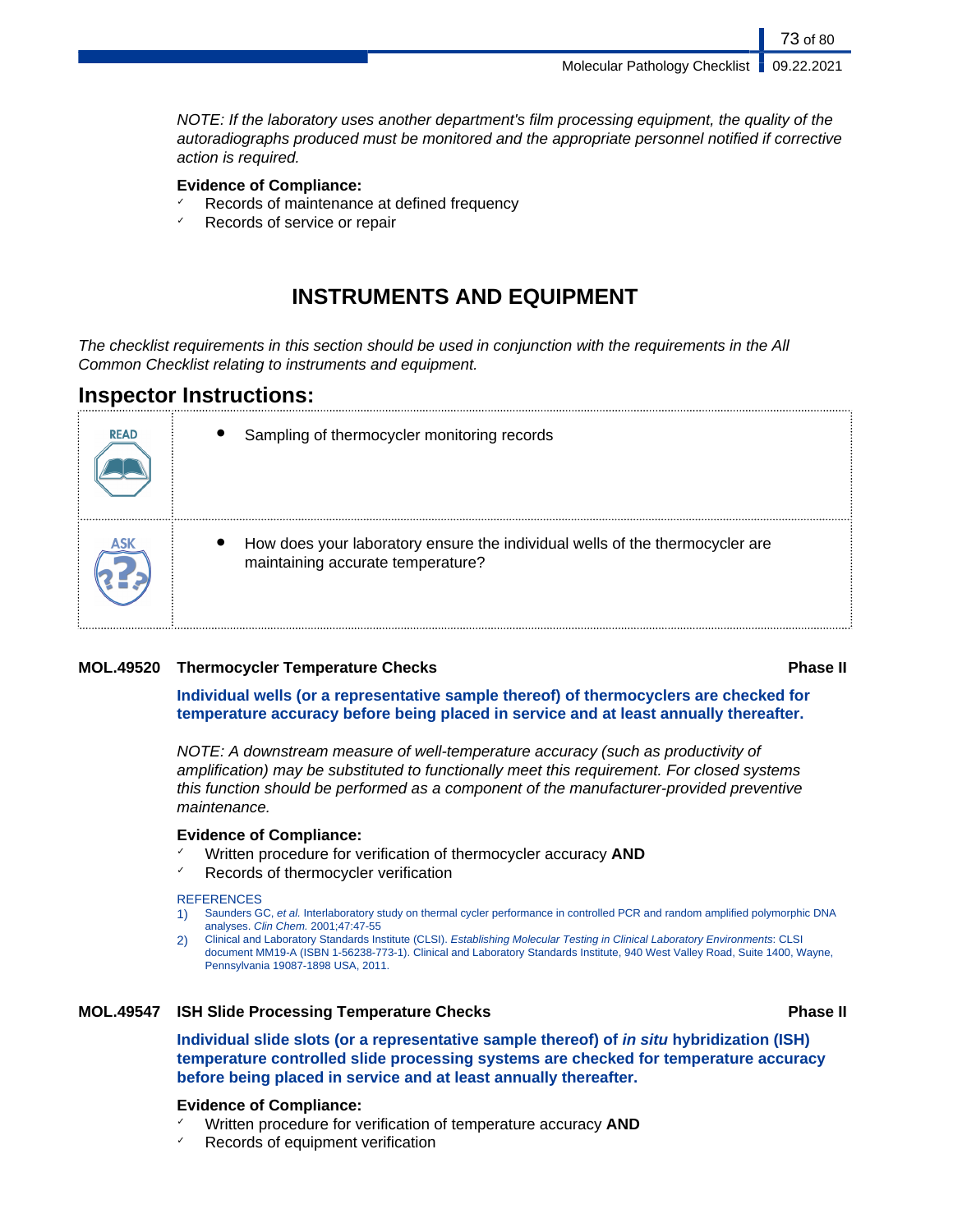*NOTE: If the laboratory uses another department's film processing equipment, the quality of the autoradiographs produced must be monitored and the appropriate personnel notified if corrective action is required.*

**Evidence of Compliance:**

- ✓ Records of maintenance at defined frequency
- ✓ Records of service or repair

# INSTRUMENTS AND EQUIPMENT

*The checklist requirements in this section should be used in conjunction with the requirements in the All Common Checklist relating to instruments and equipment.*

## Inspector Instructions:

| | |
|---|---|
| READ | • Sampling of thermocycler monitoring records |
| ASK | • How does your laboratory ensure the individual wells of the thermocycler are maintaining accurate temperature? |

### MOL.49520 Thermocycler Temperature Checks — Phase II

**Individual wells (or a representative sample thereof) of thermocyclers are checked for temperature accuracy before being placed in service and at least annually thereafter.**

*NOTE: A downstream measure of well-temperature accuracy (such as productivity of amplification) may be substituted to functionally meet this requirement. For closed systems this function should be performed as a component of the manufacturer-provided preventive maintenance.*

**Evidence of Compliance:**

- ✓ Written procedure for verification of thermocycler accuracy **AND**
- ✓ Records of thermocycler verification

REFERENCES

1) Saunders GC, *et al.* Interlaboratory study on thermal cycler performance in controlled PCR and random amplified polymorphic DNA analyses. *Clin Chem.* 2001;47:47-55
2) Clinical and Laboratory Standards Institute (CLSI). *Establishing Molecular Testing in Clinical Laboratory Environments*: CLSI document MM19-A (ISBN 1-56238-773-1). Clinical and Laboratory Standards Institute, 940 West Valley Road, Suite 1400, Wayne, Pennsylvania 19087-1898 USA, 2011.

### MOL.49547 ISH Slide Processing Temperature Checks — Phase II

**Individual slide slots (or a representative sample thereof) of *in situ* hybridization (ISH) temperature controlled slide processing systems are checked for temperature accuracy before being placed in service and at least annually thereafter.**

**Evidence of Compliance:**

- ✓ Written procedure for verification of temperature accuracy **AND**
- ✓ Records of equipment verification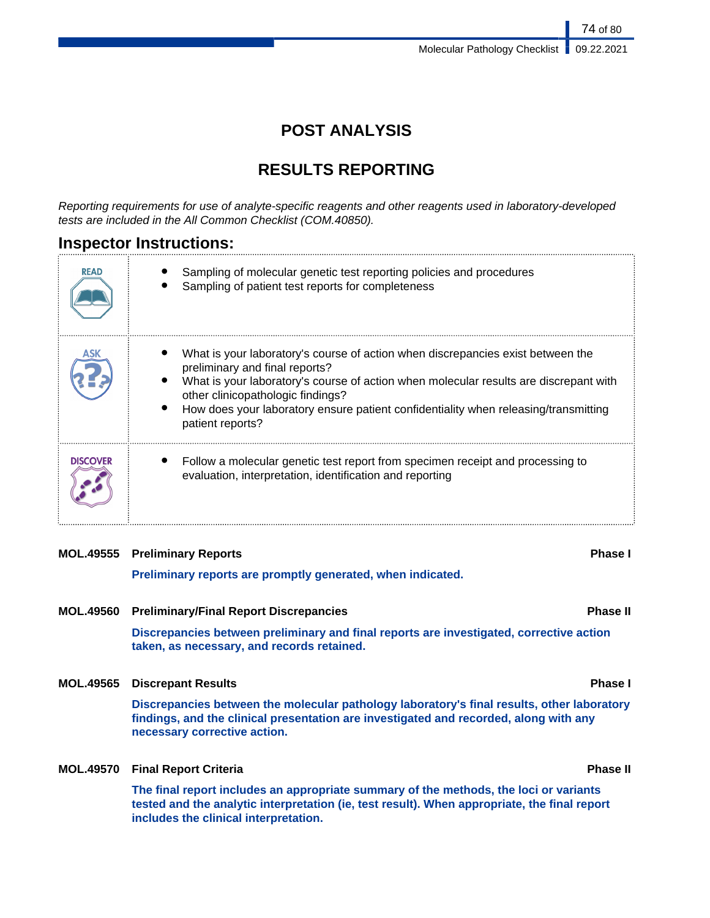# POST ANALYSIS

## RESULTS REPORTING

*Reporting requirements for use of analyte-specific reagents and other reagents used in laboratory-developed tests are included in the All Common Checklist (COM.40850).*

## Inspector Instructions:

| | |
|---|---|
| READ | • Sampling of molecular genetic test reporting policies and procedures<br>• Sampling of patient test reports for completeness |
| ASK | • What is your laboratory's course of action when discrepancies exist between the preliminary and final reports?<br>• What is your laboratory's course of action when molecular results are discrepant with other clinicopathologic findings?<br>• How does your laboratory ensure patient confidentiality when releasing/transmitting patient reports? |
| DISCOVER | • Follow a molecular genetic test report from specimen receipt and processing to evaluation, interpretation, identification and reporting |

**MOL.49555 Preliminary Reports** **Phase I**

**Preliminary reports are promptly generated, when indicated.**

**MOL.49560 Preliminary/Final Report Discrepancies** **Phase II**

**Discrepancies between preliminary and final reports are investigated, corrective action taken, as necessary, and records retained.**

**MOL.49565 Discrepant Results** **Phase I**

**Discrepancies between the molecular pathology laboratory's final results, other laboratory findings, and the clinical presentation are investigated and recorded, along with any necessary corrective action.**

**MOL.49570 Final Report Criteria** **Phase II**

**The final report includes an appropriate summary of the methods, the loci or variants tested and the analytic interpretation (ie, test result). When appropriate, the final report includes the clinical interpretation.**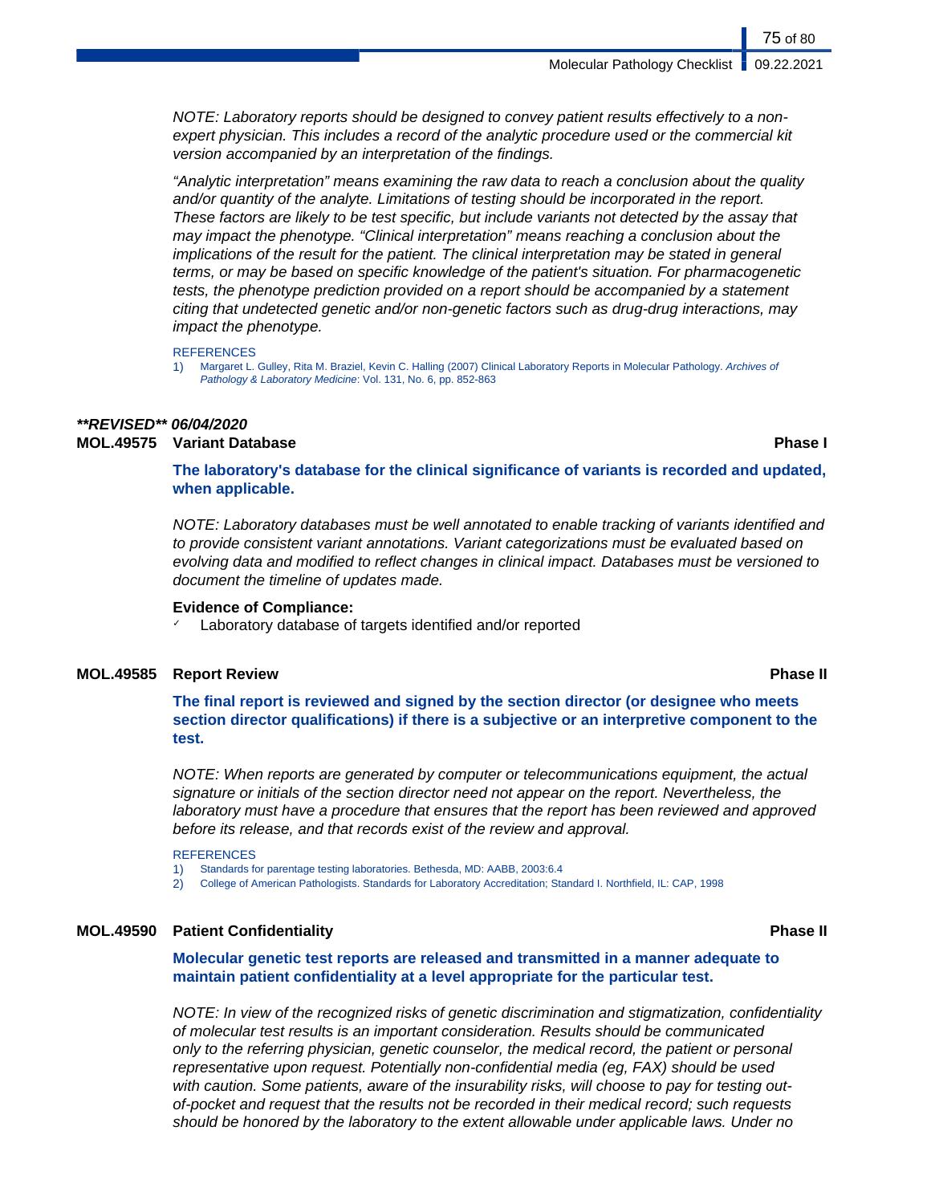*NOTE: Laboratory reports should be designed to convey patient results effectively to a non-expert physician. This includes a record of the analytic procedure used or the commercial kit version accompanied by an interpretation of the findings.*

*"Analytic interpretation" means examining the raw data to reach a conclusion about the quality and/or quantity of the analyte. Limitations of testing should be incorporated in the report. These factors are likely to be test specific, but include variants not detected by the assay that may impact the phenotype. "Clinical interpretation" means reaching a conclusion about the implications of the result for the patient. The clinical interpretation may be stated in general terms, or may be based on specific knowledge of the patient's situation. For pharmacogenetic tests, the phenotype prediction provided on a report should be accompanied by a statement citing that undetected genetic and/or non-genetic factors such as drug-drug interactions, may impact the phenotype.*

REFERENCES

1) Margaret L. Gulley, Rita M. Braziel, Kevin C. Halling (2007) Clinical Laboratory Reports in Molecular Pathology. *Archives of Pathology & Laboratory Medicine*: Vol. 131, No. 6, pp. 852-863

***\*\*REVISED\*\* 06/04/2020***

### MOL.49575 Variant Database — Phase I

**The laboratory's database for the clinical significance of variants is recorded and updated, when applicable.**

*NOTE: Laboratory databases must be well annotated to enable tracking of variants identified and to provide consistent variant annotations. Variant categorizations must be evaluated based on evolving data and modified to reflect changes in clinical impact. Databases must be versioned to document the timeline of updates made.*

**Evidence of Compliance:**

- ✓ Laboratory database of targets identified and/or reported

### MOL.49585 Report Review — Phase II

**The final report is reviewed and signed by the section director (or designee who meets section director qualifications) if there is a subjective or an interpretive component to the test.**

*NOTE: When reports are generated by computer or telecommunications equipment, the actual signature or initials of the section director need not appear on the report. Nevertheless, the laboratory must have a procedure that ensures that the report has been reviewed and approved before its release, and that records exist of the review and approval.*

REFERENCES

1) Standards for parentage testing laboratories. Bethesda, MD: AABB, 2003:6.4
2) College of American Pathologists. Standards for Laboratory Accreditation; Standard I. Northfield, IL: CAP, 1998

### MOL.49590 Patient Confidentiality — Phase II

**Molecular genetic test reports are released and transmitted in a manner adequate to maintain patient confidentiality at a level appropriate for the particular test.**

*NOTE: In view of the recognized risks of genetic discrimination and stigmatization, confidentiality of molecular test results is an important consideration. Results should be communicated only to the referring physician, genetic counselor, the medical record, the patient or personal representative upon request. Potentially non-confidential media (eg, FAX) should be used with caution. Some patients, aware of the insurability risks, will choose to pay for testing out-of-pocket and request that the results not be recorded in their medical record; such requests should be honored by the laboratory to the extent allowable under applicable laws. Under no*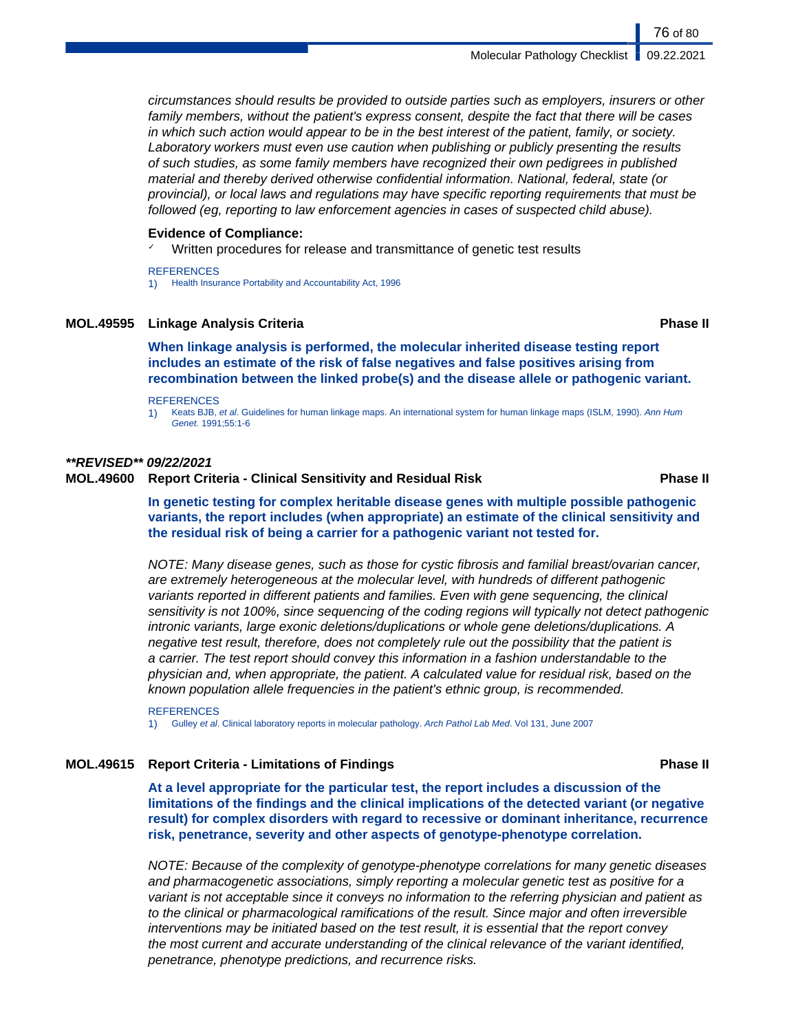*circumstances should results be provided to outside parties such as employers, insurers or other family members, without the patient's express consent, despite the fact that there will be cases in which such action would appear to be in the best interest of the patient, family, or society. Laboratory workers must even use caution when publishing or publicly presenting the results of such studies, as some family members have recognized their own pedigrees in published material and thereby derived otherwise confidential information. National, federal, state (or provincial), or local laws and regulations may have specific reporting requirements that must be followed (eg, reporting to law enforcement agencies in cases of suspected child abuse).*

**Evidence of Compliance:**

- ✓ Written procedures for release and transmittance of genetic test results

REFERENCES

1) Health Insurance Portability and Accountability Act, 1996

### MOL.49595 Linkage Analysis Criteria — Phase II

**When linkage analysis is performed, the molecular inherited disease testing report includes an estimate of the risk of false negatives and false positives arising from recombination between the linked probe(s) and the disease allele or pathogenic variant.**

REFERENCES

1) Keats BJB, *et al*. Guidelines for human linkage maps. An international system for human linkage maps (ISLM, 1990). *Ann Hum Genet.* 1991;55:1-6

***\*\*REVISED\*\* 09/22/2021***

### MOL.49600 Report Criteria - Clinical Sensitivity and Residual Risk — Phase II

**In genetic testing for complex heritable disease genes with multiple possible pathogenic variants, the report includes (when appropriate) an estimate of the clinical sensitivity and the residual risk of being a carrier for a pathogenic variant not tested for.**

*NOTE: Many disease genes, such as those for cystic fibrosis and familial breast/ovarian cancer, are extremely heterogeneous at the molecular level, with hundreds of different pathogenic variants reported in different patients and families. Even with gene sequencing, the clinical sensitivity is not 100%, since sequencing of the coding regions will typically not detect pathogenic intronic variants, large exonic deletions/duplications or whole gene deletions/duplications. A negative test result, therefore, does not completely rule out the possibility that the patient is a carrier. The test report should convey this information in a fashion understandable to the physician and, when appropriate, the patient. A calculated value for residual risk, based on the known population allele frequencies in the patient's ethnic group, is recommended.*

REFERENCES

1) Gulley *et al*. Clinical laboratory reports in molecular pathology. *Arch Pathol Lab Med*. Vol 131, June 2007

### MOL.49615 Report Criteria - Limitations of Findings — Phase II

**At a level appropriate for the particular test, the report includes a discussion of the limitations of the findings and the clinical implications of the detected variant (or negative result) for complex disorders with regard to recessive or dominant inheritance, recurrence risk, penetrance, severity and other aspects of genotype-phenotype correlation.**

*NOTE: Because of the complexity of genotype-phenotype correlations for many genetic diseases and pharmacogenetic associations, simply reporting a molecular genetic test as positive for a variant is not acceptable since it conveys no information to the referring physician and patient as to the clinical or pharmacological ramifications of the result. Since major and often irreversible interventions may be initiated based on the test result, it is essential that the report convey the most current and accurate understanding of the clinical relevance of the variant identified, penetrance, phenotype predictions, and recurrence risks.*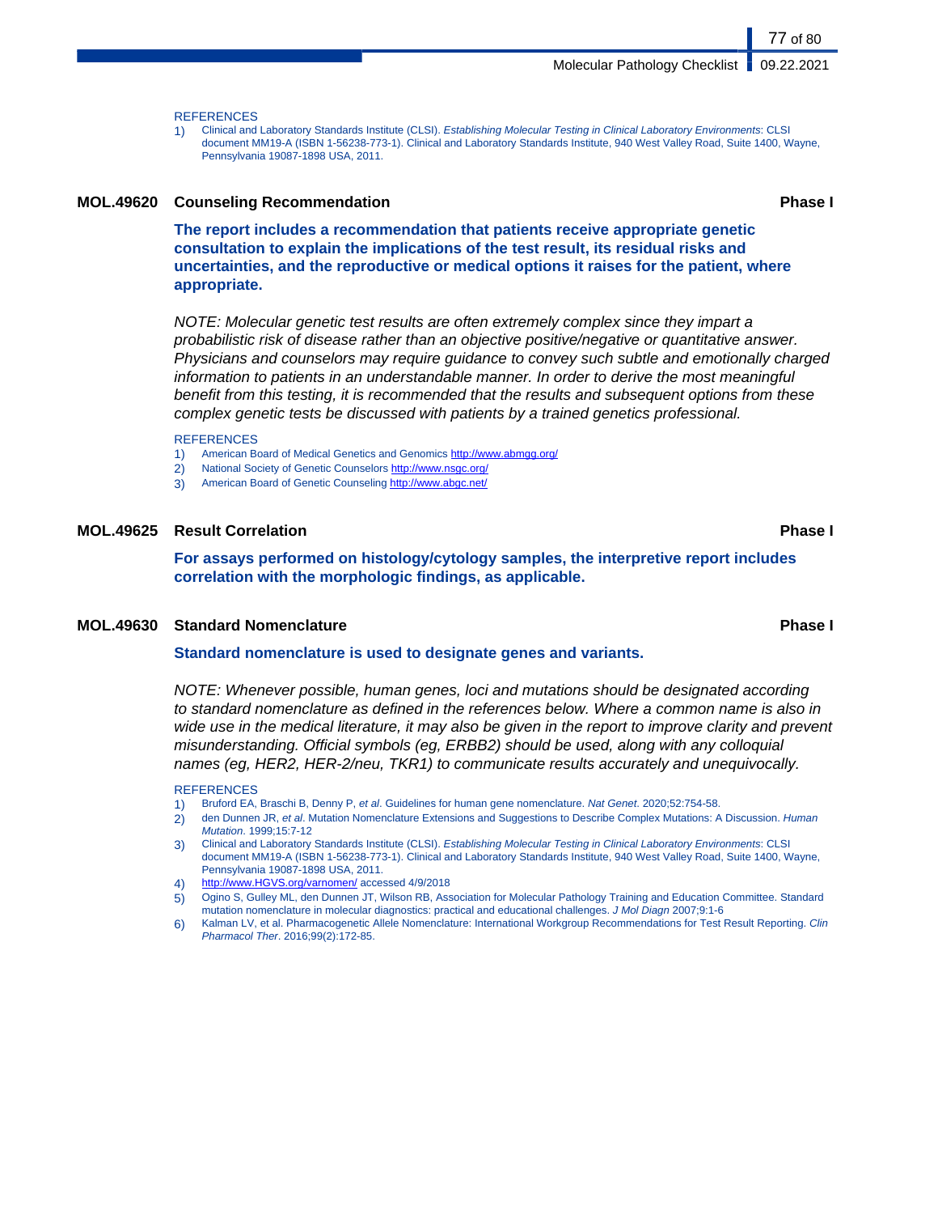REFERENCES

1) Clinical and Laboratory Standards Institute (CLSI). *Establishing Molecular Testing in Clinical Laboratory Environments*: CLSI document MM19-A (ISBN 1-56238-773-1). Clinical and Laboratory Standards Institute, 940 West Valley Road, Suite 1400, Wayne, Pennsylvania 19087-1898 USA, 2011.

### MOL.49620 Counseling Recommendation — Phase I

**The report includes a recommendation that patients receive appropriate genetic consultation to explain the implications of the test result, its residual risks and uncertainties, and the reproductive or medical options it raises for the patient, where appropriate.**

*NOTE: Molecular genetic test results are often extremely complex since they impart a probabilistic risk of disease rather than an objective positive/negative or quantitative answer. Physicians and counselors may require guidance to convey such subtle and emotionally charged information to patients in an understandable manner. In order to derive the most meaningful benefit from this testing, it is recommended that the results and subsequent options from these complex genetic tests be discussed with patients by a trained genetics professional.*

REFERENCES

1) American Board of Medical Genetics and Genomics http://www.abmgg.org/
2) National Society of Genetic Counselors http://www.nsgc.org/
3) American Board of Genetic Counseling http://www.abgc.net/

### MOL.49625 Result Correlation — Phase I

**For assays performed on histology/cytology samples, the interpretive report includes correlation with the morphologic findings, as applicable.**

### MOL.49630 Standard Nomenclature — Phase I

**Standard nomenclature is used to designate genes and variants.**

*NOTE: Whenever possible, human genes, loci and mutations should be designated according to standard nomenclature as defined in the references below. Where a common name is also in wide use in the medical literature, it may also be given in the report to improve clarity and prevent misunderstanding. Official symbols (eg, ERBB2) should be used, along with any colloquial names (eg, HER2, HER-2/neu, TKR1) to communicate results accurately and unequivocally.*

REFERENCES

1) Bruford EA, Braschi B, Denny P, *et al*. Guidelines for human gene nomenclature. *Nat Genet*. 2020;52:754-58.
2) den Dunnen JR, *et al*. Mutation Nomenclature Extensions and Suggestions to Describe Complex Mutations: A Discussion. *Human Mutation*. 1999;15:7-12
3) Clinical and Laboratory Standards Institute (CLSI). *Establishing Molecular Testing in Clinical Laboratory Environments*: CLSI document MM19-A (ISBN 1-56238-773-1). Clinical and Laboratory Standards Institute, 940 West Valley Road, Suite 1400, Wayne, Pennsylvania 19087-1898 USA, 2011.
4) http://www.HGVS.org/varnomen/ accessed 4/9/2018
5) Ogino S, Gulley ML, den Dunnen JT, Wilson RB, Association for Molecular Pathology Training and Education Committee. Standard mutation nomenclature in molecular diagnostics: practical and educational challenges. *J Mol Diagn* 2007;9:1-6
6) Kalman LV, et al. Pharmacogenetic Allele Nomenclature: International Workgroup Recommendations for Test Result Reporting. *Clin Pharmacol Ther*. 2016;99(2):172-85.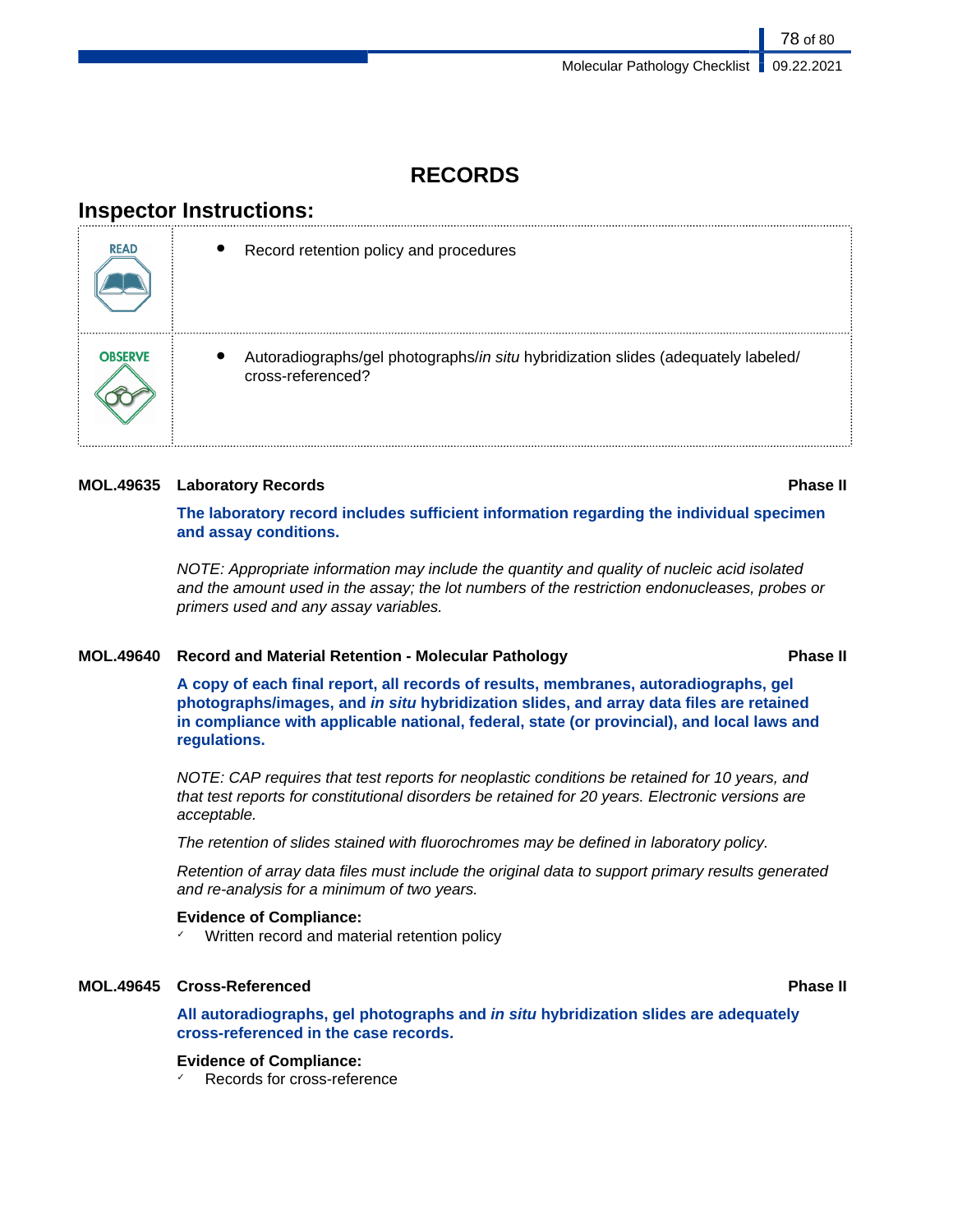# RECORDS

## Inspector Instructions:

| | |
|---|---|
| READ | • Record retention policy and procedures |
| OBSERVE | • Autoradiographs/gel photographs/*in situ* hybridization slides (adequately labeled/ cross-referenced? |

**MOL.49635 Laboratory Records** — **Phase II**

**The laboratory record includes sufficient information regarding the individual specimen and assay conditions.**

*NOTE: Appropriate information may include the quantity and quality of nucleic acid isolated and the amount used in the assay; the lot numbers of the restriction endonucleases, probes or primers used and any assay variables.*

**MOL.49640 Record and Material Retention - Molecular Pathology** — **Phase II**

**A copy of each final report, all records of results, membranes, autoradiographs, gel photographs/images, and *in situ* hybridization slides, and array data files are retained in compliance with applicable national, federal, state (or provincial), and local laws and regulations.**

*NOTE: CAP requires that test reports for neoplastic conditions be retained for 10 years, and that test reports for constitutional disorders be retained for 20 years. Electronic versions are acceptable.*

*The retention of slides stained with fluorochromes may be defined in laboratory policy.*

*Retention of array data files must include the original data to support primary results generated and re-analysis for a minimum of two years.*

**Evidence of Compliance:**

- ✓ Written record and material retention policy

**MOL.49645 Cross-Referenced** — **Phase II**

**All autoradiographs, gel photographs and *in situ* hybridization slides are adequately cross-referenced in the case records.**

**Evidence of Compliance:**

- ✓ Records for cross-reference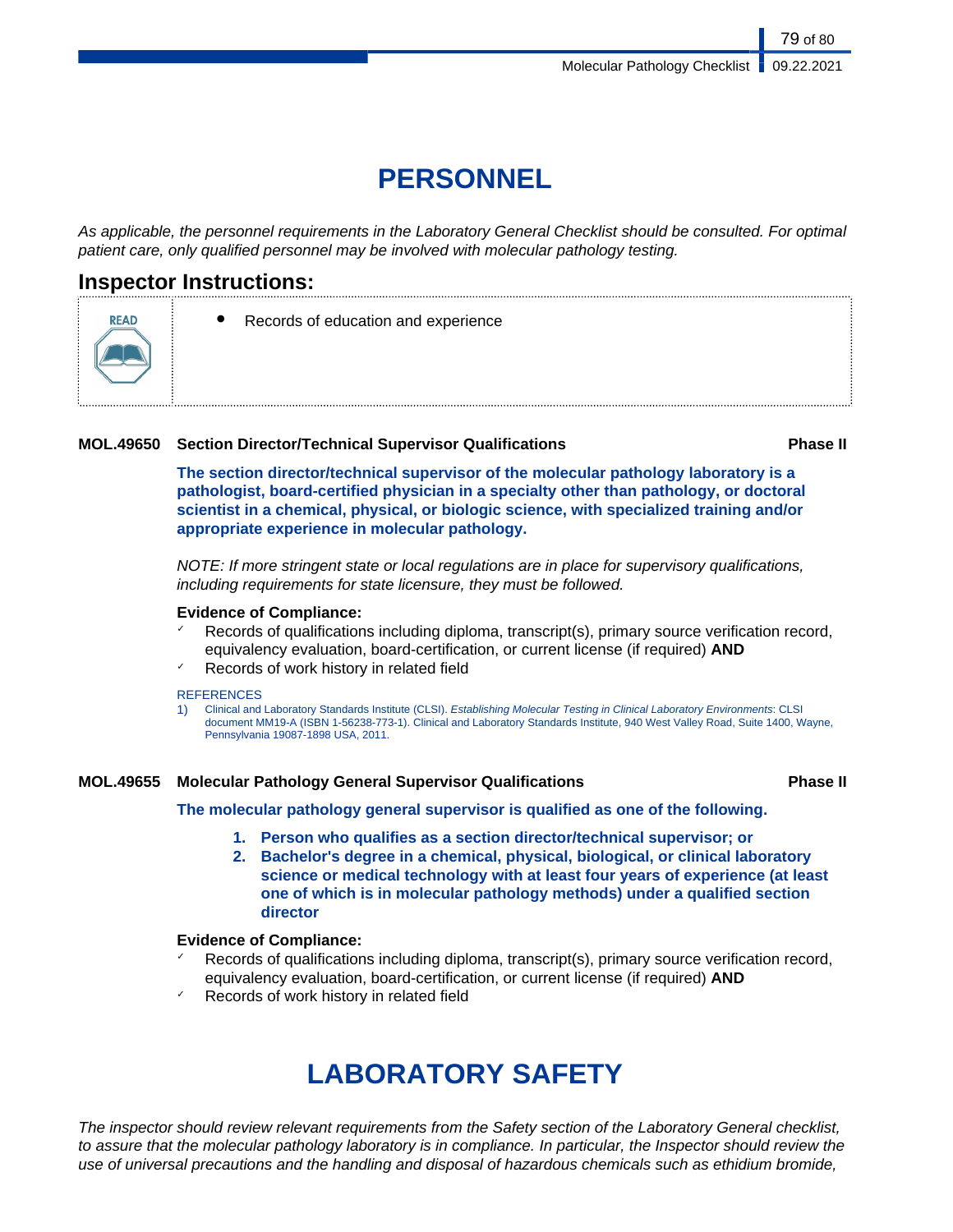# PERSONNEL

*As applicable, the personnel requirements in the Laboratory General Checklist should be consulted. For optimal patient care, only qualified personnel may be involved with molecular pathology testing.*

## Inspector Instructions:

READ

- Records of education and experience

### MOL.49650 Section Director/Technical Supervisor Qualifications — Phase II

**The section director/technical supervisor of the molecular pathology laboratory is a pathologist, board-certified physician in a specialty other than pathology, or doctoral scientist in a chemical, physical, or biologic science, with specialized training and/or appropriate experience in molecular pathology.**

*NOTE: If more stringent state or local regulations are in place for supervisory qualifications, including requirements for state licensure, they must be followed.*

**Evidence of Compliance:**

- Records of qualifications including diploma, transcript(s), primary source verification record, equivalency evaluation, board-certification, or current license (if required) **AND**
- Records of work history in related field

REFERENCES

1) Clinical and Laboratory Standards Institute (CLSI). *Establishing Molecular Testing in Clinical Laboratory Environments*: CLSI document MM19-A (ISBN 1-56238-773-1). Clinical and Laboratory Standards Institute, 940 West Valley Road, Suite 1400, Wayne, Pennsylvania 19087-1898 USA, 2011.

### MOL.49655 Molecular Pathology General Supervisor Qualifications — Phase II

**The molecular pathology general supervisor is qualified as one of the following.**

1. **Person who qualifies as a section director/technical supervisor; or**
2. **Bachelor's degree in a chemical, physical, biological, or clinical laboratory science or medical technology with at least four years of experience (at least one of which is in molecular pathology methods) under a qualified section director**

**Evidence of Compliance:**

- Records of qualifications including diploma, transcript(s), primary source verification record, equivalency evaluation, board-certification, or current license (if required) **AND**
- Records of work history in related field

# LABORATORY SAFETY

*The inspector should review relevant requirements from the Safety section of the Laboratory General checklist, to assure that the molecular pathology laboratory is in compliance. In particular, the Inspector should review the use of universal precautions and the handling and disposal of hazardous chemicals such as ethidium bromide,*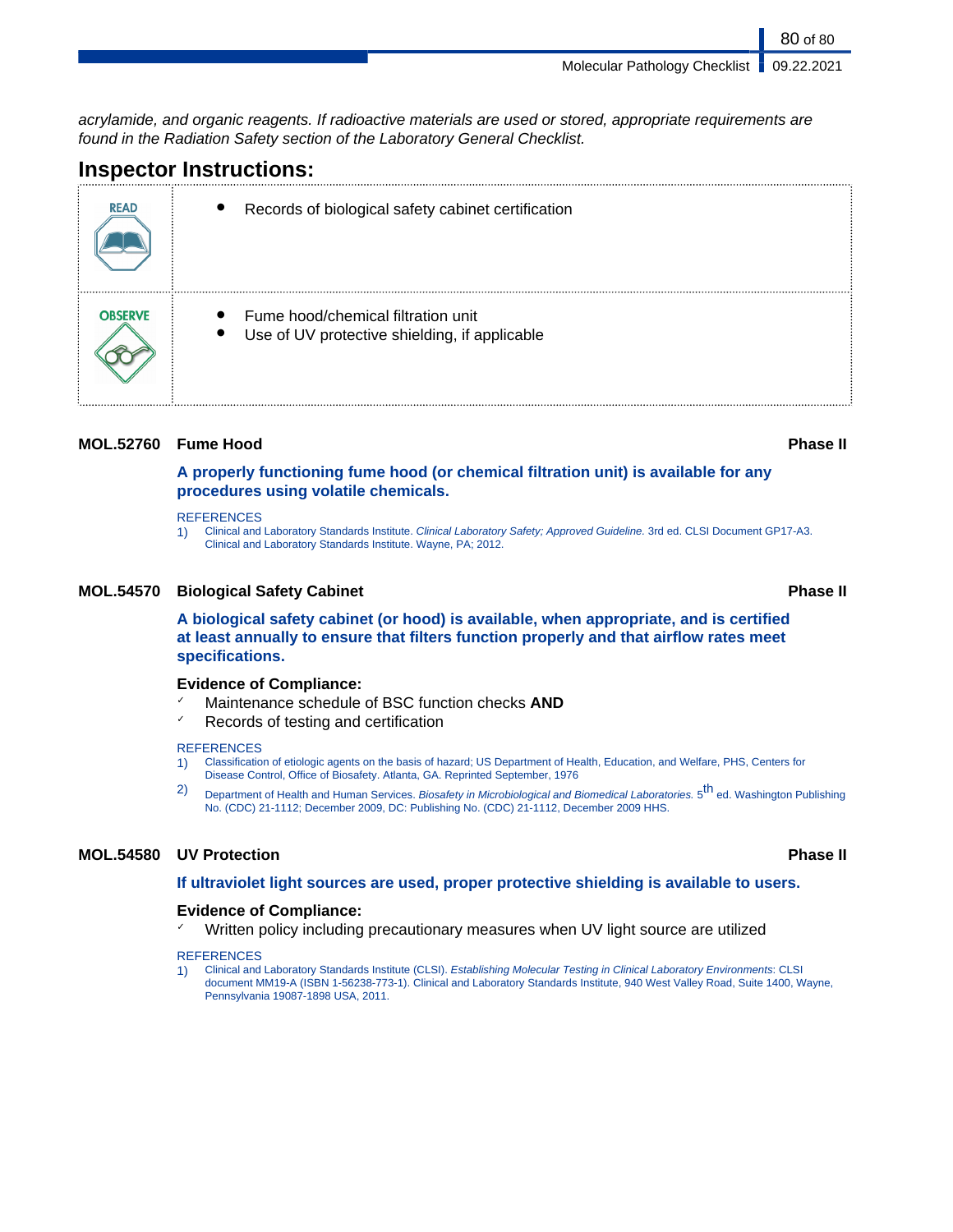*acrylamide, and organic reagents. If radioactive materials are used or stored, appropriate requirements are found in the Radiation Safety section of the Laboratory General Checklist.*

## Inspector Instructions:

| | |
|---|---|
| READ | • Records of biological safety cabinet certification |
| OBSERVE | • Fume hood/chemical filtration unit<br>• Use of UV protective shielding, if applicable |

### MOL.52760 Fume Hood — Phase II

**A properly functioning fume hood (or chemical filtration unit) is available for any procedures using volatile chemicals.**

REFERENCES

1) Clinical and Laboratory Standards Institute. *Clinical Laboratory Safety; Approved Guideline.* 3rd ed. CLSI Document GP17-A3. Clinical and Laboratory Standards Institute. Wayne, PA; 2012.

### MOL.54570 Biological Safety Cabinet — Phase II

**A biological safety cabinet (or hood) is available, when appropriate, and is certified at least annually to ensure that filters function properly and that airflow rates meet specifications.**

**Evidence of Compliance:**

- ✓ Maintenance schedule of BSC function checks **AND**
- ✓ Records of testing and certification

REFERENCES

1) Classification of etiologic agents on the basis of hazard; US Department of Health, Education, and Welfare, PHS, Centers for Disease Control, Office of Biosafety. Atlanta, GA. Reprinted September, 1976
2) Department of Health and Human Services. *Biosafety in Microbiological and Biomedical Laboratories.* 5th ed. Washington Publishing No. (CDC) 21-1112; December 2009, DC: Publishing No. (CDC) 21-1112, December 2009 HHS.

### MOL.54580 UV Protection — Phase II

**If ultraviolet light sources are used, proper protective shielding is available to users.**

**Evidence of Compliance:**

- ✓ Written policy including precautionary measures when UV light source are utilized

REFERENCES

1) Clinical and Laboratory Standards Institute (CLSI). *Establishing Molecular Testing in Clinical Laboratory Environments*: CLSI document MM19-A (ISBN 1-56238-773-1). Clinical and Laboratory Standards Institute, 940 West Valley Road, Suite 1400, Wayne, Pennsylvania 19087-1898 USA, 2011.